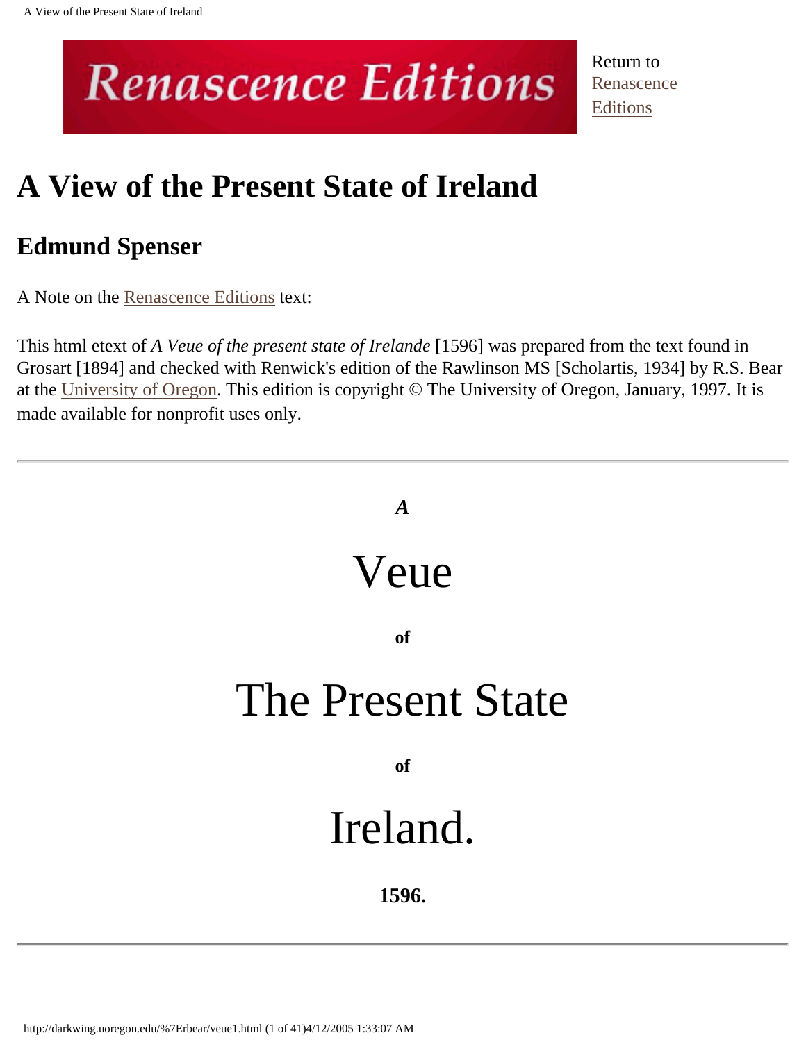Renascence Editions

Return to Renascence Editions

# A View of the Present State of Ireland

## Edmund Spenser

A Note on the Renascence Editions text:

This html etext of *A Veue of the present state of Irelande* [1596] was prepared from the text found in Grosart [1894] and checked with Renwick's edition of the Rawlinson MS [Scholartis, 1934] by R.S. Bear at the University of Oregon. This edition is copyright © The University of Oregon, January, 1997. It is made available for nonprofit uses only.

---

***A***

# Veue

**of**

# The Present State

**of**

# Ireland.

**1596.**

---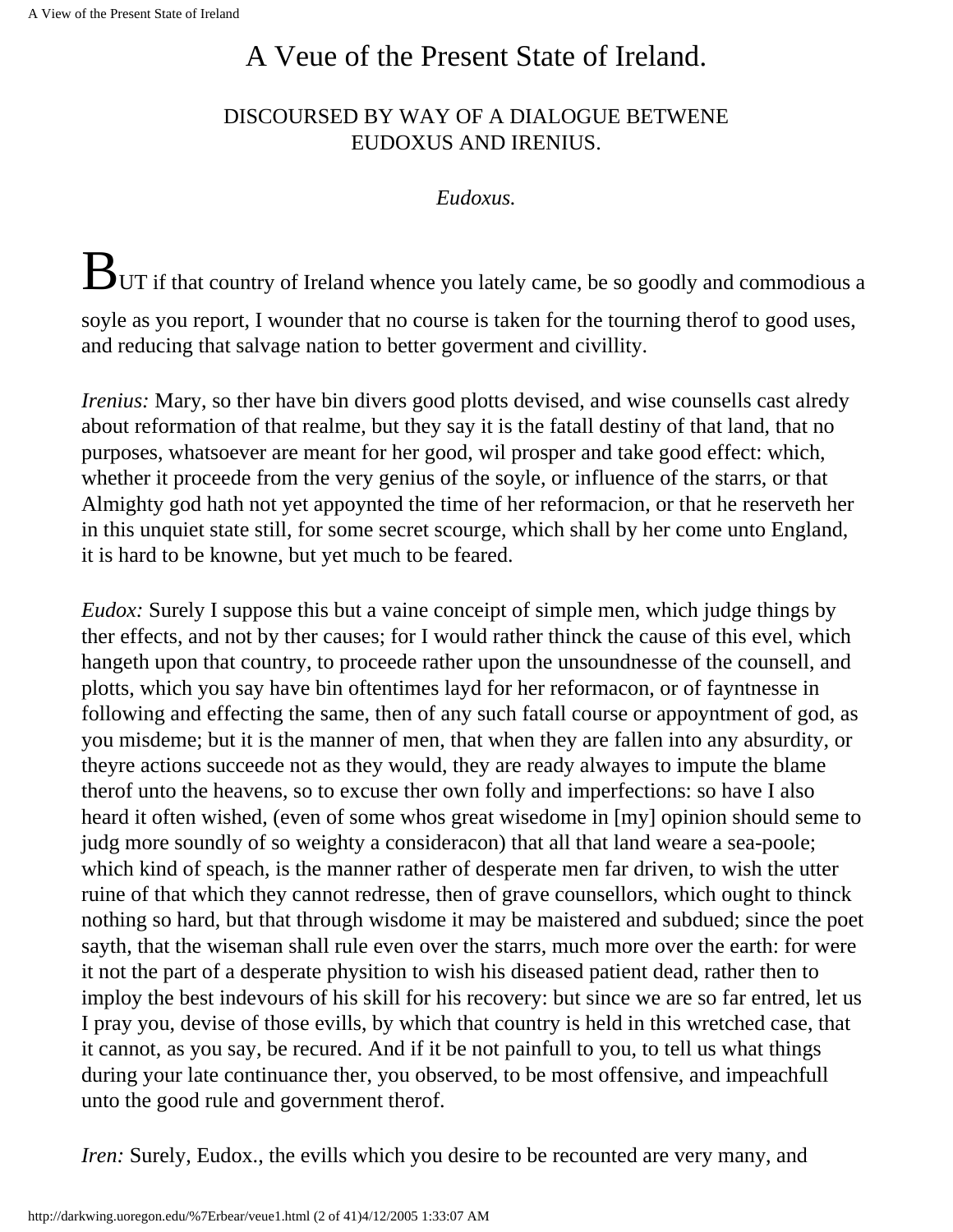# A Veue of the Present State of Ireland.

## DISCOURSED BY WAY OF A DIALOGUE BETWENE EUDOXUS AND IRENIUS.

*Eudoxus.*

BUT if that country of Ireland whence you lately came, be so goodly and commodious a soyle as you report, I wounder that no course is taken for the tourning therof to good uses, and reducing that salvage nation to better goverment and civillity.

*Irenius:* Mary, so ther have bin divers good plotts devised, and wise counsells cast alredy about reformation of that realme, but they say it is the fatall destiny of that land, that no purposes, whatsoever are meant for her good, wil prosper and take good effect: which, whether it proceede from the very genius of the soyle, or influence of the starrs, or that Almighty god hath not yet appoynted the time of her reformacion, or that he reserveth her in this unquiet state still, for some secret scourge, which shall by her come unto England, it is hard to be knowne, but yet much to be feared.

*Eudox:* Surely I suppose this but a vaine conceipt of simple men, which judge things by ther effects, and not by ther causes; for I would rather thinck the cause of this evel, which hangeth upon that country, to proceede rather upon the unsoundnesse of the counsell, and plotts, which you say have bin oftentimes layd for her reformacon, or of fayntnesse in following and effecting the same, then of any such fatall course or appoyntment of god, as you misdeme; but it is the manner of men, that when they are fallen into any absurdity, or theyre actions succeede not as they would, they are ready alwayes to impute the blame therof unto the heavens, so to excuse ther own folly and imperfections: so have I also heard it often wished, (even of some whos great wisedome in [my] opinion should seme to judg more soundly of so weighty a consideracon) that all that land weare a sea-poole; which kind of speach, is the manner rather of desperate men far driven, to wish the utter ruine of that which they cannot redresse, then of grave counsellors, which ought to thinck nothing so hard, but that through wisdome it may be maistered and subdued; since the poet sayth, that the wiseman shall rule even over the starrs, much more over the earth: for were it not the part of a desperate physition to wish his diseased patient dead, rather then to imploy the best indevours of his skill for his recovery: but since we are so far entred, let us I pray you, devise of those evills, by which that country is held in this wretched case, that it cannot, as you say, be recured. And if it be not painfull to you, to tell us what things during your late continuance ther, you observed, to be most offensive, and impeachfull unto the good rule and government therof.

*Iren:* Surely, Eudox., the evills which you desire to be recounted are very many, and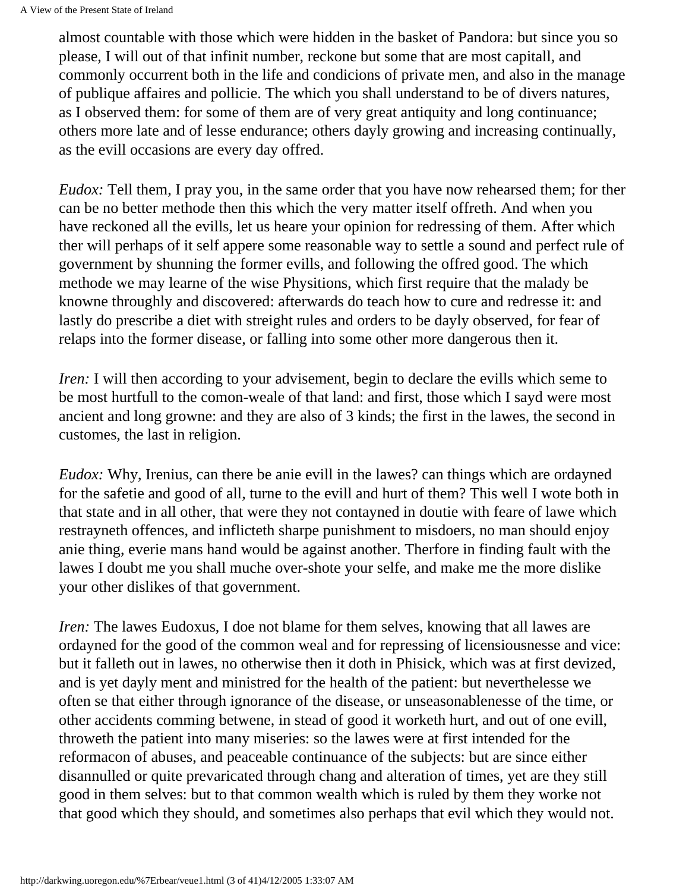almost countable with those which were hidden in the basket of Pandora: but since you so please, I will out of that infinit number, reckone but some that are most capitall, and commonly occurrent both in the life and condicions of private men, and also in the manage of publique affaires and pollicie. The which you shall understand to be of divers natures, as I observed them: for some of them are of very great antiquity and long continuance; others more late and of lesse endurance; others dayly growing and increasing continually, as the evill occasions are every day offred.

*Eudox:* Tell them, I pray you, in the same order that you have now rehearsed them; for ther can be no better methode then this which the very matter itself offreth. And when you have reckoned all the evills, let us heare your opinion for redressing of them. After which ther will perhaps of it self appere some reasonable way to settle a sound and perfect rule of government by shunning the former evills, and following the offred good. The which methode we may learne of the wise Physitions, which first require that the malady be knowne throughly and discovered: afterwards do teach how to cure and redresse it: and lastly do prescribe a diet with streight rules and orders to be dayly observed, for fear of relaps into the former disease, or falling into some other more dangerous then it.

*Iren:* I will then according to your advisement, begin to declare the evills which seme to be most hurtfull to the comon-weale of that land: and first, those which I sayd were most ancient and long growne: and they are also of 3 kinds; the first in the lawes, the second in customes, the last in religion.

*Eudox:* Why, Irenius, can there be anie evill in the lawes? can things which are ordayned for the safetie and good of all, turne to the evill and hurt of them? This well I wote both in that state and in all other, that were they not contayned in doutie with feare of lawe which restrayneth offences, and inflicteth sharpe punishment to misdoers, no man should enjoy anie thing, everie mans hand would be against another. Therfore in finding fault with the lawes I doubt me you shall muche over-shote your selfe, and make me the more dislike your other dislikes of that government.

*Iren:* The lawes Eudoxus, I doe not blame for them selves, knowing that all lawes are ordayned for the good of the common weal and for repressing of licensiousnesse and vice: but it falleth out in lawes, no otherwise then it doth in Phisick, which was at first devized, and is yet dayly ment and ministred for the health of the patient: but neverthelesse we often se that either through ignorance of the disease, or unseasonablenesse of the time, or other accidents comming betwene, in stead of good it worketh hurt, and out of one evill, throweth the patient into many miseries: so the lawes were at first intended for the reformacon of abuses, and peaceable continuance of the subjects: but are since either disannulled or quite prevaricated through chang and alteration of times, yet are they still good in them selves: but to that common wealth which is ruled by them they worke not that good which they should, and sometimes also perhaps that evil which they would not.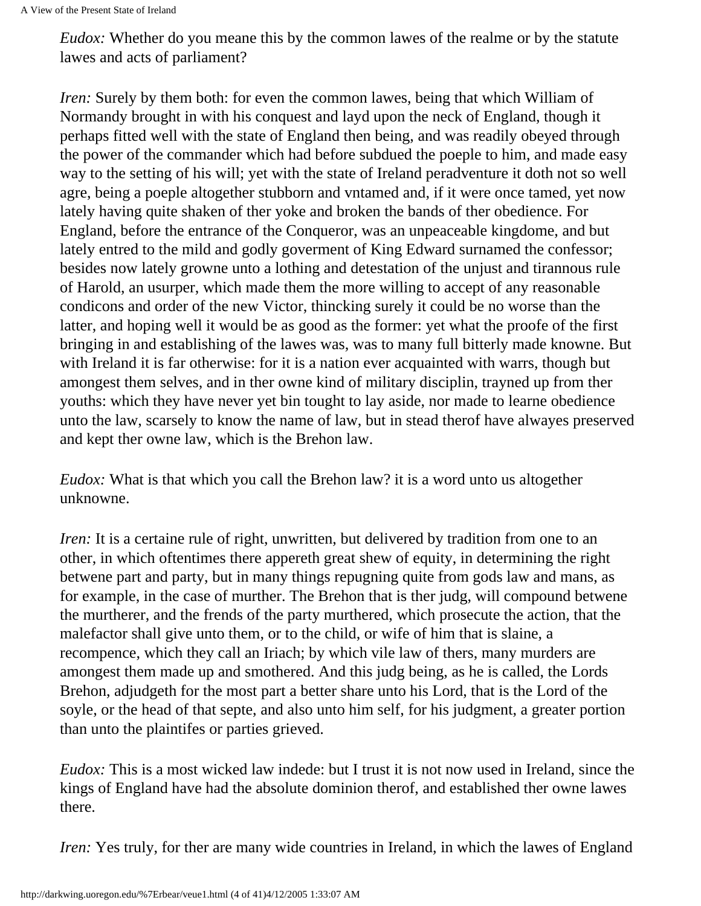*Eudox:* Whether do you meane this by the common lawes of the realme or by the statute lawes and acts of parliament?

*Iren:* Surely by them both: for even the common lawes, being that which William of Normandy brought in with his conquest and layd upon the neck of England, though it perhaps fitted well with the state of England then being, and was readily obeyed through the power of the commander which had before subdued the poeple to him, and made easy way to the setting of his will; yet with the state of Ireland peradventure it doth not so well agre, being a poeple altogether stubborn and vntamed and, if it were once tamed, yet now lately having quite shaken of ther yoke and broken the bands of ther obedience. For England, before the entrance of the Conqueror, was an unpeaceable kingdome, and but lately entred to the mild and godly goverment of King Edward surnamed the confessor; besides now lately growne unto a lothing and detestation of the unjust and tirannous rule of Harold, an usurper, which made them the more willing to accept of any reasonable condicons and order of the new Victor, thincking surely it could be no worse than the latter, and hoping well it would be as good as the former: yet what the proofe of the first bringing in and establishing of the lawes was, was to many full bitterly made knowne. But with Ireland it is far otherwise: for it is a nation ever acquainted with warrs, though but amongest them selves, and in ther owne kind of military disciplin, trayned up from ther youths: which they have never yet bin tought to lay aside, nor made to learne obedience unto the law, scarsely to know the name of law, but in stead therof have alwayes preserved and kept ther owne law, which is the Brehon law.

*Eudox:* What is that which you call the Brehon law? it is a word unto us altogether unknowne.

*Iren:* It is a certaine rule of right, unwritten, but delivered by tradition from one to an other, in which oftentimes there appereth great shew of equity, in determining the right betwene part and party, but in many things repugning quite from gods law and mans, as for example, in the case of murther. The Brehon that is ther judg, will compound betwene the murtherer, and the frends of the party murthered, which prosecute the action, that the malefactor shall give unto them, or to the child, or wife of him that is slaine, a recompence, which they call an Iriach; by which vile law of thers, many murders are amongest them made up and smothered. And this judg being, as he is called, the Lords Brehon, adjudgeth for the most part a better share unto his Lord, that is the Lord of the soyle, or the head of that septe, and also unto him self, for his judgment, a greater portion than unto the plaintifes or parties grieved.

*Eudox:* This is a most wicked law indede: but I trust it is not now used in Ireland, since the kings of England have had the absolute dominion therof, and established ther owne lawes there.

*Iren:* Yes truly, for ther are many wide countries in Ireland, in which the lawes of England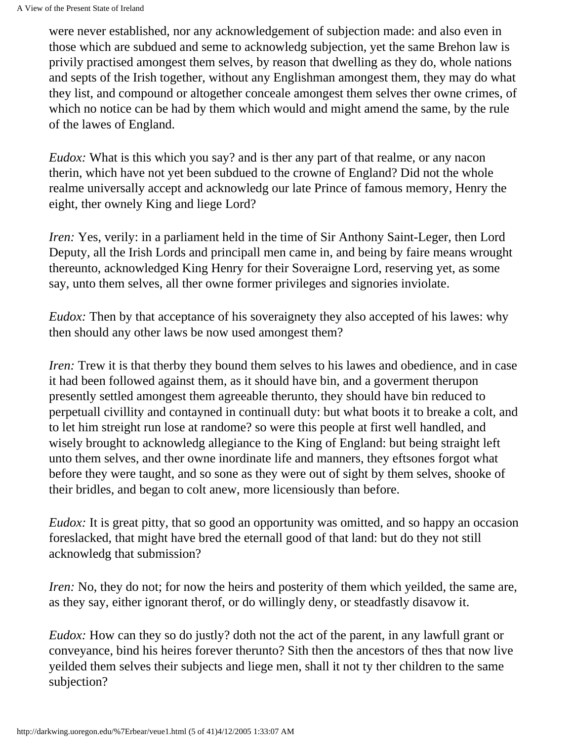were never established, nor any acknowledgement of subjection made: and also even in those which are subdued and seme to acknowledg subjection, yet the same Brehon law is privily practised amongest them selves, by reason that dwelling as they do, whole nations and septs of the Irish together, without any Englishman amongest them, they may do what they list, and compound or altogether conceale amongest them selves ther owne crimes, of which no notice can be had by them which would and might amend the same, by the rule of the lawes of England.

*Eudox:* What is this which you say? and is ther any part of that realme, or any nacon therin, which have not yet been subdued to the crowne of England? Did not the whole realme universally accept and acknowledg our late Prince of famous memory, Henry the eight, ther ownely King and liege Lord?

*Iren:* Yes, verily: in a parliament held in the time of Sir Anthony Saint-Leger, then Lord Deputy, all the Irish Lords and principall men came in, and being by faire means wrought thereunto, acknowledged King Henry for their Soveraigne Lord, reserving yet, as some say, unto them selves, all ther owne former privileges and signories inviolate.

*Eudox:* Then by that acceptance of his soveraignety they also accepted of his lawes: why then should any other laws be now used amongest them?

*Iren:* Trew it is that therby they bound them selves to his lawes and obedience, and in case it had been followed against them, as it should have bin, and a goverment therupon presently settled amongest them agreeable therunto, they should have bin reduced to perpetuall civillity and contayned in continuall duty: but what boots it to breake a colt, and to let him streight run lose at randome? so were this people at first well handled, and wisely brought to acknowledg allegiance to the King of England: but being straight left unto them selves, and ther owne inordinate life and manners, they eftsones forgot what before they were taught, and so sone as they were out of sight by them selves, shooke of their bridles, and began to colt anew, more licensiously than before.

*Eudox:* It is great pitty, that so good an opportunity was omitted, and so happy an occasion foreslacked, that might have bred the eternall good of that land: but do they not still acknowledg that submission?

*Iren:* No, they do not; for now the heirs and posterity of them which yeilded, the same are, as they say, either ignorant therof, or do willingly deny, or steadfastly disavow it.

*Eudox:* How can they so do justly? doth not the act of the parent, in any lawfull grant or conveyance, bind his heires forever therunto? Sith then the ancestors of thes that now live yeilded them selves their subjects and liege men, shall it not ty ther children to the same subjection?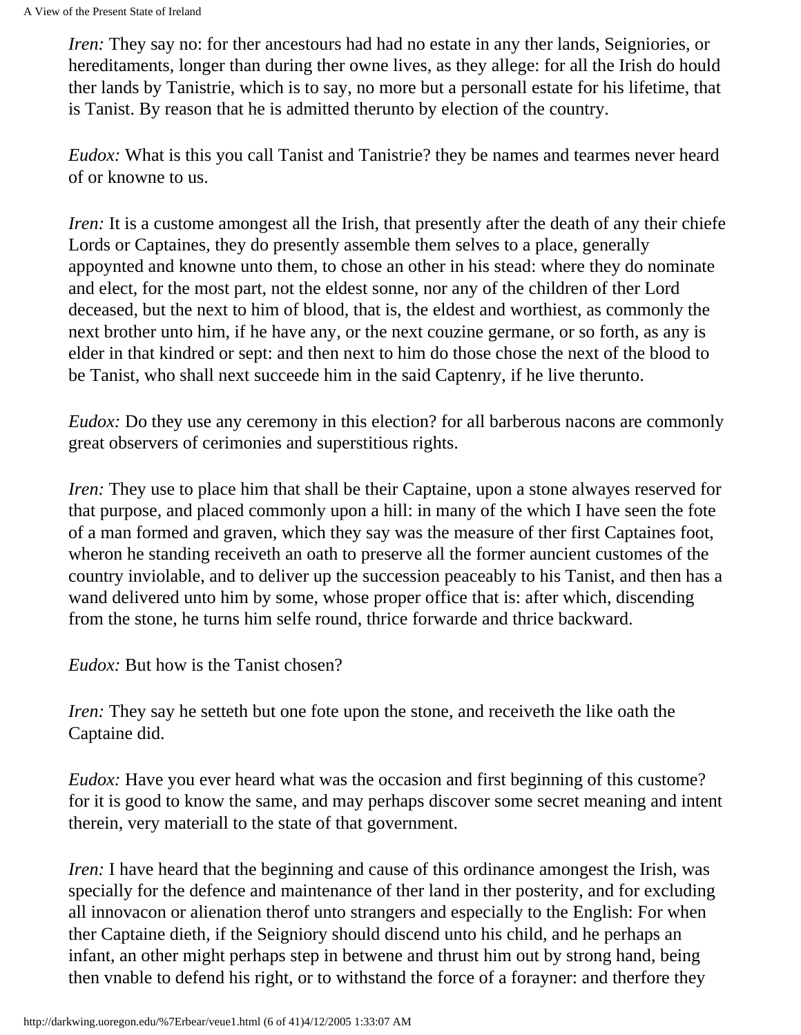*Iren:* They say no: for ther ancestours had had no estate in any ther lands, Seigniories, or hereditaments, longer than during ther owne lives, as they allege: for all the Irish do hould ther lands by Tanistrie, which is to say, no more but a personall estate for his lifetime, that is Tanist. By reason that he is admitted therunto by election of the country.

*Eudox:* What is this you call Tanist and Tanistrie? they be names and tearmes never heard of or knowne to us.

*Iren:* It is a custome amongest all the Irish, that presently after the death of any their chiefe Lords or Captaines, they do presently assemble them selves to a place, generally appoynted and knowne unto them, to chose an other in his stead: where they do nominate and elect, for the most part, not the eldest sonne, nor any of the children of ther Lord deceased, but the next to him of blood, that is, the eldest and worthiest, as commonly the next brother unto him, if he have any, or the next couzine germane, or so forth, as any is elder in that kindred or sept: and then next to him do those chose the next of the blood to be Tanist, who shall next succeede him in the said Captenry, if he live therunto.

*Eudox:* Do they use any ceremony in this election? for all barberous nacons are commonly great observers of cerimonies and superstitious rights.

*Iren:* They use to place him that shall be their Captaine, upon a stone alwayes reserved for that purpose, and placed commonly upon a hill: in many of the which I have seen the fote of a man formed and graven, which they say was the measure of ther first Captaines foot, wheron he standing receiveth an oath to preserve all the former auncient customes of the country inviolable, and to deliver up the succession peaceably to his Tanist, and then has a wand delivered unto him by some, whose proper office that is: after which, discending from the stone, he turns him selfe round, thrice forwarde and thrice backward.

*Eudox:* But how is the Tanist chosen?

*Iren:* They say he setteth but one fote upon the stone, and receiveth the like oath the Captaine did.

*Eudox:* Have you ever heard what was the occasion and first beginning of this custome? for it is good to know the same, and may perhaps discover some secret meaning and intent therein, very materiall to the state of that government.

*Iren:* I have heard that the beginning and cause of this ordinance amongest the Irish, was specially for the defence and maintenance of ther land in ther posterity, and for excluding all innovacon or alienation therof unto strangers and especially to the English: For when ther Captaine dieth, if the Seigniory should discend unto his child, and he perhaps an infant, an other might perhaps step in betwene and thrust him out by strong hand, being then vnable to defend his right, or to withstand the force of a forayner: and therfore they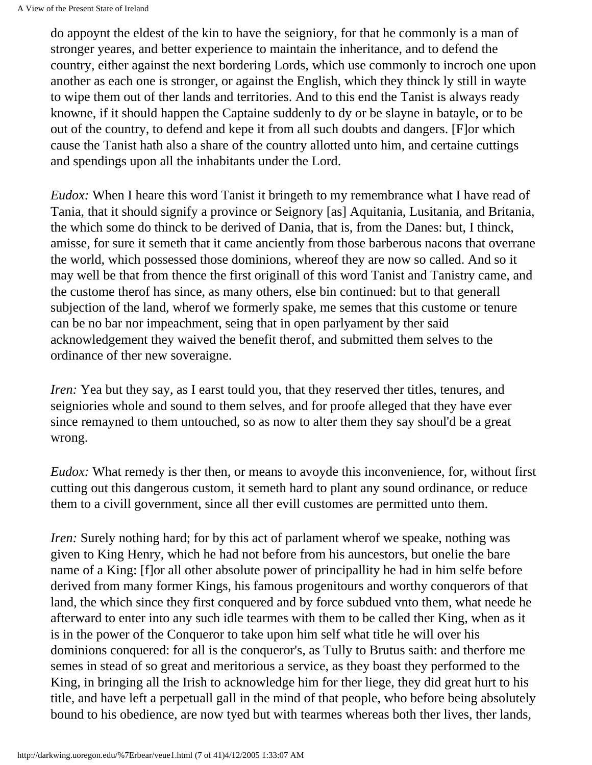do appoynt the eldest of the kin to have the seigniory, for that he commonly is a man of stronger yeares, and better experience to maintain the inheritance, and to defend the country, either against the next bordering Lords, which use commonly to incroch one upon another as each one is stronger, or against the English, which they thinck ly still in wayte to wipe them out of ther lands and territories. And to this end the Tanist is always ready knowne, if it should happen the Captaine suddenly to dy or be slayne in batayle, or to be out of the country, to defend and kepe it from all such doubts and dangers. [F]or which cause the Tanist hath also a share of the country allotted unto him, and certaine cuttings and spendings upon all the inhabitants under the Lord.

*Eudox:* When I heare this word Tanist it bringeth to my remembrance what I have read of Tania, that it should signify a province or Seignory [as] Aquitania, Lusitania, and Britania, the which some do thinck to be derived of Dania, that is, from the Danes: but, I thinck, amisse, for sure it semeth that it came anciently from those barberous nacons that overrane the world, which possessed those dominions, whereof they are now so called. And so it may well be that from thence the first originall of this word Tanist and Tanistry came, and the custome therof has since, as many others, else bin continued: but to that generall subjection of the land, wherof we formerly spake, me semes that this custome or tenure can be no bar nor impeachment, seing that in open parlyament by ther said acknowledgement they waived the benefit therof, and submitted them selves to the ordinance of ther new soveraigne.

*Iren:* Yea but they say, as I earst tould you, that they reserved ther titles, tenures, and seigniories whole and sound to them selves, and for proofe alleged that they have ever since remayned to them untouched, so as now to alter them they say shoul'd be a great wrong.

*Eudox:* What remedy is ther then, or means to avoyde this inconvenience, for, without first cutting out this dangerous custom, it semeth hard to plant any sound ordinance, or reduce them to a civill government, since all ther evill customes are permitted unto them.

*Iren:* Surely nothing hard; for by this act of parlament wherof we speake, nothing was given to King Henry, which he had not before from his auncestors, but onelie the bare name of a King: [f]or all other absolute power of principallity he had in him selfe before derived from many former Kings, his famous progenitours and worthy conquerors of that land, the which since they first conquered and by force subdued vnto them, what neede he afterward to enter into any such idle tearmes with them to be called ther King, when as it is in the power of the Conqueror to take upon him self what title he will over his dominions conquered: for all is the conqueror's, as Tully to Brutus saith: and therfore me semes in stead of so great and meritorious a service, as they boast they performed to the King, in bringing all the Irish to acknowledge him for ther liege, they did great hurt to his title, and have left a perpetuall gall in the mind of that people, who before being absolutely bound to his obedience, are now tyed but with tearmes whereas both ther lives, ther lands,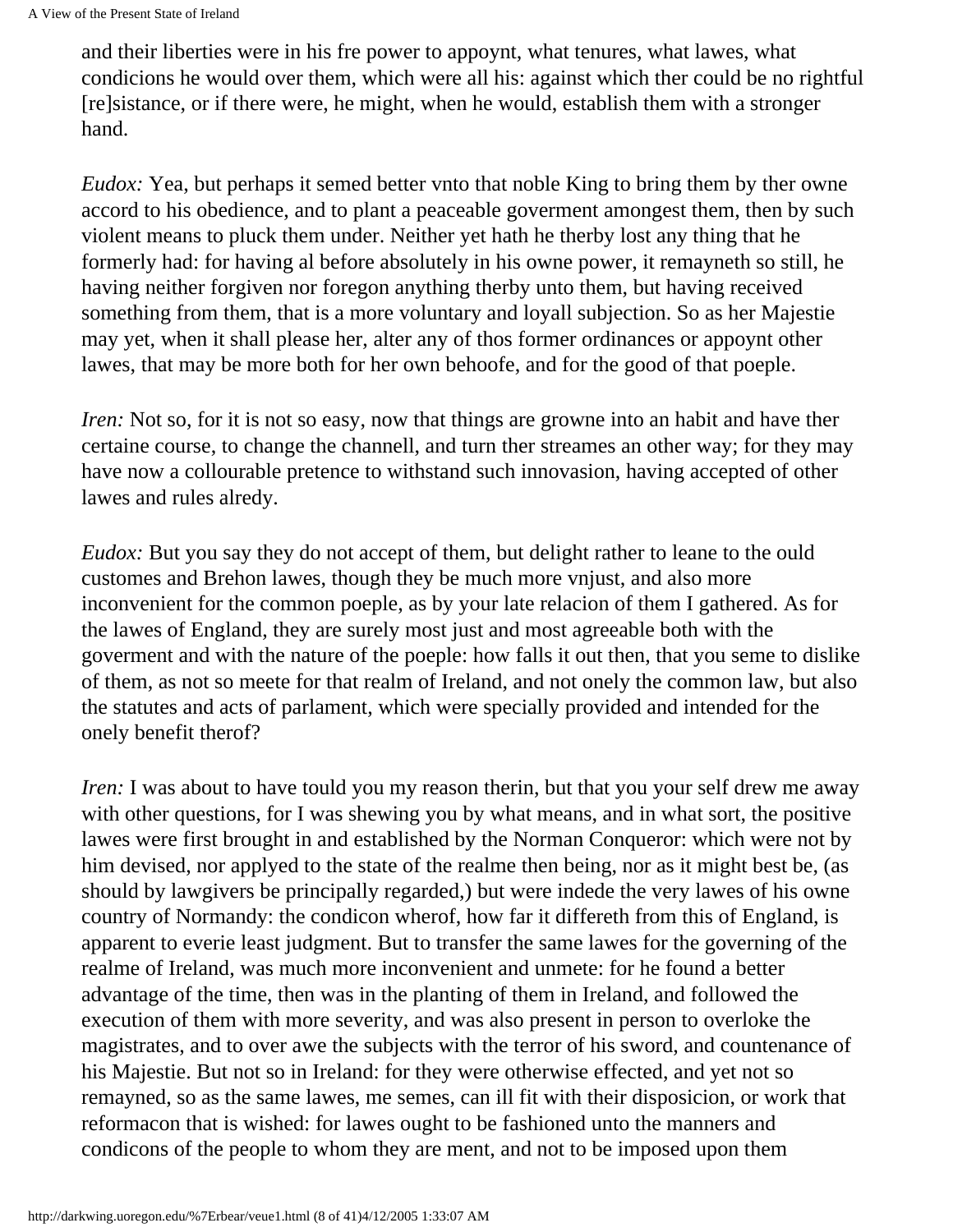and their liberties were in his fre power to appoynt, what tenures, what lawes, what condicions he would over them, which were all his: against which ther could be no rightful [re]sistance, or if there were, he might, when he would, establish them with a stronger hand.

*Eudox:* Yea, but perhaps it semed better vnto that noble King to bring them by ther owne accord to his obedience, and to plant a peaceable goverment amongest them, then by such violent means to pluck them under. Neither yet hath he therby lost any thing that he formerly had: for having al before absolutely in his owne power, it remayneth so still, he having neither forgiven nor foregon anything therby unto them, but having received something from them, that is a more voluntary and loyall subjection. So as her Majestie may yet, when it shall please her, alter any of thos former ordinances or appoynt other lawes, that may be more both for her own behoofe, and for the good of that poeple.

*Iren:* Not so, for it is not so easy, now that things are growne into an habit and have ther certaine course, to change the channell, and turn ther streames an other way; for they may have now a collourable pretence to withstand such innovasion, having accepted of other lawes and rules alredy.

*Eudox:* But you say they do not accept of them, but delight rather to leane to the ould customes and Brehon lawes, though they be much more vnjust, and also more inconvenient for the common poeple, as by your late relacion of them I gathered. As for the lawes of England, they are surely most just and most agreeable both with the goverment and with the nature of the poeple: how falls it out then, that you seme to dislike of them, as not so meete for that realm of Ireland, and not onely the common law, but also the statutes and acts of parlament, which were specially provided and intended for the onely benefit therof?

*Iren:* I was about to have tould you my reason therin, but that you your self drew me away with other questions, for I was shewing you by what means, and in what sort, the positive lawes were first brought in and established by the Norman Conqueror: which were not by him devised, nor applyed to the state of the realme then being, nor as it might best be, (as should by lawgivers be principally regarded,) but were indede the very lawes of his owne country of Normandy: the condicon wherof, how far it differeth from this of England, is apparent to everie least judgment. But to transfer the same lawes for the governing of the realme of Ireland, was much more inconvenient and unmete: for he found a better advantage of the time, then was in the planting of them in Ireland, and followed the execution of them with more severity, and was also present in person to overloke the magistrates, and to over awe the subjects with the terror of his sword, and countenance of his Majestie. But not so in Ireland: for they were otherwise effected, and yet not so remayned, so as the same lawes, me semes, can ill fit with their disposicion, or work that reformacon that is wished: for lawes ought to be fashioned unto the manners and condicons of the people to whom they are ment, and not to be imposed upon them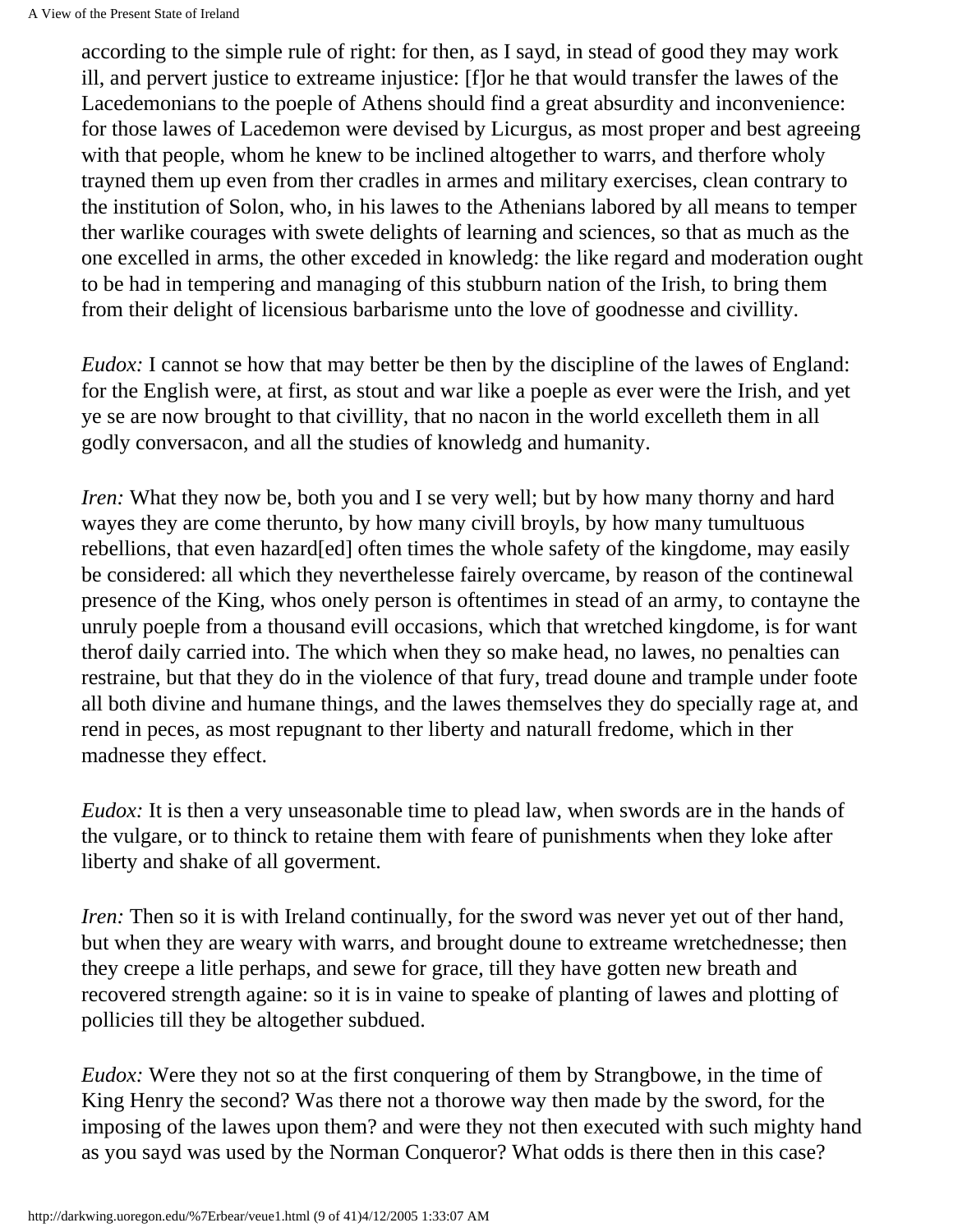according to the simple rule of right: for then, as I sayd, in stead of good they may work ill, and pervert justice to extreame injustice: [f]or he that would transfer the lawes of the Lacedemonians to the poeple of Athens should find a great absurdity and inconvenience: for those lawes of Lacedemon were devised by Licurgus, as most proper and best agreeing with that people, whom he knew to be inclined altogether to warrs, and therfore wholy trayned them up even from ther cradles in armes and military exercises, clean contrary to the institution of Solon, who, in his lawes to the Athenians labored by all means to temper ther warlike courages with swete delights of learning and sciences, so that as much as the one excelled in arms, the other exceded in knowledg: the like regard and moderation ought to be had in tempering and managing of this stubburn nation of the Irish, to bring them from their delight of licensious barbarisme unto the love of goodnesse and civillity.

*Eudox:* I cannot se how that may better be then by the discipline of the lawes of England: for the English were, at first, as stout and war like a poeple as ever were the Irish, and yet ye se are now brought to that civillity, that no nacon in the world excelleth them in all godly conversacon, and all the studies of knowledg and humanity.

*Iren:* What they now be, both you and I se very well; but by how many thorny and hard wayes they are come therunto, by how many civill broyls, by how many tumultuous rebellions, that even hazard[ed] often times the whole safety of the kingdome, may easily be considered: all which they neverthelesse fairely overcame, by reason of the continewal presence of the King, whos onely person is oftentimes in stead of an army, to contayne the unruly poeple from a thousand evill occasions, which that wretched kingdome, is for want therof daily carried into. The which when they so make head, no lawes, no penalties can restraine, but that they do in the violence of that fury, tread doune and trample under foote all both divine and humane things, and the lawes themselves they do specially rage at, and rend in peces, as most repugnant to ther liberty and naturall fredome, which in ther madnesse they effect.

*Eudox:* It is then a very unseasonable time to plead law, when swords are in the hands of the vulgare, or to thinck to retaine them with feare of punishments when they loke after liberty and shake of all goverment.

*Iren:* Then so it is with Ireland continually, for the sword was never yet out of ther hand, but when they are weary with warrs, and brought doune to extreame wretchednesse; then they creepe a litle perhaps, and sewe for grace, till they have gotten new breath and recovered strength againe: so it is in vaine to speake of planting of lawes and plotting of pollicies till they be altogether subdued.

*Eudox:* Were they not so at the first conquering of them by Strangbowe, in the time of King Henry the second? Was there not a thorowe way then made by the sword, for the imposing of the lawes upon them? and were they not then executed with such mighty hand as you sayd was used by the Norman Conqueror? What odds is there then in this case?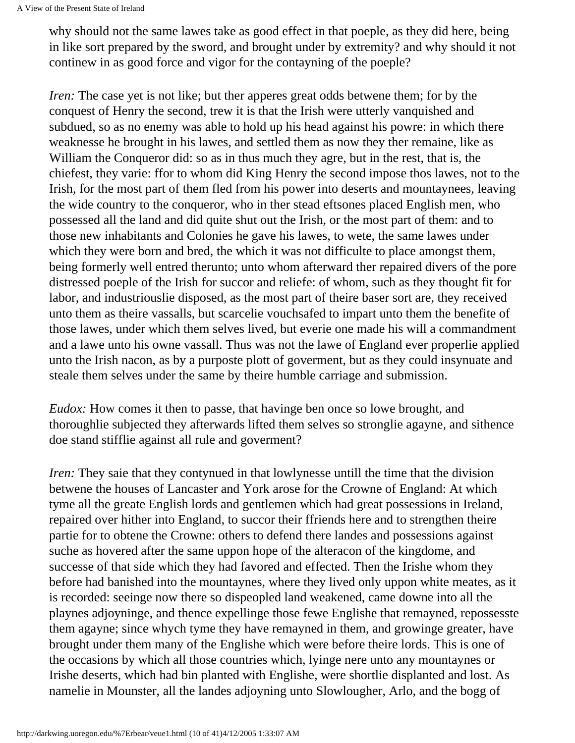why should not the same lawes take as good effect in that poeple, as they did here, being in like sort prepared by the sword, and brought under by extremity? and why should it not continew in as good force and vigor for the contayning of the poeple?

*Iren:* The case yet is not like; but ther apperes great odds betwene them; for by the conquest of Henry the second, trew it is that the Irish were utterly vanquished and subdued, so as no enemy was able to hold up his head against his powre: in which there weaknesse he brought in his lawes, and settled them as now they ther remaine, like as William the Conqueror did: so as in thus much they agre, but in the rest, that is, the chiefest, they varie: ffor to whom did King Henry the second impose thos lawes, not to the Irish, for the most part of them fled from his power into deserts and mountaynees, leaving the wide country to the conqueror, who in ther stead eftsones placed English men, who possessed all the land and did quite shut out the Irish, or the most part of them: and to those new inhabitants and Colonies he gave his lawes, to wete, the same lawes under which they were born and bred, the which it was not difficulte to place amongst them, being formerly well entred therunto; unto whom afterward ther repaired divers of the pore distressed poeple of the Irish for succor and reliefe: of whom, such as they thought fit for labor, and industriouslie disposed, as the most part of theire baser sort are, they received unto them as theire vassalls, but scarcelie vouchsafed to impart unto them the benefite of those lawes, under which them selves lived, but everie one made his will a commandment and a lawe unto his owne vassall. Thus was not the lawe of England ever properlie applied unto the Irish nacon, as by a purposte plott of goverment, but as they could insynuate and steale them selves under the same by theire humble carriage and submission.

*Eudox:* How comes it then to passe, that havinge ben once so lowe brought, and thoroughlie subjected they afterwards lifted them selves so stronglie agayne, and sithence doe stand stifflie against all rule and goverment?

*Iren:* They saie that they contynued in that lowlynesse untill the time that the division betwene the houses of Lancaster and York arose for the Crowne of England: At which tyme all the greate English lords and gentlemen which had great possessions in Ireland, repaired over hither into England, to succor their ffriends here and to strengthen theire partie for to obtene the Crowne: others to defend there landes and possessions against suche as hovered after the same uppon hope of the alteracon of the kingdome, and successe of that side which they had favored and effected. Then the Irishe whom they before had banished into the mountaynes, where they lived only uppon white meates, as it is recorded: seeinge now there so dispeopled land weakened, came downe into all the playnes adjoyninge, and thence expellinge those fewe Englishe that remayned, repossesste them agayne; since whych tyme they have remayned in them, and growinge greater, have brought under them many of the Englishe which were before theire lords. This is one of the occasions by which all those countries which, lyinge nere unto any mountaynes or Irishe deserts, which had bin planted with Englishe, were shortlie displanted and lost. As namelie in Mounster, all the landes adjoyning unto Slowlougher, Arlo, and the bogg of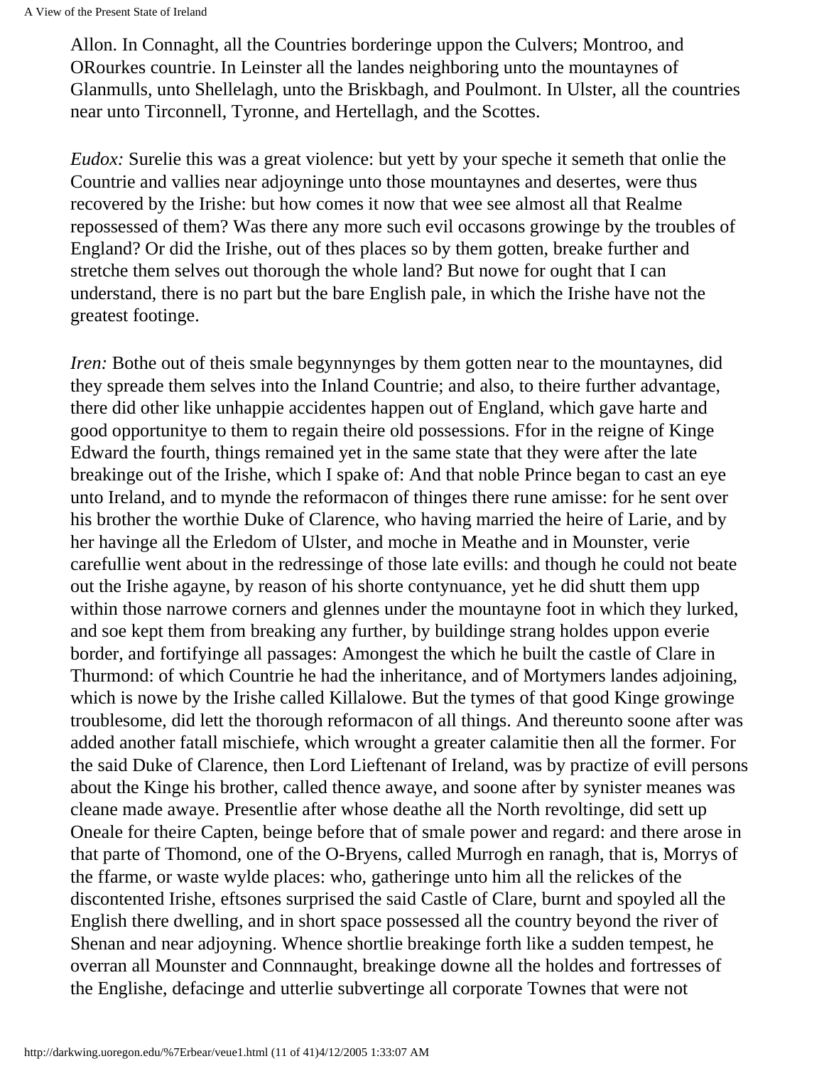Allon. In Connaght, all the Countries borderinge uppon the Culvers; Montroo, and ORourkes countrie. In Leinster all the landes neighboring unto the mountaynes of Glanmulls, unto Shellelagh, unto the Briskbagh, and Poulmont. In Ulster, all the countries near unto Tirconnell, Tyronne, and Hertellagh, and the Scottes.

*Eudox:* Surelie this was a great violence: but yett by your speche it semeth that onlie the Countrie and vallies near adjoyninge unto those mountaynes and desertes, were thus recovered by the Irishe: but how comes it now that wee see almost all that Realme repossessed of them? Was there any more such evil occasons growinge by the troubles of England? Or did the Irishe, out of thes places so by them gotten, breake further and stretche them selves out thorough the whole land? But nowe for ought that I can understand, there is no part but the bare English pale, in which the Irishe have not the greatest footinge.

*Iren:* Bothe out of theis smale begynnynges by them gotten near to the mountaynes, did they spreade them selves into the Inland Countrie; and also, to theire further advantage, there did other like unhappie accidentes happen out of England, which gave harte and good opportunitye to them to regain theire old possessions. Ffor in the reigne of Kinge Edward the fourth, things remained yet in the same state that they were after the late breakinge out of the Irishe, which I spake of: And that noble Prince began to cast an eye unto Ireland, and to mynde the reformacon of thinges there rune amisse: for he sent over his brother the worthie Duke of Clarence, who having married the heire of Larie, and by her havinge all the Erledom of Ulster, and moche in Meathe and in Mounster, verie carefullie went about in the redressinge of those late evills: and though he could not beate out the Irishe agayne, by reason of his shorte contynuance, yet he did shutt them upp within those narrowe corners and glennes under the mountayne foot in which they lurked, and soe kept them from breaking any further, by buildinge strang holdes uppon everie border, and fortifyinge all passages: Amongest the which he built the castle of Clare in Thurmond: of which Countrie he had the inheritance, and of Mortymers landes adjoining, which is nowe by the Irishe called Killalowe. But the tymes of that good Kinge growinge troublesome, did lett the thorough reformacon of all things. And thereunto soone after was added another fatall mischiefe, which wrought a greater calamitie then all the former. For the said Duke of Clarence, then Lord Lieftenant of Ireland, was by practize of evill persons about the Kinge his brother, called thence awaye, and soone after by synister meanes was cleane made awaye. Presentlie after whose deathe all the North revoltinge, did sett up Oneale for theire Capten, beinge before that of smale power and regard: and there arose in that parte of Thomond, one of the O-Bryens, called Murrogh en ranagh, that is, Morrys of the ffarme, or waste wylde places: who, gatheringe unto him all the relickes of the discontented Irishe, eftsones surprised the said Castle of Clare, burnt and spoyled all the English there dwelling, and in short space possessed all the country beyond the river of Shenan and near adjoyning. Whence shortlie breakinge forth like a sudden tempest, he overran all Mounster and Connnaught, breakinge downe all the holdes and fortresses of the Englishe, defacinge and utterlie subvertinge all corporate Townes that were not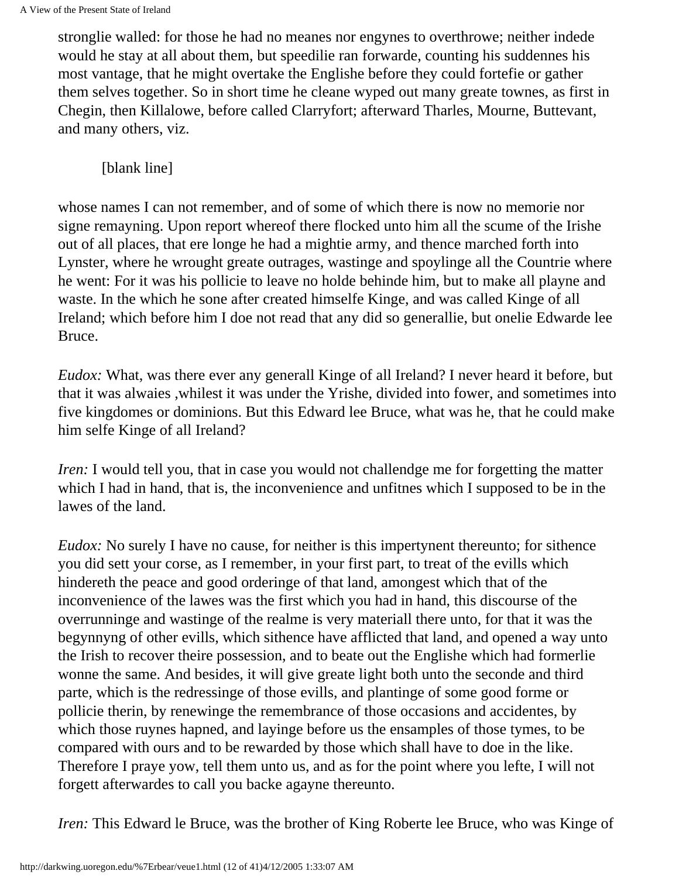stronglie walled: for those he had no meanes nor engynes to overthrowe; neither indede would he stay at all about them, but speedilie ran forwarde, counting his suddennes his most vantage, that he might overtake the Englishe before they could fortefie or gather them selves together. So in short time he cleane wyped out many greate townes, as first in Chegin, then Killalowe, before called Clarryfort; afterward Tharles, Mourne, Buttevant, and many others, viz.

[blank line]

whose names I can not remember, and of some of which there is now no memorie nor signe remayning. Upon report whereof there flocked unto him all the scume of the Irishe out of all places, that ere longe he had a mightie army, and thence marched forth into Lynster, where he wrought greate outrages, wastinge and spoylinge all the Countrie where he went: For it was his pollicie to leave no holde behinde him, but to make all playne and waste. In the which he sone after created himselfe Kinge, and was called Kinge of all Ireland; which before him I doe not read that any did so generallie, but onelie Edwarde lee Bruce.

*Eudox:* What, was there ever any generall Kinge of all Ireland? I never heard it before, but that it was alwaies ,whilest it was under the Yrishe, divided into fower, and sometimes into five kingdomes or dominions. But this Edward lee Bruce, what was he, that he could make him selfe Kinge of all Ireland?

*Iren:* I would tell you, that in case you would not challendge me for forgetting the matter which I had in hand, that is, the inconvenience and unfitnes which I supposed to be in the lawes of the land.

*Eudox:* No surely I have no cause, for neither is this impertynent thereunto; for sithence you did sett your corse, as I remember, in your first part, to treat of the evills which hindereth the peace and good orderinge of that land, amongest which that of the inconvenience of the lawes was the first which you had in hand, this discourse of the overrunninge and wastinge of the realme is very materiall there unto, for that it was the begynnyng of other evills, which sithence have afflicted that land, and opened a way unto the Irish to recover theire possession, and to beate out the Englishe which had formerlie wonne the same. And besides, it will give greate light both unto the seconde and third parte, which is the redressinge of those evills, and plantinge of some good forme or pollicie therin, by renewinge the remembrance of those occasions and accidentes, by which those ruynes hapned, and layinge before us the ensamples of those tymes, to be compared with ours and to be rewarded by those which shall have to doe in the like. Therefore I praye yow, tell them unto us, and as for the point where you lefte, I will not forgett afterwardes to call you backe agayne thereunto.

*Iren:* This Edward le Bruce, was the brother of King Roberte lee Bruce, who was Kinge of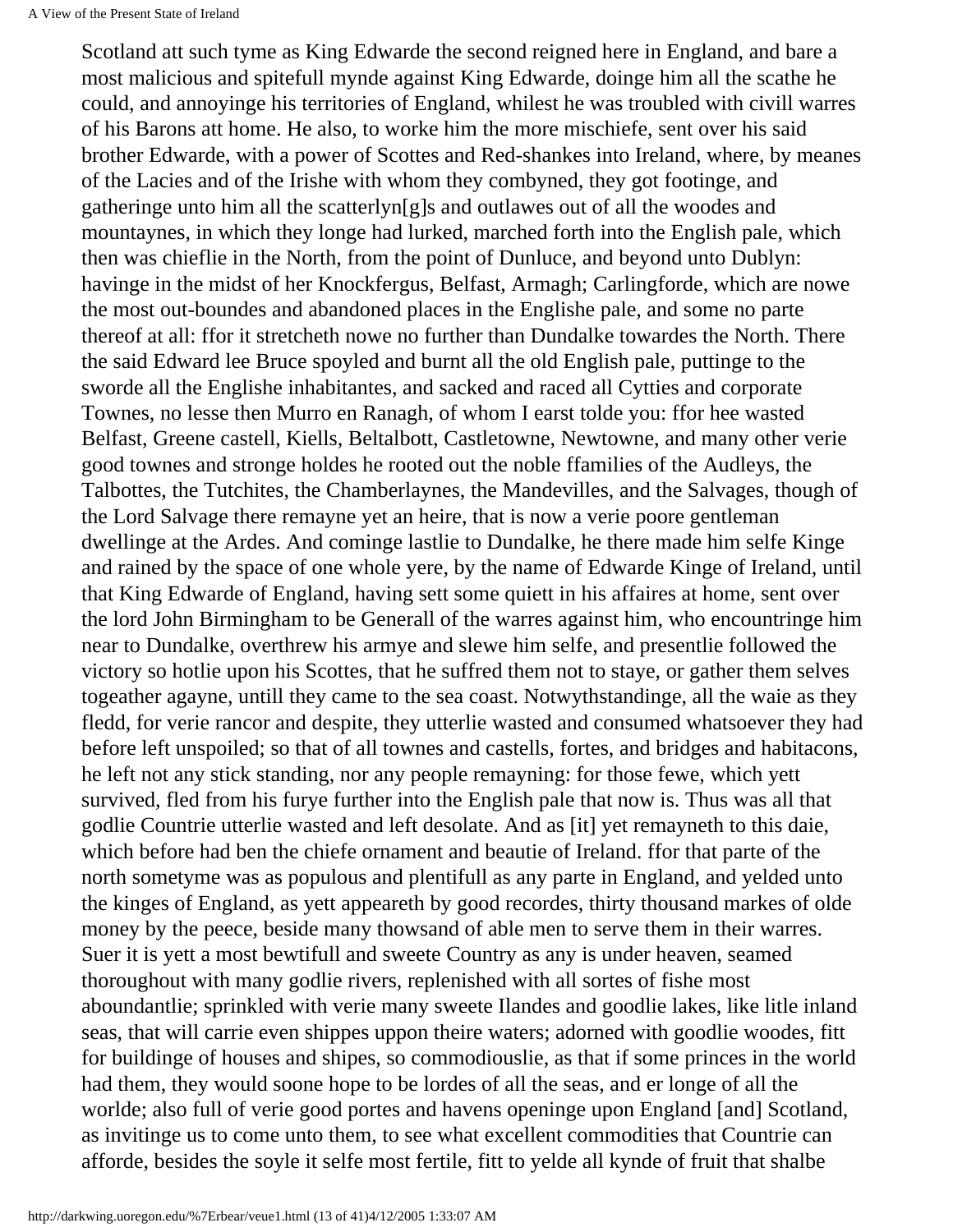Scotland att such tyme as King Edwarde the second reigned here in England, and bare a most malicious and spitefull mynde against King Edwarde, doinge him all the scathe he could, and annoyinge his territories of England, whilest he was troubled with civill warres of his Barons att home. He also, to worke him the more mischiefe, sent over his said brother Edwarde, with a power of Scottes and Red-shankes into Ireland, where, by meanes of the Lacies and of the Irishe with whom they combyned, they got footinge, and gatheringe unto him all the scatterlyn[g]s and outlawes out of all the woodes and mountaynes, in which they longe had lurked, marched forth into the English pale, which then was chieflie in the North, from the point of Dunluce, and beyond unto Dublyn: havinge in the midst of her Knockfergus, Belfast, Armagh; Carlingforde, which are nowe the most out-boundes and abandoned places in the Englishe pale, and some no parte thereof at all: ffor it stretcheth nowe no further than Dundalke towardes the North. There the said Edward lee Bruce spoyled and burnt all the old English pale, puttinge to the sworde all the Englishe inhabitantes, and sacked and raced all Cytties and corporate Townes, no lesse then Murro en Ranagh, of whom I earst tolde you: ffor hee wasted Belfast, Greene castell, Kiells, Beltalbott, Castletowne, Newtowne, and many other verie good townes and stronge holdes he rooted out the noble ffamilies of the Audleys, the Talbottes, the Tutchites, the Chamberlaynes, the Mandevilles, and the Salvages, though of the Lord Salvage there remayne yet an heire, that is now a verie poore gentleman dwellinge at the Ardes. And cominge lastlie to Dundalke, he there made him selfe Kinge and rained by the space of one whole yere, by the name of Edwarde Kinge of Ireland, until that King Edwarde of England, having sett some quiett in his affaires at home, sent over the lord John Birmingham to be Generall of the warres against him, who encountringe him near to Dundalke, overthrew his armye and slewe him selfe, and presentlie followed the victory so hotlie upon his Scottes, that he suffred them not to staye, or gather them selves togeather agayne, untill they came to the sea coast. Notwythstandinge, all the waie as they fledd, for verie rancor and despite, they utterlie wasted and consumed whatsoever they had before left unspoiled; so that of all townes and castells, fortes, and bridges and habitacons, he left not any stick standing, nor any people remayning: for those fewe, which yett survived, fled from his furye further into the English pale that now is. Thus was all that godlie Countrie utterlie wasted and left desolate. And as [it] yet remayneth to this daie, which before had ben the chiefe ornament and beautie of Ireland. ffor that parte of the north sometyme was as populous and plentifull as any parte in England, and yelded unto the kinges of England, as yett appeareth by good recordes, thirty thousand markes of olde money by the peece, beside many thowsand of able men to serve them in their warres. Suer it is yett a most bewtifull and sweete Country as any is under heaven, seamed thoroughout with many godlie rivers, replenished with all sortes of fishe most aboundantlie; sprinkled with verie many sweete Ilandes and goodlie lakes, like litle inland seas, that will carrie even shippes uppon theire waters; adorned with goodlie woodes, fitt for buildinge of houses and shipes, so commodiouslie, as that if some princes in the world had them, they would soone hope to be lordes of all the seas, and er longe of all the worlde; also full of verie good portes and havens openinge upon England [and] Scotland, as invitinge us to come unto them, to see what excellent commodities that Countrie can afforde, besides the soyle it selfe most fertile, fitt to yelde all kynde of fruit that shalbe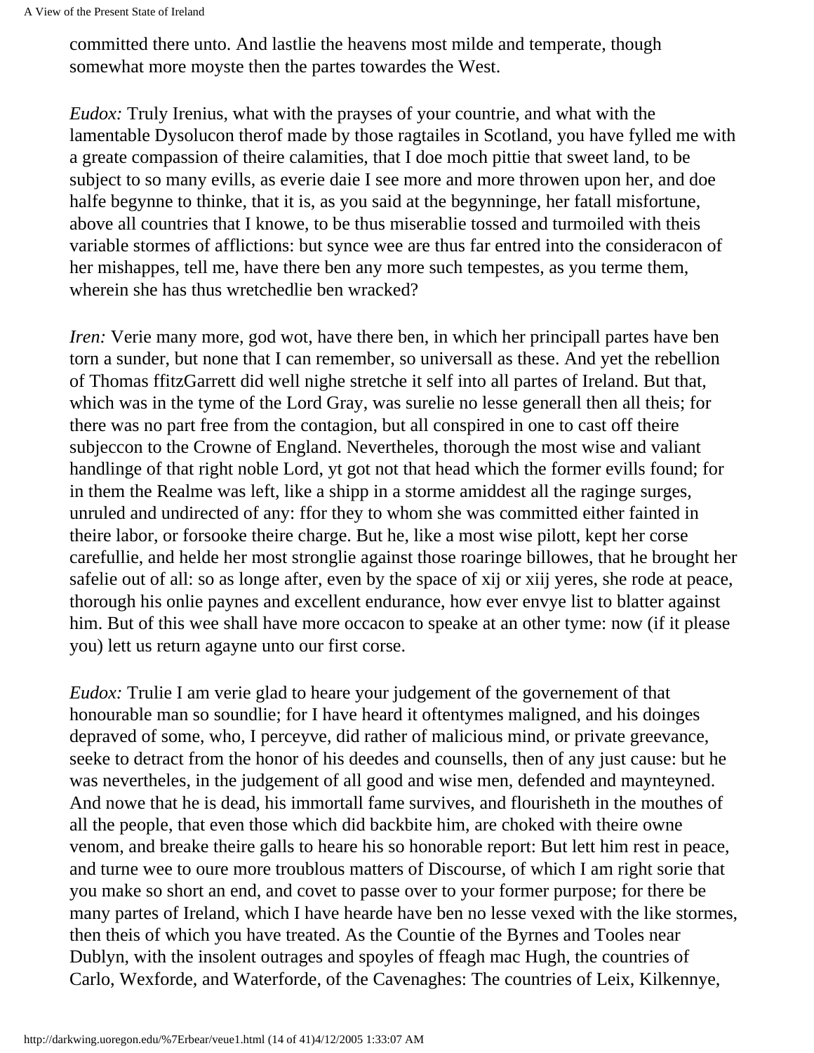committed there unto. And lastlie the heavens most milde and temperate, though somewhat more moyste then the partes towardes the West.

*Eudox:* Truly Irenius, what with the prayses of your countrie, and what with the lamentable Dysolucon therof made by those ragtailes in Scotland, you have fylled me with a greate compassion of theire calamities, that I doe moch pittie that sweet land, to be subject to so many evills, as everie daie I see more and more throwen upon her, and doe halfe begynne to thinke, that it is, as you said at the begynninge, her fatall misfortune, above all countries that I knowe, to be thus miserablie tossed and turmoiled with theis variable stormes of afflictions: but synce wee are thus far entred into the consideracon of her mishappes, tell me, have there ben any more such tempestes, as you terme them, wherein she has thus wretchedlie ben wracked?

*Iren:* Verie many more, god wot, have there ben, in which her principall partes have ben torn a sunder, but none that I can remember, so universall as these. And yet the rebellion of Thomas ffitzGarrett did well nighe stretche it self into all partes of Ireland. But that, which was in the tyme of the Lord Gray, was surelie no lesse generall then all theis; for there was no part free from the contagion, but all conspired in one to cast off theire subjeccon to the Crowne of England. Nevertheles, thorough the most wise and valiant handlinge of that right noble Lord, yt got not that head which the former evills found; for in them the Realme was left, like a shipp in a storme amiddest all the raginge surges, unruled and undirected of any: ffor they to whom she was committed either fainted in theire labor, or forsooke theire charge. But he, like a most wise pilott, kept her corse carefullie, and helde her most stronglie against those roaringe billowes, that he brought her safelie out of all: so as longe after, even by the space of xij or xiij yeres, she rode at peace, thorough his onlie paynes and excellent endurance, how ever envye list to blatter against him. But of this wee shall have more occacon to speake at an other tyme: now (if it please you) lett us return agayne unto our first corse.

*Eudox:* Trulie I am verie glad to heare your judgement of the governement of that honourable man so soundlie; for I have heard it oftentymes maligned, and his doinges depraved of some, who, I perceyve, did rather of malicious mind, or private greevance, seeke to detract from the honor of his deedes and counsells, then of any just cause: but he was nevertheles, in the judgement of all good and wise men, defended and maynteyned. And nowe that he is dead, his immortall fame survives, and flourisheth in the mouthes of all the people, that even those which did backbite him, are choked with theire owne venom, and breake theire galls to heare his so honorable report: But lett him rest in peace, and turne wee to oure more troublous matters of Discourse, of which I am right sorie that you make so short an end, and covet to passe over to your former purpose; for there be many partes of Ireland, which I have hearde have ben no lesse vexed with the like stormes, then theis of which you have treated. As the Countie of the Byrnes and Tooles near Dublyn, with the insolent outrages and spoyles of ffeagh mac Hugh, the countries of Carlo, Wexforde, and Waterforde, of the Cavenaghes: The countries of Leix, Kilkennye,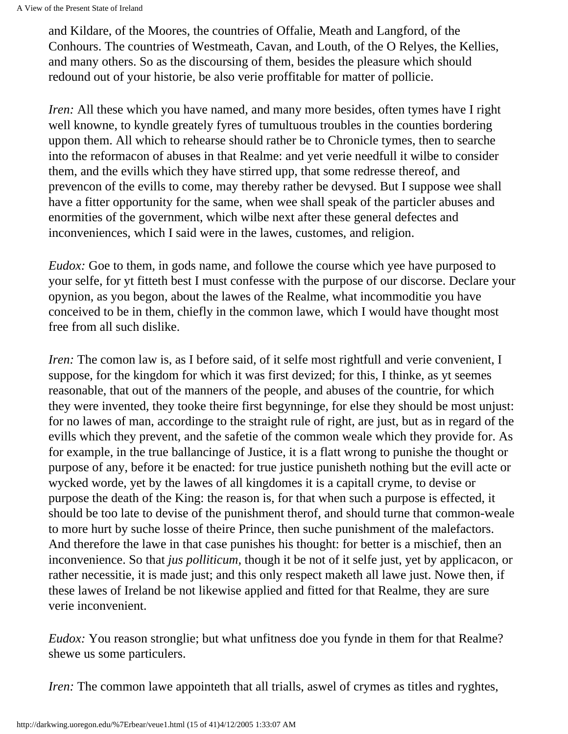and Kildare, of the Moores, the countries of Offalie, Meath and Langford, of the Conhours. The countries of Westmeath, Cavan, and Louth, of the O Relyes, the Kellies, and many others. So as the discoursing of them, besides the pleasure which should redound out of your historie, be also verie proffitable for matter of pollicie.

*Iren:* All these which you have named, and many more besides, often tymes have I right well knowne, to kyndle greately fyres of tumultuous troubles in the counties bordering uppon them. All which to rehearse should rather be to Chronicle tymes, then to searche into the reformacon of abuses in that Realme: and yet verie needfull it wilbe to consider them, and the evills which they have stirred upp, that some redresse thereof, and prevencon of the evills to come, may thereby rather be devysed. But I suppose wee shall have a fitter opportunity for the same, when wee shall speak of the particler abuses and enormities of the government, which wilbe next after these general defectes and inconveniences, which I said were in the lawes, customes, and religion.

*Eudox:* Goe to them, in gods name, and followe the course which yee have purposed to your selfe, for yt fitteth best I must confesse with the purpose of our discorse. Declare your opynion, as you begon, about the lawes of the Realme, what incommoditie you have conceived to be in them, chiefly in the common lawe, which I would have thought most free from all such dislike.

*Iren:* The comon law is, as I before said, of it selfe most rightfull and verie convenient, I suppose, for the kingdom for which it was first devized; for this, I thinke, as yt seemes reasonable, that out of the manners of the people, and abuses of the countrie, for which they were invented, they tooke theire first begynninge, for else they should be most unjust: for no lawes of man, accordinge to the straight rule of right, are just, but as in regard of the evills which they prevent, and the safetie of the common weale which they provide for. As for example, in the true ballancinge of Justice, it is a flatt wrong to punishe the thought or purpose of any, before it be enacted: for true justice punisheth nothing but the evill acte or wycked worde, yet by the lawes of all kingdomes it is a capitall cryme, to devise or purpose the death of the King: the reason is, for that when such a purpose is effected, it should be too late to devise of the punishment therof, and should turne that common-weale to more hurt by suche losse of theire Prince, then suche punishment of the malefactors. And therefore the lawe in that case punishes his thought: for better is a mischief, then an inconvenience. So that *jus polliticum,* though it be not of it selfe just, yet by applicacon, or rather necessitie, it is made just; and this only respect maketh all lawe just. Nowe then, if these lawes of Ireland be not likewise applied and fitted for that Realme, they are sure verie inconvenient.

*Eudox:* You reason stronglie; but what unfitness doe you fynde in them for that Realme? shewe us some particulers.

*Iren:* The common lawe appointeth that all trialls, aswel of crymes as titles and ryghtes,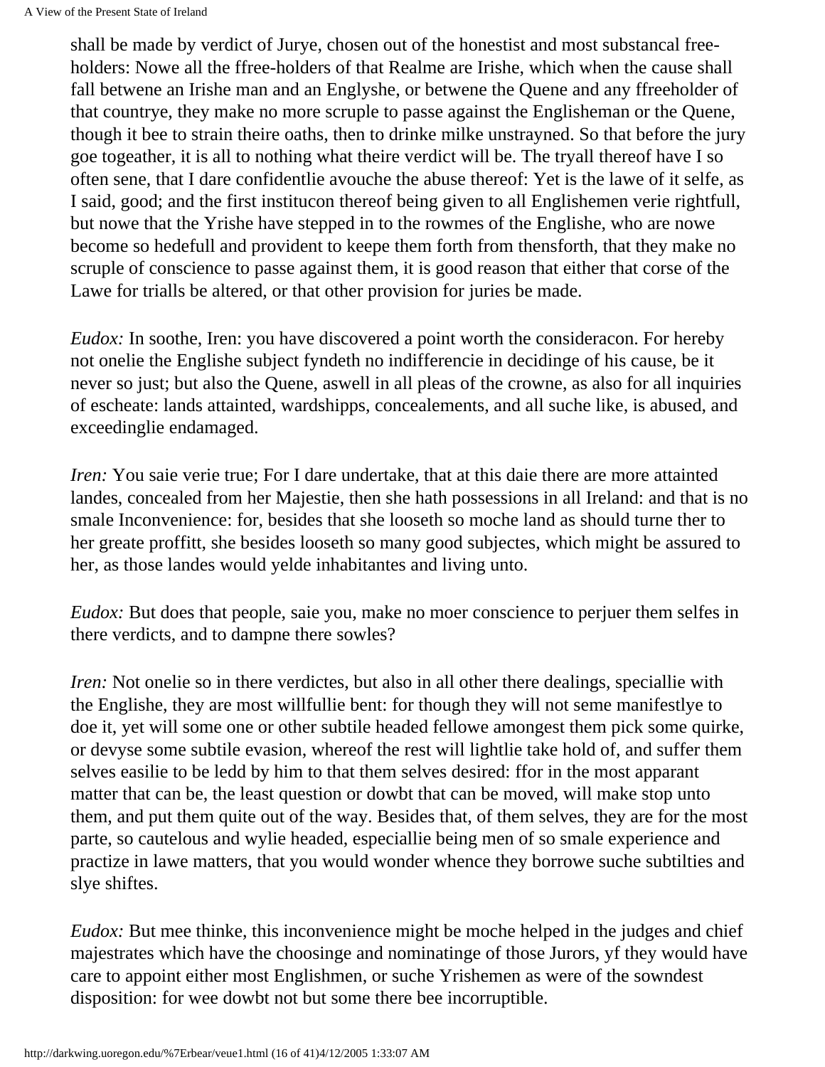shall be made by verdict of Jurye, chosen out of the honestist and most substancal free-holders: Nowe all the ffree-holders of that Realme are Irishe, which when the cause shall fall betwene an Irishe man and an Englyshe, or betwene the Quene and any ffreeholder of that countrye, they make no more scruple to passe against the Englisheman or the Quene, though it bee to strain theire oaths, then to drinke milke unstrayned. So that before the jury goe togeather, it is all to nothing what theire verdict will be. The tryall thereof have I so often sene, that I dare confidentlie avouche the abuse thereof: Yet is the lawe of it selfe, as I said, good; and the first institucon thereof being given to all Englishemen verie rightfull, but nowe that the Yrishe have stepped in to the rowmes of the Englishe, who are nowe become so hedefull and provident to keepe them forth from thensforth, that they make no scruple of conscience to passe against them, it is good reason that either that corse of the Lawe for trialls be altered, or that other provision for juries be made.

*Eudox:* In soothe, Iren: you have discovered a point worth the consideracon. For hereby not onelie the Englishe subject fyndeth no indifferencie in decidinge of his cause, be it never so just; but also the Quene, aswell in all pleas of the crowne, as also for all inquiries of escheate: lands attainted, wardshipps, concealements, and all suche like, is abused, and exceedinglie endamaged.

*Iren:* You saie verie true; For I dare undertake, that at this daie there are more attainted landes, concealed from her Majestie, then she hath possessions in all Ireland: and that is no smale Inconvenience: for, besides that she looseth so moche land as should turne ther to her greate proffitt, she besides looseth so many good subjectes, which might be assured to her, as those landes would yelde inhabitantes and living unto.

*Eudox:* But does that people, saie you, make no moer conscience to perjuer them selfes in there verdicts, and to dampne there sowles?

*Iren:* Not onelie so in there verdictes, but also in all other there dealings, speciallie with the Englishe, they are most willfullie bent: for though they will not seme manifestlye to doe it, yet will some one or other subtile headed fellowe amongest them pick some quirke, or devyse some subtile evasion, whereof the rest will lightlie take hold of, and suffer them selves easilie to be ledd by him to that them selves desired: ffor in the most apparant matter that can be, the least question or dowbt that can be moved, will make stop unto them, and put them quite out of the way. Besides that, of them selves, they are for the most parte, so cautelous and wylie headed, especiallie being men of so smale experience and practize in lawe matters, that you would wonder whence they borrowe suche subtilties and slye shiftes.

*Eudox:* But mee thinke, this inconvenience might be moche helped in the judges and chief majestrates which have the choosinge and nominatinge of those Jurors, yf they would have care to appoint either most Englishmen, or suche Yrishemen as were of the sowndest disposition: for wee dowbt not but some there bee incorruptible.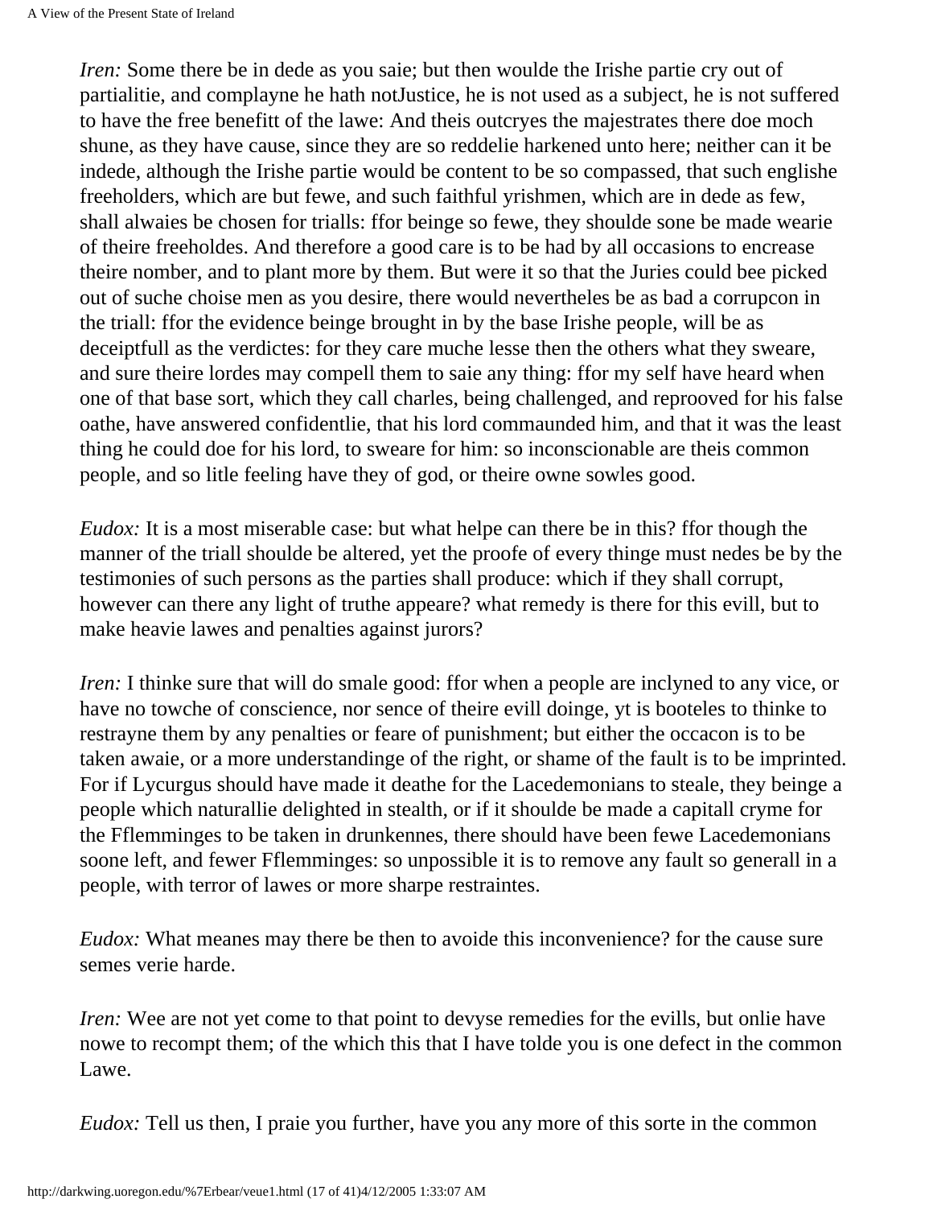*Iren:* Some there be in dede as you saie; but then woulde the Irishe partie cry out of partialitie, and complayne he hath notJustice, he is not used as a subject, he is not suffered to have the free benefitt of the lawe: And theis outcryes the majestrates there doe moch shune, as they have cause, since they are so reddelie harkened unto here; neither can it be indede, although the Irishe partie would be content to be so compassed, that such englishe freeholders, which are but fewe, and such faithful yrishmen, which are in dede as few, shall alwaies be chosen for trialls: ffor beinge so fewe, they shoulde sone be made wearie of theire freeholdes. And therefore a good care is to be had by all occasions to encrease theire nomber, and to plant more by them. But were it so that the Juries could bee picked out of suche choise men as you desire, there would nevertheles be as bad a corrupcon in the triall: ffor the evidence beinge brought in by the base Irishe people, will be as deceiptfull as the verdictes: for they care muche lesse then the others what they sweare, and sure theire lordes may compell them to saie any thing: ffor my self have heard when one of that base sort, which they call charles, being challenged, and reprooved for his false oathe, have answered confidentlie, that his lord commaunded him, and that it was the least thing he could doe for his lord, to sweare for him: so inconscionable are theis common people, and so litle feeling have they of god, or theire owne sowles good.

*Eudox:* It is a most miserable case: but what helpe can there be in this? ffor though the manner of the triall shoulde be altered, yet the proofe of every thinge must nedes be by the testimonies of such persons as the parties shall produce: which if they shall corrupt, however can there any light of truthe appeare? what remedy is there for this evill, but to make heavie lawes and penalties against jurors?

*Iren:* I thinke sure that will do smale good: ffor when a people are inclyned to any vice, or have no towche of conscience, nor sence of theire evill doinge, yt is booteles to thinke to restrayne them by any penalties or feare of punishment; but either the occacon is to be taken awaie, or a more understandinge of the right, or shame of the fault is to be imprinted. For if Lycurgus should have made it deathe for the Lacedemonians to steale, they beinge a people which naturallie delighted in stealth, or if it shoulde be made a capitall cryme for the Fflemminges to be taken in drunkennes, there should have been fewe Lacedemonians soone left, and fewer Fflemminges: so unpossible it is to remove any fault so generall in a people, with terror of lawes or more sharpe restraintes.

*Eudox:* What meanes may there be then to avoide this inconvenience? for the cause sure semes verie harde.

*Iren:* Wee are not yet come to that point to devyse remedies for the evills, but onlie have nowe to recompt them; of the which this that I have tolde you is one defect in the common Lawe.

*Eudox:* Tell us then, I praie you further, have you any more of this sorte in the common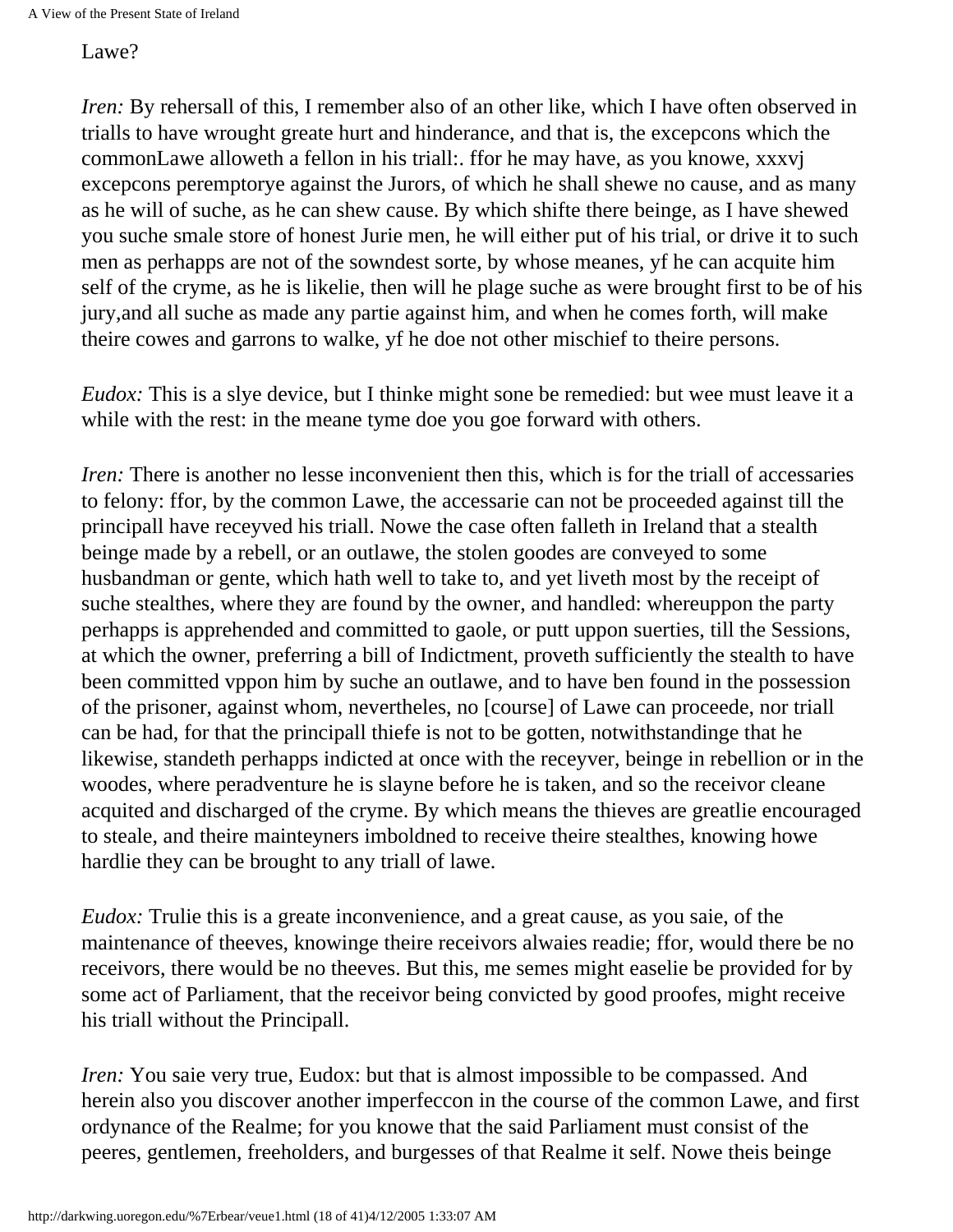Lawe?

*Iren:* By rehersall of this, I remember also of an other like, which I have often observed in trialls to have wrought greate hurt and hinderance, and that is, the excepcons which the commonLawe alloweth a fellon in his triall:. ffor he may have, as you knowe, xxxvj excepcons peremptorye against the Jurors, of which he shall shewe no cause, and as many as he will of suche, as he can shew cause. By which shifte there beinge, as I have shewed you suche smale store of honest Jurie men, he will either put of his trial, or drive it to such men as perhapps are not of the sowndest sorte, by whose meanes, yf he can acquite him self of the cryme, as he is likelie, then will he plage suche as were brought first to be of his jury,and all suche as made any partie against him, and when he comes forth, will make theire cowes and garrons to walke, yf he doe not other mischief to theire persons.

*Eudox:* This is a slye device, but I thinke might sone be remedied: but wee must leave it a while with the rest: in the meane tyme doe you goe forward with others.

*Iren:* There is another no lesse inconvenient then this, which is for the triall of accessaries to felony: ffor, by the common Lawe, the accessarie can not be proceeded against till the principall have receyved his triall. Nowe the case often falleth in Ireland that a stealth beinge made by a rebell, or an outlawe, the stolen goodes are conveyed to some husbandman or gente, which hath well to take to, and yet liveth most by the receipt of suche stealthes, where they are found by the owner, and handled: whereuppon the party perhapps is apprehended and committed to gaole, or putt uppon suerties, till the Sessions, at which the owner, preferring a bill of Indictment, proveth sufficiently the stealth to have been committed vppon him by suche an outlawe, and to have ben found in the possession of the prisoner, against whom, nevertheles, no [course] of Lawe can proceede, nor triall can be had, for that the principall thiefe is not to be gotten, notwithstandinge that he likewise, standeth perhapps indicted at once with the receyver, beinge in rebellion or in the woodes, where peradventure he is slayne before he is taken, and so the receivor cleane acquited and discharged of the cryme. By which means the thieves are greatlie encouraged to steale, and theire mainteyners imboldned to receive theire stealthes, knowing howe hardlie they can be brought to any triall of lawe.

*Eudox:* Trulie this is a greate inconvenience, and a great cause, as you saie, of the maintenance of theeves, knowinge theire receivors alwaies readie; ffor, would there be no receivors, there would be no theeves. But this, me semes might easelie be provided for by some act of Parliament, that the receivor being convicted by good proofes, might receive his triall without the Principall.

*Iren:* You saie very true, Eudox: but that is almost impossible to be compassed. And herein also you discover another imperfeccon in the course of the common Lawe, and first ordynance of the Realme; for you knowe that the said Parliament must consist of the peeres, gentlemen, freeholders, and burgesses of that Realme it self. Nowe theis beinge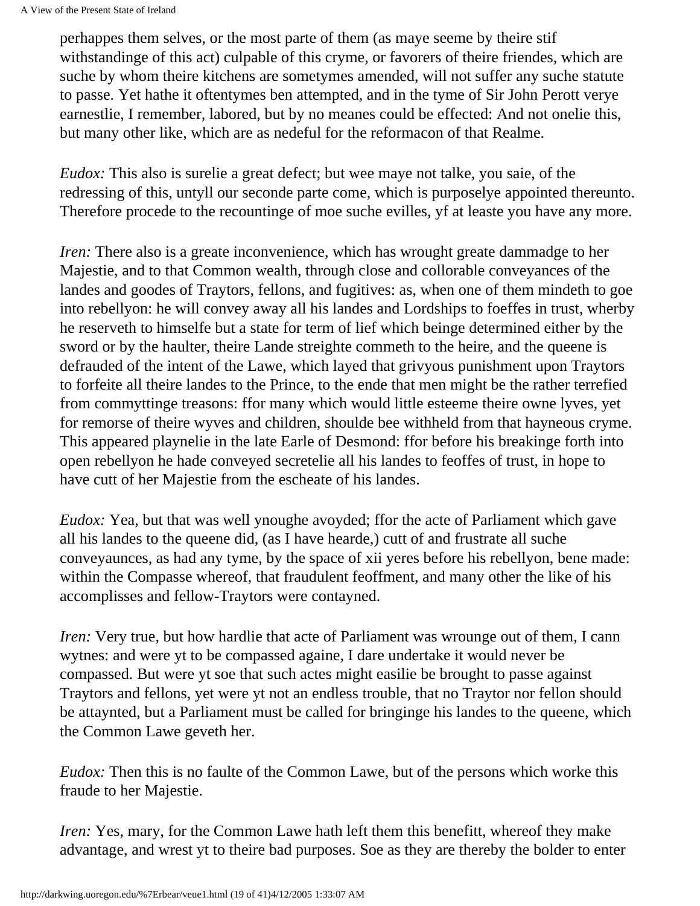perhappes them selves, or the most parte of them (as maye seeme by theire stif withstandinge of this act) culpable of this cryme, or favorers of theire friendes, which are suche by whom theire kitchens are sometymes amended, will not suffer any suche statute to passe. Yet hathe it oftentymes ben attempted, and in the tyme of Sir John Perott verye earnestlie, I remember, labored, but by no meanes could be effected: And not onelie this, but many other like, which are as nedeful for the reformacon of that Realme.

*Eudox:* This also is surelie a great defect; but wee maye not talke, you saie, of the redressing of this, untyll our seconde parte come, which is purposelye appointed thereunto. Therefore procede to the recountinge of moe suche evilles, yf at leaste you have any more.

*Iren:* There also is a greate inconvenience, which has wrought greate dammadge to her Majestie, and to that Common wealth, through close and collorable conveyances of the landes and goodes of Traytors, fellons, and fugitives: as, when one of them mindeth to goe into rebellyon: he will convey away all his landes and Lordships to foeffes in trust, wherby he reserveth to himselfe but a state for term of lief which beinge determined either by the sword or by the haulter, theire Lande streighte commeth to the heire, and the queene is defrauded of the intent of the Lawe, which layed that grivyous punishment upon Traytors to forfeite all theire landes to the Prince, to the ende that men might be the rather terrefied from commyttinge treasons: ffor many which would little esteeme theire owne lyves, yet for remorse of theire wyves and children, shoulde bee withheld from that hayneous cryme. This appeared playnelie in the late Earle of Desmond: ffor before his breakinge forth into open rebellyon he hade conveyed secretelie all his landes to feoffes of trust, in hope to have cutt of her Majestie from the escheate of his landes.

*Eudox:* Yea, but that was well ynoughe avoyded; ffor the acte of Parliament which gave all his landes to the queene did, (as I have hearde,) cutt of and frustrate all suche conveyaunces, as had any tyme, by the space of xii yeres before his rebellyon, bene made: within the Compasse whereof, that fraudulent feoffment, and many other the like of his accomplisses and fellow-Traytors were contayned.

*Iren:* Very true, but how hardlie that acte of Parliament was wrounge out of them, I cann wytnes: and were yt to be compassed againe, I dare undertake it would never be compassed. But were yt soe that such actes might easilie be brought to passe against Traytors and fellons, yet were yt not an endless trouble, that no Traytor nor fellon should be attaynted, but a Parliament must be called for bringinge his landes to the queene, which the Common Lawe geveth her.

*Eudox:* Then this is no faulte of the Common Lawe, but of the persons which worke this fraude to her Majestie.

*Iren:* Yes, mary, for the Common Lawe hath left them this benefitt, whereof they make advantage, and wrest yt to theire bad purposes. Soe as they are thereby the bolder to enter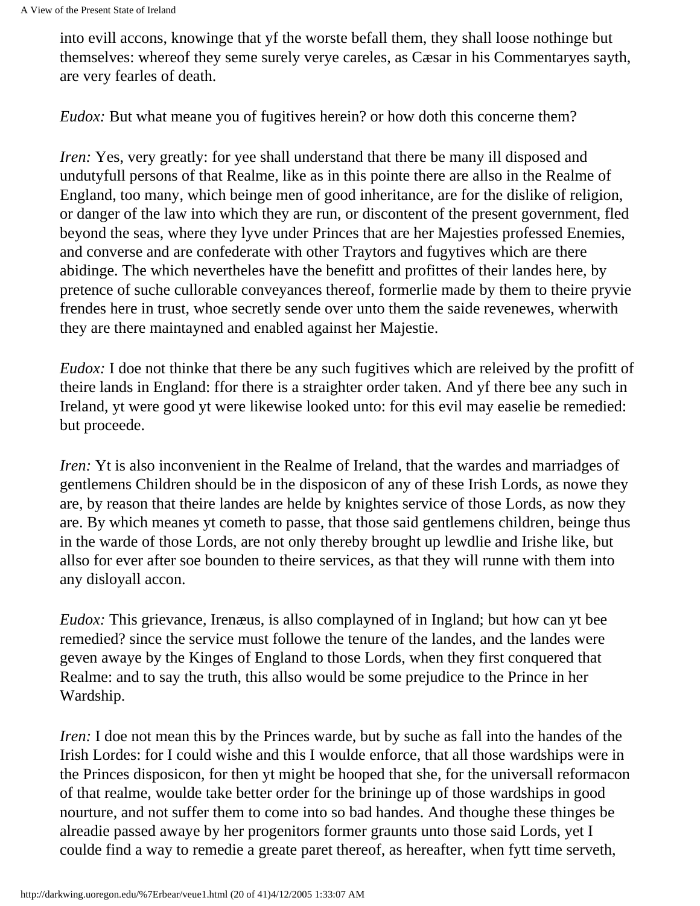into evill accons, knowinge that yf the worste befall them, they shall loose nothinge but themselves: whereof they seme surely verye careles, as Cæsar in his Commentaryes sayth, are very fearles of death.

*Eudox:* But what meane you of fugitives herein? or how doth this concerne them?

*Iren:* Yes, very greatly: for yee shall understand that there be many ill disposed and undutyfull persons of that Realme, like as in this pointe there are allso in the Realme of England, too many, which beinge men of good inheritance, are for the dislike of religion, or danger of the law into which they are run, or discontent of the present government, fled beyond the seas, where they lyve under Princes that are her Majesties professed Enemies, and converse and are confederate with other Traytors and fugytives which are there abidinge. The which nevertheles have the benefitt and profittes of their landes here, by pretence of suche cullorable conveyances thereof, formerlie made by them to theire pryvie frendes here in trust, whoe secretly sende over unto them the saide revenewes, wherwith they are there maintayned and enabled against her Majestie.

*Eudox:* I doe not thinke that there be any such fugitives which are releived by the profitt of theire lands in England: ffor there is a straighter order taken. And yf there bee any such in Ireland, yt were good yt were likewise looked unto: for this evil may easelie be remedied: but proceede.

*Iren:* Yt is also inconvenient in the Realme of Ireland, that the wardes and marriadges of gentlemens Children should be in the disposicon of any of these Irish Lords, as nowe they are, by reason that theire landes are helde by knightes service of those Lords, as now they are. By which meanes yt cometh to passe, that those said gentlemens children, beinge thus in the warde of those Lords, are not only thereby brought up lewdlie and Irishe like, but allso for ever after soe bounden to theire services, as that they will runne with them into any disloyall accon.

*Eudox:* This grievance, Irenæus, is allso complayned of in Ingland; but how can yt bee remedied? since the service must followe the tenure of the landes, and the landes were geven awaye by the Kinges of England to those Lords, when they first conquered that Realme: and to say the truth, this allso would be some prejudice to the Prince in her Wardship.

*Iren:* I doe not mean this by the Princes warde, but by suche as fall into the handes of the Irish Lordes: for I could wishe and this I woulde enforce, that all those wardships were in the Princes disposicon, for then yt might be hooped that she, for the universall reformacon of that realme, woulde take better order for the brininge up of those wardships in good nourture, and not suffer them to come into so bad handes. And thoughe these thinges be alreadie passed awaye by her progenitors former graunts unto those said Lords, yet I coulde find a way to remedie a greate paret thereof, as hereafter, when fytt time serveth,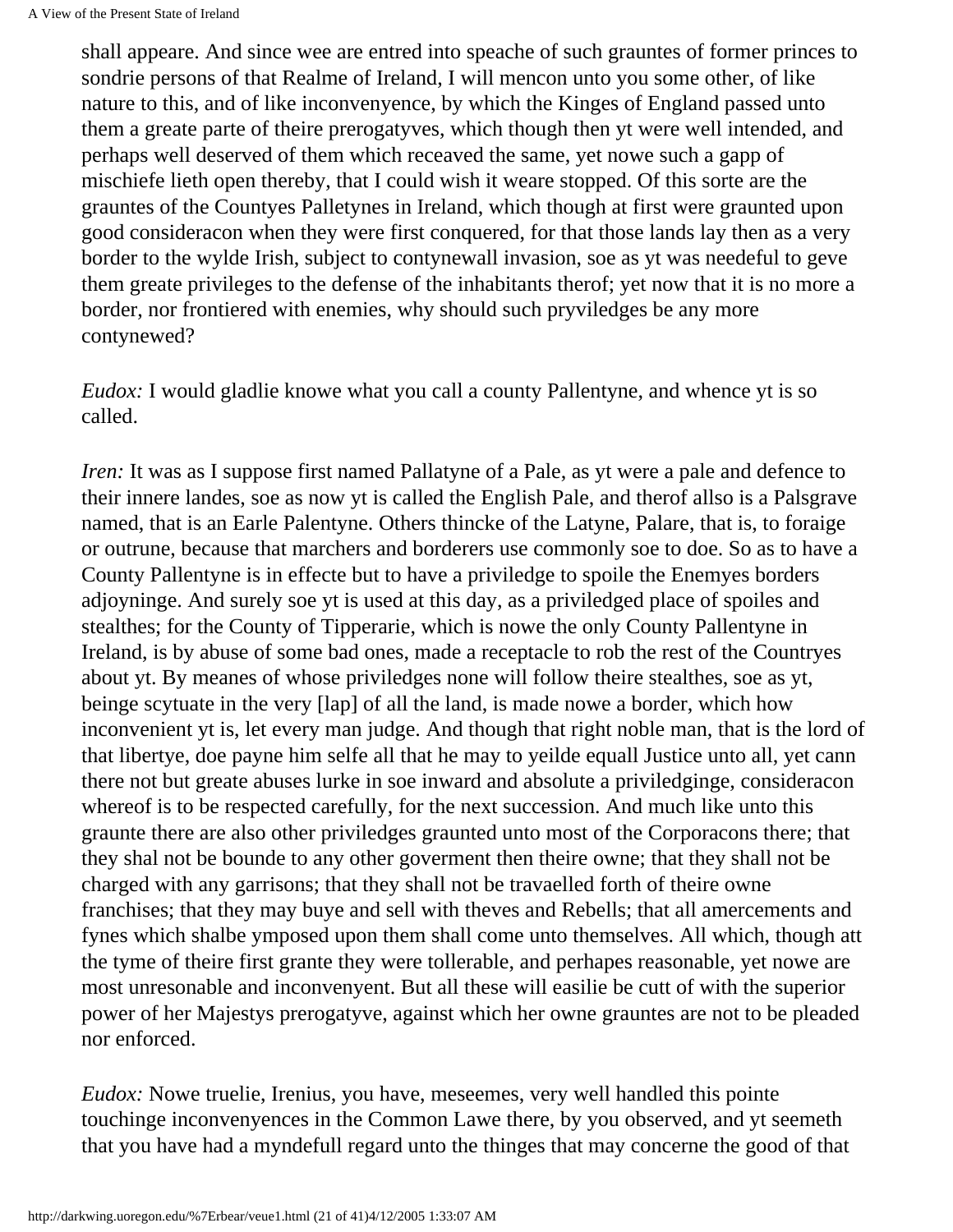shall appeare. And since wee are entred into speache of such grauntes of former princes to sondrie persons of that Realme of Ireland, I will mencon unto you some other, of like nature to this, and of like inconvenyence, by which the Kinges of England passed unto them a greate parte of theire prerogatyves, which though then yt were well intended, and perhaps well deserved of them which receaved the same, yet nowe such a gapp of mischiefe lieth open thereby, that I could wish it weare stopped. Of this sorte are the grauntes of the Countyes Palletynes in Ireland, which though at first were graunted upon good consideracon when they were first conquered, for that those lands lay then as a very border to the wylde Irish, subject to contynewall invasion, soe as yt was needeful to geve them greate privileges to the defense of the inhabitants therof; yet now that it is no more a border, nor frontiered with enemies, why should such pryviledges be any more contynewed?

*Eudox:* I would gladlie knowe what you call a county Pallentyne, and whence yt is so called.

*Iren:* It was as I suppose first named Pallatyne of a Pale, as yt were a pale and defence to their innere landes, soe as now yt is called the English Pale, and therof allso is a Palsgrave named, that is an Earle Palentyne. Others thincke of the Latyne, Palare, that is, to foraige or outrune, because that marchers and borderers use commonly soe to doe. So as to have a County Pallentyne is in effecte but to have a priviledge to spoile the Enemyes borders adjoyninge. And surely soe yt is used at this day, as a priviledged place of spoiles and stealthes; for the County of Tipperarie, which is nowe the only County Pallentyne in Ireland, is by abuse of some bad ones, made a receptacle to rob the rest of the Countryes about yt. By meanes of whose priviledges none will follow theire stealthes, soe as yt, beinge scytuate in the very [lap] of all the land, is made nowe a border, which how inconvenient yt is, let every man judge. And though that right noble man, that is the lord of that libertye, doe payne him selfe all that he may to yeilde equall Justice unto all, yet cann there not but greate abuses lurke in soe inward and absolute a priviledginge, consideracon whereof is to be respected carefully, for the next succession. And much like unto this graunte there are also other priviledges graunted unto most of the Corporacons there; that they shal not be bounde to any other goverment then theire owne; that they shall not be charged with any garrisons; that they shall not be travaelled forth of theire owne franchises; that they may buye and sell with theves and Rebells; that all amercements and fynes which shalbe ymposed upon them shall come unto themselves. All which, though att the tyme of theire first grante they were tollerable, and perhapes reasonable, yet nowe are most unresonable and inconvenyent. But all these will easilie be cutt of with the superior power of her Majestys prerogatyve, against which her owne grauntes are not to be pleaded nor enforced.

*Eudox:* Nowe truelie, Irenius, you have, meseemes, very well handled this pointe touchinge inconvenyences in the Common Lawe there, by you observed, and yt seemeth that you have had a myndefull regard unto the thinges that may concerne the good of that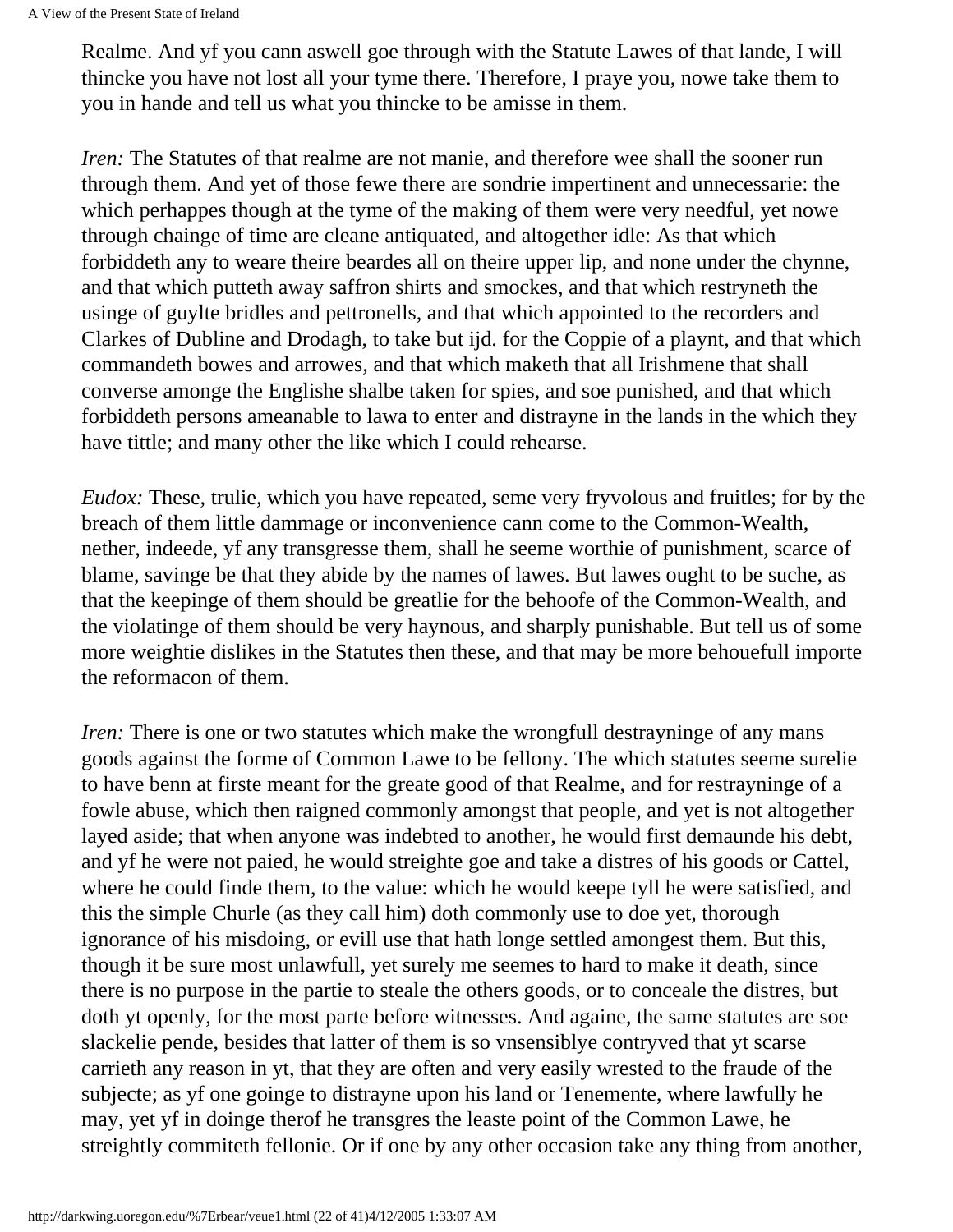Realme. And yf you cann aswell goe through with the Statute Lawes of that lande, I will thincke you have not lost all your tyme there. Therefore, I praye you, nowe take them to you in hande and tell us what you thincke to be amisse in them.

*Iren:* The Statutes of that realme are not manie, and therefore wee shall the sooner run through them. And yet of those fewe there are sondrie impertinent and unnecessarie: the which perhappes though at the tyme of the making of them were very needful, yet nowe through chainge of time are cleane antiquated, and altogether idle: As that which forbiddeth any to weare theire beardes all on theire upper lip, and none under the chynne, and that which putteth away saffron shirts and smockes, and that which restryneth the usinge of guylte bridles and pettronells, and that which appointed to the recorders and Clarkes of Dubline and Drodagh, to take but ijd. for the Coppie of a playnt, and that which commandeth bowes and arrowes, and that which maketh that all Irishmene that shall converse amonge the Englishe shalbe taken for spies, and soe punished, and that which forbiddeth persons ameanable to lawa to enter and distrayne in the lands in the which they have tittle; and many other the like which I could rehearse.

*Eudox:* These, trulie, which you have repeated, seme very fryvolous and fruitles; for by the breach of them little dammage or inconvenience cann come to the Common-Wealth, nether, indeede, yf any transgresse them, shall he seeme worthie of punishment, scarce of blame, savinge be that they abide by the names of lawes. But lawes ought to be suche, as that the keepinge of them should be greatlie for the behoofe of the Common-Wealth, and the violatinge of them should be very haynous, and sharply punishable. But tell us of some more weightie dislikes in the Statutes then these, and that may be more behouefull importe the reformacon of them.

*Iren:* There is one or two statutes which make the wrongfull destrayninge of any mans goods against the forme of Common Lawe to be fellony. The which statutes seeme surelie to have benn at firste meant for the greate good of that Realme, and for restrayninge of a fowle abuse, which then raigned commonly amongst that people, and yet is not altogether layed aside; that when anyone was indebted to another, he would first demaunde his debt, and yf he were not paied, he would streighte goe and take a distres of his goods or Cattel, where he could finde them, to the value: which he would keepe tyll he were satisfied, and this the simple Churle (as they call him) doth commonly use to doe yet, thorough ignorance of his misdoing, or evill use that hath longe settled amongest them. But this, though it be sure most unlawfull, yet surely me seemes to hard to make it death, since there is no purpose in the partie to steale the others goods, or to conceale the distres, but doth yt openly, for the most parte before witnesses. And againe, the same statutes are soe slackelie pende, besides that latter of them is so vnsensiblye contryved that yt scarse carrieth any reason in yt, that they are often and very easily wrested to the fraude of the subjecte; as yf one goinge to distrayne upon his land or Tenemente, where lawfully he may, yet yf in doinge therof he transgres the leaste point of the Common Lawe, he streightly commiteth fellonie. Or if one by any other occasion take any thing from another,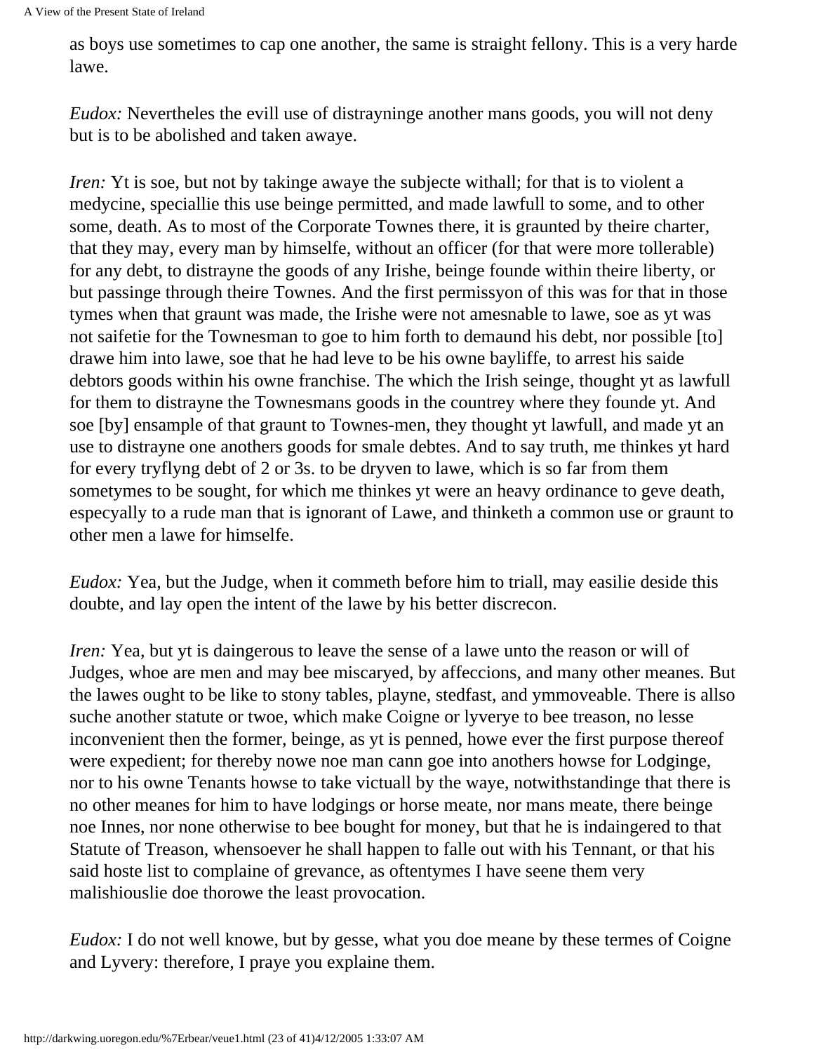as boys use sometimes to cap one another, the same is straight fellony. This is a very harde lawe.

*Eudox:* Nevertheles the evill use of distrayninge another mans goods, you will not deny but is to be abolished and taken awaye.

*Iren:* Yt is soe, but not by takinge awaye the subjecte withall; for that is to violent a medycine, speciallie this use beinge permitted, and made lawfull to some, and to other some, death. As to most of the Corporate Townes there, it is graunted by theire charter, that they may, every man by himselfe, without an officer (for that were more tollerable) for any debt, to distrayne the goods of any Irishe, beinge founde within theire liberty, or but passinge through theire Townes. And the first permissyon of this was for that in those tymes when that graunt was made, the Irishe were not amesnable to lawe, soe as yt was not saifetie for the Townesman to goe to him forth to demaund his debt, nor possible [to] drawe him into lawe, soe that he had leve to be his owne bayliffe, to arrest his saide debtors goods within his owne franchise. The which the Irish seinge, thought yt as lawfull for them to distrayne the Townesmans goods in the countrey where they founde yt. And soe [by] ensample of that graunt to Townes-men, they thought yt lawfull, and made yt an use to distrayne one anothers goods for smale debtes. And to say truth, me thinkes yt hard for every tryflyng debt of 2 or 3s. to be dryven to lawe, which is so far from them sometymes to be sought, for which me thinkes yt were an heavy ordinance to geve death, especyally to a rude man that is ignorant of Lawe, and thinketh a common use or graunt to other men a lawe for himselfe.

*Eudox:* Yea, but the Judge, when it commeth before him to triall, may easilie deside this doubte, and lay open the intent of the lawe by his better discrecon.

*Iren:* Yea, but yt is daingerous to leave the sense of a lawe unto the reason or will of Judges, whoe are men and may bee miscaryed, by affeccions, and many other meanes. But the lawes ought to be like to stony tables, playne, stedfast, and ymmoveable. There is allso suche another statute or twoe, which make Coigne or lyverye to bee treason, no lesse inconvenient then the former, beinge, as yt is penned, howe ever the first purpose thereof were expedient; for thereby nowe noe man cann goe into anothers howse for Lodginge, nor to his owne Tenants howse to take victuall by the waye, notwithstandinge that there is no other meanes for him to have lodgings or horse meate, nor mans meate, there beinge noe Innes, nor none otherwise to bee bought for money, but that he is indaingered to that Statute of Treason, whensoever he shall happen to falle out with his Tennant, or that his said hoste list to complaine of grevance, as oftentymes I have seene them very malishiouslie doe thorowe the least provocation.

*Eudox:* I do not well knowe, but by gesse, what you doe meane by these termes of Coigne and Lyvery: therefore, I praye you explaine them.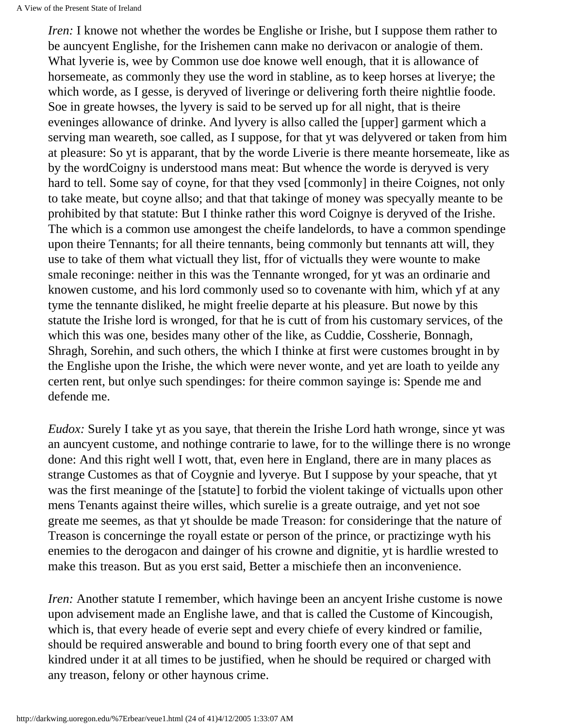*Iren:* I knowe not whether the wordes be Englishe or Irishe, but I suppose them rather to be auncyent Englishe, for the Irishemen cann make no derivacon or analogie of them. What lyverie is, wee by Common use doe knowe well enough, that it is allowance of horsemeate, as commonly they use the word in stabline, as to keep horses at liverye; the which worde, as I gesse, is deryved of liveringe or delivering forth theire nightlie foode. Soe in greate howses, the lyvery is said to be served up for all night, that is theire eveninges allowance of drinke. And lyvery is allso called the [upper] garment which a serving man weareth, soe called, as I suppose, for that yt was delyvered or taken from him at pleasure: So yt is apparant, that by the worde Liverie is there meante horsemeate, like as by the wordCoigny is understood mans meat: But whence the worde is deryved is very hard to tell. Some say of coyne, for that they vsed [commonly] in theire Coignes, not only to take meate, but coyne allso; and that that takinge of money was specyally meante to be prohibited by that statute: But I thinke rather this word Coignye is deryved of the Irishe. The which is a common use amongest the cheife landelords, to have a common spendinge upon theire Tennants; for all theire tennants, being commonly but tennants att will, they use to take of them what victuall they list, ffor of victualls they were wounte to make smale reconinge: neither in this was the Tennante wronged, for yt was an ordinarie and knowen custome, and his lord commonly used so to covenante with him, which yf at any tyme the tennante disliked, he might freelie departe at his pleasure. But nowe by this statute the Irishe lord is wronged, for that he is cutt of from his customary services, of the which this was one, besides many other of the like, as Cuddie, Cossherie, Bonnagh, Shragh, Sorehin, and such others, the which I thinke at first were customes brought in by the Englishe upon the Irishe, the which were never wonte, and yet are loath to yeilde any certen rent, but onlye such spendinges: for theire common sayinge is: Spende me and defende me.

*Eudox:* Surely I take yt as you saye, that therein the Irishe Lord hath wronge, since yt was an auncyent custome, and nothinge contrarie to lawe, for to the willinge there is no wronge done: And this right well I wott, that, even here in England, there are in many places as strange Customes as that of Coygnie and lyverye. But I suppose by your speache, that yt was the first meaninge of the [statute] to forbid the violent takinge of victualls upon other mens Tenants against theire willes, which surelie is a greate outraige, and yet not soe greate me seemes, as that yt shoulde be made Treason: for consideringe that the nature of Treason is concerninge the royall estate or person of the prince, or practizinge wyth his enemies to the derogacon and dainger of his crowne and dignitie, yt is hardlie wrested to make this treason. But as you erst said, Better a mischiefe then an inconvenience.

*Iren:* Another statute I remember, which havinge been an ancyent Irishe custome is nowe upon advisement made an Englishe lawe, and that is called the Custome of Kincougish, which is, that every heade of everie sept and every chiefe of every kindred or familie, should be required answerable and bound to bring foorth every one of that sept and kindred under it at all times to be justified, when he should be required or charged with any treason, felony or other haynous crime.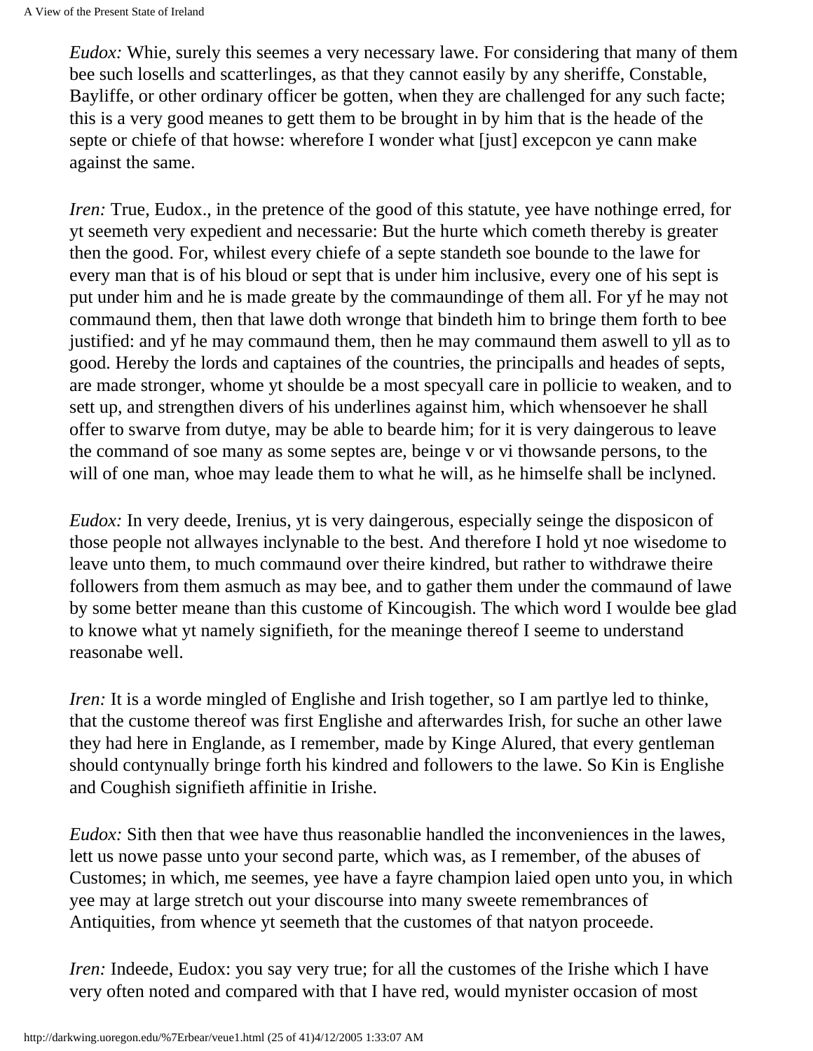*Eudox:* Whie, surely this seemes a very necessary lawe. For considering that many of them bee such losells and scatterlinges, as that they cannot easily by any sheriffe, Constable, Bayliffe, or other ordinary officer be gotten, when they are challenged for any such facte; this is a very good meanes to gett them to be brought in by him that is the heade of the septe or chiefe of that howse: wherefore I wonder what [just] excepcon ye cann make against the same.

*Iren:* True, Eudox., in the pretence of the good of this statute, yee have nothinge erred, for yt seemeth very expedient and necessarie: But the hurte which cometh thereby is greater then the good. For, whilest every chiefe of a septe standeth soe bounde to the lawe for every man that is of his bloud or sept that is under him inclusive, every one of his sept is put under him and he is made greate by the commaundinge of them all. For yf he may not commaund them, then that lawe doth wronge that bindeth him to bringe them forth to bee justified: and yf he may commaund them, then he may commaund them aswell to yll as to good. Hereby the lords and captaines of the countries, the principalls and heades of septs, are made stronger, whome yt shoulde be a most specyall care in pollicie to weaken, and to sett up, and strengthen divers of his underlines against him, which whensoever he shall offer to swarve from dutye, may be able to bearde him; for it is very daingerous to leave the command of soe many as some septes are, beinge v or vi thowsande persons, to the will of one man, whoe may leade them to what he will, as he himselfe shall be inclyned.

*Eudox:* In very deede, Irenius, yt is very daingerous, especially seinge the disposicon of those people not allwayes inclynable to the best. And therefore I hold yt noe wisedome to leave unto them, to much commaund over theire kindred, but rather to withdrawe theire followers from them asmuch as may bee, and to gather them under the commaund of lawe by some better meane than this custome of Kincougish. The which word I woulde bee glad to knowe what yt namely signifieth, for the meaninge thereof I seeme to understand reasonabe well.

*Iren:* It is a worde mingled of Englishe and Irish together, so I am partlye led to thinke, that the custome thereof was first Englishe and afterwardes Irish, for suche an other lawe they had here in Englande, as I remember, made by Kinge Alured, that every gentleman should contynually bringe forth his kindred and followers to the lawe. So Kin is Englishe and Coughish signifieth affinitie in Irishe.

*Eudox:* Sith then that wee have thus reasonablie handled the inconveniences in the lawes, lett us nowe passe unto your second parte, which was, as I remember, of the abuses of Customes; in which, me seemes, yee have a fayre champion laied open unto you, in which yee may at large stretch out your discourse into many sweete remembrances of Antiquities, from whence yt seemeth that the customes of that natyon proceede.

*Iren:* Indeede, Eudox: you say very true; for all the customes of the Irishe which I have very often noted and compared with that I have red, would mynister occasion of most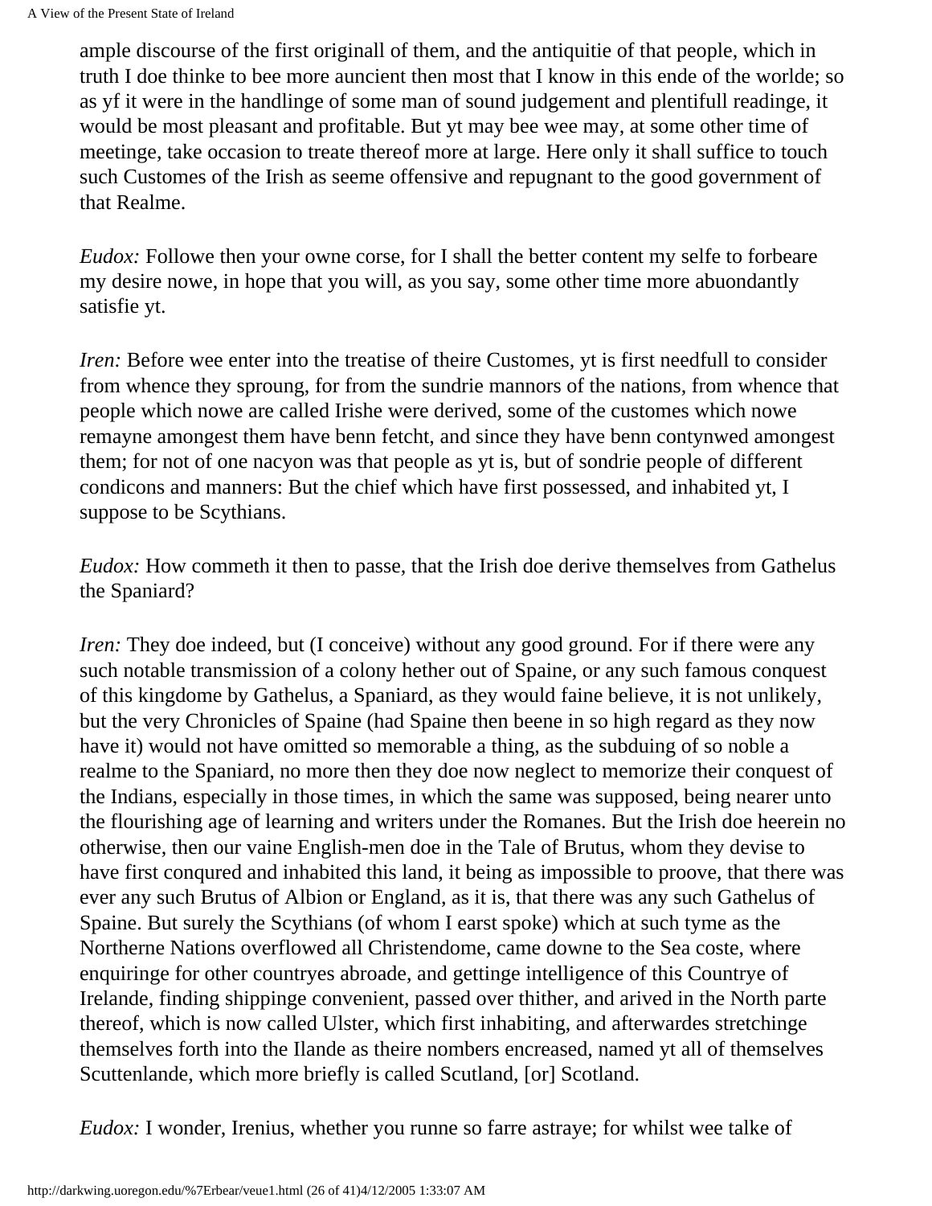ample discourse of the first originall of them, and the antiquitie of that people, which in truth I doe thinke to bee more auncient then most that I know in this ende of the worlde; so as yf it were in the handlinge of some man of sound judgement and plentifull readinge, it would be most pleasant and profitable. But yt may bee wee may, at some other time of meetinge, take occasion to treate thereof more at large. Here only it shall suffice to touch such Customes of the Irish as seeme offensive and repugnant to the good government of that Realme.

*Eudox:* Followe then your owne corse, for I shall the better content my selfe to forbeare my desire nowe, in hope that you will, as you say, some other time more abuondantly satisfie yt.

*Iren:* Before wee enter into the treatise of theire Customes, yt is first needfull to consider from whence they sproung, for from the sundrie mannors of the nations, from whence that people which nowe are called Irishe were derived, some of the customes which nowe remayne amongest them have benn fetcht, and since they have benn contynwed amongest them; for not of one nacyon was that people as yt is, but of sondrie people of different condicons and manners: But the chief which have first possessed, and inhabited yt, I suppose to be Scythians.

*Eudox:* How commeth it then to passe, that the Irish doe derive themselves from Gathelus the Spaniard?

*Iren:* They doe indeed, but (I conceive) without any good ground. For if there were any such notable transmission of a colony hether out of Spaine, or any such famous conquest of this kingdome by Gathelus, a Spaniard, as they would faine believe, it is not unlikely, but the very Chronicles of Spaine (had Spaine then beene in so high regard as they now have it) would not have omitted so memorable a thing, as the subduing of so noble a realme to the Spaniard, no more then they doe now neglect to memorize their conquest of the Indians, especially in those times, in which the same was supposed, being nearer unto the flourishing age of learning and writers under the Romanes. But the Irish doe heerein no otherwise, then our vaine English-men doe in the Tale of Brutus, whom they devise to have first conqured and inhabited this land, it being as impossible to proove, that there was ever any such Brutus of Albion or England, as it is, that there was any such Gathelus of Spaine. But surely the Scythians (of whom I earst spoke) which at such tyme as the Northerne Nations overflowed all Christendome, came downe to the Sea coste, where enquiringe for other countryes abroade, and gettinge intelligence of this Countrye of Irelande, finding shippinge convenient, passed over thither, and arived in the North parte thereof, which is now called Ulster, which first inhabiting, and afterwardes stretchinge themselves forth into the Ilande as theire nombers encreased, named yt all of themselves Scuttenlande, which more briefly is called Scutland, [or] Scotland.

*Eudox:* I wonder, Irenius, whether you runne so farre astraye; for whilst wee talke of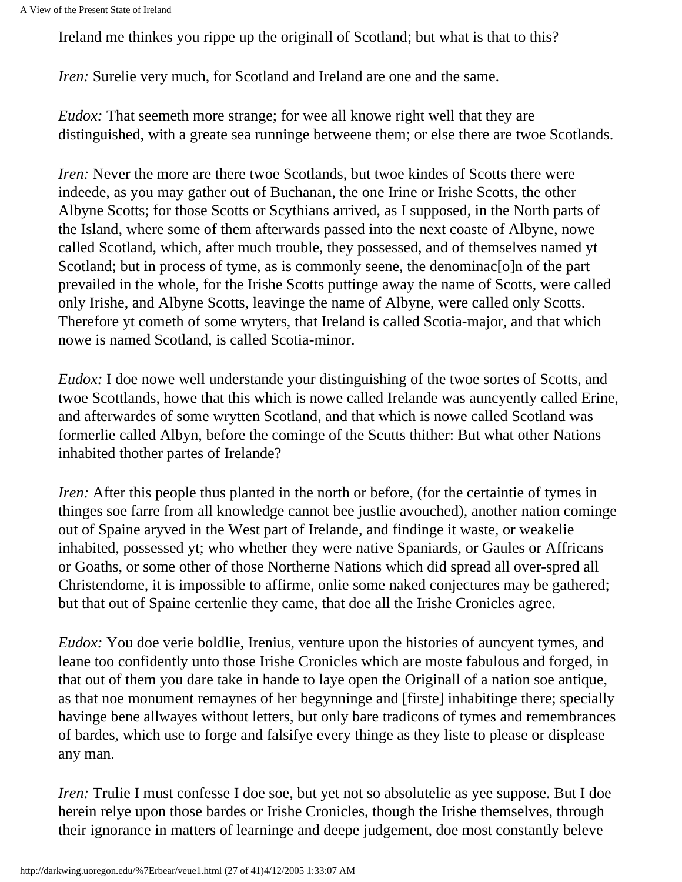Ireland me thinkes you rippe up the originall of Scotland; but what is that to this?

*Iren:* Surelie very much, for Scotland and Ireland are one and the same.

*Eudox:* That seemeth more strange; for wee all knowe right well that they are distinguished, with a greate sea runninge betweene them; or else there are twoe Scotlands.

*Iren:* Never the more are there twoe Scotlands, but twoe kindes of Scotts there were indeede, as you may gather out of Buchanan, the one Irine or Irishe Scotts, the other Albyne Scotts; for those Scotts or Scythians arrived, as I supposed, in the North parts of the Island, where some of them afterwards passed into the next coaste of Albyne, nowe called Scotland, which, after much trouble, they possessed, and of themselves named yt Scotland; but in process of tyme, as is commonly seene, the denominac[o]n of the part prevailed in the whole, for the Irishe Scotts puttinge away the name of Scotts, were called only Irishe, and Albyne Scotts, leavinge the name of Albyne, were called only Scotts. Therefore yt cometh of some wryters, that Ireland is called Scotia-major, and that which nowe is named Scotland, is called Scotia-minor.

*Eudox:* I doe nowe well understande your distinguishing of the twoe sortes of Scotts, and twoe Scottlands, howe that this which is nowe called Irelande was auncyently called Erine, and afterwardes of some wrytten Scotland, and that which is nowe called Scotland was formerlie called Albyn, before the cominge of the Scutts thither: But what other Nations inhabited thother partes of Irelande?

*Iren:* After this people thus planted in the north or before, (for the certaintie of tymes in thinges soe farre from all knowledge cannot bee justlie avouched), another nation cominge out of Spaine aryved in the West part of Irelande, and findinge it waste, or weakelie inhabited, possessed yt; who whether they were native Spaniards, or Gaules or Affricans or Goaths, or some other of those Northerne Nations which did spread all over-spred all Christendome, it is impossible to affirme, onlie some naked conjectures may be gathered; but that out of Spaine certenlie they came, that doe all the Irishe Cronicles agree.

*Eudox:* You doe verie boldlie, Irenius, venture upon the histories of auncyent tymes, and leane too confidently unto those Irishe Cronicles which are moste fabulous and forged, in that out of them you dare take in hande to laye open the Originall of a nation soe antique, as that noe monument remaynes of her begynninge and [firste] inhabitinge there; specially havinge bene allwayes without letters, but only bare tradicons of tymes and remembrances of bardes, which use to forge and falsifye every thinge as they liste to please or displease any man.

*Iren:* Trulie I must confesse I doe soe, but yet not so absolutelie as yee suppose. But I doe herein relye upon those bardes or Irishe Cronicles, though the Irishe themselves, through their ignorance in matters of learninge and deepe judgement, doe most constantly beleve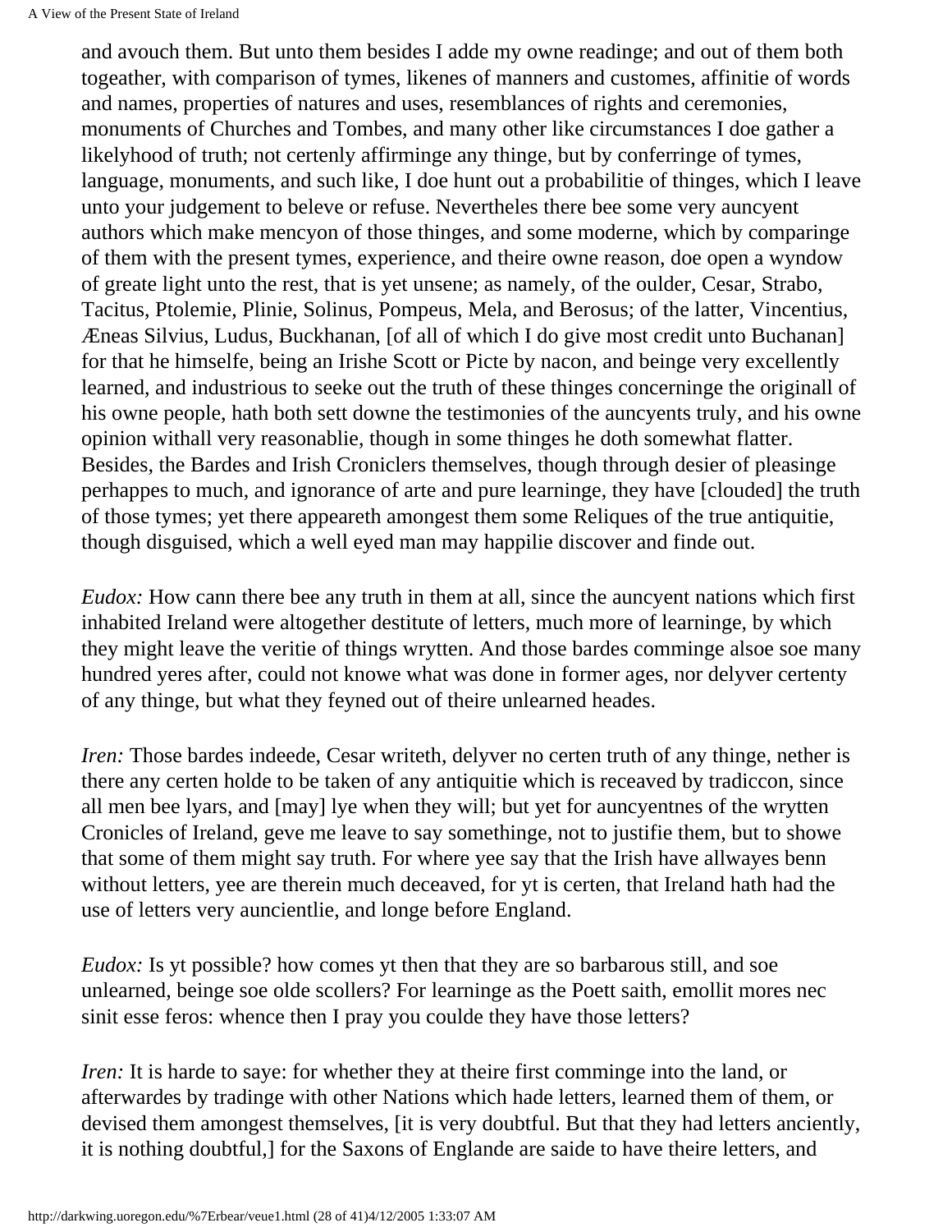and avouch them. But unto them besides I adde my owne readinge; and out of them both togeather, with comparison of tymes, likenes of manners and customes, affinitie of words and names, properties of natures and uses, resemblances of rights and ceremonies, monuments of Churches and Tombes, and many other like circumstances I doe gather a likelyhood of truth; not certenly affirminge any thinge, but by conferringe of tymes, language, monuments, and such like, I doe hunt out a probabilitie of thinges, which I leave unto your judgement to beleve or refuse. Nevertheles there bee some very auncyent authors which make mencyon of those thinges, and some moderne, which by comparinge of them with the present tymes, experience, and theire owne reason, doe open a wyndow of greate light unto the rest, that is yet unsene; as namely, of the oulder, Cesar, Strabo, Tacitus, Ptolemie, Plinie, Solinus, Pompeus, Mela, and Berosus; of the latter, Vincentius, Æneas Silvius, Ludus, Buckhanan, [of all of which I do give most credit unto Buchanan] for that he himselfe, being an Irishe Scott or Picte by nacon, and beinge very excellently learned, and industrious to seeke out the truth of these thinges concerninge the originall of his owne people, hath both sett downe the testimonies of the auncyents truly, and his owne opinion withall very reasonablie, though in some thinges he doth somewhat flatter. Besides, the Bardes and Irish Croniclers themselves, though through desier of pleasinge perhappes to much, and ignorance of arte and pure learninge, they have [clouded] the truth of those tymes; yet there appeareth amongest them some Reliques of the true antiquitie, though disguised, which a well eyed man may happilie discover and finde out.

*Eudox:* How cann there bee any truth in them at all, since the auncyent nations which first inhabited Ireland were altogether destitute of letters, much more of learninge, by which they might leave the veritie of things wrytten. And those bardes comminge alsoe soe many hundred yeres after, could not knowe what was done in former ages, nor delyver certenty of any thinge, but what they feyned out of theire unlearned heades.

*Iren:* Those bardes indeede, Cesar writeth, delyver no certen truth of any thinge, nether is there any certen holde to be taken of any antiquitie which is receaved by tradiccon, since all men bee lyars, and [may] lye when they will; but yet for auncyentnes of the wrytten Cronicles of Ireland, geve me leave to say somethinge, not to justifie them, but to showe that some of them might say truth. For where yee say that the Irish have allwayes benn without letters, yee are therein much deceaved, for yt is certen, that Ireland hath had the use of letters very auncientlie, and longe before England.

*Eudox:* Is yt possible? how comes yt then that they are so barbarous still, and soe unlearned, beinge soe olde scollers? For learninge as the Poett saith, emollit mores nec sinit esse feros: whence then I pray you coulde they have those letters?

*Iren:* It is harde to saye: for whether they at theire first comminge into the land, or afterwardes by tradinge with other Nations which hade letters, learned them of them, or devised them amongest themselves, [it is very doubtful. But that they had letters anciently, it is nothing doubtful,] for the Saxons of Englande are saide to have theire letters, and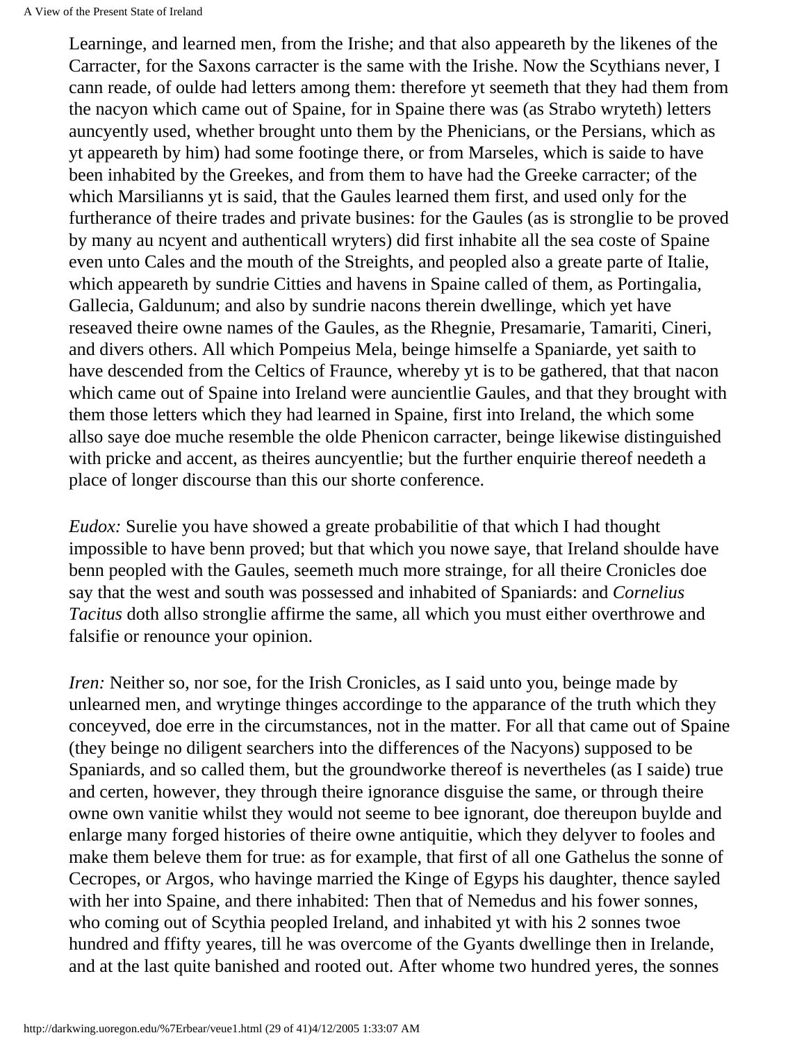Learninge, and learned men, from the Irishe; and that also appeareth by the likenes of the Carracter, for the Saxons carracter is the same with the Irishe. Now the Scythians never, I cann reade, of oulde had letters among them: therefore yt seemeth that they had them from the nacyon which came out of Spaine, for in Spaine there was (as Strabo wryteth) letters auncyently used, whether brought unto them by the Phenicians, or the Persians, which as yt appeareth by him) had some footinge there, or from Marseles, which is saide to have been inhabited by the Greekes, and from them to have had the Greeke carracter; of the which Marsilianns yt is said, that the Gaules learned them first, and used only for the furtherance of theire trades and private busines: for the Gaules (as is stronglie to be proved by many au ncyent and authenticall wryters) did first inhabite all the sea coste of Spaine even unto Cales and the mouth of the Streights, and peopled also a greate parte of Italie, which appeareth by sundrie Citties and havens in Spaine called of them, as Portingalia, Gallecia, Galdunum; and also by sundrie nacons therein dwellinge, which yet have reseaved theire owne names of the Gaules, as the Rhegnie, Presamarie, Tamariti, Cineri, and divers others. All which Pompeius Mela, beinge himselfe a Spaniarde, yet saith to have descended from the Celtics of Fraunce, whereby yt is to be gathered, that that nacon which came out of Spaine into Ireland were auncientlie Gaules, and that they brought with them those letters which they had learned in Spaine, first into Ireland, the which some allso saye doe muche resemble the olde Phenicon carracter, beinge likewise distinguished with pricke and accent, as theires auncyentlie; but the further enquirie thereof needeth a place of longer discourse than this our shorte conference.

*Eudox:* Surelie you have showed a greate probabilitie of that which I had thought impossible to have benn proved; but that which you nowe saye, that Ireland shoulde have benn peopled with the Gaules, seemeth much more strainge, for all theire Cronicles doe say that the west and south was possessed and inhabited of Spaniards: and *Cornelius Tacitus* doth allso stronglie affirme the same, all which you must either overthrowe and falsifie or renounce your opinion.

*Iren:* Neither so, nor soe, for the Irish Cronicles, as I said unto you, beinge made by unlearned men, and wrytinge thinges accordinge to the apparance of the truth which they conceyved, doe erre in the circumstances, not in the matter. For all that came out of Spaine (they beinge no diligent searchers into the differences of the Nacyons) supposed to be Spaniards, and so called them, but the groundworke thereof is nevertheles (as I saide) true and certen, however, they through theire ignorance disguise the same, or through theire owne own vanitie whilst they would not seeme to bee ignorant, doe thereupon buylde and enlarge many forged histories of theire owne antiquitie, which they delyver to fooles and make them beleve them for true: as for example, that first of all one Gathelus the sonne of Cecropes, or Argos, who havinge married the Kinge of Egyps his daughter, thence sayled with her into Spaine, and there inhabited: Then that of Nemedus and his fower sonnes, who coming out of Scythia peopled Ireland, and inhabited yt with his 2 sonnes twoe hundred and ffifty yeares, till he was overcome of the Gyants dwellinge then in Irelande, and at the last quite banished and rooted out. After whome two hundred yeres, the sonnes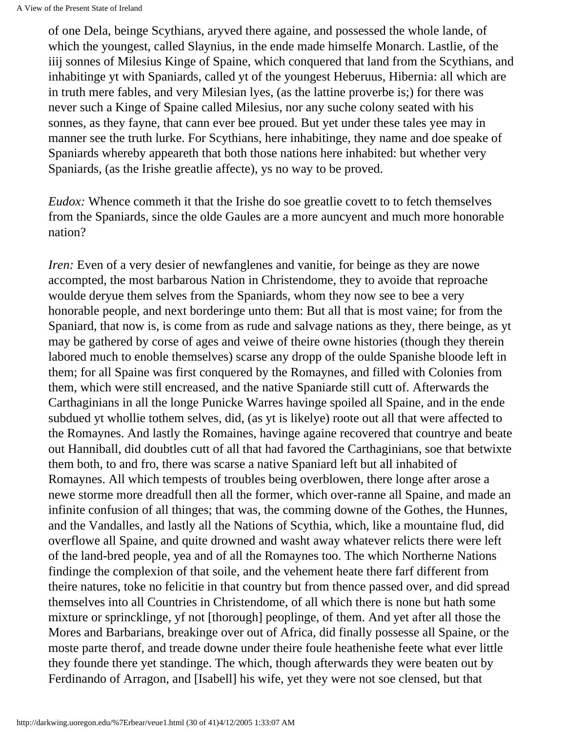of one Dela, beinge Scythians, aryved there againe, and possessed the whole lande, of which the youngest, called Slaynius, in the ende made himselfe Monarch. Lastlie, of the iiij sonnes of Milesius Kinge of Spaine, which conquered that land from the Scythians, and inhabitinge yt with Spaniards, called yt of the youngest Heberuus, Hibernia: all which are in truth mere fables, and very Milesian lyes, (as the lattine proverbe is;) for there was never such a Kinge of Spaine called Milesius, nor any suche colony seated with his sonnes, as they fayne, that cann ever bee proued. But yet under these tales yee may in manner see the truth lurke. For Scythians, here inhabitinge, they name and doe speake of Spaniards whereby appeareth that both those nations here inhabited: but whether very Spaniards, (as the Irishe greatlie affecte), ys no way to be proved.

*Eudox:* Whence commeth it that the Irishe do soe greatlie covett to to fetch themselves from the Spaniards, since the olde Gaules are a more auncyent and much more honorable nation?

*Iren:* Even of a very desier of newfanglenes and vanitie, for beinge as they are nowe accompted, the most barbarous Nation in Christendome, they to avoide that reproache woulde deryue them selves from the Spaniards, whom they now see to bee a very honorable people, and next borderinge unto them: But all that is most vaine; for from the Spaniard, that now is, is come from as rude and salvage nations as they, there beinge, as yt may be gathered by corse of ages and veiwe of theire owne histories (though they therein labored much to enoble themselves) scarse any dropp of the oulde Spanishe bloode left in them; for all Spaine was first conquered by the Romaynes, and filled with Colonies from them, which were still encreased, and the native Spaniarde still cutt of. Afterwards the Carthaginians in all the longe Punicke Warres havinge spoiled all Spaine, and in the ende subdued yt whollie tothem selves, did, (as yt is likelye) roote out all that were affected to the Romaynes. And lastly the Romaines, havinge againe recovered that countrye and beate out Hanniball, did doubtles cutt of all that had favored the Carthaginians, soe that betwixte them both, to and fro, there was scarse a native Spaniard left but all inhabited of Romaynes. All which tempests of troubles being overblowen, there longe after arose a newe storme more dreadfull then all the former, which over-ranne all Spaine, and made an infinite confusion of all thinges; that was, the comming downe of the Gothes, the Hunnes, and the Vandalles, and lastly all the Nations of Scythia, which, like a mountaine flud, did overflowe all Spaine, and quite drowned and washt away whatever relicts there were left of the land-bred people, yea and of all the Romaynes too. The which Northerne Nations findinge the complexion of that soile, and the vehement heate there farf different from theire natures, toke no felicitie in that country but from thence passed over, and did spread themselves into all Countries in Christendome, of all which there is none but hath some mixture or sprincklinge, yf not [thorough] peoplinge, of them. And yet after all those the Mores and Barbarians, breakinge over out of Africa, did finally possesse all Spaine, or the moste parte therof, and treade downe under theire foule heathenishe feete what ever little they founde there yet standinge. The which, though afterwards they were beaten out by Ferdinando of Arragon, and [Isabell] his wife, yet they were not soe clensed, but that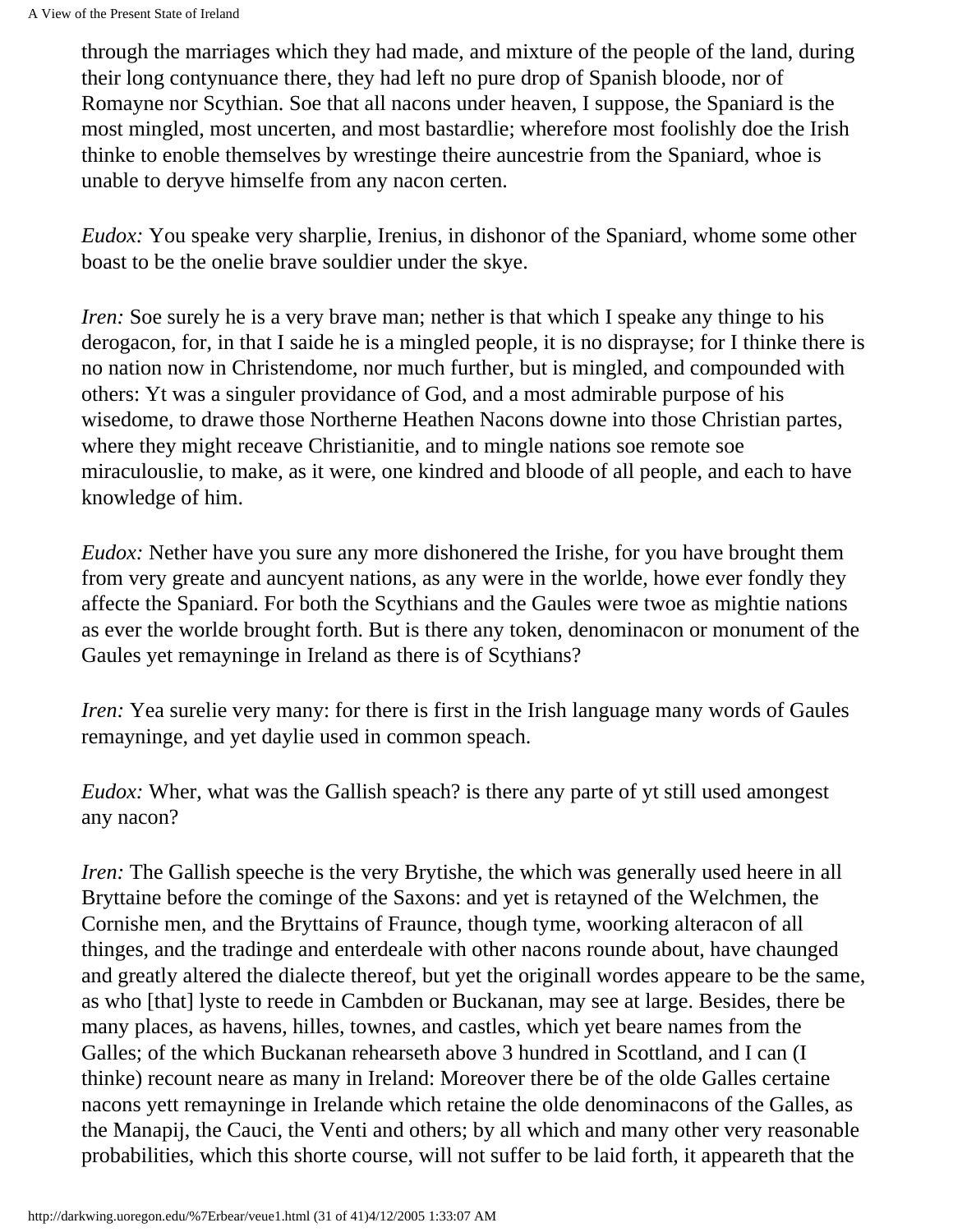through the marriages which they had made, and mixture of the people of the land, during their long contynuance there, they had left no pure drop of Spanish bloode, nor of Romayne nor Scythian. Soe that all nacons under heaven, I suppose, the Spaniard is the most mingled, most uncerten, and most bastardlie; wherefore most foolishly doe the Irish thinke to enoble themselves by wrestinge theire auncestrie from the Spaniard, whoe is unable to deryve himselfe from any nacon certen.

*Eudox:* You speake very sharplie, Irenius, in dishonor of the Spaniard, whome some other boast to be the onelie brave souldier under the skye.

*Iren:* Soe surely he is a very brave man; nether is that which I speake any thinge to his derogacon, for, in that I saide he is a mingled people, it is no disprayse; for I thinke there is no nation now in Christendome, nor much further, but is mingled, and compounded with others: Yt was a singuler providance of God, and a most admirable purpose of his wisedome, to drawe those Northerne Heathen Nacons downe into those Christian partes, where they might receave Christianitie, and to mingle nations soe remote soe miraculouslie, to make, as it were, one kindred and bloode of all people, and each to have knowledge of him.

*Eudox:* Nether have you sure any more dishonered the Irishe, for you have brought them from very greate and auncyent nations, as any were in the worlde, howe ever fondly they affecte the Spaniard. For both the Scythians and the Gaules were twoe as mightie nations as ever the worlde brought forth. But is there any token, denominacon or monument of the Gaules yet remayninge in Ireland as there is of Scythians?

*Iren:* Yea surelie very many: for there is first in the Irish language many words of Gaules remayninge, and yet daylie used in common speach.

*Eudox:* Wher, what was the Gallish speach? is there any parte of yt still used amongest any nacon?

*Iren:* The Gallish speeche is the very Brytishe, the which was generally used heere in all Bryttaine before the cominge of the Saxons: and yet is retayned of the Welchmen, the Cornishe men, and the Bryttains of Fraunce, though tyme, woorking alteracon of all thinges, and the tradinge and enterdeale with other nacons rounde about, have chaunged and greatly altered the dialecte thereof, but yet the originall wordes appeare to be the same, as who [that] lyste to reede in Cambden or Buckanan, may see at large. Besides, there be many places, as havens, hilles, townes, and castles, which yet beare names from the Galles; of the which Buckanan rehearseth above 3 hundred in Scottland, and I can (I thinke) recount neare as many in Ireland: Moreover there be of the olde Galles certaine nacons yett remayninge in Irelande which retaine the olde denominacons of the Galles, as the Manapij, the Cauci, the Venti and others; by all which and many other very reasonable probabilities, which this shorte course, will not suffer to be laid forth, it appeareth that the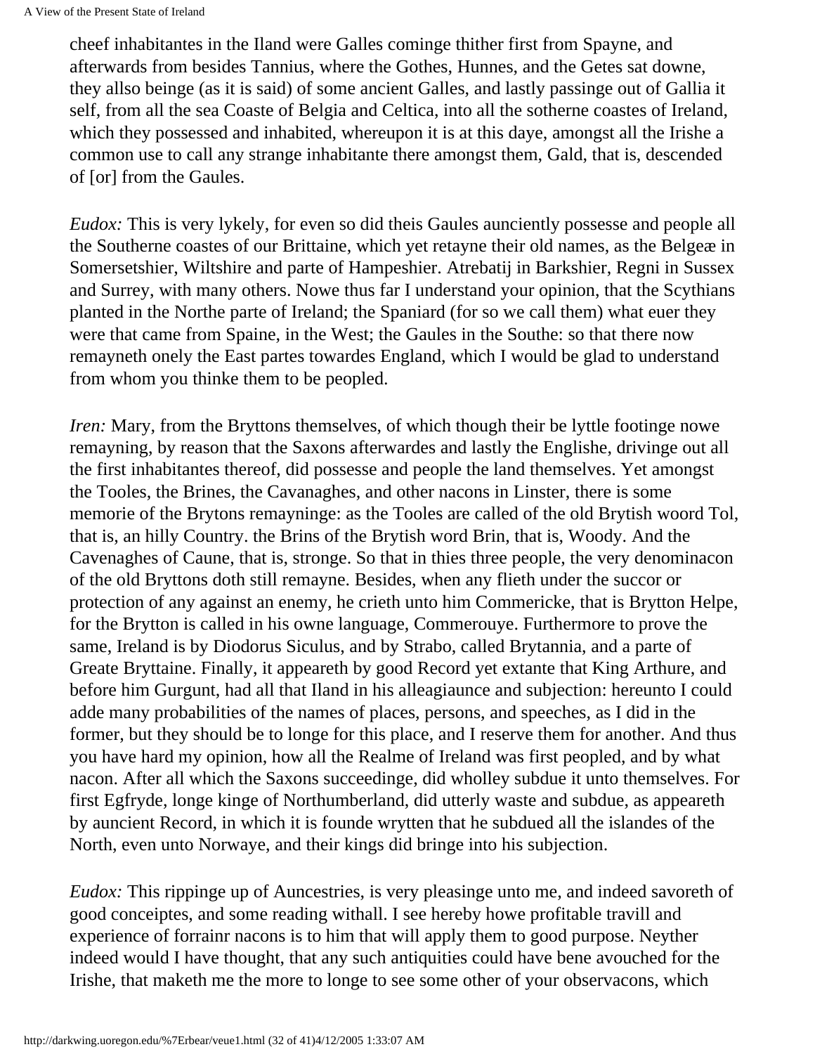cheef inhabitantes in the Iland were Galles cominge thither first from Spayne, and afterwards from besides Tannius, where the Gothes, Hunnes, and the Getes sat downe, they allso beinge (as it is said) of some ancient Galles, and lastly passinge out of Gallia it self, from all the sea Coaste of Belgia and Celtica, into all the sotherne coastes of Ireland, which they possessed and inhabited, whereupon it is at this daye, amongst all the Irishe a common use to call any strange inhabitante there amongst them, Gald, that is, descended of [or] from the Gaules.

*Eudox:* This is very lykely, for even so did theis Gaules auncientlly possesse and people all the Southerne coastes of our Brittaine, which yet retayne their old names, as the Belgeæ in Somersetshier, Wiltshire and parte of Hampeshier. Atrebatij in Barkshier, Regni in Sussex and Surrey, with many others. Nowe thus far I understand your opinion, that the Scythians planted in the Northe parte of Ireland; the Spaniard (for so we call them) what euer they were that came from Spaine, in the West; the Gaules in the Southe: so that there now remayneth onely the East partes towardes England, which I would be glad to understand from whom you thinke them to be peopled.

*Iren:* Mary, from the Bryttons themselves, of which though their be lyttle footinge nowe remayning, by reason that the Saxons afterwardes and lastly the Englishe, drivinge out all the first inhabitantes thereof, did possesse and people the land themselves. Yet amongst the Tooles, the Brines, the Cavanaghes, and other nacons in Linster, there is some memorie of the Brytons remayninge: as the Tooles are called of the old Brytish woord Tol, that is, an hilly Country. the Brins of the Brytish word Brin, that is, Woody. And the Cavenaghes of Caune, that is, stronge. So that in thies three people, the very denominacon of the old Bryttons doth still remayne. Besides, when any flieth under the succor or protection of any against an enemy, he crieth unto him Commericke, that is Brytton Helpe, for the Brytton is called in his owne language, Commerouye. Furthermore to prove the same, Ireland is by Diodorus Siculus, and by Strabo, called Brytannia, and a parte of Greate Bryttaine. Finally, it appeareth by good Record yet extante that King Arthure, and before him Gurgunt, had all that Iland in his alleagiaunce and subjection: hereunto I could adde many probabilities of the names of places, persons, and speeches, as I did in the former, but they should be to longe for this place, and I reserve them for another. And thus you have hard my opinion, how all the Realme of Ireland was first peopled, and by what nacon. After all which the Saxons succeedinge, did wholley subdue it unto themselves. For first Egfryde, longe kinge of Northumberland, did utterly waste and subdue, as appeareth by auncient Record, in which it is founde wrytten that he subdued all the islandes of the North, even unto Norwaye, and their kings did bringe into his subjection.

*Eudox:* This rippinge up of Auncestries, is very pleasinge unto me, and indeed savoreth of good conceiptes, and some reading withall. I see hereby howe profitable travill and experience of forrainr nacons is to him that will apply them to good purpose. Neyther indeed would I have thought, that any such antiquities could have bene avouched for the Irishe, that maketh me the more to longe to see some other of your observacons, which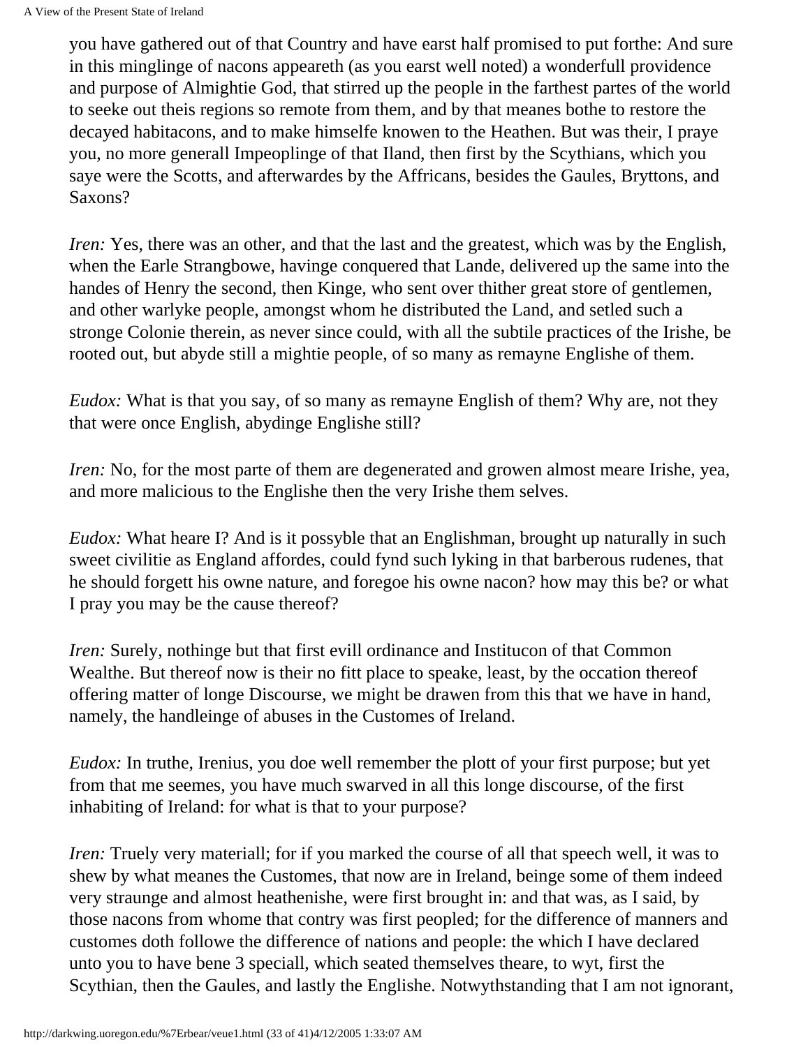you have gathered out of that Country and have earst half promised to put forthe: And sure in this minglinge of nacons appeareth (as you earst well noted) a wonderfull providence and purpose of Almightie God, that stirred up the people in the farthest partes of the world to seeke out theis regions so remote from them, and by that meanes bothe to restore the decayed habitacons, and to make himselfe knowen to the Heathen. But was their, I praye you, no more generall Impeoplinge of that Iland, then first by the Scythians, which you saye were the Scotts, and afterwardes by the Affricans, besides the Gaules, Bryttons, and Saxons?

*Iren:* Yes, there was an other, and that the last and the greatest, which was by the English, when the Earle Strangbowe, havinge conquered that Lande, delivered up the same into the handes of Henry the second, then Kinge, who sent over thither great store of gentlemen, and other warlyke people, amongst whom he distributed the Land, and setled such a stronge Colonie therein, as never since could, with all the subtile practices of the Irishe, be rooted out, but abyde still a mightie people, of so many as remayne Englishe of them.

*Eudox:* What is that you say, of so many as remayne English of them? Why are, not they that were once English, abydinge Englishe still?

*Iren:* No, for the most parte of them are degenerated and growen almost meare Irishe, yea, and more malicious to the Englishe then the very Irishe them selves.

*Eudox:* What heare I? And is it possyble that an Englishman, brought up naturally in such sweet civilitie as England affordes, could fynd such lyking in that barberous rudenes, that he should forgett his owne nature, and foregoe his owne nacon? how may this be? or what I pray you may be the cause thereof?

*Iren:* Surely, nothinge but that first evill ordinance and Institucon of that Common Wealthe. But thereof now is their no fitt place to speake, least, by the occation thereof offering matter of longe Discourse, we might be drawen from this that we have in hand, namely, the handleinge of abuses in the Customes of Ireland.

*Eudox:* In truthe, Irenius, you doe well remember the plott of your first purpose; but yet from that me seemes, you have much swarved in all this longe discourse, of the first inhabiting of Ireland: for what is that to your purpose?

*Iren:* Truely very materiall; for if you marked the course of all that speech well, it was to shew by what meanes the Customes, that now are in Ireland, beinge some of them indeed very straunge and almost heathenishe, were first brought in: and that was, as I said, by those nacons from whome that contry was first peopled; for the difference of manners and customes doth followe the difference of nations and people: the which I have declared unto you to have bene 3 speciall, which seated themselves theare, to wyt, first the Scythian, then the Gaules, and lastly the Englishe. Notwythstanding that I am not ignorant,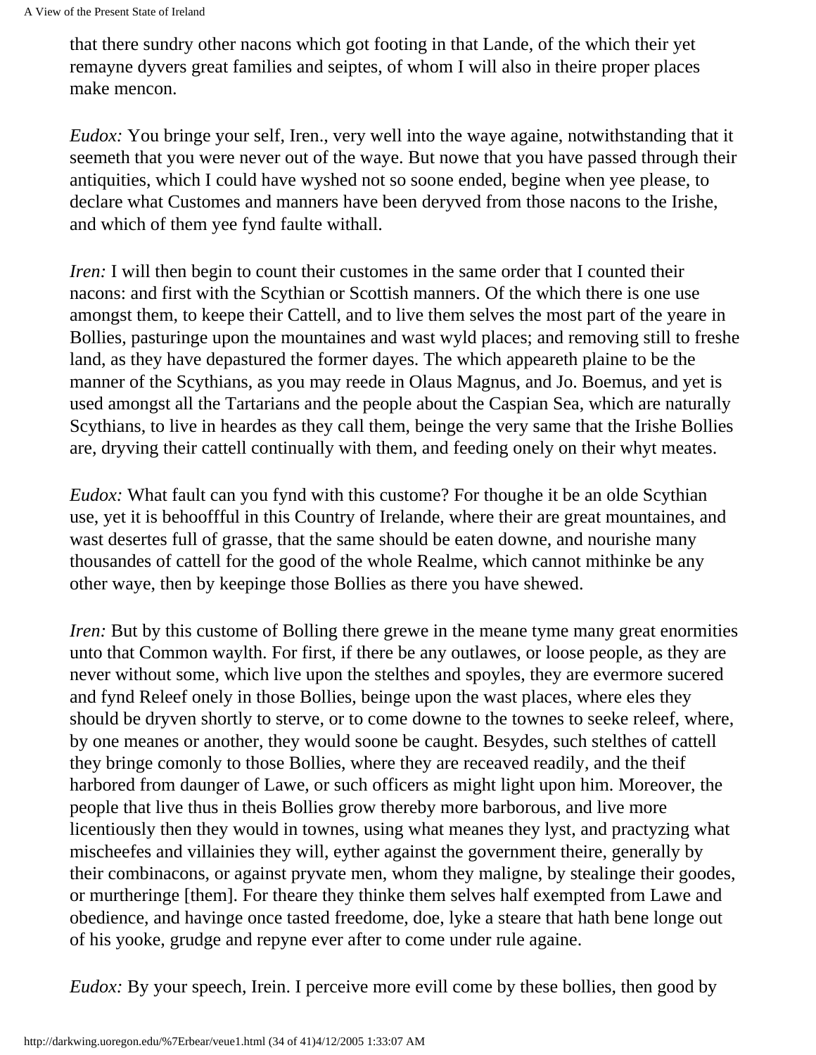that there sundry other nacons which got footing in that Lande, of the which their yet remayne dyvers great families and seiptes, of whom I will also in theire proper places make mencon.

*Eudox:* You bringe your self, Iren., very well into the waye againe, notwithstanding that it seemeth that you were never out of the waye. But nowe that you have passed through their antiquities, which I could have wyshed not so soone ended, begine when yee please, to declare what Customes and manners have been deryved from those nacons to the Irishe, and which of them yee fynd faulte withall.

*Iren:* I will then begin to count their customes in the same order that I counted their nacons: and first with the Scythian or Scottish manners. Of the which there is one use amongst them, to keepe their Cattell, and to live them selves the most part of the yeare in Bollies, pasturinge upon the mountaines and wast wyld places; and removing still to freshe land, as they have depastured the former dayes. The which appeareth plaine to be the manner of the Scythians, as you may reede in Olaus Magnus, and Jo. Boemus, and yet is used amongst all the Tartarians and the people about the Caspian Sea, which are naturally Scythians, to live in heardes as they call them, beinge the very same that the Irishe Bollies are, dryving their cattell continually with them, and feeding onely on their whyt meates.

*Eudox:* What fault can you fynd with this custome? For thoughe it be an olde Scythian use, yet it is behoofful in this Country of Irelande, where their are great mountaines, and wast desertes full of grasse, that the same should be eaten downe, and nourishe many thousandes of cattell for the good of the whole Realme, which cannot mithinke be any other waye, then by keepinge those Bollies as there you have shewed.

*Iren:* But by this custome of Bolling there grewe in the meane tyme many great enormities unto that Common waylth. For first, if there be any outlawes, or loose people, as they are never without some, which live upon the stelthes and spoyles, they are evermore sucered and fynd Releef onely in those Bollies, beinge upon the wast places, where eles they should be dryven shortly to sterve, or to come downe to the townes to seeke releef, where, by one meanes or another, they would soone be caught. Besydes, such stelthes of cattell they bringe comonly to those Bollies, where they are receaved readily, and the theif harbored from daunger of Lawe, or such officers as might light upon him. Moreover, the people that live thus in theis Bollies grow thereby more barborous, and live more licentiously then they would in townes, using what meanes they lyst, and practyzing what mischeefes and villainies they will, eyther against the government theire, generally by their combinacons, or against pryvate men, whom they maligne, by stealinge their goodes, or murtheringe [them]. For theare they thinke them selves half exempted from Lawe and obedience, and havinge once tasted freedome, doe, lyke a steare that hath bene longe out of his yooke, grudge and repyne ever after to come under rule againe.

*Eudox:* By your speech, Irein. I perceive more evill come by these bollies, then good by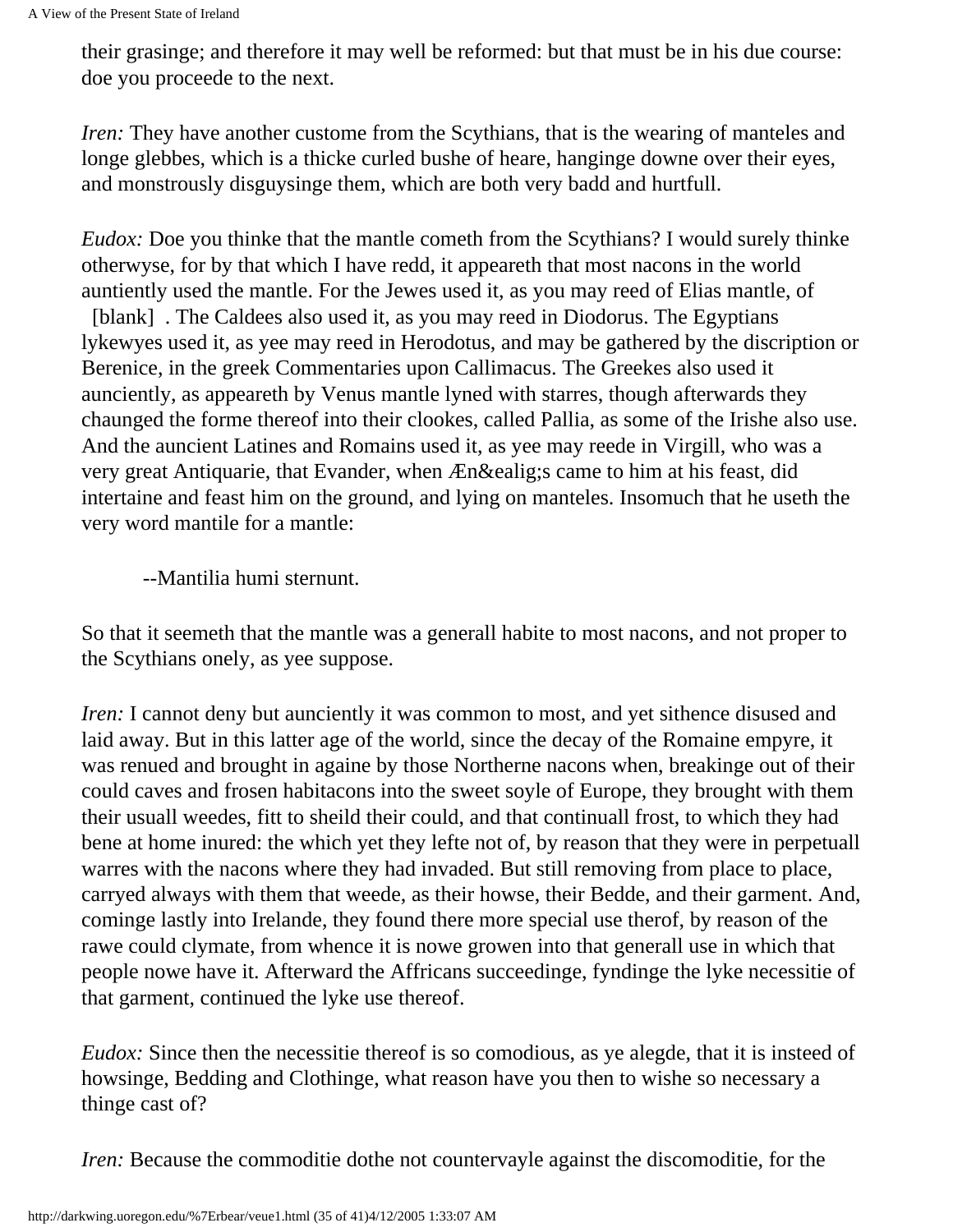their grasinge; and therefore it may well be reformed: but that must be in his due course: doe you proceede to the next.

*Iren:* They have another custome from the Scythians, that is the wearing of manteles and longe glebbes, which is a thicke curled bushe of heare, hanginge downe over their eyes, and monstrously disguysinge them, which are both very badd and hurtfull.

*Eudox:* Doe you thinke that the mantle cometh from the Scythians? I would surely thinke otherwyse, for by that which I have redd, it appeareth that most nacons in the world auntiently used the mantle. For the Jewes used it, as you may reed of Elias mantle, of [blank] . The Caldees also used it, as you may reed in Diodorus. The Egyptians lykewyes used it, as yee may reed in Herodotus, and may be gathered by the discription or Berenice, in the greek Commentaries upon Callimacus. The Greekes also used it auinciently, as appeareth by Venus mantle lyned with starres, though afterwards they chaunged the forme thereof into their clookes, called Pallia, as some of the Irishe also use. And the auncient Latines and Romains used it, as yee may reede in Virgill, who was a very great Antiquarie, that Evander, when Æn&ealig;s came to him at his feast, did intertaine and feast him on the ground, and lying on manteles. Insomuch that he useth the very word mantile for a mantle:

> --Mantilia humi sternunt.

So that it seemeth that the mantle was a generall habite to most nacons, and not proper to the Scythians onely, as yee suppose.

*Iren:* I cannot deny but aunciently it was common to most, and yet sithence disused and laid away. But in this latter age of the world, since the decay of the Romaine empyre, it was renued and brought in againe by those Northerne nacons when, breakinge out of their could caves and frosen habitacons into the sweet soyle of Europe, they brought with them their usuall weedes, fitt to sheild their could, and that continuall frost, to which they had bene at home inured: the which yet they lefte not of, by reason that they were in perpetuall warres with the nacons where they had invaded. But still removing from place to place, carryed always with them that weede, as their howse, their Bedde, and their garment. And, cominge lastly into Irelande, they found there more special use therof, by reason of the rawe could clymate, from whence it is nowe growen into that generall use in which that people nowe have it. Afterward the Affricans succeedinge, fyndinge the lyke necessitie of that garment, continued the lyke use thereof.

*Eudox:* Since then the necessitie thereof is so comodious, as ye alegde, that it is insteed of howsinge, Bedding and Clothinge, what reason have you then to wishe so necessary a thinge cast of?

*Iren:* Because the commoditie dothe not countervayle against the discomoditie, for the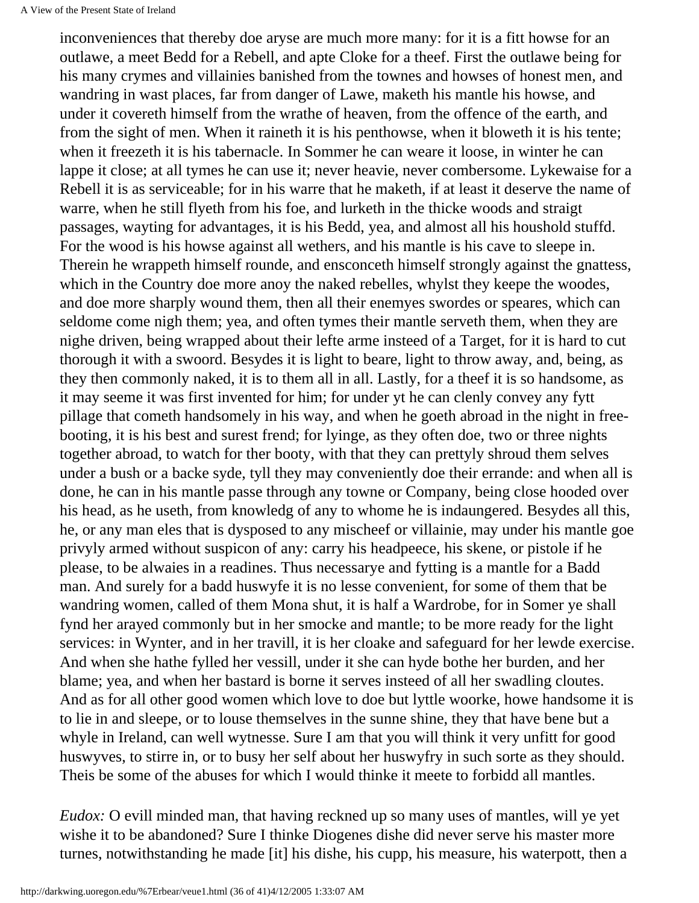inconveniences that thereby doe aryse are much more many: for it is a fitt howse for an outlawe, a meet Bedd for a Rebell, and apte Cloke for a theef. First the outlawe being for his many crymes and villainies banished from the townes and howses of honest men, and wandring in wast places, far from danger of Lawe, maketh his mantle his howse, and under it covereth himself from the wrathe of heaven, from the offence of the earth, and from the sight of men. When it raineth it is his penthowse, when it bloweth it is his tente; when it freezeth it is his tabernacle. In Sommer he can weare it loose, in winter he can lappe it close; at all tymes he can use it; never heavie, never combersome. Lykewaise for a Rebell it is as serviceable; for in his warre that he maketh, if at least it deserve the name of warre, when he still flyeth from his foe, and lurketh in the thicke woods and straigt passages, wayting for advantages, it is his Bedd, yea, and almost all his houshold stuffd. For the wood is his howse against all wethers, and his mantle is his cave to sleepe in. Therein he wrappeth himself rounde, and ensconceth himself strongly against the gnattess, which in the Country doe more anoy the naked rebelles, whylst they keepe the woodes, and doe more sharply wound them, then all their enemyes swordes or speares, which can seldome come nigh them; yea, and often tymes their mantle serveth them, when they are nighe driven, being wrapped about their lefte arme instead of a Target, for it is hard to cut thorough it with a swoord. Besydes it is light to beare, light to throw away, and, being, as they then commonly naked, it is to them all in all. Lastly, for a theef it is so handsome, as it may seeme it was first invented for him; for under yt he can clenly convey any fytt pillage that cometh handsomely in his way, and when he goeth abroad in the night in free-booting, it is his best and surest frend; for lyinge, as they often doe, two or three nights together abroad, to watch for ther booty, with that they can prettyly shroud them selves under a bush or a backe syde, tyll they may conveniently doe their errande: and when all is done, he can in his mantle passe through any towne or Company, being close hooded over his head, as he useth, from knowledg of any to whome he is indaungered. Besydes all this, he, or any man eles that is dysposed to any mischeef or villainie, may under his mantle goe privyly armed without suspicon of any: carry his headpeece, his skene, or pistole if he please, to be alwaies in a readines. Thus necessarye and fytting is a mantle for a Badd man. And surely for a badd huswyfe it is no lesse convenient, for some of them that be wandring women, called of them Mona shut, it is half a Wardrobe, for in Somer ye shall fynd her arayed commonly but in her smocke and mantle; to be more ready for the light services: in Wynter, and in her travill, it is her cloake and safeguard for her lewde exercise. And when she hathe fylled her vessill, under it she can hyde bothe her burden, and her blame; yea, and when her bastard is borne it serves insteed of all her swadling cloutes. And as for all other good women which love to doe but lyttle woorke, howe handsome it is to lie in and sleepe, or to louse themselves in the sunne shine, they that have bene but a whyle in Ireland, can well wytnesse. Sure I am that you will think it very unfitt for good huswyves, to stirre in, or to busy her self about her huswyfry in such sorte as they should. Theis be some of the abuses for which I would thinke it meete to forbidd all mantles.

*Eudox:* O evill minded man, that having reckned up so many uses of mantles, will ye yet wishe it to be abandoned? Sure I thinke Diogenes dishe did never serve his master more turnes, notwithstanding he made [it] his dishe, his cupp, his measure, his waterpott, then a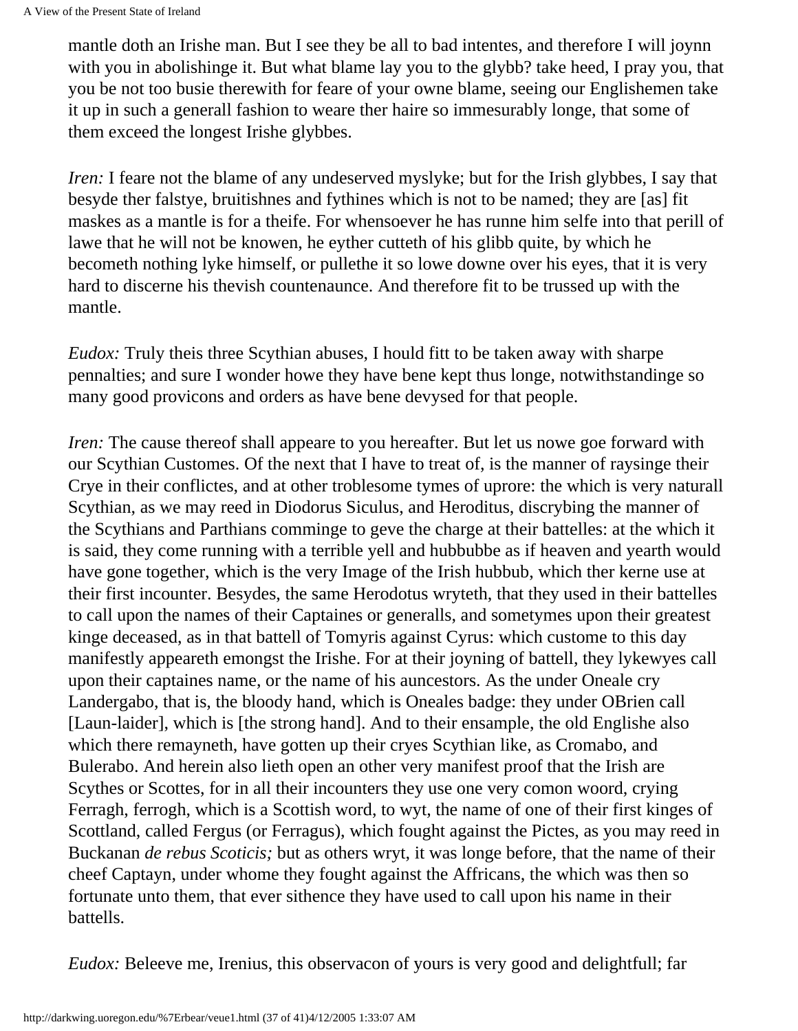mantle doth an Irishe man. But I see they be all to bad intentes, and therefore I will joynn with you in abolishinge it. But what blame lay you to the glybb? take heed, I pray you, that you be not too busie therewith for feare of your owne blame, seeing our Englishemen take it up in such a generall fashion to weare ther haire so immesurably longe, that some of them exceed the longest Irishe glybbes.

*Iren:* I feare not the blame of any undeserved myslyke; but for the Irish glybbes, I say that besyde ther falstye, bruitishnes and fythines which is not to be named; they are [as] fit maskes as a mantle is for a theife. For whensoever he has runne him selfe into that perill of lawe that he will not be knowen, he eyther cutteth of his glibb quite, by which he becometh nothing lyke himself, or pullethe it so lowe downe over his eyes, that it is very hard to discerne his thevish countenaunce. And therefore fit to be trussed up with the mantle.

*Eudox:* Truly theis three Scythian abuses, I hould fitt to be taken away with sharpe pennalties; and sure I wonder howe they have bene kept thus longe, notwithstandinge so many good provicons and orders as have bene devysed for that people.

*Iren:* The cause thereof shall appeare to you hereafter. But let us nowe goe forward with our Scythian Customes. Of the next that I have to treat of, is the manner of raysinge their Crye in their conflictes, and at other troblesome tymes of uprore: the which is very naturall Scythian, as we may reed in Diodorus Siculus, and Heroditus, discrybing the manner of the Scythians and Parthians comminge to geve the charge at their battelles: at the which it is said, they come running with a terrible yell and hubbubbe as if heaven and yearth would have gone together, which is the very Image of the Irish hubbub, which ther kerne use at their first incounter. Besydes, the same Herodotus wryteth, that they used in their battelles to call upon the names of their Captaines or generalls, and sometymes upon their greatest kinge deceased, as in that battell of Tomyris against Cyrus: which custome to this day manifestly appeareth emongst the Irishe. For at their joyning of battell, they lykewyes call upon their captaines name, or the name of his auncestors. As the under Oneale cry Landergabo, that is, the bloody hand, which is Oneales badge: they under OBrien call [Laun-laider], which is [the strong hand]. And to their ensample, the old Englishe also which there remayneth, have gotten up their cryes Scythian like, as Cromabo, and Bulerabo. And herein also lieth open an other very manifest proof that the Irish are Scythes or Scottes, for in all their incounters they use one very comon woord, crying Ferragh, ferrogh, which is a Scottish word, to wyt, the name of one of their first kinges of Scottland, called Fergus (or Ferragus), which fought against the Pictes, as you may reed in Buckanan *de rebus Scoticis;* but as others wryt, it was longe before, that the name of their cheef Captayn, under whome they fought against the Affricans, the which was then so fortunate unto them, that ever sithence they have used to call upon his name in their battells.

*Eudox:* Beleeve me, Irenius, this observacon of yours is very good and delightfull; far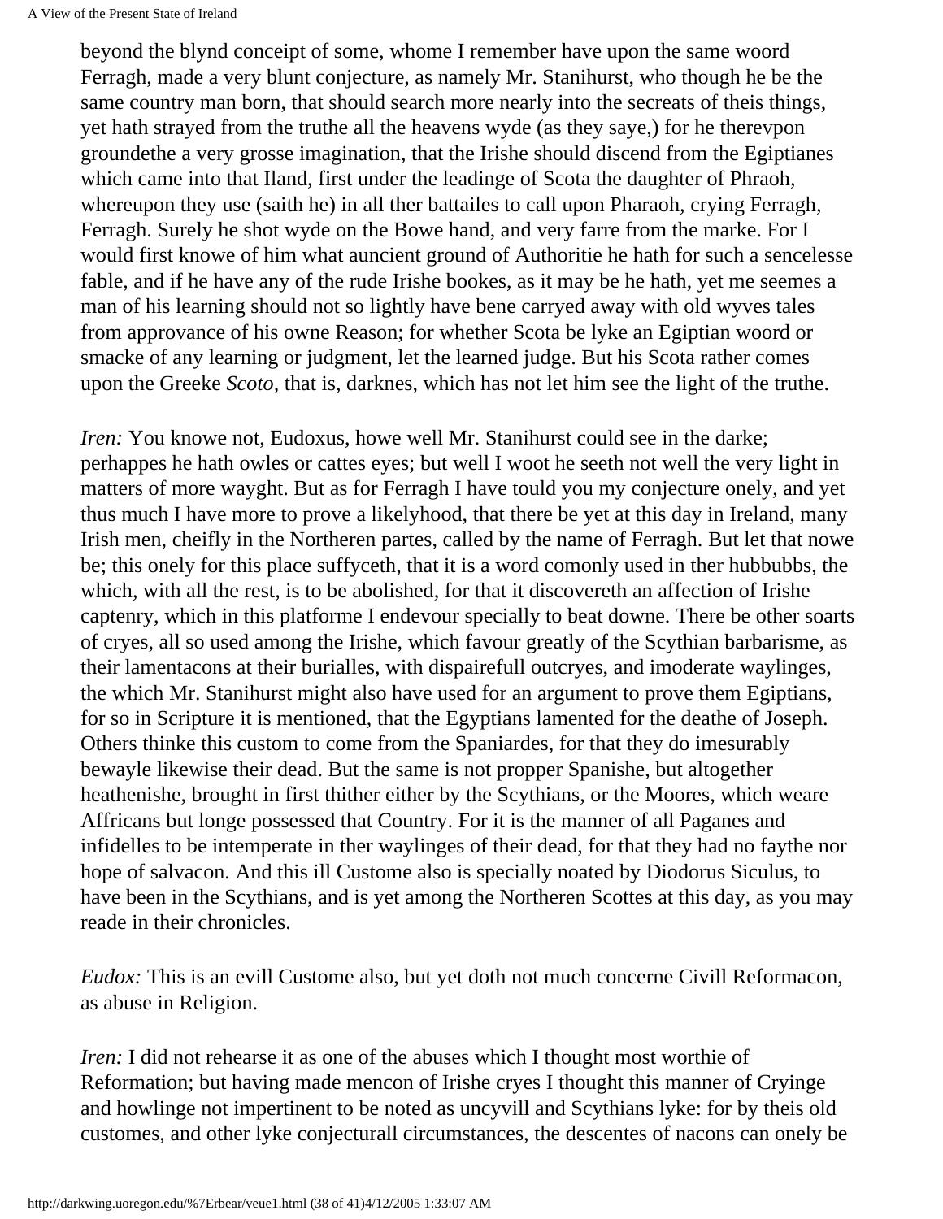beyond the blynd conceipt of some, whome I remember have upon the same woord Ferragh, made a very blunt conjecture, as namely Mr. Stanihurst, who though he be the same country man born, that should search more nearly into the secreats of theis things, yet hath strayed from the truthe all the heavens wyde (as they saye,) for he therevpon groundethe a very grosse imagination, that the Irishe should discend from the Egiptianes which came into that Iland, first under the leadinge of Scota the daughter of Phraoh, whereupon they use (saith he) in all ther battailes to call upon Pharaoh, crying Ferragh, Ferragh. Surely he shot wyde on the Bowe hand, and very farre from the marke. For I would first knowe of him what auncient ground of Authoritie he hath for such a sencelesse fable, and if he have any of the rude Irishe bookes, as it may be he hath, yet me seemes a man of his learning should not so lightly have bene carryed away with old wyves tales from approvance of his owne Reason; for whether Scota be lyke an Egiptian woord or smacke of any learning or judgment, let the learned judge. But his Scota rather comes upon the Greeke *Scoto,* that is, darknes, which has not let him see the light of the truthe.

*Iren:* You knowe not, Eudoxus, howe well Mr. Stanihurst could see in the darke; perhappes he hath owles or cattes eyes; but well I woot he seeth not well the very light in matters of more wayght. But as for Ferragh I have tould you my conjecture onely, and yet thus much I have more to prove a likelyhood, that there be yet at this day in Ireland, many Irish men, cheifly in the Northeren partes, called by the name of Ferragh. But let that nowe be; this onely for this place suffyceth, that it is a word comonly used in ther hubbubbs, the which, with all the rest, is to be abolished, for that it discovereth an affection of Irishe captenry, which in this platforme I endevour specially to beat downe. There be other soarts of cryes, all so used among the Irishe, which favour greatly of the Scythian barbarisme, as their lamentacons at their burialles, with dispairefull outcryes, and imoderate waylinges, the which Mr. Stanihurst might also have used for an argument to prove them Egiptians, for so in Scripture it is mentioned, that the Egyptians lamented for the deathe of Joseph. Others thinke this custom to come from the Spaniardes, for that they do imesurably bewayle likewise their dead. But the same is not propper Spanishe, but altogether heathenishe, brought in first thither either by the Scythians, or the Moores, which weare Affricans but longe possessed that Country. For it is the manner of all Paganes and infidelles to be intemperate in ther waylinges of their dead, for that they had no faythe nor hope of salvacon. And this ill Custome also is specially noated by Diodorus Siculus, to have been in the Scythians, and is yet among the Northeren Scottes at this day, as you may reade in their chronicles.

*Eudox:* This is an evill Custome also, but yet doth not much concerne Civill Reformacon, as abuse in Religion.

*Iren:* I did not rehearse it as one of the abuses which I thought most worthie of Reformation; but having made mencon of Irishe cryes I thought this manner of Cryinge and howlinge not impertinent to be noted as uncyvill and Scythians lyke: for by theis old customes, and other lyke conjecturall circumstances, the descentes of nacons can onely be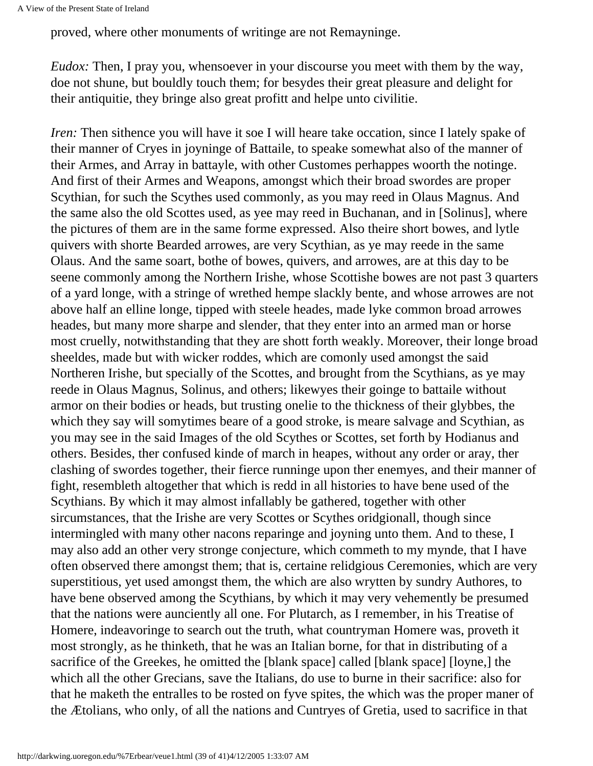proved, where other monuments of writinge are not Remayninge.

*Eudox:* Then, I pray you, whensoever in your discourse you meet with them by the way, doe not shune, but bouldly touch them; for besydes their great pleasure and delight for their antiquitie, they bringe also great profitt and helpe unto civilitie.

*Iren:* Then sithence you will have it soe I will heare take occation, since I lately spake of their manner of Cryes in joyninge of Battaile, to speake somewhat also of the manner of their Armes, and Array in battayle, with other Customes perhappes woorth the notinge. And first of their Armes and Weapons, amongst which their broad swordes are proper Scythian, for such the Scythes used commonly, as you may reed in Olaus Magnus. And the same also the old Scottes used, as yee may reed in Buchanan, and in [Solinus], where the pictures of them are in the same forme expressed. Also theire short bowes, and lytle quivers with shorte Bearded arrowes, are very Scythian, as ye may reede in the same Olaus. And the same soart, bothe of bowes, quivers, and arrowes, are at this day to be seene commonly among the Northern Irishe, whose Scottishe bowes are not past 3 quarters of a yard longe, with a stringe of wrethed hempe slackly bente, and whose arrowes are not above half an elline longe, tipped with steele heades, made lyke common broad arrowes heades, but many more sharpe and slender, that they enter into an armed man or horse most cruelly, notwithstanding that they are shott forth weakly. Moreover, their longe broad sheeldes, made but with wicker roddes, which are comonly used amongst the said Northeren Irishe, but specially of the Scottes, and brought from the Scythians, as ye may reede in Olaus Magnus, Solinus, and others; likewyes their goinge to battaile without armor on their bodies or heads, but trusting onelie to the thickness of their glybbes, the which they say will somytimes beare of a good stroke, is meare salvage and Scythian, as you may see in the said Images of the old Scythes or Scottes, set forth by Hodianus and others. Besides, ther confused kinde of march in heapes, without any order or aray, ther clashing of swordes together, their fierce runninge upon ther enemyes, and their manner of fight, resembleth altogether that which is redd in all histories to have bene used of the Scythians. By which it may almost infallably be gathered, together with other sircumstances, that the Irishe are very Scottes or Scythes oridgionall, though since intermingled with many other nacons reparinge and joyning unto them. And to these, I may also add an other very stronge conjecture, which commeth to my mynde, that I have often observed there amongst them; that is, certaine relidgious Ceremonies, which are very superstitious, yet used amongst them, the which are also wrytten by sundry Authores, to have bene observed among the Scythians, by which it may very vehemently be presumed that the nations were auncienctly all one. For Plutarch, as I remember, in his Treatise of Homere, indeavoringe to search out the truth, what countryman Homere was, proveth it most strongly, as he thinketh, that he was an Italian borne, for that in distributing of a sacrifice of the Greekes, he omitted the [blank space] called [blank space] [loyne,] the which all the other Grecians, save the Italians, do use to burne in their sacrifice: also for that he maketh the entralles to be rosted on fyve spites, the which was the proper maner of the Ætolians, who only, of all the nations and Cuntryes of Gretia, used to sacrifice in that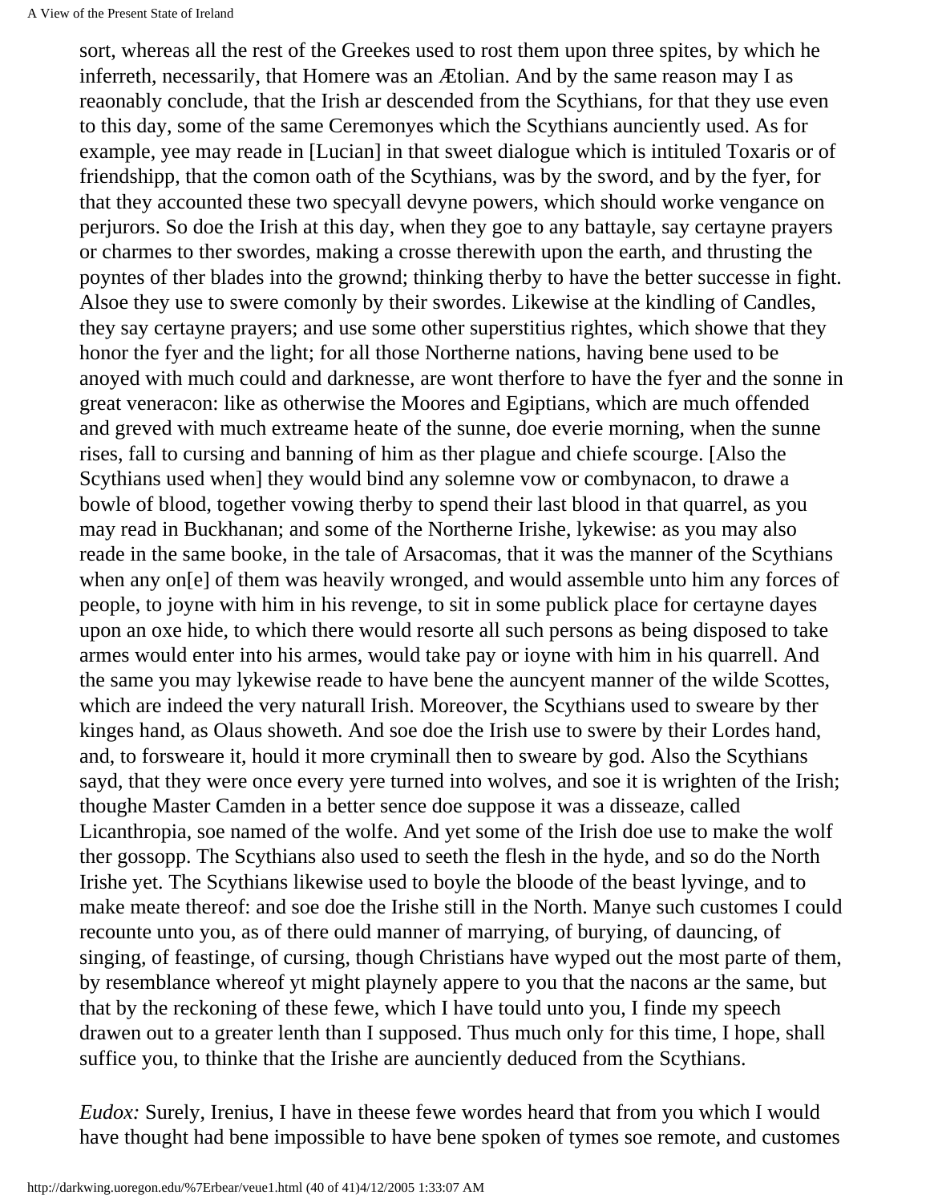sort, whereas all the rest of the Greekes used to rost them upon three spites, by which he inferreth, necessarily, that Homere was an Ætolian. And by the same reason may I as reaonably conclude, that the Irish ar descended from the Scythians, for that they use even to this day, some of the same Ceremonyes which the Scythians auncienty used. As for example, yee may reade in [Lucian] in that sweet dialogue which is intituled Toxaris or of friendshipp, that the comon oath of the Scythians, was by the sword, and by the fyer, for that they accounted these two specyall devyne powers, which should worke vengance on perjurors. So doe the Irish at this day, when they goe to any battayle, say certayne prayers or charmes to ther swordes, making a crosse therewith upon the earth, and thrusting the poyntes of ther blades into the grownd; thinking therby to have the better successe in fight. Alsoe they use to swere comonly by their swordes. Likewise at the kindling of Candles, they say certayne prayers; and use some other superstitius rightes, which showe that they honor the fyer and the light; for all those Northerne nations, having bene used to be anoyed with much could and darknesse, are wont therfore to have the fyer and the sonne in great veneracon: like as otherwise the Moores and Egiptians, which are much offended and greved with much extreame heate of the sunne, doe everie morning, when the sunne rises, fall to cursing and banning of him as ther plague and chiefe scourge. [Also the Scythians used when] they would bind any solemne vow or combynacon, to drawe a bowle of blood, together vowing therby to spend their last blood in that quarrel, as you may read in Buckhanan; and some of the Northerne Irishe, lykewise: as you may also reade in the same booke, in the tale of Arsacomas, that it was the manner of the Scythians when any on[e] of them was heavily wronged, and would assemble unto him any forces of people, to joyne with him in his revenge, to sit in some publick place for certayne dayes upon an oxe hide, to which there would resorte all such persons as being disposed to take armes would enter into his armes, would take pay or ioyne with him in his quarrell. And the same you may lykewise reade to have bene the auncyent manner of the wilde Scottes, which are indeed the very naturall Irish. Moreover, the Scythians used to sweare by ther kinges hand, as Olaus showeth. And soe doe the Irish use to swere by their Lordes hand, and, to forsweare it, hould it more cryminall then to sweare by god. Also the Scythians sayd, that they were once every yere turned into wolves, and soe it is wrighten of the Irish; thoughe Master Camden in a better sence doe suppose it was a disseaze, called Licanthropia, soe named of the wolfe. And yet some of the Irish doe use to make the wolf ther gossopp. The Scythians also used to seeth the flesh in the hyde, and so do the North Irishe yet. The Scythians likewise used to boyle the bloode of the beast lyvinge, and to make meate thereof: and soe doe the Irishe still in the North. Manye such customes I could recounte unto you, as of there ould manner of marrying, of burying, of dauncing, of singing, of feastinge, of cursing, though Christians have wyped out the most parte of them, by resemblance whereof yt might playnely appere to you that the nacons ar the same, but that by the reckoning of these fewe, which I have tould unto you, I finde my speech drawen out to a greater lenth than I supposed. Thus much only for this time, I hope, shall suffice you, to thinke that the Irishe are auncienty deduced from the Scythians.

*Eudox:* Surely, Irenius, I have in theese fewe wordes heard that from you which I would have thought had bene impossible to have bene spoken of tymes soe remote, and customes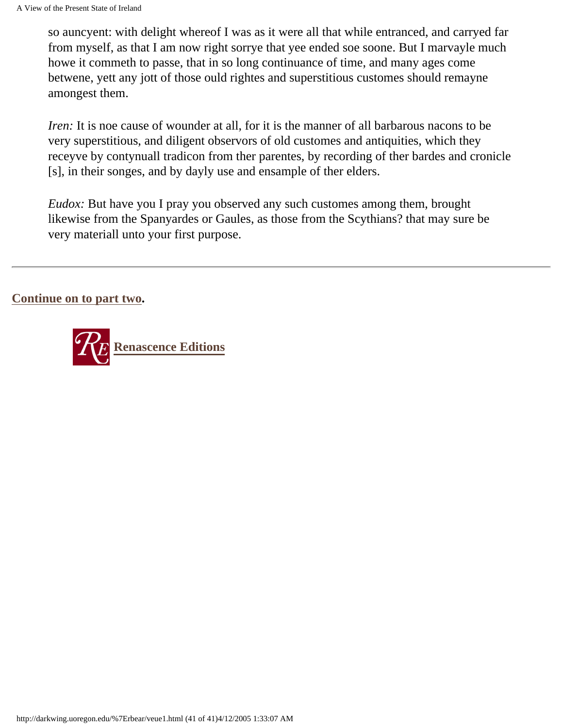so auncyent: with delight whereof I was as it were all that while entranced, and carryed far from myself, as that I am now right sorrye that yee ended soe soone. But I marvayle much howe it commeth to passe, that in so long continuance of time, and many ages come betwene, yett any jott of those ould rightes and superstitious customes should remayne amongest them.

*Iren:* It is noe cause of wounder at all, for it is the manner of all barbarous nacons to be very superstitious, and diligent observors of old customes and antiquities, which they receyve by contynuall tradicon from ther parentes, by recording of ther bardes and cronicle [s], in their songes, and by dayly use and ensample of ther elders.

*Eudox:* But have you I pray you observed any such customes among them, brought likewise from the Spanyardes or Gaules, as those from the Scythians? that may sure be very materiall unto your first purpose.

---

**Continue on to part two.**

**Renascence Editions**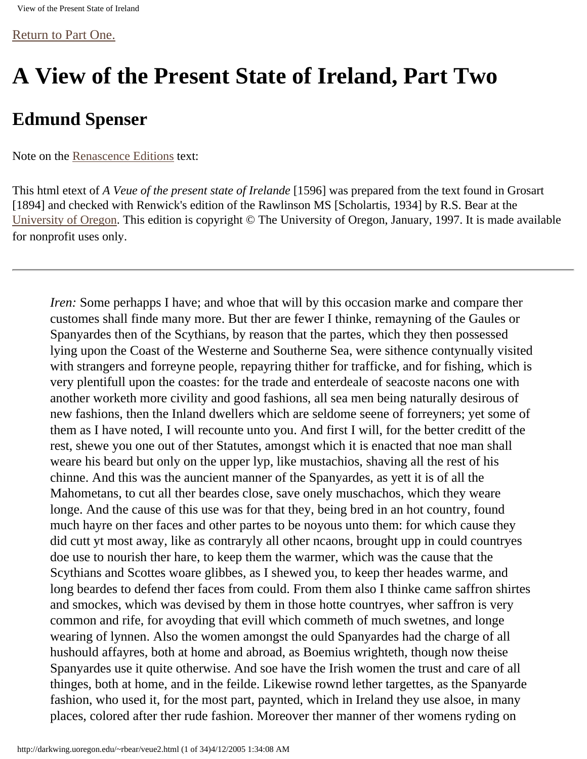Return to Part One.

# A View of the Present State of Ireland, Part Two

## Edmund Spenser

Note on the Renascence Editions text:

This html etext of *A Veue of the present state of Irelande* [1596] was prepared from the text found in Grosart [1894] and checked with Renwick's edition of the Rawlinson MS [Scholartis, 1934] by R.S. Bear at the University of Oregon. This edition is copyright © The University of Oregon, January, 1997. It is made available for nonprofit uses only.

---

*Iren:* Some perhapps I have; and whoe that will by this occasion marke and compare ther customes shall finde many more. But ther are fewer I thinke, remayning of the Gaules or Spanyardes then of the Scythians, by reason that the partes, which they then possessed lying upon the Coast of the Westerne and Southerne Sea, were sithence contynually visited with strangers and forreyne people, repayring thither for trafficke, and for fishing, which is very plentifull upon the coastes: for the trade and enterdeale of seacoste nacons one with another worketh more civility and good fashions, all sea men being naturally desirous of new fashions, then the Inland dwellers which are seldome seene of forreyners; yet some of them as I have noted, I will recounte unto you. And first I will, for the better creditt of the rest, shewe you one out of ther Statutes, amongst which it is enacted that noe man shall weare his beard but only on the upper lyp, like mustachios, shaving all the rest of his chinne. And this was the auncient manner of the Spanyardes, as yett it is of all the Mahometans, to cut all ther beardes close, save onely muschachos, which they weare longe. And the cause of this use was for that they, being bred in an hot country, found much hayre on ther faces and other partes to be noyous unto them: for which cause they did cutt yt most away, like as contraryly all other ncaons, brought upp in could countryes doe use to nourish ther hare, to keep them the warmer, which was the cause that the Scythians and Scottes woare glibbes, as I shewed you, to keep ther heades warme, and long beardes to defend ther faces from could. From them also I thinke came saffron shirtes and smockes, which was devised by them in those hotte countryes, wher saffron is very common and rife, for avoyding that evill which commeth of much swetnes, and longe wearing of lynnen. Also the women amongst the ould Spanyardes had the charge of all hushould affayres, both at home and abroad, as Boemius wrighteth, though now theise Spanyardes use it quite otherwise. And soe have the Irish women the trust and care of all thinges, both at home, and in the feilde. Likewise rownd lether targettes, as the Spanyarde fashion, who used it, for the most part, paynted, which in Ireland they use alsoe, in many places, colored after ther rude fashion. Moreover ther manner of ther womens ryding on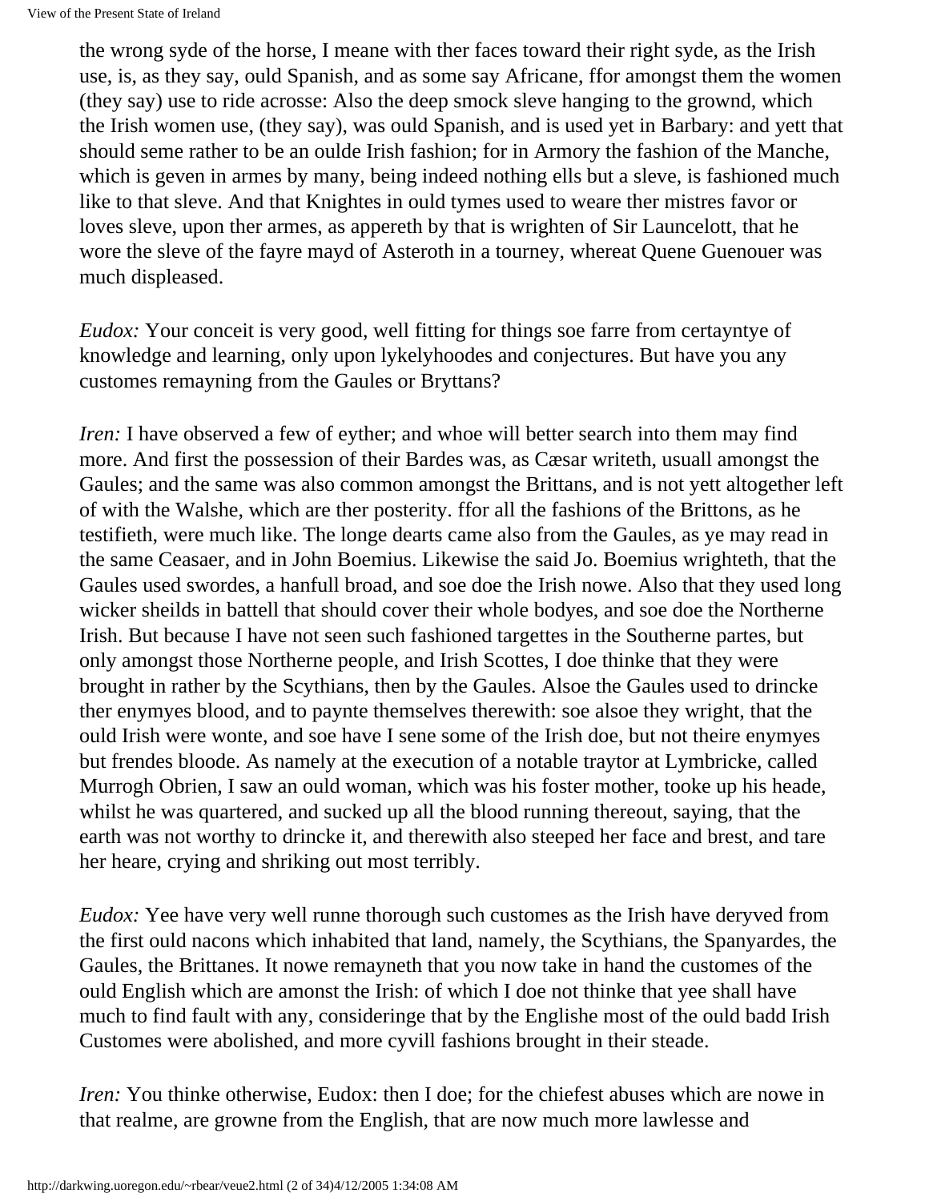the wrong syde of the horse, I meane with ther faces toward their right syde, as the Irish use, is, as they say, ould Spanish, and as some say Africane, ffor amongst them the women (they say) use to ride acrosse: Also the deep smock sleve hanging to the grownd, which the Irish women use, (they say), was ould Spanish, and is used yet in Barbary: and yett that should seme rather to be an oulde Irish fashion; for in Armory the fashion of the Manche, which is geven in armes by many, being indeed nothing ells but a sleve, is fashioned much like to that sleve. And that Knightes in ould tymes used to weare ther mistres favor or loves sleve, upon ther armes, as appereth by that is wrighten of Sir Launcelott, that he wore the sleve of the fayre mayd of Asteroth in a tourney, whereat Quene Guenouer was much displeased.

*Eudox:* Your conceit is very good, well fitting for things soe farre from certayntye of knowledge and learning, only upon lykelyhoodes and conjectures. But have you any customes remayning from the Gaules or Bryttans?

*Iren:* I have observed a few of eyther; and whoe will better search into them may find more. And first the possession of their Bardes was, as Cæsar writeth, usuall amongst the Gaules; and the same was also common amongst the Brittans, and is not yett altogether left of with the Walshe, which are ther posterity. ffor all the fashions of the Brittons, as he testifieth, were much like. The longe dearts came also from the Gaules, as ye may read in the same Ceasaer, and in John Boemius. Likewise the said Jo. Boemius wrighteth, that the Gaules used swordes, a hanfull broad, and soe doe the Irish nowe. Also that they used long wicker sheilds in battell that should cover their whole bodyes, and soe doe the Northerne Irish. But because I have not seen such fashioned targettes in the Southerne partes, but only amongst those Northerne people, and Irish Scottes, I doe thinke that they were brought in rather by the Scythians, then by the Gaules. Alsoe the Gaules used to drincke ther enymyes blood, and to paynte themselves therewith: soe alsoe they wright, that the ould Irish were wonte, and soe have I sene some of the Irish doe, but not theire enymyes but frendes bloode. As namely at the execution of a notable traytor at Lymbricke, called Murrogh Obrien, I saw an ould woman, which was his foster mother, tooke up his heade, whilst he was quartered, and sucked up all the blood running thereout, saying, that the earth was not worthy to drincke it, and therewith also steeped her face and brest, and tare her heare, crying and shriking out most terribly.

*Eudox:* Yee have very well runne thorough such customes as the Irish have deryved from the first ould nacons which inhabited that land, namely, the Scythians, the Spanyardes, the Gaules, the Brittanes. It nowe remayneth that you now take in hand the customes of the ould English which are amonst the Irish: of which I doe not thinke that yee shall have much to find fault with any, consideringe that by the Englishe most of the ould badd Irish Customes were abolished, and more cyvill fashions brought in their steade.

*Iren:* You thinke otherwise, Eudox: then I doe; for the chiefest abuses which are nowe in that realme, are growne from the English, that are now much more lawlesse and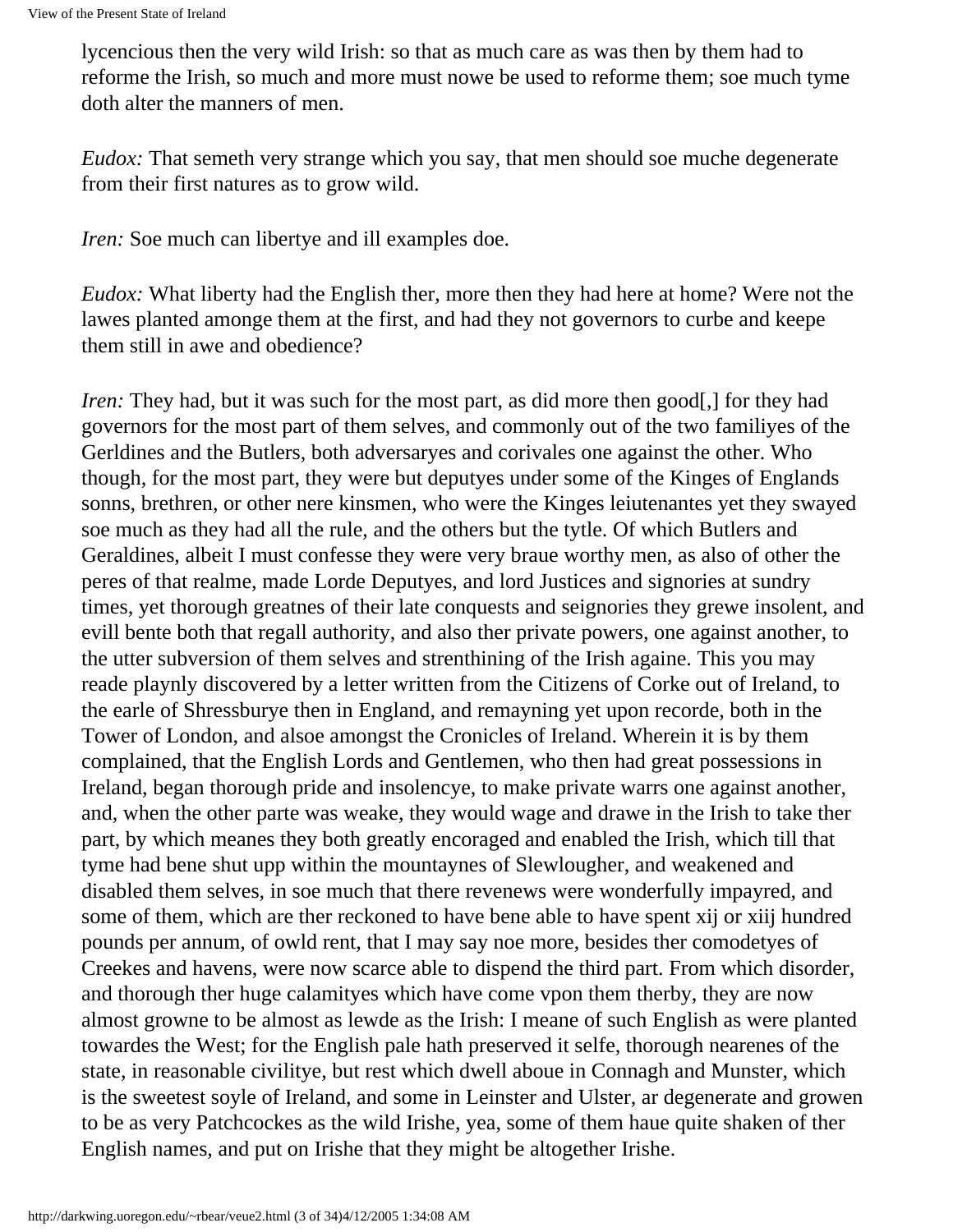lycencious then the very wild Irish: so that as much care as was then by them had to reforme the Irish, so much and more must nowe be used to reforme them; soe much tyme doth alter the manners of men.

*Eudox:* That semeth very strange which you say, that men should soe muche degenerate from their first natures as to grow wild.

*Iren:* Soe much can libertye and ill examples doe.

*Eudox:* What liberty had the English ther, more then they had here at home? Were not the lawes planted amonge them at the first, and had they not governors to curbe and keepe them still in awe and obedience?

*Iren:* They had, but it was such for the most part, as did more then good[,] for they had governors for the most part of them selves, and commonly out of the two familiyes of the Gerldines and the Butlers, both adversaryes and corivales one against the other. Who though, for the most part, they were but deputyes under some of the Kinges of Englands sonns, brethren, or other nere kinsmen, who were the Kinges leiutenantes yet they swayed soe much as they had all the rule, and the others but the tytle. Of which Butlers and Geraldines, albeit I must confesse they were very braue worthy men, as also of other the peres of that realme, made Lorde Deputyes, and lord Justices and signories at sundry times, yet thorough greatnes of their late conquests and seignories they grewe insolent, and evill bente both that regall authority, and also ther private powers, one against another, to the utter subversion of them selves and strenthining of the Irish againe. This you may reade playnly discovered by a letter written from the Citizens of Corke out of Ireland, to the earle of Shressburye then in England, and remayning yet upon recorde, both in the Tower of London, and alsoe amongst the Cronicles of Ireland. Wherein it is by them complained, that the English Lords and Gentlemen, who then had great possessions in Ireland, began thorough pride and insolencye, to make private warrs one against another, and, when the other parte was weake, they would wage and drawe in the Irish to take ther part, by which meanes they both greatly encoraged and enabled the Irish, which till that tyme had bene shut upp within the mountaynes of Slewlougher, and weakened and disabled them selves, in soe much that there revenews were wonderfully impayred, and some of them, which are ther reckoned to have bene able to have spent xij or xiij hundred pounds per annum, of owld rent, that I may say noe more, besides ther comodetyes of Creekes and havens, were now scarce able to dispend the third part. From which disorder, and thorough ther huge calamityes which have come vpon them therby, they are now almost growne to be almost as lewde as the Irish: I meane of such English as were planted towardes the West; for the English pale hath preserved it selfe, thorough nearenes of the state, in reasonable civilitye, but rest which dwell aboue in Connagh and Munster, which is the sweetest soyle of Ireland, and some in Leinster and Ulster, ar degenerate and growen to be as very Patchcockes as the wild Irishe, yea, some of them haue quite shaken of ther English names, and put on Irishe that they might be altogether Irishe.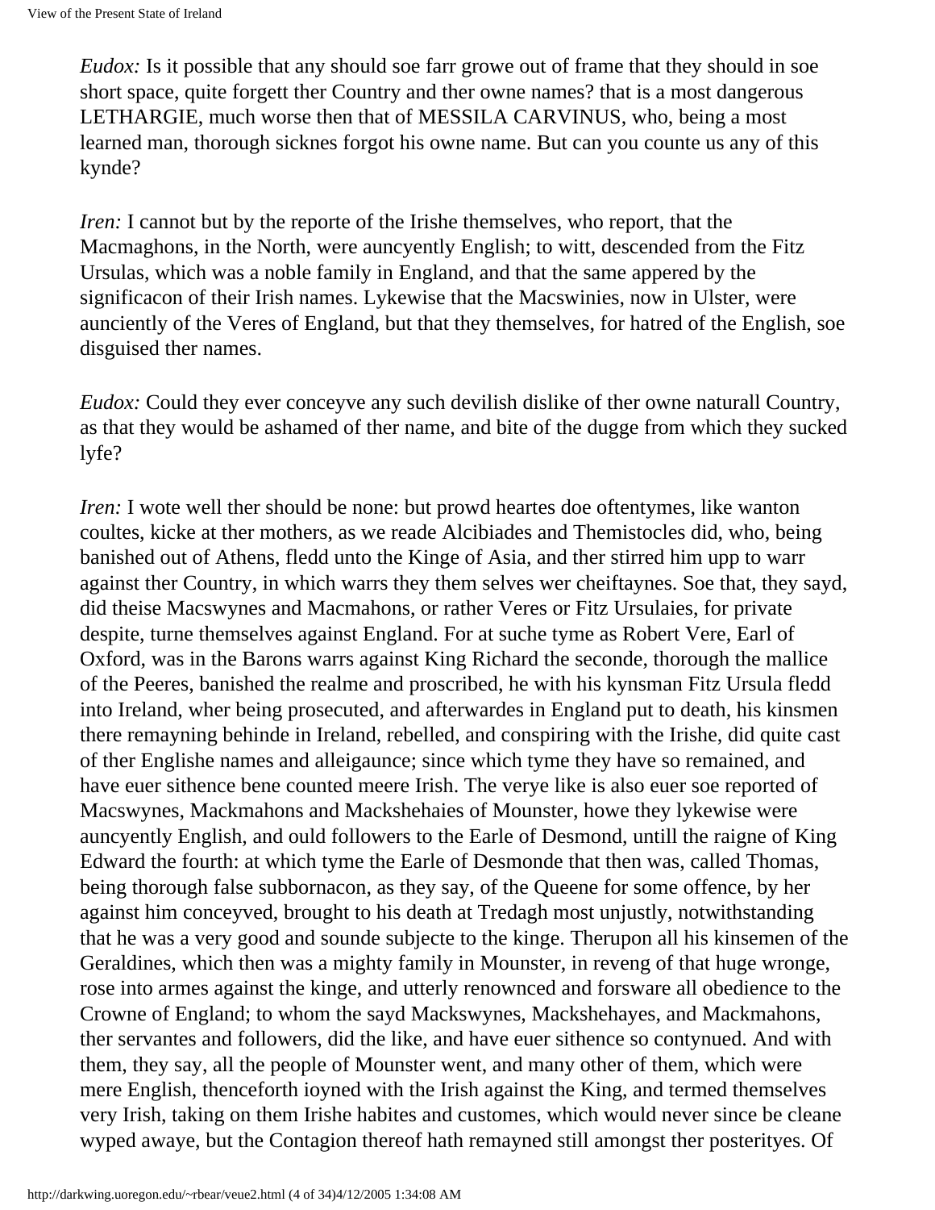*Eudox:* Is it possible that any should soe farr growe out of frame that they should in soe short space, quite forgett ther Country and ther owne names? that is a most dangerous LETHARGIE, much worse then that of MESSILA CARVINUS, who, being a most learned man, thorough sicknes forgot his owne name. But can you counte us any of this kynde?

*Iren:* I cannot but by the reporte of the Irishe themselves, who report, that the Macmaghons, in the North, were auncyently English; to witt, descended from the Fitz Ursulas, which was a noble family in England, and that the same appered by the significacon of their Irish names. Lykewise that the Macswinies, now in Ulster, were aunciently of the Veres of England, but that they themselves, for hatred of the English, soe disguised ther names.

*Eudox:* Could they ever conceyve any such devilish dislike of ther owne naturall Country, as that they would be ashamed of ther name, and bite of the dugge from which they sucked lyfe?

*Iren:* I wote well ther should be none: but prowd heartes doe oftentymes, like wanton coultes, kicke at ther mothers, as we reade Alcibiades and Themistocles did, who, being banished out of Athens, fledd unto the Kinge of Asia, and ther stirred him upp to warr against ther Country, in which warrs they them selves wer cheiftaynes. Soe that, they sayd, did theise Macswynes and Macmahons, or rather Veres or Fitz Ursulaies, for private despite, turne themselves against England. For at suche tyme as Robert Vere, Earl of Oxford, was in the Barons warrs against King Richard the seconde, thorough the mallice of the Peeres, banished the realme and proscribed, he with his kynsman Fitz Ursula fledd into Ireland, wher being prosecuted, and afterwardes in England put to death, his kinsmen there remayning behinde in Ireland, rebelled, and conspiring with the Irishe, did quite cast of ther Englishe names and alleigaunce; since which tyme they have so remained, and have euer sithence bene counted meere Irish. The verye like is also euer soe reported of Macswynes, Mackmahons and Mackshehaies of Mounster, howe they lykewise were auncyently English, and ould followers to the Earle of Desmond, untill the raigne of King Edward the fourth: at which tyme the Earle of Desmonde that then was, called Thomas, being thorough false subbornacon, as they say, of the Queene for some offence, by her against him conceyved, brought to his death at Tredagh most unjustly, notwithstanding that he was a very good and sounde subjecte to the kinge. Therupon all his kinsemen of the Geraldines, which then was a mighty family in Mounster, in reveng of that huge wronge, rose into armes against the kinge, and utterly renownced and forsware all obedience to the Crowne of England; to whom the sayd Mackswynes, Mackshehayes, and Mackmahons, ther servantes and followers, did the like, and have euer sithence so contynued. And with them, they say, all the people of Mounster went, and many other of them, which were mere English, thenceforth ioyned with the Irish against the King, and termed themselves very Irish, taking on them Irishe habites and customes, which would never since be cleane wyped awaye, but the Contagion thereof hath remayned still amongst ther posterityes. Of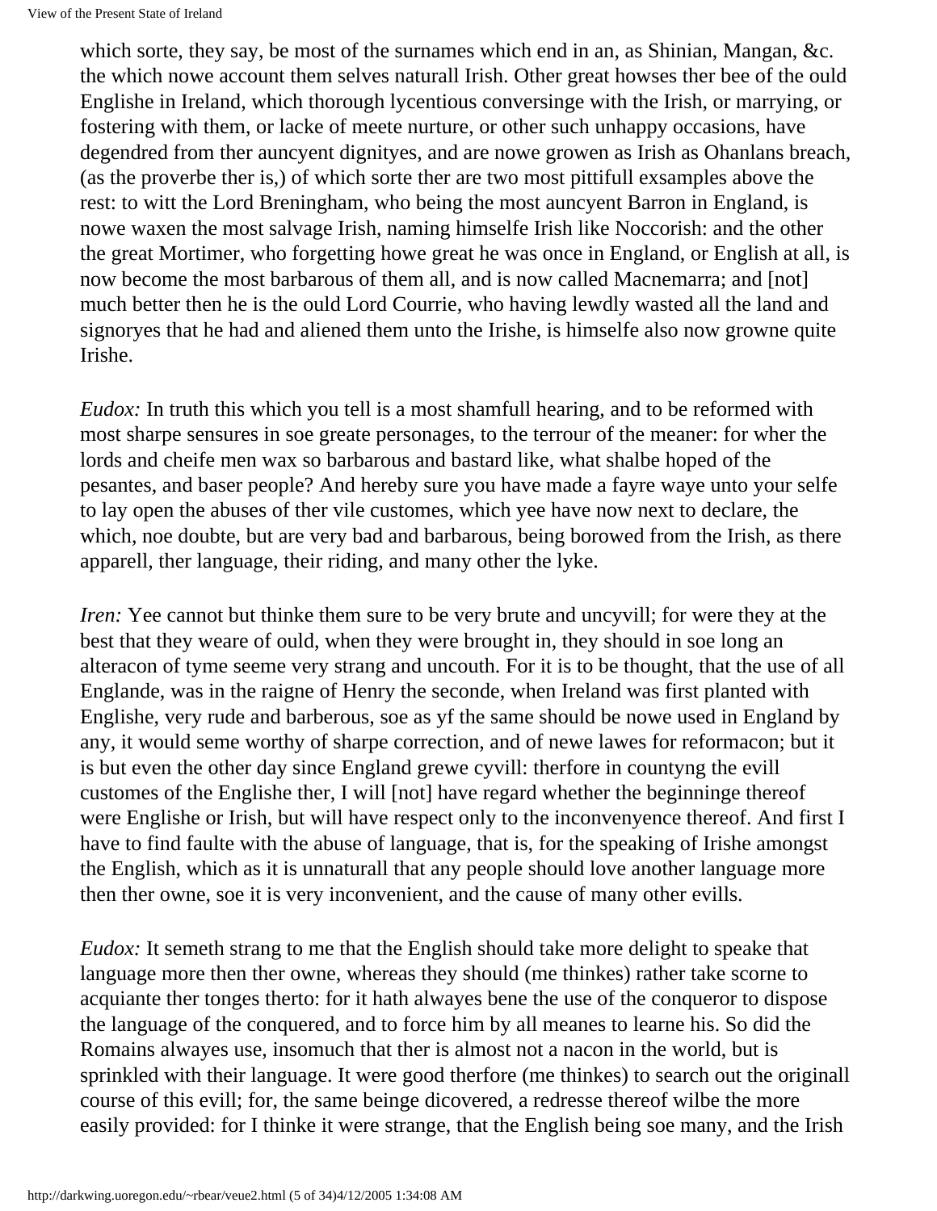which sorte, they say, be most of the surnames which end in an, as Shinian, Mangan, &c. the which nowe account them selves naturall Irish. Other great howses ther bee of the ould Englishe in Ireland, which thorough lycentious conversinge with the Irish, or marrying, or fostering with them, or lacke of meete nurture, or other such unhappy occasions, have degendred from ther auncyent dignityes, and are nowe growen as Irish as Ohanlans breach, (as the proverbe ther is,) of which sorte ther are two most pittifull exsamples above the rest: to witt the Lord Breningham, who being the most auncyent Barron in England, is nowe waxen the most salvage Irish, naming himselfe Irish like Noccorish: and the other the great Mortimer, who forgetting howe great he was once in England, or English at all, is now become the most barbarous of them all, and is now called Macnemarra; and [not] much better then he is the ould Lord Courrie, who having lewdly wasted all the land and signoryes that he had and aliened them unto the Irishe, is himselfe also now growne quite Irishe.

*Eudox:* In truth this which you tell is a most shamfull hearing, and to be reformed with most sharpe sensures in soe greate personages, to the terrour of the meaner: for wher the lords and cheife men wax so barbarous and bastard like, what shalbe hoped of the pesantes, and baser people? And hereby sure you have made a fayre waye unto your selfe to lay open the abuses of ther vile customes, which yee have now next to declare, the which, noe doubte, but are very bad and barbarous, being borowed from the Irish, as there apparell, ther language, their riding, and many other the lyke.

*Iren:* Yee cannot but thinke them sure to be very brute and uncyvill; for were they at the best that they weare of ould, when they were brought in, they should in soe long an alteracon of tyme seeme very strang and uncouth. For it is to be thought, that the use of all Englande, was in the raigne of Henry the seconde, when Ireland was first planted with Englishe, very rude and barberous, soe as yf the same should be nowe used in England by any, it would seme worthy of sharpe correction, and of newe lawes for reformacon; but it is but even the other day since England grewe cyvill: therfore in countyng the evill customes of the Englishe ther, I will [not] have regard whether the beginninge thereof were Englishe or Irish, but will have respect only to the inconvenyence thereof. And first I have to find faulte with the abuse of language, that is, for the speaking of Irishe amongst the English, which as it is unnaturall that any people should love another language more then ther owne, soe it is very inconvenient, and the cause of many other evills.

*Eudox:* It semeth strang to me that the English should take more delight to speake that language more then ther owne, whereas they should (me thinkes) rather take scorne to acquiante ther tonges therto: for it hath alwayes bene the use of the conqueror to dispose the language of the conquered, and to force him by all meanes to learne his. So did the Romains alwayes use, insomuch that ther is almost not a nacon in the world, but is sprinkled with their language. It were good therfore (me thinkes) to search out the originall course of this evill; for, the same beinge dicovered, a redresse thereof wilbe the more easily provided: for I thinke it were strange, that the English being soe many, and the Irish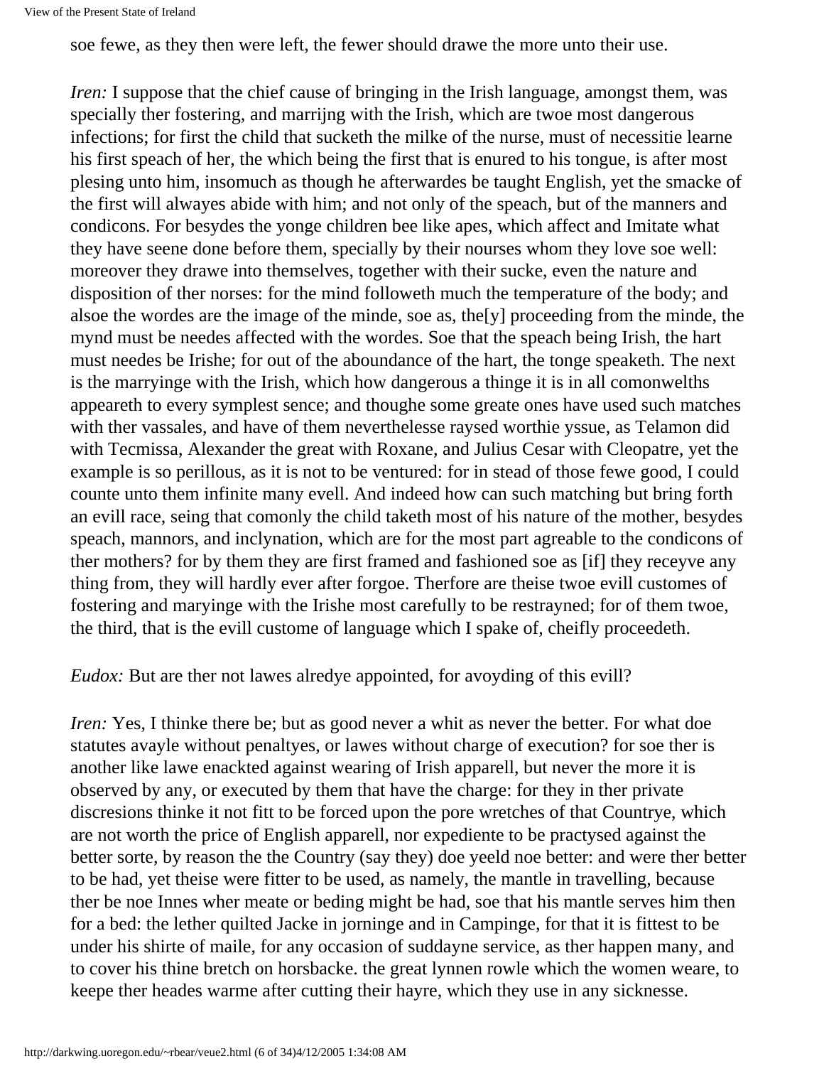soe fewe, as they then were left, the fewer should drawe the more unto their use.

*Iren:* I suppose that the chief cause of bringing in the Irish language, amongst them, was specially ther fostering, and marrijng with the Irish, which are twoe most dangerous infections; for first the child that sucketh the milke of the nurse, must of necessitie learne his first speach of her, the which being the first that is enured to his tongue, is after most plesing unto him, insomuch as though he afterwardes be taught English, yet the smacke of the first will alwayes abide with him; and not only of the speach, but of the manners and condicons. For besydes the yonge children bee like apes, which affect and Imitate what they have seene done before them, specially by their nourses whom they love soe well: moreover they drawe into themselves, together with their sucke, even the nature and disposition of ther norses: for the mind followeth much the temperature of the body; and alsoe the wordes are the image of the minde, soe as, the[y] proceeding from the minde, the mynd must be needes affected with the wordes. Soe that the speach being Irish, the hart must needes be Irishe; for out of the aboundance of the hart, the tonge speaketh. The next is the marryinge with the Irish, which how dangerous a thinge it is in all comonwelths appeareth to every symplest sence; and thoughe some greate ones have used such matches with ther vassales, and have of them neverthelesse raysed worthie yssue, as Telamon did with Tecmissa, Alexander the great with Roxane, and Julius Cesar with Cleopatre, yet the example is so perillous, as it is not to be ventured: for in stead of those fewe good, I could counte unto them infinite many evell. And indeed how can such matching but bring forth an evill race, seing that comonly the child taketh most of his nature of the mother, besydes speach, mannors, and inclynation, which are for the most part agreable to the condicons of ther mothers? for by them they are first framed and fashioned soe as [if] they receyve any thing from, they will hardly ever after forgoe. Therfore are theise twoe evill customes of fostering and maryinge with the Irishe most carefully to be restrayned; for of them twoe, the third, that is the evill custome of language which I spake of, cheifly proceedeth.

*Eudox:* But are ther not lawes alredye appointed, for avoyding of this evill?

*Iren:* Yes, I thinke there be; but as good never a whit as never the better. For what doe statutes avayle without penaltyes, or lawes without charge of execution? for soe ther is another like lawe enackted against wearing of Irish apparell, but never the more it is observed by any, or executed by them that have the charge: for they in ther private discresions thinke it not fitt to be forced upon the pore wretches of that Countrye, which are not worth the price of English apparell, nor expediente to be practysed against the better sorte, by reason the the Country (say they) doe yeeld noe better: and were ther better to be had, yet theise were fitter to be used, as namely, the mantle in travelling, because ther be noe Innes wher meate or beding might be had, soe that his mantle serves him then for a bed: the lether quilted Jacke in jorninge and in Campinge, for that it is fittest to be under his shirte of maile, for any occasion of suddayne service, as ther happen many, and to cover his thine bretch on horsbacke. the great lynnen rowle which the women weare, to keepe ther heades warme after cutting their hayre, which they use in any sicknesse.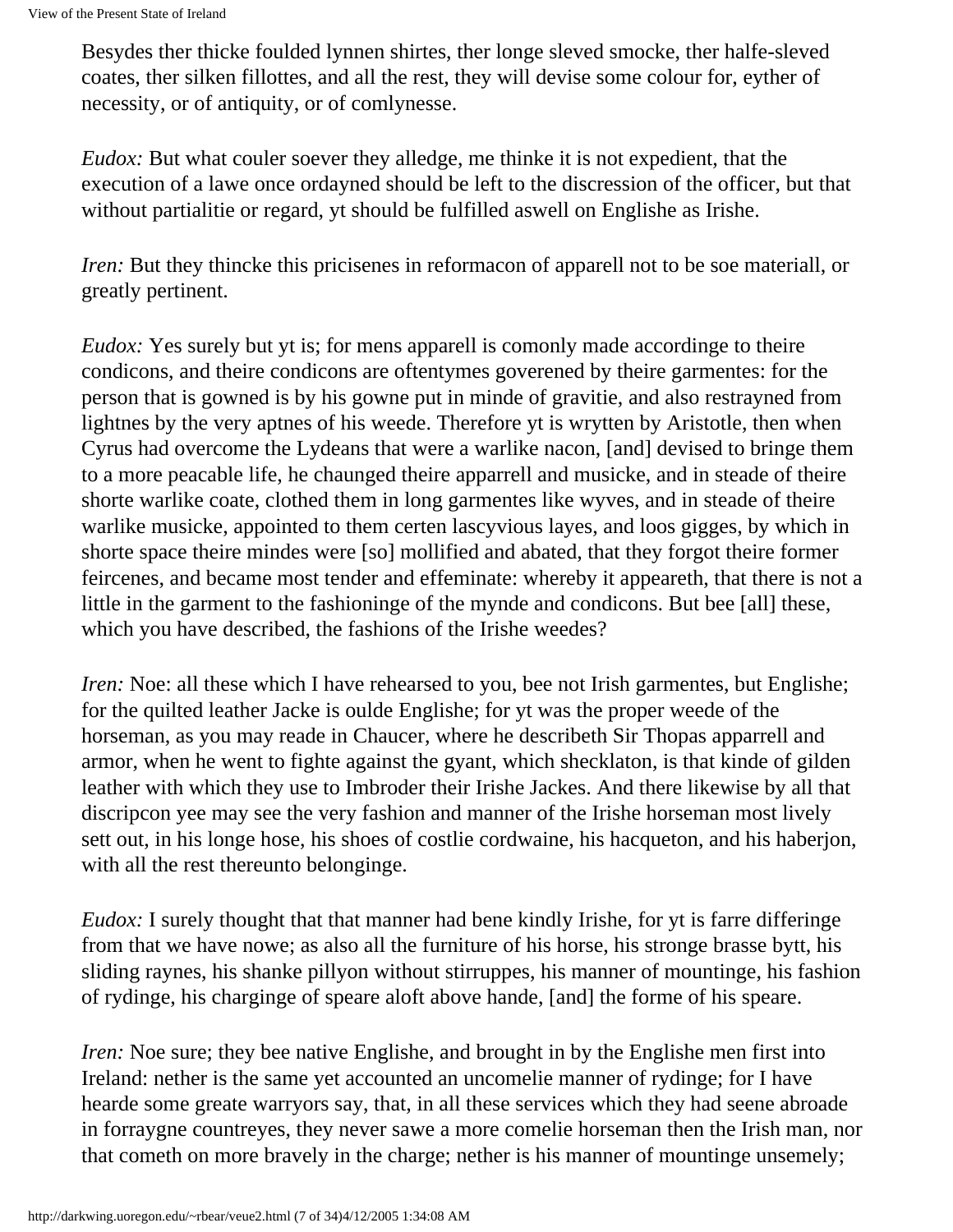Besydes ther thicke foulded lynnen shirtes, ther longe sleved smocke, ther halfe-sleved coates, ther silken fillottes, and all the rest, they will devise some colour for, eyther of necessity, or of antiquity, or of comlynesse.

*Eudox:* But what couler soever they alledge, me thinke it is not expedient, that the execution of a lawe once ordayned should be left to the discression of the officer, but that without partialitie or regard, yt should be fulfilled aswell on Englishe as Irishe.

*Iren:* But they thincke this pricisenes in reformacon of apparell not to be soe materiall, or greatly pertinent.

*Eudox:* Yes surely but yt is; for mens apparell is comonly made accordinge to theire condicons, and theire condicons are oftentymes goverened by theire garmentes: for the person that is gowned is by his gowne put in minde of gravitie, and also restrayned from lightnes by the very aptnes of his weede. Therefore yt is wrytten by Aristotle, then when Cyrus had overcome the Lydeans that were a warlike nacon, [and] devised to bringe them to a more peacable life, he chaunged theire apparell and musicke, and in steade of theire shorte warlike coate, clothed them in long garmentes like wyves, and in steade of theire warlike musicke, appointed to them certen lascyvious layes, and loos gigges, by which in shorte space theire mindes were [so] mollified and abated, that they forgot theire former feircenes, and became most tender and effeminate: whereby it appeareth, that there is not a little in the garment to the fashioninge of the mynde and condicons. But bee [all] these, which you have described, the fashions of the Irishe weedes?

*Iren:* Noe: all these which I have rehearsed to you, bee not Irish garmentes, but Englishe; for the quilted leather Jacke is oulde Englishe; for yt was the proper weede of the horseman, as you may reade in Chaucer, where he describeth Sir Thopas apparell and armor, when he went to fighte against the gyant, which shecklaton, is that kinde of gilden leather with which they use to Imbroder their Irishe Jackes. And there likewise by all that discripcon yee may see the very fashion and manner of the Irishe horseman most lively sett out, in his longe hose, his shoes of costlie cordwaine, his hacqueton, and his haberjon, with all the rest thereunto belonginge.

*Eudox:* I surely thought that that manner had bene kindly Irishe, for yt is farre differinge from that we have nowe; as also all the furniture of his horse, his stronge brasse bytt, his sliding raynes, his shanke pillyon without stirruppes, his manner of mountinge, his fashion of rydinge, his charginge of speare aloft above hande, [and] the forme of his speare.

*Iren:* Noe sure; they bee native Englishe, and brought in by the Englishe men first into Ireland: nether is the same yet accounted an uncomelie manner of rydinge; for I have hearde some greate warryors say, that, in all these services which they had seene abroade in forraygne countreyes, they never sawe a more comelie horseman then the Irish man, nor that cometh on more bravely in the charge; nether is his manner of mountinge unsemely;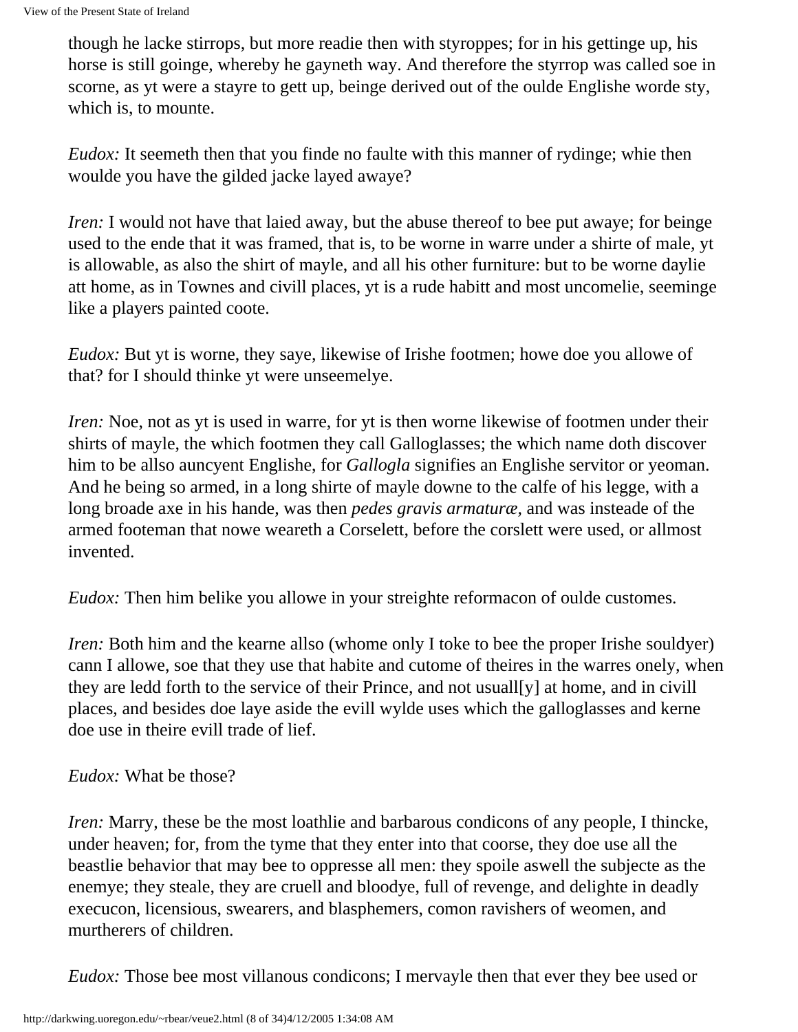though he lacke stirrops, but more readie then with styroppes; for in his gettinge up, his horse is still goinge, whereby he gayneth way. And therefore the styrrop was called soe in scorne, as yt were a stayre to gett up, beinge derived out of the oulde Englishe worde sty, which is, to mounte.

*Eudox:* It seemeth then that you finde no faulte with this manner of rydinge; whie then woulde you have the gilded jacke layed awaye?

*Iren:* I would not have that laied away, but the abuse thereof to bee put awaye; for beinge used to the ende that it was framed, that is, to be worne in warre under a shirte of male, yt is allowable, as also the shirt of mayle, and all his other furniture: but to be worne daylie att home, as in Townes and civill places, yt is a rude habitt and most uncomelie, seeminge like a players painted coote.

*Eudox:* But yt is worne, they saye, likewise of Irishe footmen; howe doe you allowe of that? for I should thinke yt were unseemelye.

*Iren:* Noe, not as yt is used in warre, for yt is then worne likewise of footmen under their shirts of mayle, the which footmen they call Galloglasses; the which name doth discover him to be allso auncyent Englishe, for *Gallogla* signifies an Englishe servitor or yeoman. And he being so armed, in a long shirte of mayle downe to the calfe of his legge, with a long broade axe in his hande, was then *pedes gravis armaturæ*, and was insteade of the armed footeman that nowe weareth a Corselett, before the corslett were used, or allmost invented.

*Eudox:* Then him belike you allowe in your streighte reformacon of oulde customes.

*Iren:* Both him and the kearne allso (whome only I toke to bee the proper Irishe souldyer) cann I allowe, soe that they use that habite and cutome of theires in the warres onely, when they are ledd forth to the service of their Prince, and not usuall[y] at home, and in civill places, and besides doe laye aside the evill wylde uses which the galloglasses and kerne doe use in theire evill trade of lief.

*Eudox:* What be those?

*Iren:* Marry, these be the most loathlie and barbarous condicons of any people, I thincke, under heaven; for, from the tyme that they enter into that coorse, they doe use all the beastlie behavior that may bee to oppresse all men: they spoile aswell the subjecte as the enemye; they steale, they are cruell and bloodye, full of revenge, and delighte in deadly execucon, licensious, swearers, and blasphemers, comon ravishers of weomen, and murtherers of children.

*Eudox:* Those bee most villanous condicons; I mervayle then that ever they bee used or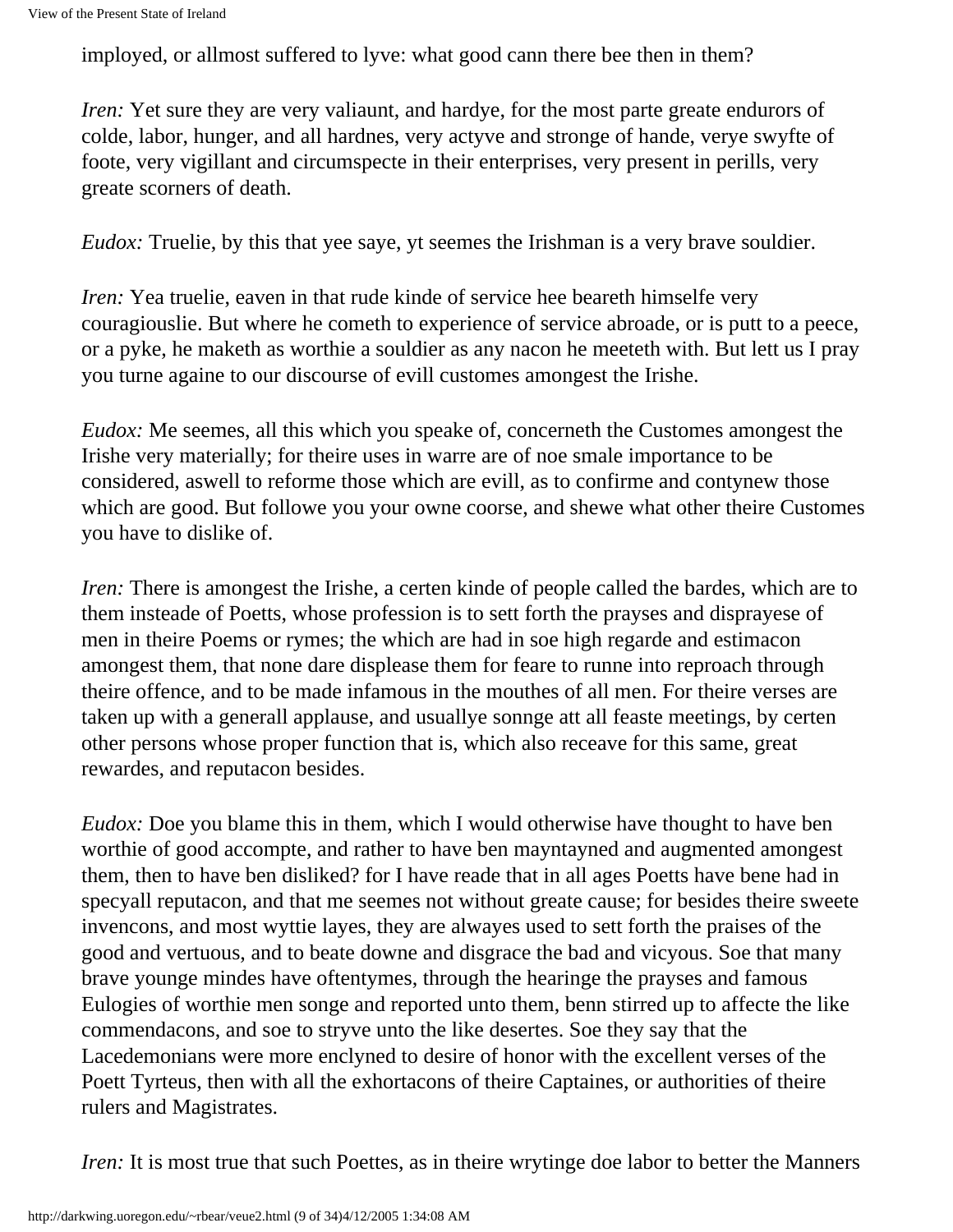imployed, or allmost suffered to lyve: what good cann there bee then in them?

*Iren:* Yet sure they are very valiaunt, and hardye, for the most parte greate endurors of colde, labor, hunger, and all hardnes, very actyve and stronge of hande, verye swyfte of foote, very vigillant and circumspecte in their enterprises, very present in perills, very greate scorners of death.

*Eudox:* Truelie, by this that yee saye, yt seemes the Irishman is a very brave souldier.

*Iren:* Yea truelie, eaven in that rude kinde of service hee beareth himselfe very couragiouslie. But where he cometh to experience of service abroade, or is putt to a peece, or a pyke, he maketh as worthie a souldier as any nacon he meeteth with. But lett us I pray you turne againe to our discourse of evill customes amongest the Irishe.

*Eudox:* Me seemes, all this which you speake of, concerneth the Customes amongest the Irishe very materially; for theire uses in warre are of noe smale importance to be considered, aswell to reforme those which are evill, as to confirme and contynew those which are good. But followe you your owne coorse, and shewe what other theire Customes you have to dislike of.

*Iren:* There is amongest the Irishe, a certen kinde of people called the bardes, which are to them insteade of Poetts, whose profession is to sett forth the prayses and disprayese of men in theire Poems or rymes; the which are had in soe high regarde and estimacon amongest them, that none dare displease them for feare to runne into reproach through theire offence, and to be made infamous in the mouthes of all men. For theire verses are taken up with a generall applause, and usuallye sonnge att all feaste meetings, by certen other persons whose proper function that is, which also receave for this same, great rewardes, and reputacon besides.

*Eudox:* Doe you blame this in them, which I would otherwise have thought to have ben worthie of good accompte, and rather to have ben mayntayned and augmented amongest them, then to have ben disliked? for I have reade that in all ages Poetts have bene had in specyall reputacon, and that me seemes not without greate cause; for besides theire sweete invencons, and most wyttie layes, they are alwayes used to sett forth the praises of the good and vertuous, and to beate downe and disgrace the bad and vicyous. Soe that many brave younge mindes have oftentymes, through the hearinge the prayses and famous Eulogies of worthie men songe and reported unto them, benn stirred up to affecte the like commendacons, and soe to stryve unto the like desertes. Soe they say that the Lacedemonians were more enclyned to desire of honor with the excellent verses of the Poett Tyrteus, then with all the exhortacons of theire Captaines, or authorities of theire rulers and Magistrates.

*Iren:* It is most true that such Poettes, as in theire wrytinge doe labor to better the Manners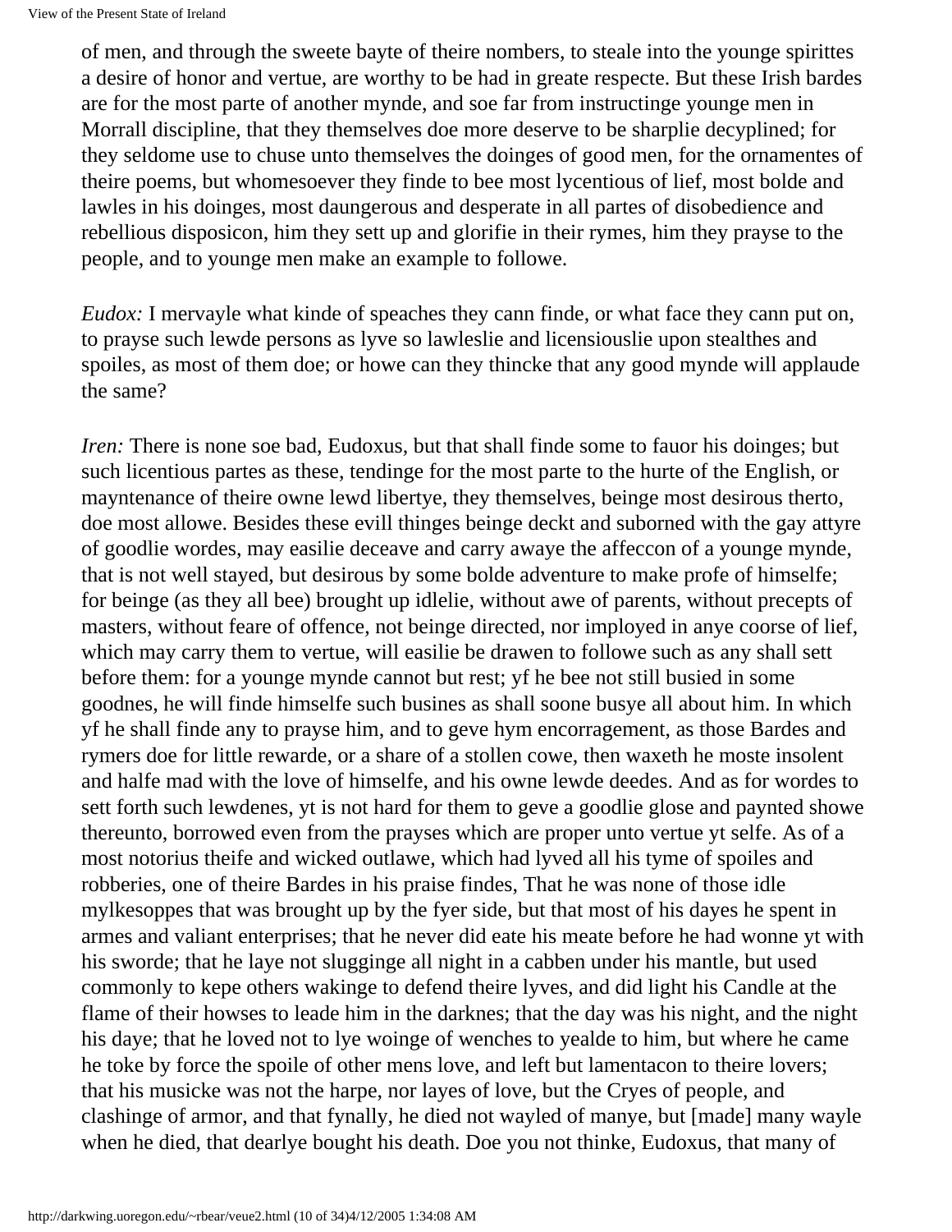of men, and through the sweete bayte of theire nombers, to steale into the younge spirittes a desire of honor and vertue, are worthy to be had in greate respecte. But these Irish bardes are for the most parte of another mynde, and soe far from instructinge younge men in Morrall discipline, that they themselves doe more deserve to be sharplie decyplined; for they seldome use to chuse unto themselves the doinges of good men, for the ornamentes of theire poems, but whomesoever they finde to bee most lycentious of lief, most bolde and lawles in his doinges, most daungerous and desperate in all partes of disobedience and rebellious disposicon, him they sett up and glorifie in their rymes, him they prayse to the people, and to younge men make an example to followe.

*Eudox:* I mervayle what kinde of speaches they cann finde, or what face they cann put on, to prayse such lewde persons as lyve so lawleslie and licensiouslie upon stealthes and spoiles, as most of them doe; or howe can they thincke that any good mynde will applaude the same?

*Iren:* There is none soe bad, Eudoxus, but that shall finde some to fauor his doinges; but such licentious partes as these, tendinge for the most parte to the hurte of the English, or mayntenance of theire owne lewd libertye, they themselves, beinge most desirous therto, doe most allowe. Besides these evill thinges beinge deckt and suborned with the gay attyre of goodlie wordes, may easilie deceave and carry awaye the affeccon of a younge mynde, that is not well stayed, but desirous by some bolde adventure to make profe of himselfe; for beinge (as they all bee) brought up idlelie, without awe of parents, without precepts of masters, without feare of offence, not beinge directed, nor imployed in anye coorse of lief, which may carry them to vertue, will easilie be drawen to followe such as any shall sett before them: for a younge mynde cannot but rest; yf he bee not still busied in some goodnes, he will finde himselfe such busines as shall soone busye all about him. In which yf he shall finde any to prayse him, and to geve hym encorragement, as those Bardes and rymers doe for little rewarde, or a share of a stollen cowe, then waxeth he moste insolent and halfe mad with the love of himselfe, and his owne lewde deedes. And as for wordes to sett forth such lewdenes, yt is not hard for them to geve a goodlie glose and paynted showe thereunto, borrowed even from the prayses which are proper unto vertue yt selfe. As of a most notorius theife and wicked outlawe, which had lyved all his tyme of spoiles and robberies, one of theire Bardes in his praise findes, That he was none of those idle mylkesoppes that was brought up by the fyer side, but that most of his dayes he spent in armes and valiant enterprises; that he never did eate his meate before he had wonne yt with his sworde; that he laye not slugginge all night in a cabben under his mantle, but used commonly to kepe others wakinge to defend theire lyves, and did light his Candle at the flame of their howses to leade him in the darknes; that the day was his night, and the night his daye; that he loved not to lye woinge of wenches to yealde to him, but where he came he toke by force the spoile of other mens love, and left but lamentacon to theire lovers; that his musicke was not the harpe, nor layes of love, but the Cryes of people, and clashinge of armor, and that fynally, he died not wayled of manye, but [made] many wayle when he died, that dearlye bought his death. Doe you not thinke, Eudoxus, that many of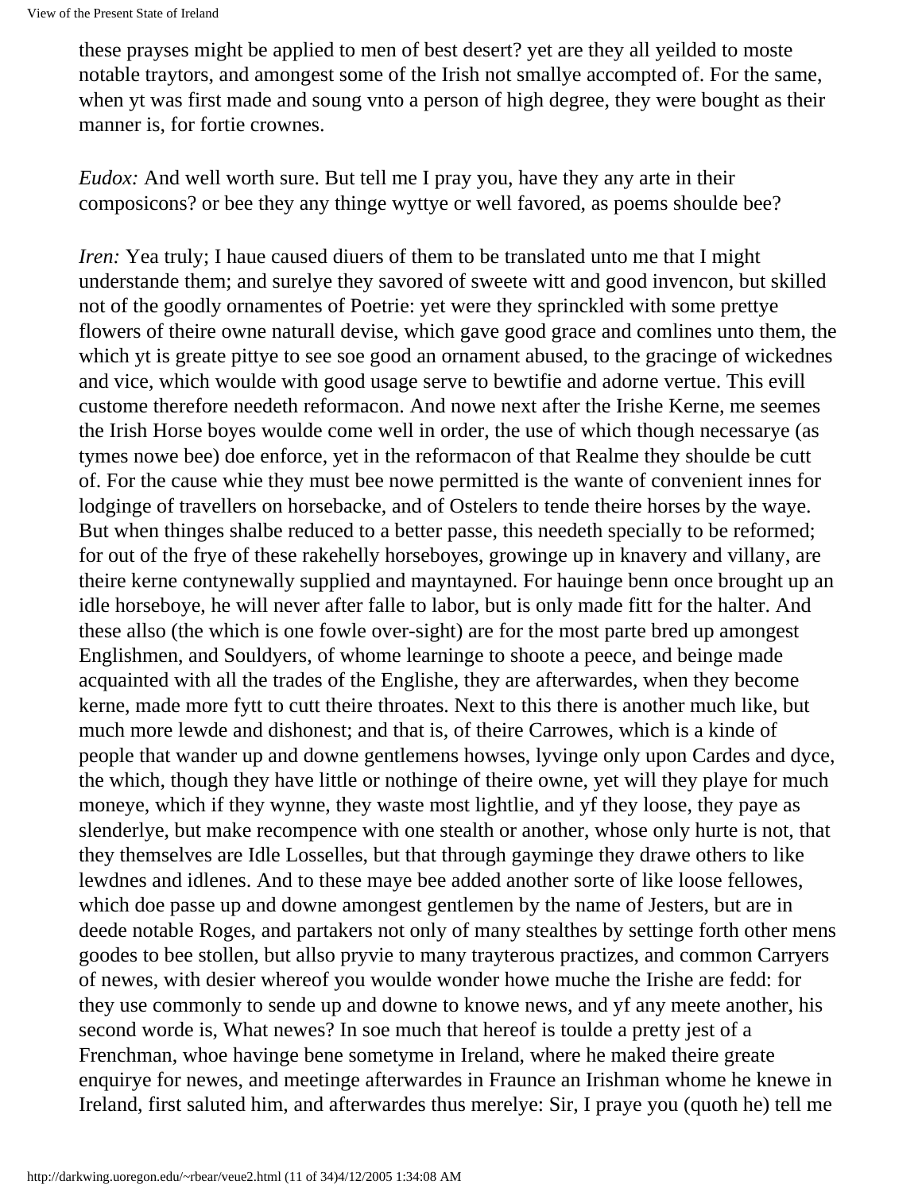these prayses might be applied to men of best desert? yet are they all yeilded to moste notable traytors, and amongest some of the Irish not smallye accompted of. For the same, when yt was first made and soung vnto a person of high degree, they were bought as their manner is, for fortie crownes.

*Eudox:* And well worth sure. But tell me I pray you, have they any arte in their composicons? or bee they any thinge wyttye or well favored, as poems shoulde bee?

*Iren:* Yea truly; I haue caused diuers of them to be translated unto me that I might understande them; and surelye they savored of sweete witt and good invencon, but skilled not of the goodly ornamentes of Poetrie: yet were they sprinckled with some prettye flowers of theire owne naturall devise, which gave good grace and comlines unto them, the which yt is greate pittye to see soe good an ornament abused, to the gracinge of wickednes and vice, which woulde with good usage serve to bewtifie and adorne vertue. This evill custome therefore needeth reformacon. And nowe next after the Irishe Kerne, me seemes the Irish Horse boyes woulde come well in order, the use of which though necessarye (as tymes nowe bee) doe enforce, yet in the reformacon of that Realme they shoulde be cutt of. For the cause whie they must bee nowe permitted is the wante of convenient innes for lodginge of travellers on horsebacke, and of Ostelers to tende theire horses by the waye. But when thinges shalbe reduced to a better passe, this needeth specially to be reformed; for out of the frye of these rakehelly horseboyes, growinge up in knavery and villany, are theire kerne contynewally supplied and mayntayned. For hauinge benn once brought up an idle horseboye, he will never after falle to labor, but is only made fitt for the halter. And these allso (the which is one fowle over-sight) are for the most parte bred up amongest Englishmen, and Souldyers, of whome learninge to shoote a peece, and beinge made acquainted with all the trades of the Englishe, they are afterwardes, when they become kerne, made more fytt to cutt theire throates. Next to this there is another much like, but much more lewde and dishonest; and that is, of theire Carrowes, which is a kinde of people that wander up and downe gentlemens howses, lyvinge only upon Cardes and dyce, the which, though they have little or nothinge of theire owne, yet will they playe for much moneye, which if they wynne, they waste most lightlie, and yf they loose, they paye as slenderlye, but make recompence with one stealth or another, whose only hurte is not, that they themselves are Idle Losselles, but that through gayminge they drawe others to like lewdnes and idlenes. And to these maye bee added another sorte of like loose fellowes, which doe passe up and downe amongest gentlemen by the name of Jesters, but are in deede notable Roges, and partakers not only of many stealthes by settinge forth other mens goodes to bee stollen, but allso pryvie to many trayterous practizes, and common Carryers of newes, with desier whereof you woulde wonder howe muche the Irishe are fedd: for they use commonly to sende up and downe to knowe news, and yf any meete another, his second worde is, What newes? In soe much that hereof is toulde a pretty jest of a Frenchman, whoe havinge bene sometyme in Ireland, where he maked theire greate enquirye for newes, and meetinge afterwardes in Fraunce an Irishman whome he knewe in Ireland, first saluted him, and afterwardes thus merelye: Sir, I praye you (quoth he) tell me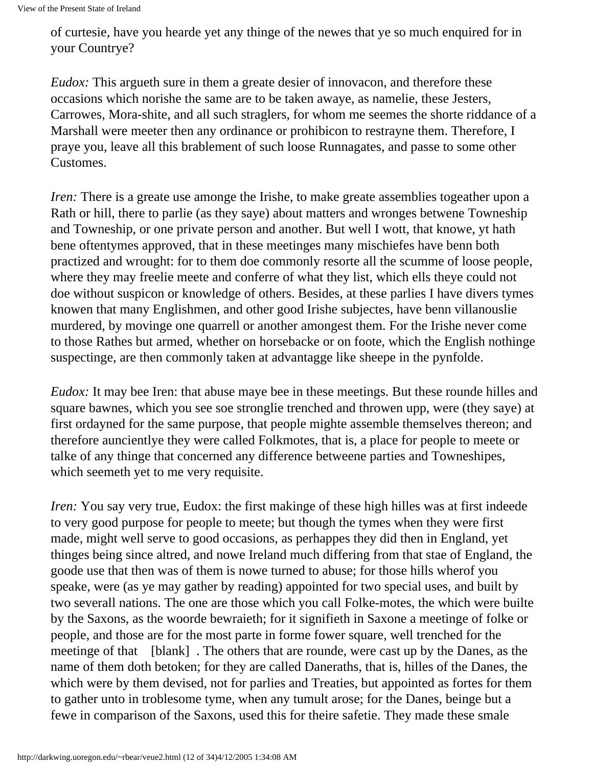of curtesie, have you hearde yet any thinge of the newes that ye so much enquired for in your Countrye?

*Eudox:* This argueth sure in them a greate desier of innovacon, and therefore these occasions which norishe the same are to be taken awaye, as namelie, these Jesters, Carrowes, Mora-shite, and all such straglers, for whom me seemes the shorte riddance of a Marshall were meeter then any ordinance or prohibicon to restrayne them. Therefore, I praye you, leave all this brablement of such loose Runnagates, and passe to some other Customes.

*Iren:* There is a greate use amonge the Irishe, to make greate assemblies togeather upon a Rath or hill, there to parlie (as they saye) about matters and wronges betwene Towneship and Towneship, or one private person and another. But well I wott, that knowe, yt hath bene oftentymes approved, that in these meetinges many mischiefes have benn both practized and wrought: for to them doe commonly resorte all the scumme of loose people, where they may freelie meete and conferre of what they list, which ells theye could not doe without suspicon or knowledge of others. Besides, at these parlies I have divers tymes knowen that many Englishmen, and other good Irishe subjectes, have benn villanouslie murdered, by movinge one quarrell or another amongest them. For the Irishe never come to those Rathes but armed, whether on horsebacke or on foote, which the English nothinge suspectinge, are then commonly taken at advantagge like sheepe in the pynfolde.

*Eudox:* It may bee Iren: that abuse maye bee in these meetings. But these rounde hilles and square bawnes, which you see soe stronglie trenched and throwen upp, were (they saye) at first ordayned for the same purpose, that people mighte assemble themselves thereon; and therefore auncientlye they were called Folkmotes, that is, a place for people to meete or talke of any thinge that concerned any difference betweene parties and Towneshipes, which seemeth yet to me very requisite.

*Iren:* You say very true, Eudox: the first makinge of these high hilles was at first indeede to very good purpose for people to meete; but though the tymes when they were first made, might well serve to good occasions, as perhappes they did then in England, yet thinges being since altred, and nowe Ireland much differing from that stae of England, the goode use that then was of them is nowe turned to abuse; for those hills wherof you speake, were (as ye may gather by reading) appointed for two special uses, and built by two severall nations. The one are those which you call Folke-motes, the which were builte by the Saxons, as the woorde bewraieth; for it signifieth in Saxone a meetinge of folke or people, and those are for the most parte in forme fower square, well trenched for the meetinge of that [blank] . The others that are rounde, were cast up by the Danes, as the name of them doth betoken; for they are called Daneraths, that is, hilles of the Danes, the which were by them devised, not for parlies and Treaties, but appointed as fortes for them to gather unto in troblesome tyme, when any tumult arose; for the Danes, beinge but a fewe in comparison of the Saxons, used this for theire safetie. They made these smale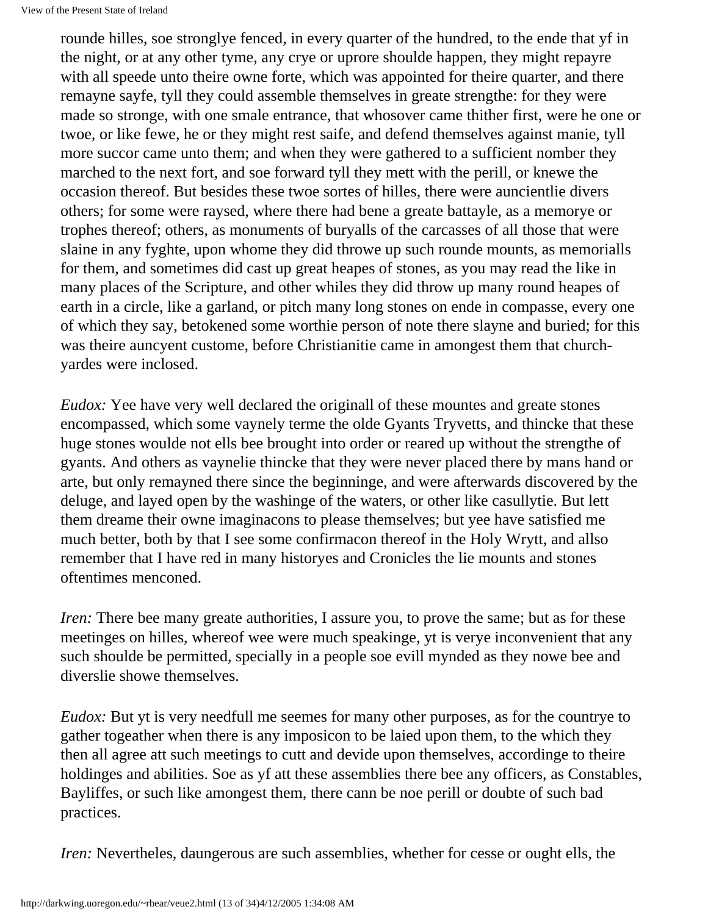rounde hilles, soe stronglye fenced, in every quarter of the hundred, to the ende that yf in the night, or at any other tyme, any crye or uprore shoulde happen, they might repayre with all speede unto theire owne forte, which was appointed for theire quarter, and there remayne sayfe, tyll they could assemble themselves in greate strengthe: for they were made so stronge, with one smale entrance, that whosover came thither first, were he one or twoe, or like fewe, he or they might rest saife, and defend themselves against manie, tyll more succor came unto them; and when they were gathered to a sufficient nomber they marched to the next fort, and soe forward tyll they mett with the perill, or knewe the occasion thereof. But besides these twoe sortes of hilles, there were auncientlie divers others; for some were raysed, where there had bene a greate battayle, as a memorye or trophes thereof; others, as monuments of buryalls of the carcasses of all those that were slaine in any fyghte, upon whome they did throwe up such rounde mounts, as memorialls for them, and sometimes did cast up great heapes of stones, as you may read the like in many places of the Scripture, and other whiles they did throw up many round heapes of earth in a circle, like a garland, or pitch many long stones on ende in compasse, every one of which they say, betokened some worthie person of note there slayne and buried; for this was theire auncyent custome, before Christianitie came in amongest them that church-yardes were inclosed.

*Eudox:* Yee have very well declared the originall of these mountes and greate stones encompassed, which some vaynely terme the olde Gyants Tryvetts, and thincke that these huge stones woulde not ells bee brought into order or reared up without the strengthe of gyants. And others as vaynelie thincke that they were never placed there by mans hand or arte, but only remayned there since the beginninge, and were afterwards discovered by the deluge, and layed open by the washinge of the waters, or other like casullytie. But lett them dreame their owne imaginacons to please themselves; but yee have satisfied me much better, both by that I see some confirmacon thereof in the Holy Wrytt, and allso remember that I have red in many historyes and Cronicles the lie mounts and stones oftentimes menconed.

*Iren:* There bee many greate authorities, I assure you, to prove the same; but as for these meetinges on hilles, whereof wee were much speakinge, yt is verye inconvenient that any such shoulde be permitted, specially in a people soe evill mynded as they nowe bee and diverslie showe themselves.

*Eudox:* But yt is very needfull me seemes for many other purposes, as for the countrye to gather togeather when there is any imposicon to be laied upon them, to the which they then all agree att such meetings to cutt and devide upon themselves, accordinge to theire holdinges and abilities. Soe as yf att these assemblies there bee any officers, as Constables, Bayliffes, or such like amongest them, there cann be noe perill or doubte of such bad practices.

*Iren:* Nevertheles, daungerous are such assemblies, whether for cesse or ought ells, the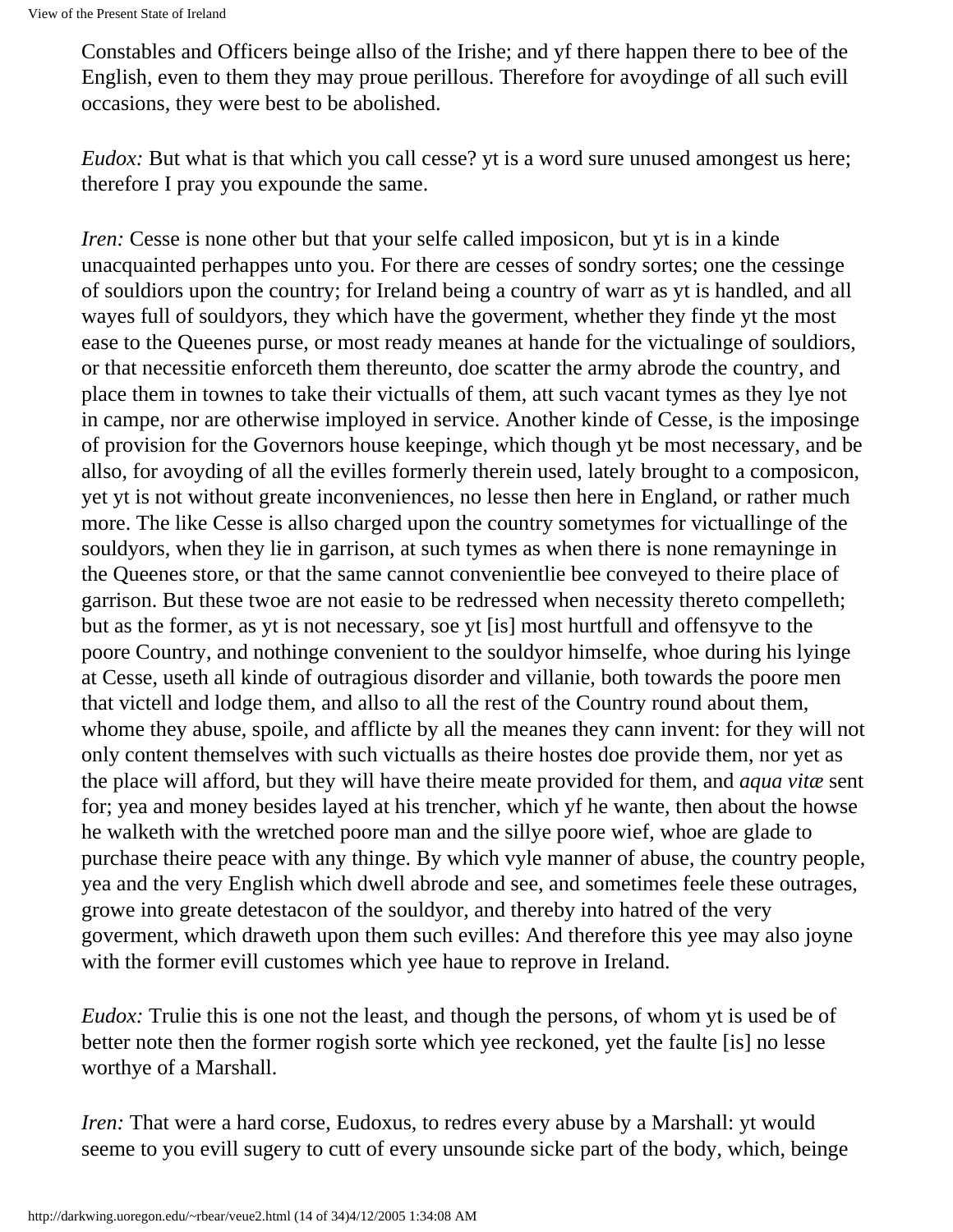Constables and Officers beinge allso of the Irishe; and yf there happen there to bee of the English, even to them they may proue perillous. Therefore for avoydinge of all such evill occasions, they were best to be abolished.

*Eudox:* But what is that which you call cesse? yt is a word sure unused amongest us here; therefore I pray you expounde the same.

*Iren:* Cesse is none other but that your selfe called imposicon, but yt is in a kinde unacquainted perhappes unto you. For there are cesses of sondry sortes; one the cessinge of souldiors upon the country; for Ireland being a country of warr as yt is handled, and all wayes full of souldyors, they which have the goverment, whether they finde yt the most ease to the Queenes purse, or most ready meanes at hande for the victualinge of souldiors, or that necessitie enforceth them thereunto, doe scatter the army abrode the country, and place them in townes to take their victualls of them, att such vacant tymes as they lye not in campe, nor are otherwise imployed in service. Another kinde of Cesse, is the imposinge of provision for the Governors house keepinge, which though yt be most necessary, and be allso, for avoyding of all the evilles formerly therein used, lately brought to a composicon, yet yt is not without greate inconveniences, no lesse then here in England, or rather much more. The like Cesse is allso charged upon the country sometymes for victuallinge of the souldyors, when they lie in garrison, at such tymes as when there is none remayninge in the Queenes store, or that the same cannot convenientlie bee conveyed to theire place of garrison. But these twoe are not easie to be redressed when necessity thereto compelleth; but as the former, as yt is not necessary, soe yt [is] most hurtfull and offensyve to the poore Country, and nothinge convenient to the souldyor himselfe, whoe during his lyinge at Cesse, useth all kinde of outragious disorder and villanie, both towards the poore men that victell and lodge them, and allso to all the rest of the Country round about them, whome they abuse, spoile, and afflicte by all the meanes they cann invent: for they will not only content themselves with such victualls as theire hostes doe provide them, nor yet as the place will afford, but they will have theire meate provided for them, and *aqua vitæ* sent for; yea and money besides layed at his trencher, which yf he wante, then about the howse he walketh with the wretched poore man and the sillye poore wief, whoe are glade to purchase theire peace with any thinge. By which vyle manner of abuse, the country people, yea and the very English which dwell abrode and see, and sometimes feele these outrages, growe into greate detestacon of the souldyor, and thereby into hatred of the very goverment, which draweth upon them such evilles: And therefore this yee may also joyne with the former evill customes which yee haue to reprove in Ireland.

*Eudox:* Trulie this is one not the least, and though the persons, of whom yt is used be of better note then the former rogish sorte which yee reckoned, yet the faulte [is] no lesse worthye of a Marshall.

*Iren:* That were a hard corse, Eudoxus, to redres every abuse by a Marshall: yt would seeme to you evill sugery to cutt of every unsounde sicke part of the body, which, beinge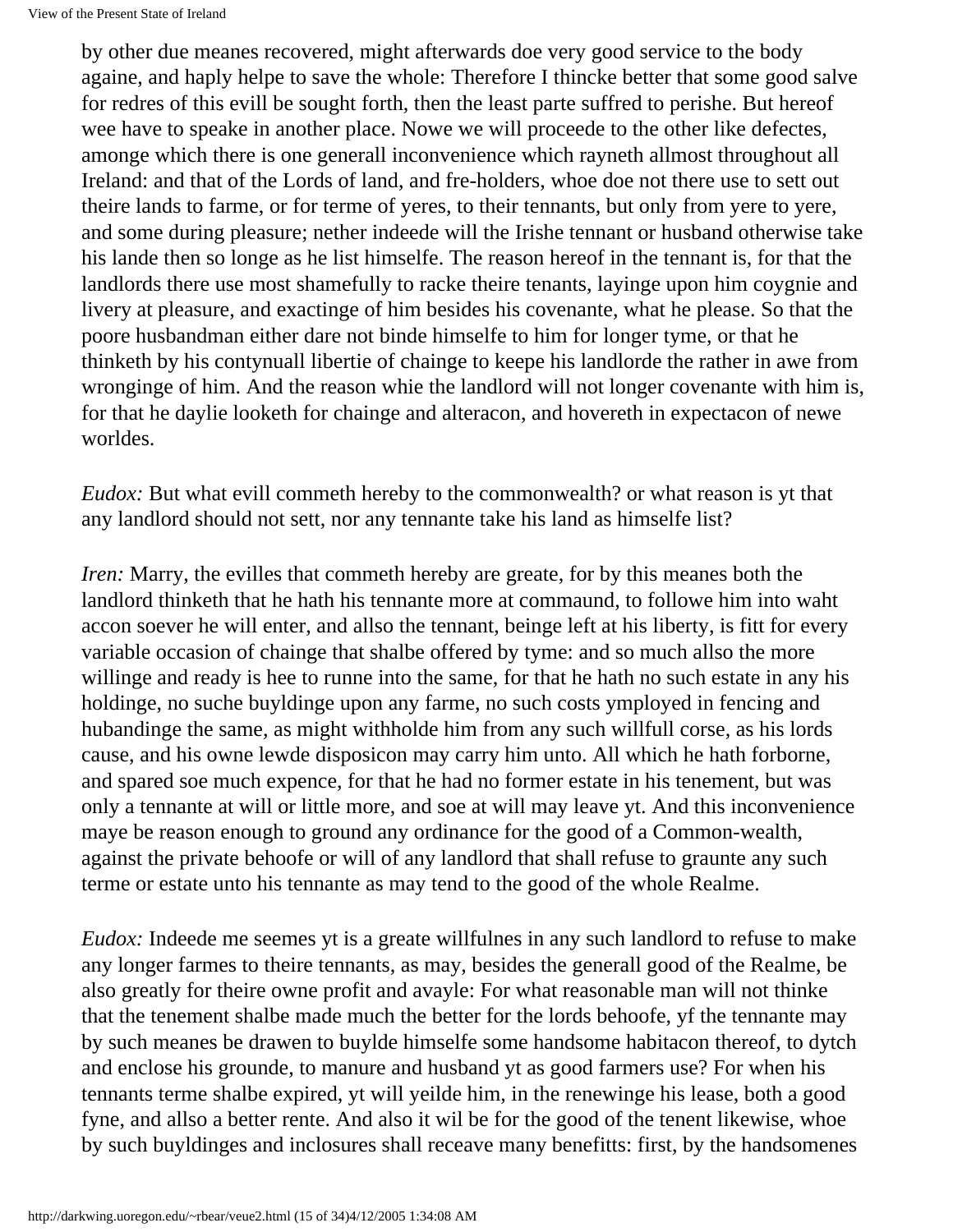by other due meanes recovered, might afterwards doe very good service to the body againe, and haply helpe to save the whole: Therefore I thincke better that some good salve for redres of this evill be sought forth, then the least parte suffred to perishe. But hereof wee have to speake in another place. Nowe we will proceede to the other like defectes, amonge which there is one generall inconvenience which rayneth allmost throughout all Ireland: and that of the Lords of land, and fre-holders, whoe doe not there use to sett out theire lands to farme, or for terme of yeres, to their tennants, but only from yere to yere, and some during pleasure; nether indeede will the Irishe tennant or husband otherwise take his lande then so longe as he list himselfe. The reason hereof in the tennant is, for that the landlords there use most shamefully to racke theire tenants, layinge upon him coygnie and livery at pleasure, and exactinge of him besides his covenante, what he please. So that the poore husbandman either dare not binde himselfe to him for longer tyme, or that he thinketh by his contynuall libertie of chainge to keepe his landlorde the rather in awe from wronginge of him. And the reason whie the landlord will not longer covenante with him is, for that he daylie looketh for chainge and alteracon, and hovereth in expectacon of newe worldes.

*Eudox:* But what evill commeth hereby to the commonwealth? or what reason is yt that any landlord should not sett, nor any tennante take his land as himselfe list?

*Iren:* Marry, the evilles that commeth hereby are greate, for by this meanes both the landlord thinketh that he hath his tennante more at commaund, to followe him into waht accon soever he will enter, and allso the tennant, beinge left at his liberty, is fitt for every variable occasion of chainge that shalbe offered by tyme: and so much allso the more willinge and ready is hee to runne into the same, for that he hath no such estate in any his holdinge, no suche buyldinge upon any farme, no such costs ymployed in fencing and hubandinge the same, as might withholde him from any such willfull corse, as his lords cause, and his owne lewde disposicon may carry him unto. All which he hath forborne, and spared soe much expence, for that he had no former estate in his tenement, but was only a tennante at will or little more, and soe at will may leave yt. And this inconvenience maye be reason enough to ground any ordinance for the good of a Common-wealth, against the private behoofe or will of any landlord that shall refuse to graunte any such terme or estate unto his tennante as may tend to the good of the whole Realme.

*Eudox:* Indeede me seemes yt is a greate willfulnes in any such landlord to refuse to make any longer farmes to theire tennants, as may, besides the generall good of the Realme, be also greatly for theire owne profit and avayle: For what reasonable man will not thinke that the tenement shalbe made much the better for the lords behoofe, yf the tennante may by such meanes be drawen to buylde himselfe some handsome habitacon thereof, to dytch and enclose his grounde, to manure and husband yt as good farmers use? For when his tennants terme shalbe expired, yt will yeilde him, in the renewinge his lease, both a good fyne, and allso a better rente. And also it wil be for the good of the tenent likewise, whoe by such buyldinges and inclosures shall receave many benefitts: first, by the handsomenes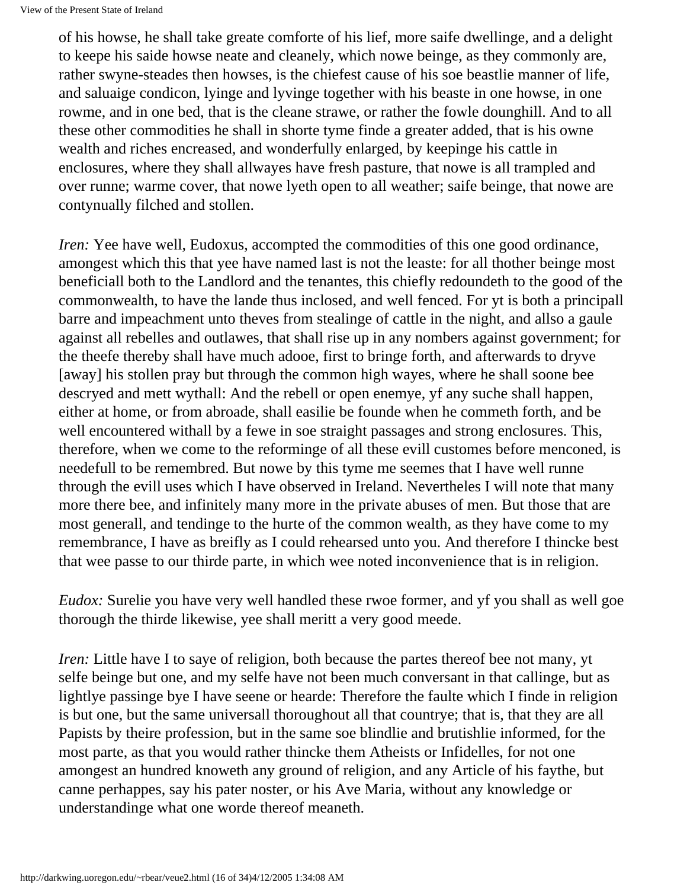of his howse, he shall take greate comforte of his lief, more saife dwellinge, and a delight to keepe his saide howse neate and cleanely, which nowe beinge, as they commonly are, rather swyne-steades then howses, is the chiefest cause of his soe beastlie manner of life, and saluaige condicon, lyinge and lyvinge together with his beaste in one howse, in one rowme, and in one bed, that is the cleane strawe, or rather the fowle dounghill. And to all these other commodities he shall in shorte tyme finde a greater added, that is his owne wealth and riches encreased, and wonderfully enlarged, by keepinge his cattle in enclosures, where they shall allwayes have fresh pasture, that nowe is all trampled and over runne; warme cover, that nowe lyeth open to all weather; saife beinge, that nowe are contynually filched and stollen.

*Iren:* Yee have well, Eudoxus, accompted the commodities of this one good ordinance, amongest which this that yee have named last is not the leaste: for all thother beinge most beneficiall both to the Landlord and the tenantes, this chiefly redoundeth to the good of the commonwealth, to have the lande thus inclosed, and well fenced. For yt is both a principall barre and impeachment unto theves from stealinge of cattle in the night, and allso a gaule against all rebelles and outlawes, that shall rise up in any nombers against government; for the theefe thereby shall have much adooe, first to bringe forth, and afterwards to dryve [away] his stollen pray but through the common high wayes, where he shall soone bee descryed and mett wythall: And the rebell or open enemye, yf any suche shall happen, either at home, or from abroade, shall easilie be founde when he commeth forth, and be well encountered withall by a fewe in soe straight passages and strong enclosures. This, therefore, when we come to the reforminge of all these evill customes before menconed, is needefull to be remembred. But nowe by this tyme me seemes that I have well runne through the evill uses which I have observed in Ireland. Nevertheles I will note that many more there bee, and infinitely many more in the private abuses of men. But those that are most generall, and tendinge to the hurte of the common wealth, as they have come to my remembrance, I have as breifly as I could rehearsed unto you. And therefore I thincke best that wee passe to our thirde parte, in which wee noted inconvenience that is in religion.

*Eudox:* Surelie you have very well handled these rwoe former, and yf you shall as well goe thorough the thirde likewise, yee shall meritt a very good meede.

*Iren:* Little have I to saye of religion, both because the partes thereof bee not many, yt selfe beinge but one, and my selfe have not been much conversant in that callinge, but as lightlye passinge bye I have seene or hearde: Therefore the faulte which I finde in religion is but one, but the same universall thoroughout all that countrye; that is, that they are all Papists by theire profession, but in the same soe blindlie and brutishlie informed, for the most parte, as that you would rather thincke them Atheists or Infidelles, for not one amongest an hundred knoweth any ground of religion, and any Article of his faythe, but canne perhappes, say his pater noster, or his Ave Maria, without any knowledge or understandinge what one worde thereof meaneth.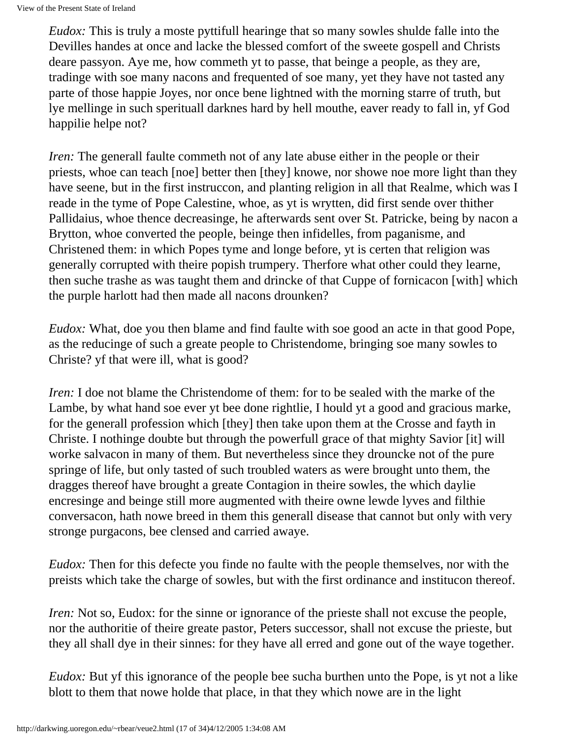*Eudox:* This is truly a moste pyttifull hearinge that so many sowles shulde falle into the Devilles handes at once and lacke the blessed comfort of the sweete gospell and Christs deare passyon. Aye me, how commeth yt to passe, that beinge a people, as they are, tradinge with soe many nacons and frequented of soe many, yet they have not tasted any parte of those happie Joyes, nor once bene lightned with the morning starre of truth, but lye mellinge in such sperituall darknes hard by hell mouthe, eaver ready to fall in, yf God happilie helpe not?

*Iren:* The generall faulte commeth not of any late abuse either in the people or their priests, whoe can teach [noe] better then [they] knowe, nor showe noe more light than they have seene, but in the first instruccon, and planting religion in all that Realme, which was I reade in the tyme of Pope Calestine, whoe, as yt is wrytten, did first sende over thither Pallidaius, whoe thence decreasinge, he afterwards sent over St. Patricke, being by nacon a Brytton, whoe converted the people, beinge then infidelles, from paganisme, and Christened them: in which Popes tyme and longe before, yt is certen that religion was generally corrupted with theire popish trumpery. Therfore what other could they learne, then suche trashe as was taught them and drincke of that Cuppe of fornicacon [with] which the purple harlott had then made all nacons drounken?

*Eudox:* What, doe you then blame and find faulte with soe good an acte in that good Pope, as the reducinge of such a greate people to Christendome, bringing soe many sowles to Christe? yf that were ill, what is good?

*Iren:* I doe not blame the Christendome of them: for to be sealed with the marke of the Lambe, by what hand soe ever yt bee done rightlie, I hould yt a good and gracious marke, for the generall profession which [they] then take upon them at the Crosse and fayth in Christe. I nothinge doubte but through the powerfull grace of that mighty Savior [it] will worke salvacon in many of them. But nevertheless since they drouncke not of the pure springe of life, but only tasted of such troubled waters as were brought unto them, the dragges thereof have brought a greate Contagion in theire sowles, the which daylie encresinge and beinge still more augmented with theire owne lewde lyves and filthie conversacon, hath nowe breed in them this generall disease that cannot but only with very stronge purgacons, bee clensed and carried awaye.

*Eudox:* Then for this defecte you finde no faulte with the people themselves, nor with the preists which take the charge of sowles, but with the first ordinance and institucon thereof.

*Iren:* Not so, Eudox: for the sinne or ignorance of the prieste shall not excuse the people, nor the authoritie of theire greate pastor, Peters successor, shall not excuse the prieste, but they all shall dye in their sinnes: for they have all erred and gone out of the waye together.

*Eudox:* But yf this ignorance of the people bee sucha burthen unto the Pope, is yt not a like blott to them that nowe holde that place, in that they which nowe are in the light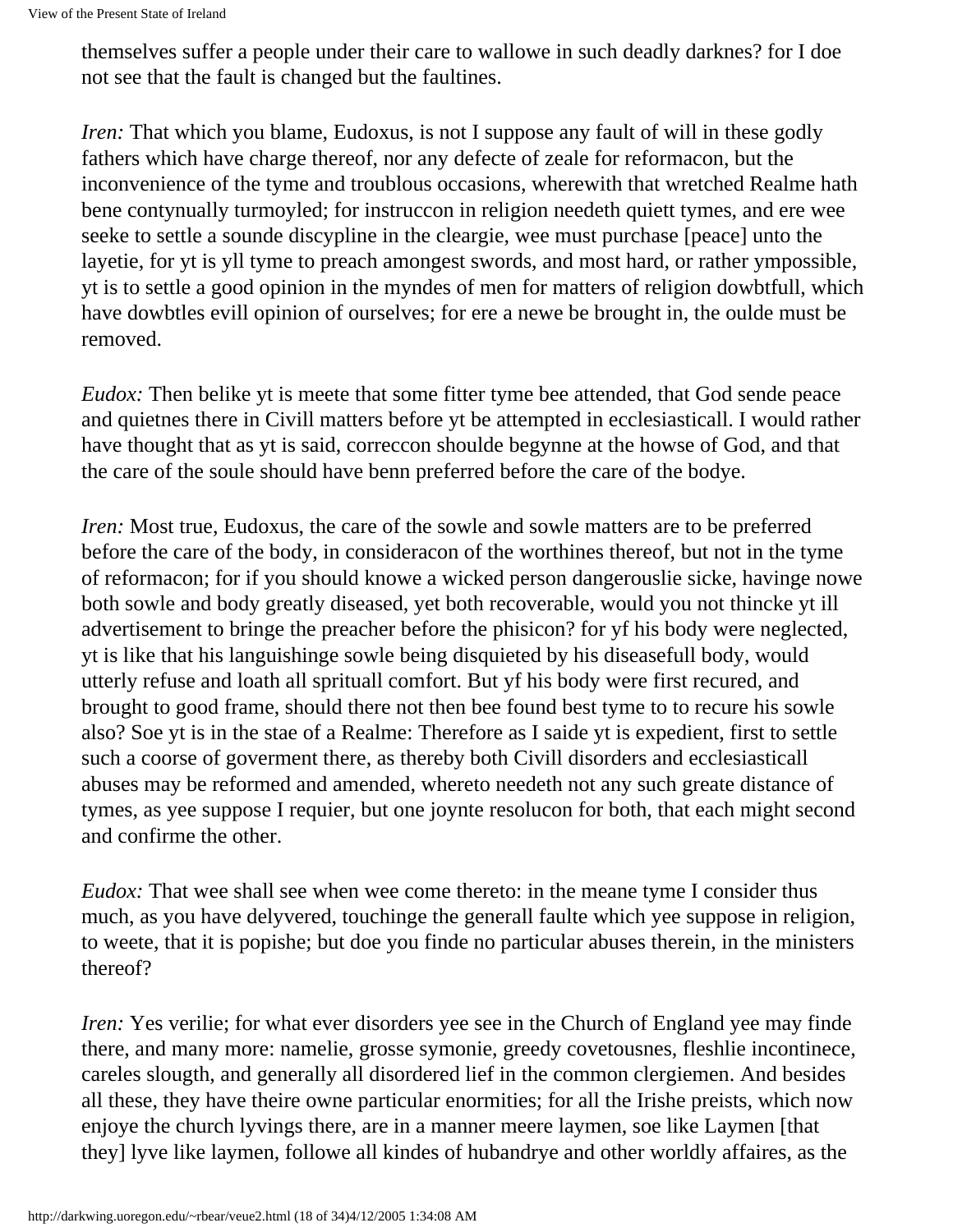themselves suffer a people under their care to wallowe in such deadly darknes? for I doe not see that the fault is changed but the faultines.

*Iren:* That which you blame, Eudoxus, is not I suppose any fault of will in these godly fathers which have charge thereof, nor any defecte of zeale for reformacon, but the inconvenience of the tyme and troublous occasions, wherewith that wretched Realme hath bene contynually turmoyled; for instruccon in religion needeth quiett tymes, and ere wee seeke to settle a sounde discypline in the cleargie, wee must purchase [peace] unto the layetie, for yt is yll tyme to preach amongest swords, and most hard, or rather ympossible, yt is to settle a good opinion in the myndes of men for matters of religion dowbtfull, which have dowbtles evill opinion of ourselves; for ere a newe be brought in, the oulde must be removed.

*Eudox:* Then belike yt is meete that some fitter tyme bee attended, that God sende peace and quietnes there in Civill matters before yt be attempted in ecclesiasticall. I would rather have thought that as yt is said, correccon shoulde begynne at the howse of God, and that the care of the soule should have benn preferred before the care of the bodye.

*Iren:* Most true, Eudoxus, the care of the sowle and sowle matters are to be preferred before the care of the body, in consideracon of the worthines thereof, but not in the tyme of reformacon; for if you should knowe a wicked person dangerouslie sicke, havinge nowe both sowle and body greatly diseased, yet both recoverable, would you not thincke yt ill advertisement to bringe the preacher before the phisicon? for yf his body were neglected, yt is like that his languishinge sowle being disquieted by his diseasefull body, would utterly refuse and loath all sprituall comfort. But yf his body were first recured, and brought to good frame, should there not then bee found best tyme to to recure his sowle also? Soe yt is in the stae of a Realme: Therefore as I saide yt is expedient, first to settle such a coorse of goverment there, as thereby both Civill disorders and ecclesiasticall abuses may be reformed and amended, whereto needeth not any such greate distance of tymes, as yee suppose I requier, but one joynte resolucon for both, that each might second and confirme the other.

*Eudox:* That wee shall see when wee come thereto: in the meane tyme I consider thus much, as you have delyvered, touchinge the generall faulte which yee suppose in religion, to weete, that it is popishe; but doe you finde no particular abuses therein, in the ministers thereof?

*Iren:* Yes verilie; for what ever disorders yee see in the Church of England yee may finde there, and many more: namelie, grosse symonie, greedy covetousnes, fleshlie incontinece, careles slougth, and generally all disordered lief in the common clergiemen. And besides all these, they have theire owne particular enormities; for all the Irishe preists, which now enjoye the church lyvings there, are in a manner meere laymen, soe like Laymen [that they] lyve like laymen, followe all kindes of hubandrye and other worldly affaires, as the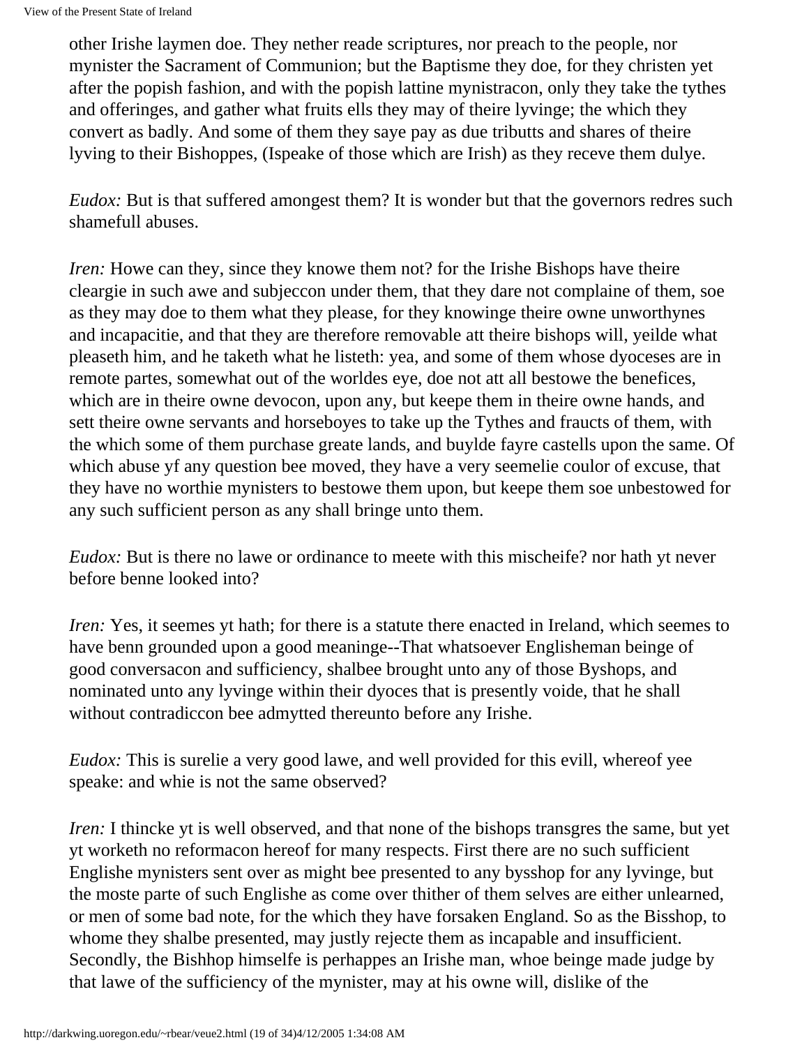other Irishe laymen doe. They nether reade scriptures, nor preach to the people, nor mynister the Sacrament of Communion; but the Baptisme they doe, for they christen yet after the popish fashion, and with the popish lattine mynistracon, only they take the tythes and offeringes, and gather what fruits ells they may of theire lyvinge; the which they convert as badly. And some of them they saye pay as due tributts and shares of theire lyving to their Bishoppes, (Ispeake of those which are Irish) as they receve them dulye.

*Eudox:* But is that suffered amongest them? It is wonder but that the governors redres such shamefull abuses.

*Iren:* Howe can they, since they knowe them not? for the Irishe Bishops have theire cleargie in such awe and subjeccon under them, that they dare not complaine of them, soe as they may doe to them what they please, for they knowinge theire owne unworthynes and incapacitie, and that they are therefore removable att theire bishops will, yeilde what pleaseth him, and he taketh what he listeth: yea, and some of them whose dyoceses are in remote partes, somewhat out of the worldes eye, doe not att all bestowe the benefices, which are in theire owne devocon, upon any, but keepe them in theire owne hands, and sett theire owne servants and horseboyes to take up the Tythes and fraucts of them, with the which some of them purchase greate lands, and buylde fayre castells upon the same. Of which abuse yf any question bee moved, they have a very seemelie coulor of excuse, that they have no worthie mynisters to bestowe them upon, but keepe them soe unbestowed for any such sufficient person as any shall bringe unto them.

*Eudox:* But is there no lawe or ordinance to meete with this mischeife? nor hath yt never before benne looked into?

*Iren:* Yes, it seemes yt hath; for there is a statute there enacted in Ireland, which seemes to have benn grounded upon a good meaninge--That whatsoever Englisheman beinge of good conversacon and sufficiency, shalbee brought unto any of those Byshops, and nominated unto any lyvinge within their dyoces that is presently voide, that he shall without contradiccon bee admytted thereunto before any Irishe.

*Eudox:* This is surelie a very good lawe, and well provided for this evill, whereof yee speake: and whie is not the same observed?

*Iren:* I thincke yt is well observed, and that none of the bishops transgres the same, but yet yt worketh no reformacon hereof for many respects. First there are no such sufficient Englishe mynisters sent over as might bee presented to any bysshop for any lyvinge, but the moste parte of such Englishe as come over thither of them selves are either unlearned, or men of some bad note, for the which they have forsaken England. So as the Bisshop, to whome they shalbe presented, may justly rejecte them as incapable and insufficient. Secondly, the Bishhop himselfe is perhappes an Irishe man, whoe beinge made judge by that lawe of the sufficiency of the mynister, may at his owne will, dislike of the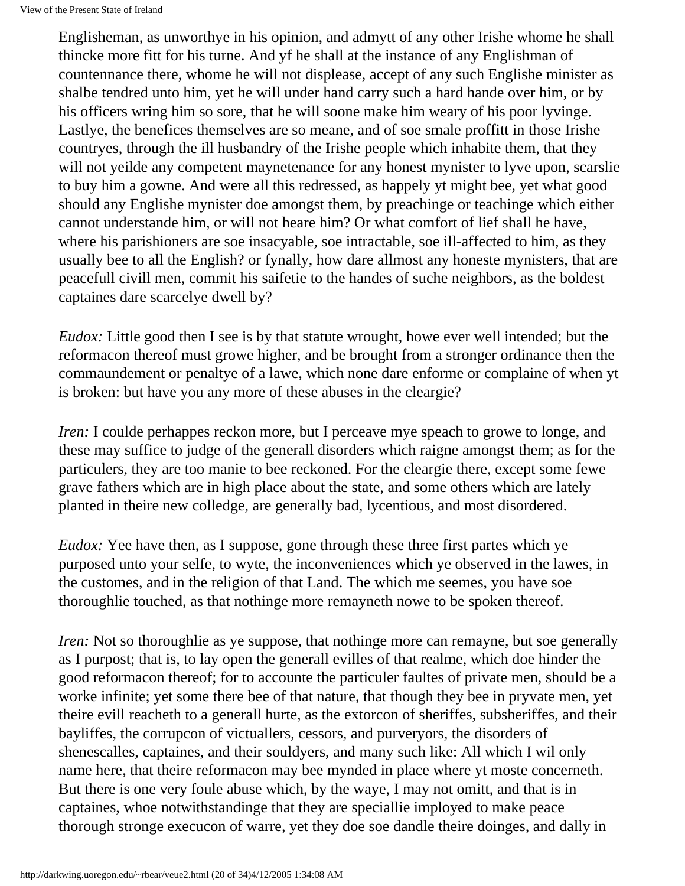Englisheman, as unworthye in his opinion, and admytt of any other Irishe whome he shall thincke more fitt for his turne. And yf he shall at the instance of any Englishman of countennance there, whome he will not displease, accept of any such Englishe minister as shalbe tendred unto him, yet he will under hand carry such a hard hande over him, or by his officers wring him so sore, that he will soone make him weary of his poor lyvinge. Lastlye, the benefices themselves are so meane, and of soe smale proffitt in those Irishe countryes, through the ill husbandry of the Irishe people which inhabite them, that they will not yeilde any competent maynetenance for any honest mynister to lyve upon, scarslie to buy him a gowne. And were all this redressed, as happely yt might bee, yet what good should any Englishe mynister doe amongst them, by preachinge or teachinge which either cannot understande him, or will not heare him? Or what comfort of lief shall he have, where his parishioners are soe insacyable, soe intractable, soe ill-affected to him, as they usually bee to all the English? or fynally, how dare allmost any honeste mynisters, that are peacefull civill men, commit his saifetie to the handes of suche neighbors, as the boldest captaines dare scarcelye dwell by?

*Eudox:* Little good then I see is by that statute wrought, howe ever well intended; but the reformacon thereof must growe higher, and be brought from a stronger ordinance then the commaundement or penaltye of a lawe, which none dare enforme or complaine of when yt is broken: but have you any more of these abuses in the cleargie?

*Iren:* I coulde perhappes reckon more, but I perceave mye speach to growe to longe, and these may suffice to judge of the generall disorders which raigne amongst them; as for the particulers, they are too manie to bee reckoned. For the cleargie there, except some fewe grave fathers which are in high place about the state, and some others which are lately planted in theire new colledge, are generally bad, lycentious, and most disordered.

*Eudox:* Yee have then, as I suppose, gone through these three first partes which ye purposed unto your selfe, to wyte, the inconveniences which ye observed in the lawes, in the customes, and in the religion of that Land. The which me seemes, you have soe thoroughlie touched, as that nothinge more remayneth nowe to be spoken thereof.

*Iren:* Not so thoroughlie as ye suppose, that nothinge more can remayne, but soe generally as I purpost; that is, to lay open the generall evilles of that realme, which doe hinder the good reformacon thereof; for to accounte the particuler faultes of private men, should be a worke infinite; yet some there bee of that nature, that though they bee in pryvate men, yet theire evill reacheth to a generall hurte, as the extorcon of sheriffes, subsheriffes, and their bayliffes, the corrupcon of victuallers, cessors, and purveryors, the disorders of shenescalles, captaines, and their souldyers, and many such like: All which I wil only name here, that theire reformacon may bee mynded in place where yt moste concerneth. But there is one very foule abuse which, by the waye, I may not omitt, and that is in captaines, whoe notwithstandinge that they are speciallie imployed to make peace thorough stronge execucon of warre, yet they doe soe dandle theire doinges, and dally in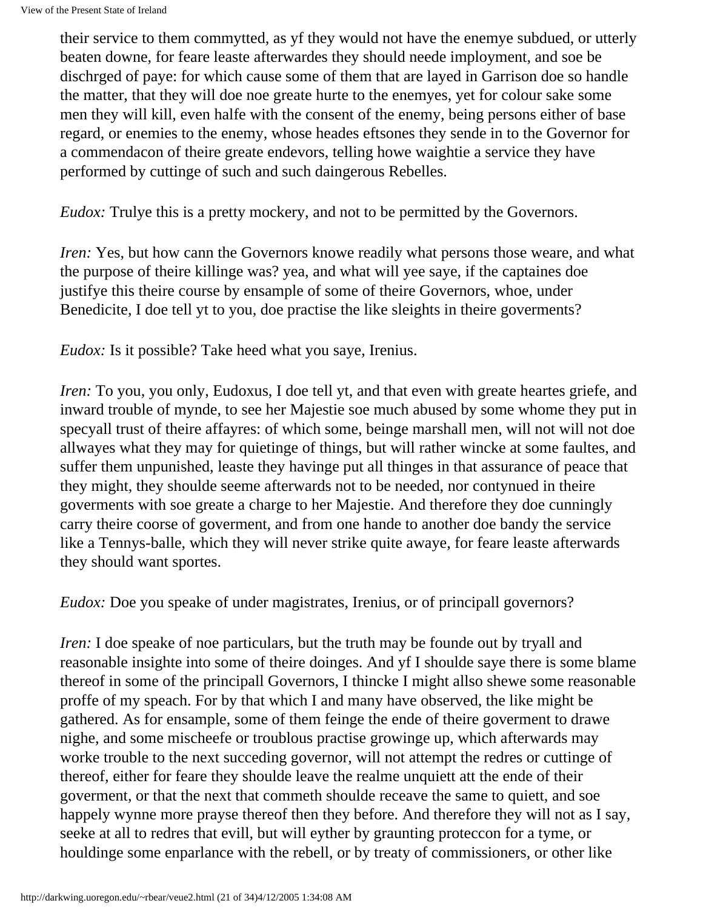their service to them commytted, as yf they would not have the enemye subdued, or utterly beaten downe, for feare leaste afterwardes they should neede imployment, and soe be dischrged of paye: for which cause some of them that are layed in Garrison doe so handle the matter, that they will doe noe greate hurte to the enemyes, yet for colour sake some men they will kill, even halfe with the consent of the enemy, being persons either of base regard, or enemies to the enemy, whose heades eftsones they sende in to the Governor for a commendacon of theire greate endevors, telling howe waightie a service they have performed by cuttinge of such and such daingerous Rebelles.

*Eudox:* Trulye this is a pretty mockery, and not to be permitted by the Governors.

*Iren:* Yes, but how cann the Governors knowe readily what persons those weare, and what the purpose of theire killinge was? yea, and what will yee saye, if the captaines doe justifye this theire course by ensample of some of theire Governors, whoe, under Benedicite, I doe tell yt to you, doe practise the like sleights in theire goverments?

*Eudox:* Is it possible? Take heed what you saye, Irenius.

*Iren:* To you, you only, Eudoxus, I doe tell yt, and that even with greate heartes griefe, and inward trouble of mynde, to see her Majestie soe much abused by some whome they put in specyall trust of theire affayres: of which some, beinge marshall men, will not will not doe allwayes what they may for quietinge of things, but will rather wincke at some faultes, and suffer them unpunished, leaste they havinge put all thinges in that assurance of peace that they might, they shoulde seeme afterwards not to be needed, nor contynued in theire goverments with soe greate a charge to her Majestie. And therefore they doe cunningly carry theire coorse of goverment, and from one hande to another doe bandy the service like a Tennys-balle, which they will never strike quite awaye, for feare leaste afterwards they should want sportes.

*Eudox:* Doe you speake of under magistrates, Irenius, or of principall governors?

*Iren:* I doe speake of noe particulars, but the truth may be founde out by tryall and reasonable insighte into some of theire doinges. And yf I shoulde saye there is some blame thereof in some of the principall Governors, I thincke I might allso shewe some reasonable proffe of my speach. For by that which I and many have observed, the like might be gathered. As for ensample, some of them feinge the ende of theire goverment to drawe nighe, and some mischeefe or troublous practise growinge up, which afterwards may worke trouble to the next succeding governor, will not attempt the redres or cuttinge of thereof, either for feare they shoulde leave the realme unquiett att the ende of their goverment, or that the next that commeth shoulde receave the same to quiett, and soe happely wynne more prayse thereof then they before. And therefore they will not as I say, seeke at all to redres that evill, but will eyther by graunting proteccon for a tyme, or houldinge some enparlance with the rebell, or by treaty of commissioners, or other like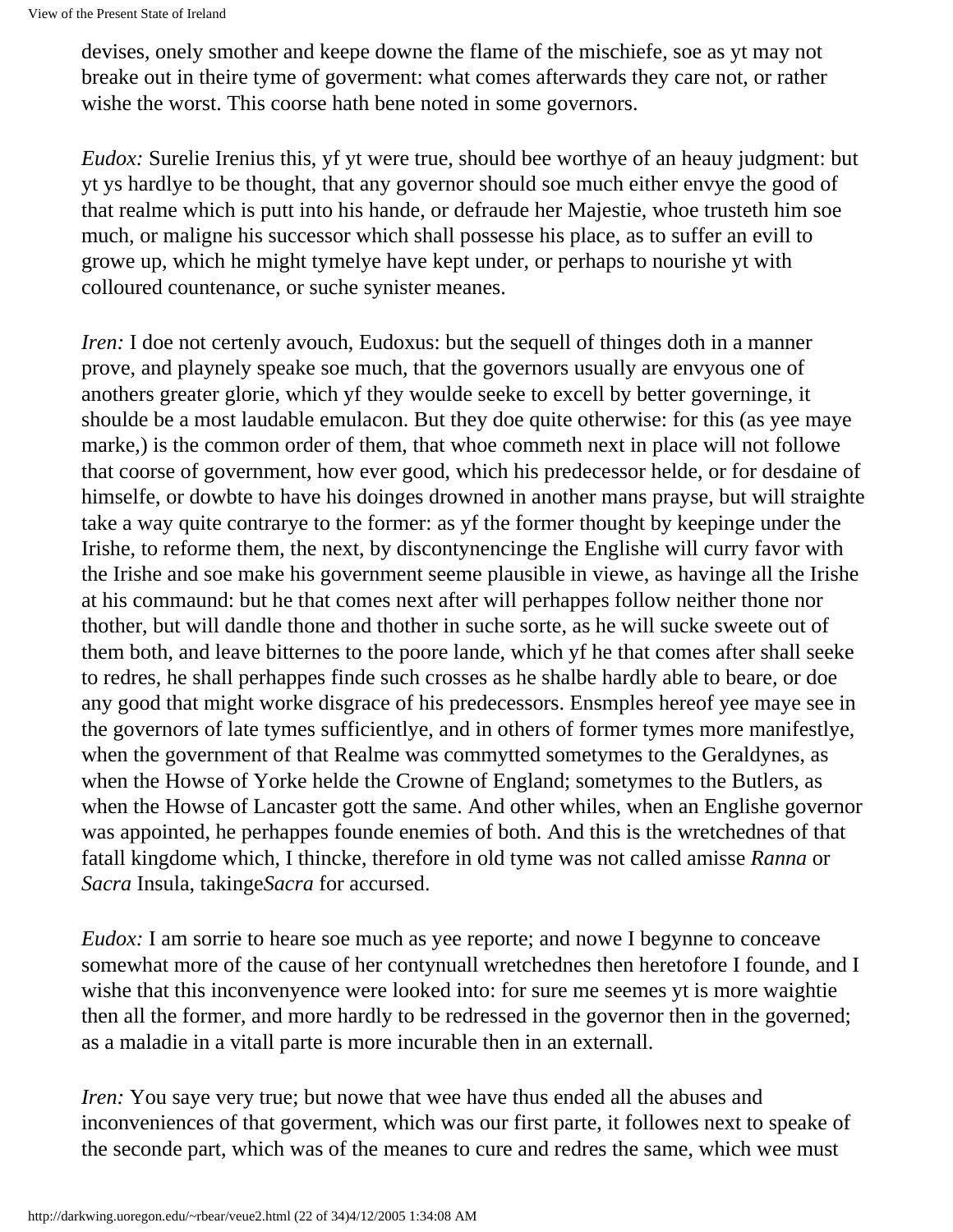devises, onely smother and keepe downe the flame of the mischiefe, soe as yt may not breake out in theire tyme of goverment: what comes afterwards they care not, or rather wishe the worst. This coorse hath bene noted in some governors.

*Eudox:* Surelie Irenius this, yf yt were true, should bee worthye of an heauy judgment: but yt ys hardlye to be thought, that any governor should soe much either envye the good of that realme which is putt into his hande, or defraude her Majestie, whoe trusteth him soe much, or maligne his successor which shall possesse his place, as to suffer an evill to growe up, which he might tymelye have kept under, or perhaps to nourishe yt with colloured countenance, or suche synister meanes.

*Iren:* I doe not certenly avouch, Eudoxus: but the sequell of thinges doth in a manner prove, and playnely speake soe much, that the governors usually are envyous one of anothers greater glorie, which yf they woulde seeke to excell by better governinge, it shoulde be a most laudable emulacon. But they doe quite otherwise: for this (as yee maye marke,) is the common order of them, that whoe commeth next in place will not followe that coorse of government, how ever good, which his predecessor helde, or for desdaine of himselfe, or dowbte to have his doinges drowned in another mans prayse, but will straighte take a way quite contrarye to the former: as yf the former thought by keepinge under the Irishe, to reforme them, the next, by discontynencinge the Englishe will curry favor with the Irishe and soe make his government seeme plausible in viewe, as havinge all the Irishe at his commaund: but he that comes next after will perhappes follow neither thone nor thother, but will dandle thone and thother in suche sorte, as he will sucke sweete out of them both, and leave bitternes to the poore lande, which yf he that comes after shall seeke to redres, he shall perhappes finde such crosses as he shalbe hardly able to beare, or doe any good that might worke disgrace of his predecessors. Ensmples hereof yee maye see in the governors of late tymes sufficientlye, and in others of former tymes more manifestlye, when the government of that Realme was commytted sometymes to the Geraldynes, as when the Howse of Yorke helde the Crowne of England; sometymes to the Butlers, as when the Howse of Lancaster gott the same. And other whiles, when an Englishe governor was appointed, he perhappes founde enemies of both. And this is the wretchednes of that fatall kingdome which, I thincke, therefore in old tyme was not called amisse *Ranna* or *Sacra* Insula, takinge*Sacra* for accursed.

*Eudox:* I am sorrie to heare soe much as yee reporte; and nowe I begynne to conceave somewhat more of the cause of her contynuall wretchednes then heretofore I founde, and I wishe that this inconvenyence were looked into: for sure me seemes yt is more waightie then all the former, and more hardly to be redressed in the governor then in the governed; as a maladie in a vitall parte is more incurable then in an externall.

*Iren:* You saye very true; but nowe that wee have thus ended all the abuses and inconveniences of that goverment, which was our first parte, it followes next to speake of the seconde part, which was of the meanes to cure and redres the same, which wee must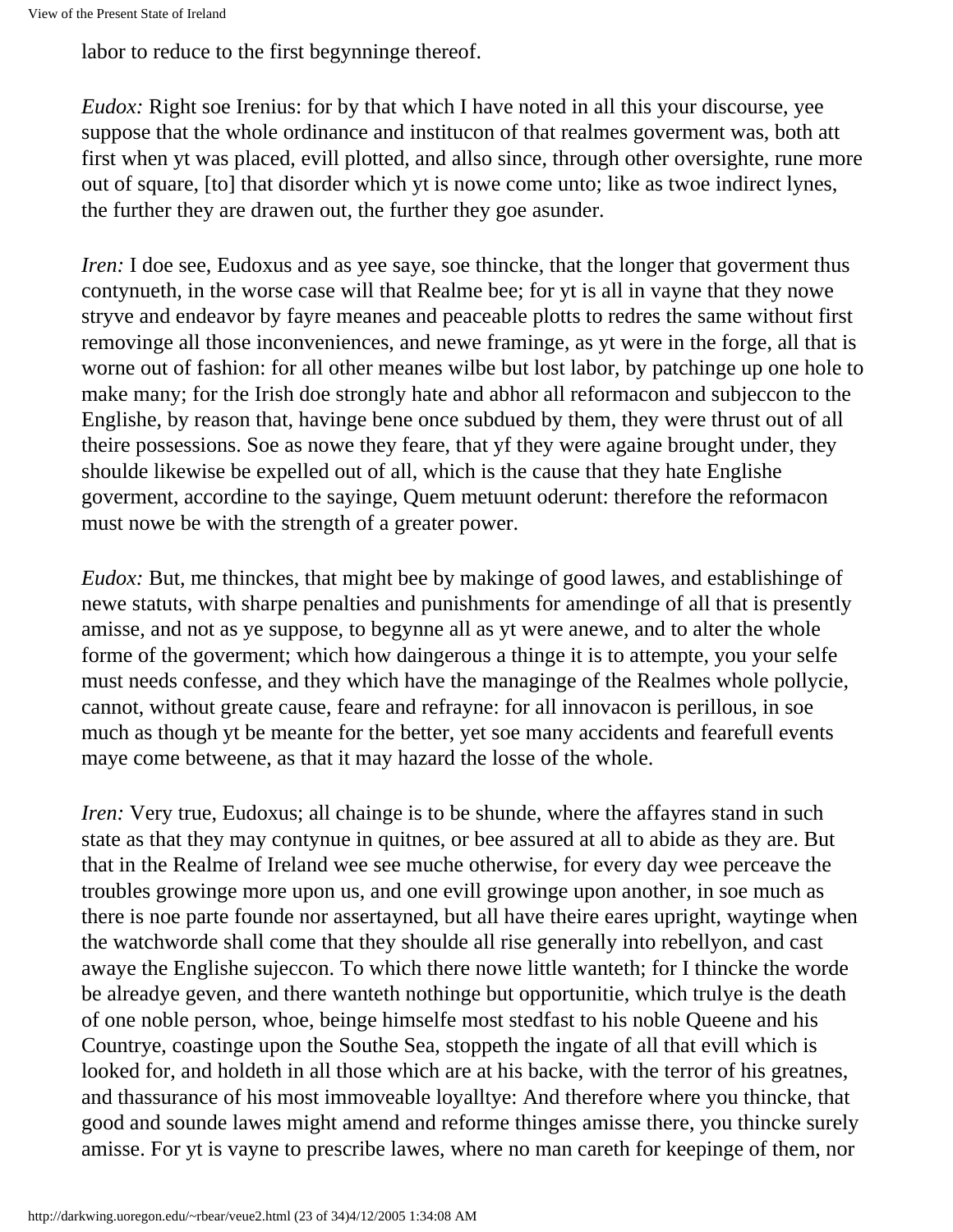labor to reduce to the first begynninge thereof.

*Eudox:* Right soe Irenius: for by that which I have noted in all this your discourse, yee suppose that the whole ordinance and institucon of that realmes goverment was, both att first when yt was placed, evill plotted, and allso since, through other oversighte, rune more out of square, [to] that disorder which yt is nowe come unto; like as twoe indirect lynes, the further they are drawen out, the further they goe asunder.

*Iren:* I doe see, Eudoxus and as yee saye, soe thincke, that the longer that goverment thus contynueth, in the worse case will that Realme bee; for yt is all in vayne that they nowe stryve and endeavor by fayre meanes and peaceable plotts to redres the same without first removinge all those inconveniences, and newe framinge, as yt were in the forge, all that is worne out of fashion: for all other meanes wilbe but lost labor, by patchinge up one hole to make many; for the Irish doe strongly hate and abhor all reformacon and subjeccon to the Englishe, by reason that, havinge bene once subdued by them, they were thrust out of all theire possessions. Soe as nowe they feare, that yf they were againe brought under, they shoulde likewise be expelled out of all, which is the cause that they hate Englishe goverment, accordine to the sayinge, Quem metuunt oderunt: therefore the reformacon must nowe be with the strength of a greater power.

*Eudox:* But, me thinckes, that might bee by makinge of good lawes, and establishinge of newe statuts, with sharpe penalties and punishments for amendinge of all that is presently amisse, and not as ye suppose, to begynne all as yt were anewe, and to alter the whole forme of the goverment; which how daingerous a thinge it is to attempte, you your selfe must needs confesse, and they which have the managinge of the Realmes whole pollycie, cannot, without greate cause, feare and refrayne: for all innovacon is perillous, in soe much as though yt be meante for the better, yet soe many accidents and fearefull events maye come betweene, as that it may hazard the losse of the whole.

*Iren:* Very true, Eudoxus; all chainge is to be shunde, where the affayres stand in such state as that they may contynue in quitnes, or bee assured at all to abide as they are. But that in the Realme of Ireland wee see muche otherwise, for every day wee perceave the troubles growinge more upon us, and one evill growinge upon another, in soe much as there is noe parte founde nor assertayned, but all have theire eares upright, waytinge when the watchworde shall come that they shoulde all rise generally into rebellyon, and cast awaye the Englishe sujeccon. To which there nowe little wanteth; for I thincke the worde be alreadye geven, and there wanteth nothinge but opportunitie, which trulye is the death of one noble person, whoe, beinge himselfe most stedfast to his noble Queene and his Countrye, coastinge upon the Southe Sea, stoppeth the ingate of all that evill which is looked for, and holdeth in all those which are at his backe, with the terror of his greatnes, and thassurance of his most immoveable loyalltye: And therefore where you thincke, that good and sounde lawes might amend and reforme thinges amisse there, you thincke surely amisse. For yt is vayne to prescribe lawes, where no man careth for keepinge of them, nor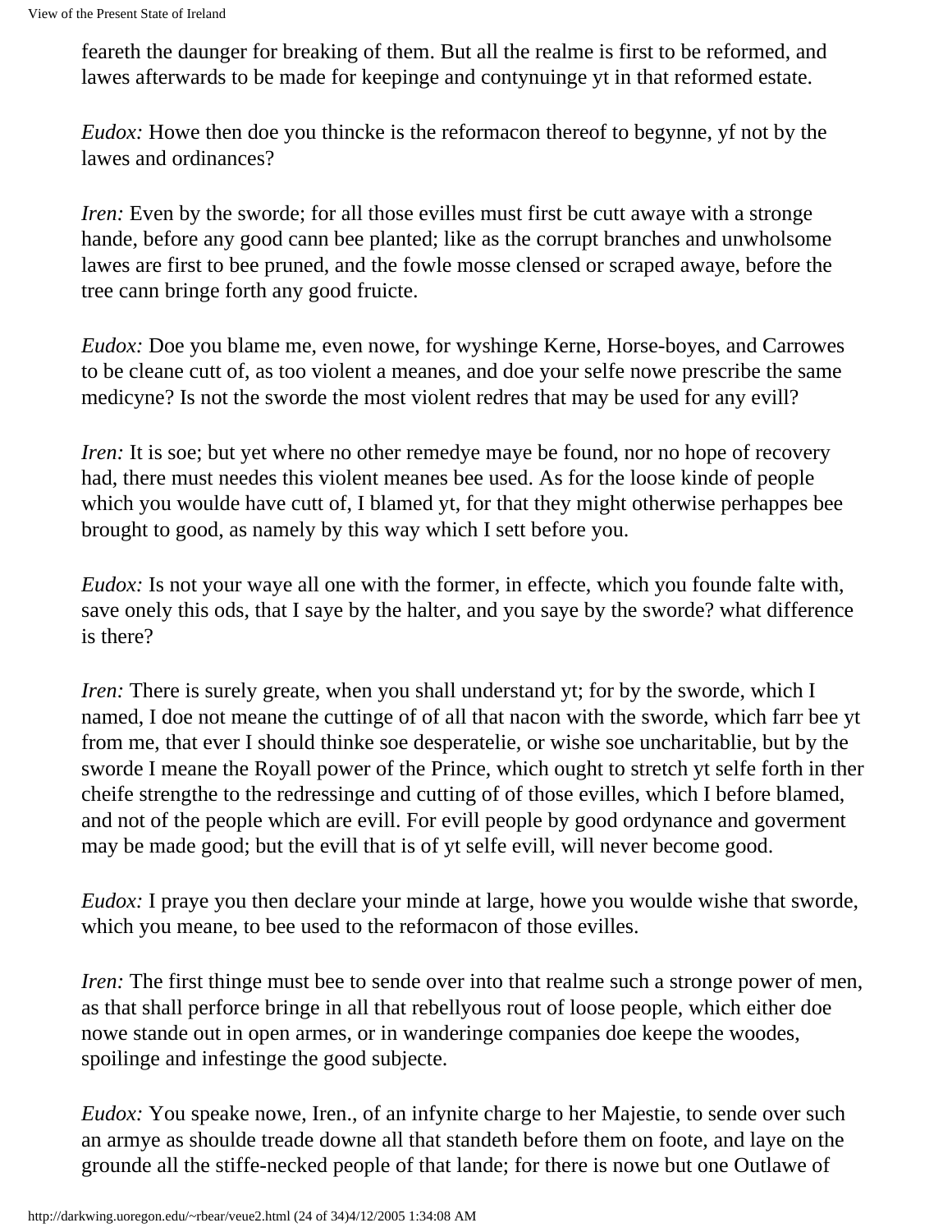feareth the daunger for breaking of them. But all the realme is first to be reformed, and lawes afterwards to be made for keepinge and contynuinge yt in that reformed estate.

*Eudox:* Howe then doe you thincke is the reformacon thereof to begynne, yf not by the lawes and ordinances?

*Iren:* Even by the sworde; for all those evilles must first be cutt awaye with a stronge hande, before any good cann bee planted; like as the corrupt branches and unwholsome lawes are first to bee pruned, and the fowle mosse clensed or scraped awaye, before the tree cann bringe forth any good fruicte.

*Eudox:* Doe you blame me, even nowe, for wyshinge Kerne, Horse-boyes, and Carrowes to be cleane cutt of, as too violent a meanes, and doe your selfe nowe prescribe the same medicyne? Is not the sworde the most violent redres that may be used for any evill?

*Iren:* It is soe; but yet where no other remedye maye be found, nor no hope of recovery had, there must needes this violent meanes bee used. As for the loose kinde of people which you woulde have cutt of, I blamed yt, for that they might otherwise perhappes bee brought to good, as namely by this way which I sett before you.

*Eudox:* Is not your waye all one with the former, in effecte, which you founde falte with, save onely this ods, that I saye by the halter, and you saye by the sworde? what difference is there?

*Iren:* There is surely greate, when you shall understand yt; for by the sworde, which I named, I doe not meane the cuttinge of of all that nacon with the sworde, which farr bee yt from me, that ever I should thinke soe desperatelie, or wishe soe uncharitablie, but by the sworde I meane the Royall power of the Prince, which ought to stretch yt selfe forth in ther cheife strengthe to the redressinge and cutting of of those evilles, which I before blamed, and not of the people which are evill. For evill people by good ordynance and goverment may be made good; but the evill that is of yt selfe evill, will never become good.

*Eudox:* I praye you then declare your minde at large, howe you woulde wishe that sworde, which you meane, to bee used to the reformacon of those evilles.

*Iren:* The first thinge must bee to sende over into that realme such a stronge power of men, as that shall perforce bringe in all that rebellyous rout of loose people, which either doe nowe stande out in open armes, or in wanderinge companies doe keepe the woodes, spoilinge and infestinge the good subjecte.

*Eudox:* You speake nowe, Iren., of an infynite charge to her Majestie, to sende over such an armye as shoulde treade downe all that standeth before them on foote, and laye on the grounde all the stiffe-necked people of that lande; for there is nowe but one Outlawe of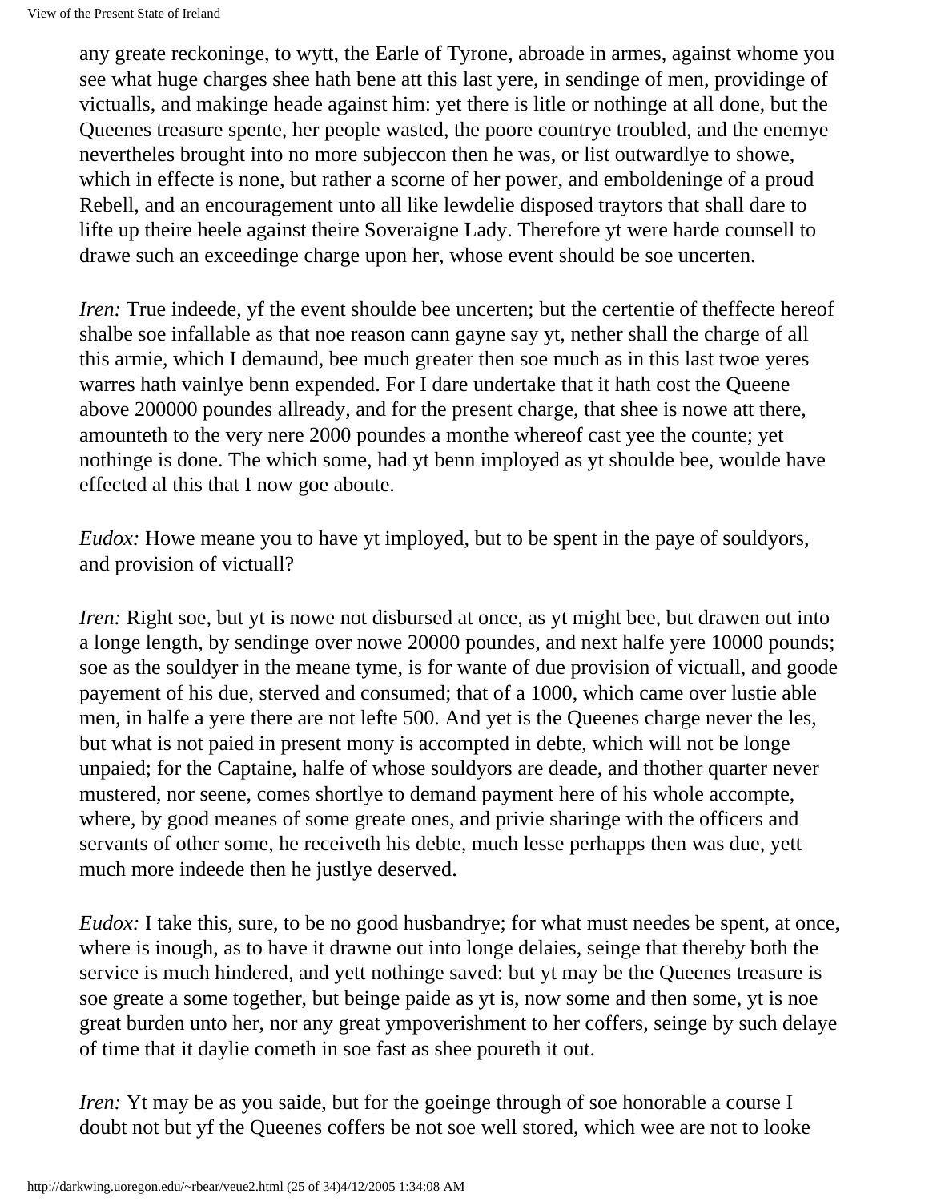any greate reckoninge, to wytt, the Earle of Tyrone, abroade in armes, against whome you see what huge charges shee hath bene att this last yere, in sendinge of men, providinge of victualls, and makinge heade against him: yet there is litle or nothinge at all done, but the Queenes treasure spente, her people wasted, the poore countrye troubled, and the enemye nevertheles brought into no more subjeccon then he was, or list outwardlye to showe, which in effecte is none, but rather a scorne of her power, and emboldeninge of a proud Rebell, and an encouragement unto all like lewdelie disposed traytors that shall dare to lifte up theire heele against theire Soveraigne Lady. Therefore yt were harde counsell to drawe such an exceedinge charge upon her, whose event should be soe uncerten.

*Iren:* True indeede, yf the event shoulde bee uncerten; but the certentie of theffecte hereof shalbe soe infallable as that noe reason cann gayne say yt, nether shall the charge of all this armie, which I demaund, bee much greater then soe much as in this last twoe yeres warres hath vainlye benn expended. For I dare undertake that it hath cost the Queene above 200000 poundes allready, and for the present charge, that shee is nowe att there, amounteth to the very nere 2000 poundes a monthe whereof cast yee the counte; yet nothinge is done. The which some, had yt benn imployed as yt shoulde bee, woulde have effected al this that I now goe aboute.

*Eudox:* Howe meane you to have yt imployed, but to be spent in the paye of souldyors, and provision of victuall?

*Iren:* Right soe, but yt is nowe not disbursed at once, as yt might bee, but drawen out into a longe length, by sendinge over nowe 20000 poundes, and next halfe yere 10000 pounds; soe as the souldyer in the meane tyme, is for wante of due provision of victuall, and goode payement of his due, sterved and consumed; that of a 1000, which came over lustie able men, in halfe a yere there are not lefte 500. And yet is the Queenes charge never the les, but what is not paied in present mony is accompted in debte, which will not be longe unpaied; for the Captaine, halfe of whose souldyors are deade, and thother quarter never mustered, nor seene, comes shortlye to demand payment here of his whole accompte, where, by good meanes of some greate ones, and privie sharinge with the officers and servants of other some, he receiveth his debte, much lesse perhapps then was due, yett much more indeede then he justlye deserved.

*Eudox:* I take this, sure, to be no good husbandrye; for what must needes be spent, at once, where is inough, as to have it drawne out into longe delaies, seinge that thereby both the service is much hindered, and yett nothinge saved: but yt may be the Queenes treasure is soe greate a some together, but beinge paide as yt is, now some and then some, yt is noe great burden unto her, nor any great ympoverishment to her coffers, seinge by such delaye of time that it daylie cometh in soe fast as shee poureth it out.

*Iren:* Yt may be as you saide, but for the goeinge through of soe honorable a course I doubt not but yf the Queenes coffers be not soe well stored, which wee are not to looke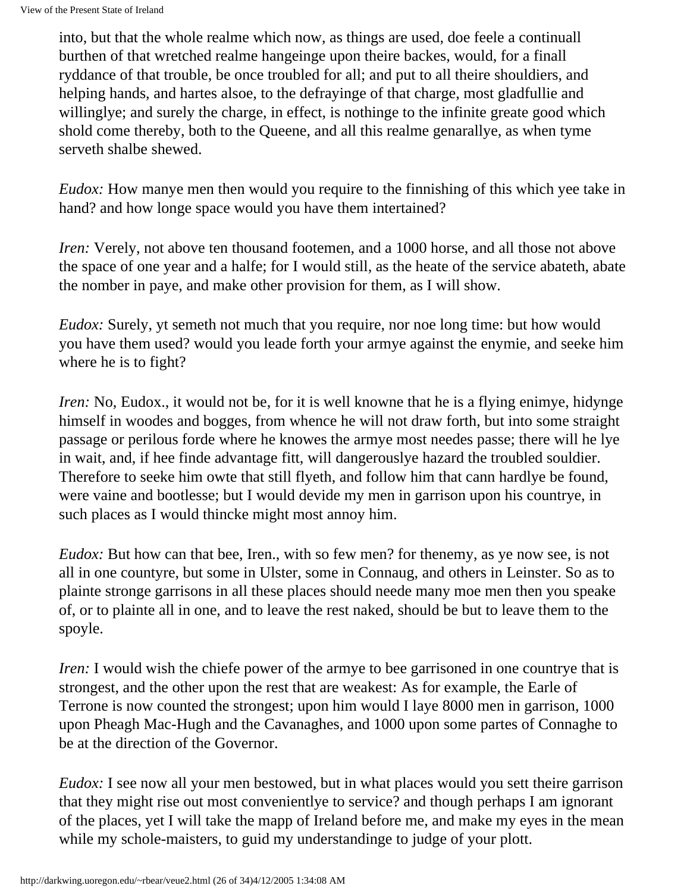into, but that the whole realme which now, as things are used, doe feele a continuall burthen of that wretched realme hangeinge upon theire backes, would, for a finall ryddance of that trouble, be once troubled for all; and put to all theire shouldiers, and helping hands, and hartes alsoe, to the defrayinge of that charge, most gladfullie and willinglye; and surely the charge, in effect, is nothinge to the infinite greate good which shold come thereby, both to the Queene, and all this realme genarallye, as when tyme serveth shalbe shewed.

*Eudox:* How manye men then would you require to the finnishing of this which yee take in hand? and how longe space would you have them intertained?

*Iren:* Verely, not above ten thousand footemen, and a 1000 horse, and all those not above the space of one year and a halfe; for I would still, as the heate of the service abateth, abate the nomber in paye, and make other provision for them, as I will show.

*Eudox:* Surely, yt semeth not much that you require, nor noe long time: but how would you have them used? would you leade forth your armye against the enymie, and seeke him where he is to fight?

*Iren:* No, Eudox., it would not be, for it is well knowne that he is a flying enimye, hidynge himself in woodes and bogges, from whence he will not draw forth, but into some straight passage or perilous forde where he knowes the armye most needes passe; there will he lye in wait, and, if hee finde advantage fitt, will dangerouslye hazard the troubled souldier. Therefore to seeke him owte that still flyeth, and follow him that cann hardlye be found, were vaine and bootlesse; but I would devide my men in garrison upon his countrye, in such places as I would thincke might most annoy him.

*Eudox:* But how can that bee, Iren., with so few men? for thenemy, as ye now see, is not all in one countyre, but some in Ulster, some in Connaug, and others in Leinster. So as to plainte stronge garrisons in all these places should neede many moe men then you speake of, or to plainte all in one, and to leave the rest naked, should be but to leave them to the spoyle.

*Iren:* I would wish the chiefe power of the armye to bee garrisoned in one countrye that is strongest, and the other upon the rest that are weakest: As for example, the Earle of Terrone is now counted the strongest; upon him would I laye 8000 men in garrison, 1000 upon Pheagh Mac-Hugh and the Cavanaghes, and 1000 upon some partes of Connaghe to be at the direction of the Governor.

*Eudox:* I see now all your men bestowed, but in what places would you sett theire garrison that they might rise out most convenientlye to service? and though perhaps I am ignorant of the places, yet I will take the mapp of Ireland before me, and make my eyes in the mean while my schole-maisters, to guid my understandinge to judge of your plott.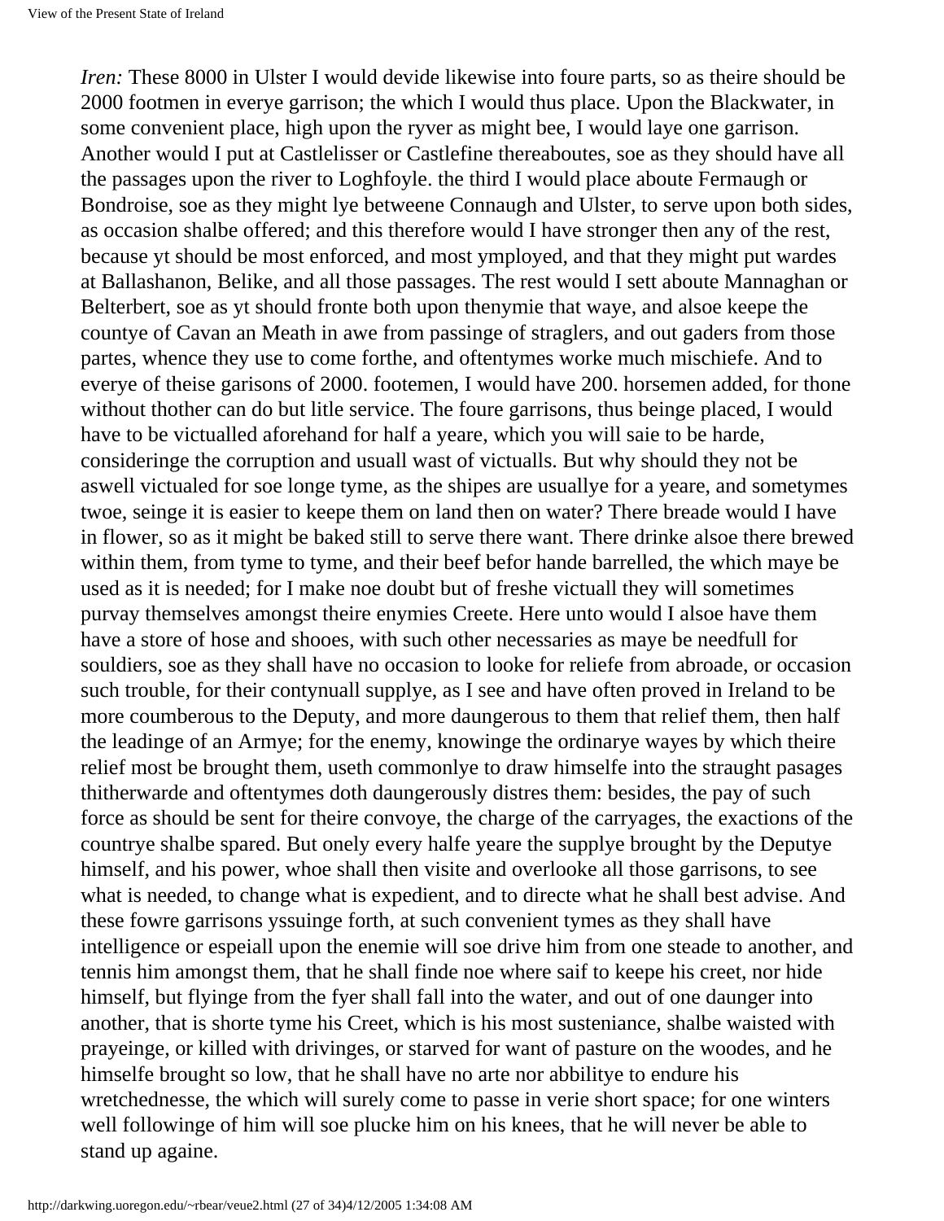*Iren:* These 8000 in Ulster I would devide likewise into foure parts, so as theire should be 2000 footmen in everye garrison; the which I would thus place. Upon the Blackwater, in some convenient place, high upon the ryver as might bee, I would laye one garrison. Another would I put at Castlelisser or Castlefine thereaboutes, soe as they should have all the passages upon the river to Loghfoyle. the third I would place aboute Fermaugh or Bondroise, soe as they might lye betweene Connaugh and Ulster, to serve upon both sides, as occasion shalbe offered; and this therefore would I have stronger then any of the rest, because yt should be most enforced, and most ymployed, and that they might put wardes at Ballashanon, Belike, and all those passages. The rest would I sett aboute Mannaghan or Belterbert, soe as yt should fronte both upon thenymie that waye, and alsoe keepe the countye of Cavan an Meath in awe from passinge of straglers, and out gaders from those partes, whence they use to come forthe, and oftentymes worke much mischiefe. And to everye of theise garisons of 2000. footemen, I would have 200. horsemen added, for thone without thother can do but litle service. The foure garrisons, thus beinge placed, I would have to be victualled aforehand for half a yeare, which you will saie to be harde, consideringe the corruption and usuall wast of victualls. But why should they not be aswell victualed for soe longe tyme, as the shipes are usuallye for a yeare, and sometymes twoe, seinge it is easier to keepe them on land then on water? There breade would I have in flower, so as it might be baked still to serve there want. There drinke alsoe there brewed within them, from tyme to tyme, and their beef befor hande barrelled, the which maye be used as it is needed; for I make noe doubt but of freshe victuall they will sometimes purvay themselves amongst theire enymies Creete. Here unto would I alsoe have them have a store of hose and shooes, with such other necessaries as maye be needfull for souldiers, soe as they shall have no occasion to looke for reliefe from abroade, or occasion such trouble, for their contynuall supplye, as I see and have often proved in Ireland to be more coumberous to the Deputy, and more daungerous to them that relief them, then half the leadinge of an Armye; for the enemy, knowinge the ordinarye wayes by which theire relief most be brought them, useth commonlye to draw himselfe into the straught pasages thitherwarde and oftentymes doth daungerously distres them: besides, the pay of such force as should be sent for theire convoye, the charge of the carryages, the exactions of the countrye shalbe spared. But onely every halfe yeare the supplye brought by the Deputye himself, and his power, whoe shall then visite and overlooke all those garrisons, to see what is needed, to change what is expedient, and to directe what he shall best advise. And these fowre garrisons yssuinge forth, at such convenient tymes as they shall have intelligence or espeiall upon the enemie will soe drive him from one steade to another, and tennis him amongst them, that he shall finde noe where saif to keepe his creet, nor hide himself, but flyinge from the fyer shall fall into the water, and out of one daunger into another, that is shorte tyme his Creet, which is his most susteniance, shalbe waisted with prayeinge, or killed with drivinges, or starved for want of pasture on the woodes, and he himselfe brought so low, that he shall have no arte nor abbilitye to endure his wretchednesse, the which will surely come to passe in verie short space; for one winters well followinge of him will soe plucke him on his knees, that he will never be able to stand up againe.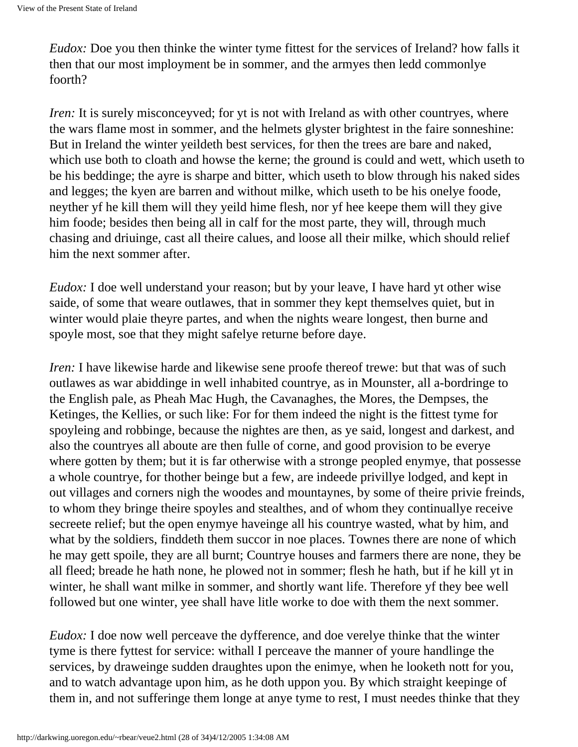*Eudox:* Doe you then thinke the winter tyme fittest for the services of Ireland? how falls it then that our most imployment be in sommer, and the armyes then ledd commonlye foorth?

*Iren:* It is surely misconceyved; for yt is not with Ireland as with other countryes, where the wars flame most in sommer, and the helmets glyster brightest in the faire sonneshine: But in Ireland the winter yeildeth best services, for then the trees are bare and naked, which use both to cloath and howse the kerne; the ground is could and wett, which useth to be his beddinge; the ayre is sharpe and bitter, which useth to blow through his naked sides and legges; the kyen are barren and without milke, which useth to be his onelye foode, neyther yf he kill them will they yeild hime flesh, nor yf hee keepe them will they give him foode; besides then being all in calf for the most parte, they will, through much chasing and driuinge, cast all theire calues, and loose all their milke, which should relief him the next sommer after.

*Eudox:* I doe well understand your reason; but by your leave, I have hard yt other wise saide, of some that weare outlawes, that in sommer they kept themselves quiet, but in winter would plaie theyre partes, and when the nights weare longest, then burne and spoyle most, soe that they might safelye returne before daye.

*Iren:* I have likewise harde and likewise sene proofe thereof trewe: but that was of such outlawes as war abiddinge in well inhabited countrye, as in Mounster, all a-bordringe to the English pale, as Pheah Mac Hugh, the Cavanaghes, the Mores, the Dempses, the Ketinges, the Kellies, or such like: For for them indeed the night is the fittest tyme for spoyleing and robbinge, because the nightes are then, as ye said, longest and darkest, and also the countryes all aboute are then fulle of corne, and good provision to be everye where gotten by them; but it is far otherwise with a stronge peopled enymye, that possesse a whole countrye, for thother beinge but a few, are indeede privillye lodged, and kept in out villages and corners nigh the woodes and mountaynes, by some of theire privie freinds, to whom they bringe theire spoyles and stealthes, and of whom they continuallye receive secreete relief; but the open enymye haveinge all his countrye wasted, what by him, and what by the soldiers, finddeth them succor in noe places. Townes there are none of which he may gett spoile, they are all burnt; Countrye houses and farmers there are none, they be all fleed; breade he hath none, he plowed not in sommer; flesh he hath, but if he kill yt in winter, he shall want milke in sommer, and shortly want life. Therefore yf they bee well followed but one winter, yee shall have litle worke to doe with them the next sommer.

*Eudox:* I doe now well perceave the dyfference, and doe verelye thinke that the winter tyme is there fyttest for service: withall I perceave the manner of youre handlinge the services, by draweinge sudden draughtes upon the enimye, when he looketh nott for you, and to watch advantage upon him, as he doth uppon you. By which straight keepinge of them in, and not sufferinge them longe at anye tyme to rest, I must needes thinke that they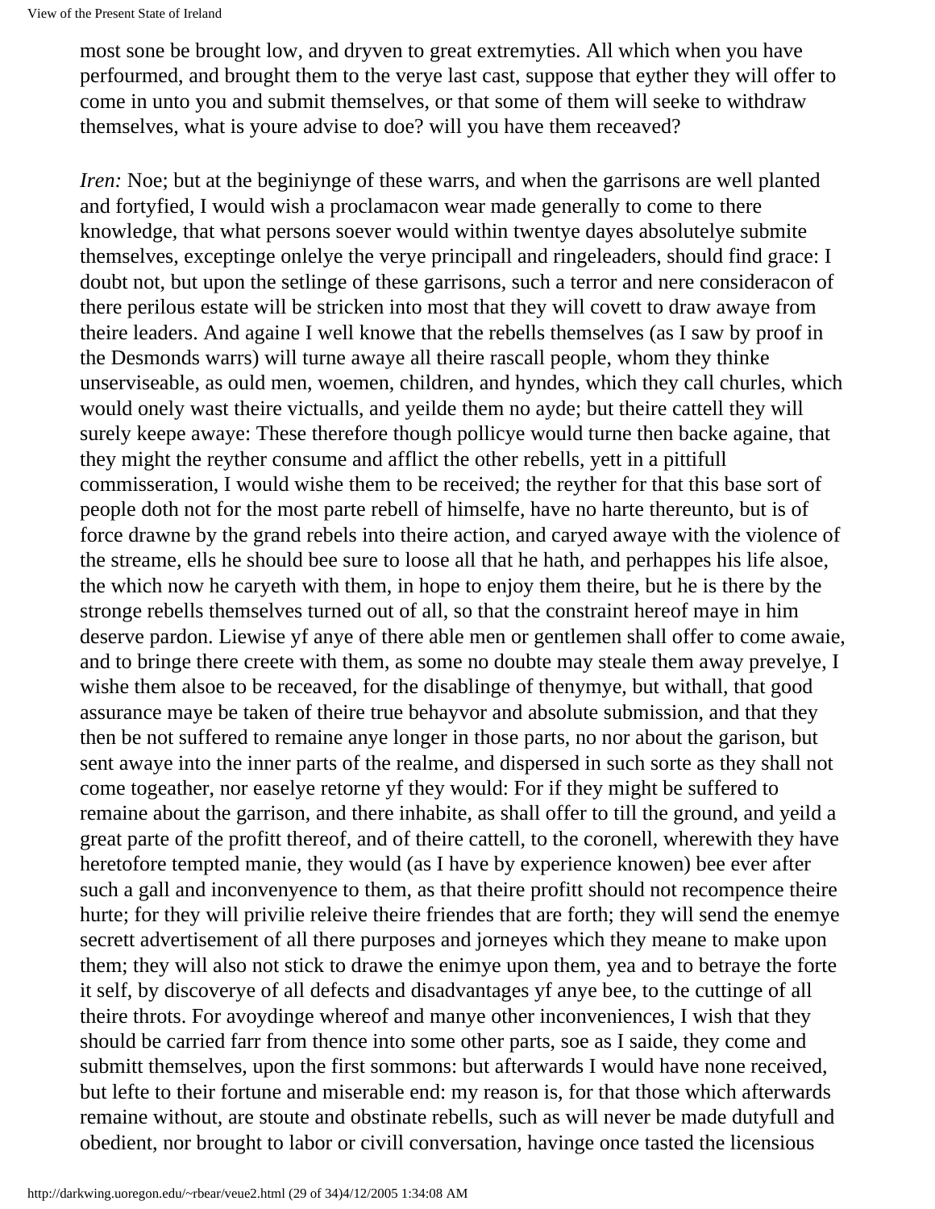most sone be brought low, and dryven to great extremyties. All which when you have perfourmed, and brought them to the verye last cast, suppose that eyther they will offer to come in unto you and submit themselves, or that some of them will seeke to withdraw themselves, what is youre advise to doe? will you have them receaved?

*Iren:* Noe; but at the beginiynge of these warrs, and when the garrisons are well planted and fortyfied, I would wish a proclamacon wear made generally to come to there knowledge, that what persons soever would within twentye dayes absolutelye submite themselves, exceptinge onlelye the verye principall and ringeleaders, should find grace: I doubt not, but upon the setlinge of these garrisons, such a terror and nere consideracon of there perilous estate will be stricken into most that they will covett to draw awaye from theire leaders. And againe I well knowe that the rebells themselves (as I saw by proof in the Desmonds warrs) will turne awaye all theire rascall people, whom they thinke unserviseable, as ould men, woemen, children, and hyndes, which they call churles, which would onely wast theire victualls, and yeilde them no ayde; but theire cattell they will surely keepe awaye: These therefore though pollicye would turne then backe againe, that they might the reyther consume and afflict the other rebells, yett in a pittifull commisseration, I would wishe them to be received; the reyther for that this base sort of people doth not for the most parte rebell of himselfe, have no harte thereunto, but is of force drawne by the grand rebels into theire action, and caryed awaye with the violence of the streame, ells he should bee sure to loose all that he hath, and perhappes his life alsoe, the which now he caryeth with them, in hope to enjoy them theire, but he is there by the stronge rebells themselves turned out of all, so that the constraint hereof maye in him deserve pardon. Liewise yf anye of there able men or gentlemen shall offer to come awaie, and to bringe there creete with them, as some no doubte may steale them away prevelye, I wishe them alsoe to be receaved, for the disablinge of thenymye, but withall, that good assurance maye be taken of theire true behayvor and absolute submission, and that they then be not suffered to remaine anye longer in those parts, no nor about the garison, but sent awaye into the inner parts of the realme, and dispersed in such sorte as they shall not come togeather, nor easelye retorne yf they would: For if they might be suffered to remaine about the garrison, and there inhabite, as shall offer to till the ground, and yeild a great parte of the profitt thereof, and of theire cattell, to the coronell, wherewith they have heretofore tempted manie, they would (as I have by experience knowen) bee ever after such a gall and inconvenyence to them, as that theire profitt should not recompence theire hurte; for they will privilie releive theire friendes that are forth; they will send the enemye secrett advertisement of all there purposes and jorneyes which they meane to make upon them; they will also not stick to drawe the enimye upon them, yea and to betraye the forte it self, by discoverye of all defects and disadvantages yf anye bee, to the cuttinge of all theire throts. For avoydinge whereof and manye other inconveniences, I wish that they should be carried farr from thence into some other parts, soe as I saide, they come and submitt themselves, upon the first sommons: but afterwards I would have none received, but lefte to their fortune and miserable end: my reason is, for that those which afterwards remaine without, are stoute and obstinate rebells, such as will never be made dutyfull and obedient, nor brought to labor or civill conversation, havinge once tasted the licensious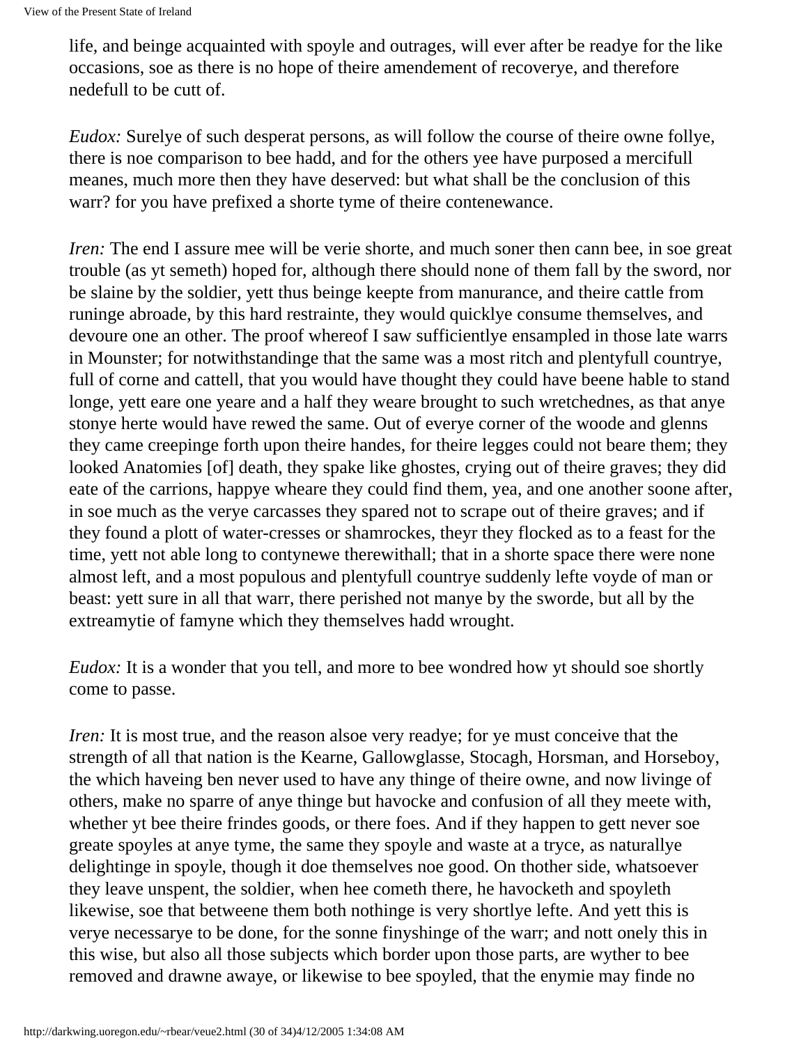life, and beinge acquainted with spoyle and outrages, will ever after be readye for the like occasions, soe as there is no hope of theire amendement of recoverye, and therefore nedefull to be cutt of.

*Eudox:* Surelye of such desperat persons, as will follow the course of theire owne follye, there is noe comparison to bee hadd, and for the others yee have purposed a mercifull meanes, much more then they have deserved: but what shall be the conclusion of this warr? for you have prefixed a shorte tyme of theire contenewance.

*Iren:* The end I assure mee will be verie shorte, and much soner then cann bee, in soe great trouble (as yt semeth) hoped for, although there should none of them fall by the sword, nor be slaine by the soldier, yett thus beinge keepte from manurance, and theire cattle from runinge abroade, by this hard restrainte, they would quicklye consume themselves, and devoure one an other. The proof whereof I saw sufficientlye ensampled in those late warrs in Mounster; for notwithstandinge that the same was a most ritch and plentyfull countrye, full of corne and cattell, that you would have thought they could have beene hable to stand longe, yett eare one yeare and a half they weare brought to such wretchednes, as that anye stonye herte would have rewed the same. Out of everye corner of the woode and glenns they came creepinge forth upon theire handes, for theire legges could not beare them; they looked Anatomies [of] death, they spake like ghostes, crying out of theire graves; they did eate of the carrions, happye wheare they could find them, yea, and one another soone after, in soe much as the verye carcasses they spared not to scrape out of theire graves; and if they found a plott of water-cresses or shamrockes, theyr they flocked as to a feast for the time, yett not able long to contynewe therewithall; that in a shorte space there were none almost left, and a most populous and plentyfull countrye suddenly lefte voyde of man or beast: yett sure in all that warr, there perished not manye by the sworde, but all by the extreamytie of famyne which they themselves hadd wrought.

*Eudox:* It is a wonder that you tell, and more to bee wondred how yt should soe shortly come to passe.

*Iren:* It is most true, and the reason alsoe very readye; for ye must conceive that the strength of all that nation is the Kearne, Gallowglasse, Stocagh, Horsman, and Horseboy, the which haveing ben never used to have any thinge of theire owne, and now livinge of others, make no sparre of anye thinge but havocke and confusion of all they meete with, whether yt bee theire frindes goods, or there foes. And if they happen to gett never soe greate spoyles at anye tyme, the same they spoyle and waste at a tryce, as naturallye delightinge in spoyle, though it doe themselves noe good. On thother side, whatsoever they leave unspent, the soldier, when hee cometh there, he havocketh and spoyleth likewise, soe that betweene them both nothinge is very shortlye lefte. And yett this is verye necessarye to be done, for the sonne finyshinge of the warr; and nott onely this in this wise, but also all those subjects which border upon those parts, are wyther to bee removed and drawne awaye, or likewise to bee spoyled, that the enymie may finde no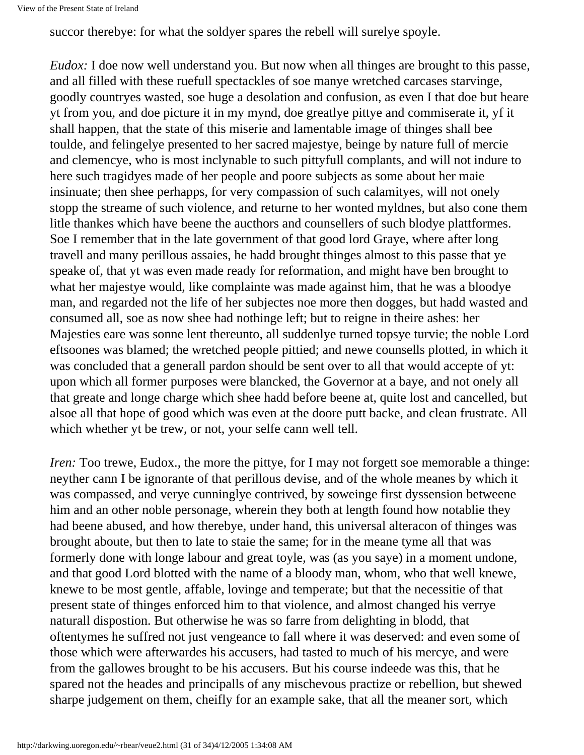succor therebye: for what the soldyer spares the rebell will surelye spoyle.

*Eudox:* I doe now well understand you. But now when all thinges are brought to this passe, and all filled with these ruefull spectackles of soe manye wretched carcases starvinge, goodly countryes wasted, soe huge a desolation and confusion, as even I that doe but heare yt from you, and doe picture it in my mynd, doe greatlye pittye and commiserate it, yf it shall happen, that the state of this miserie and lamentable image of thinges shall bee toulde, and felingelye presented to her sacred majestye, beinge by nature full of mercie and clemencye, who is most inclynable to such pittyfull complants, and will not indure to here such tragidyes made of her people and poore subjects as some about her maie insinuate; then shee perhapps, for very compassion of such calamityes, will not onely stopp the streame of such violence, and returne to her wonted myldnes, but also cone them litle thankes which have beene the aucthors and counsellers of such blodye plattformes. Soe I remember that in the late government of that good lord Graye, where after long travell and many perillous assaies, he hadd brought thinges almost to this passe that ye speake of, that yt was even made ready for reformation, and might have ben brought to what her majestye would, like complainte was made against him, that he was a bloodye man, and regarded not the life of her subjectes noe more then dogges, but hadd wasted and consumed all, soe as now shee had nothinge left; but to reigne in theire ashes: her Majesties eare was sonne lent thereunto, all suddenlye turned topsye turvie; the noble Lord eftsoones was blamed; the wretched people pittied; and newe counsells plotted, in which it was concluded that a generall pardon should be sent over to all that would accepte of yt: upon which all former purposes were blancked, the Governor at a baye, and not onely all that greate and longe charge which shee hadd before beene at, quite lost and cancelled, but alsoe all that hope of good which was even at the doore putt backe, and clean frustrate. All which whether yt be trew, or not, your selfe cann well tell.

*Iren:* Too trewe, Eudox., the more the pittye, for I may not forgett soe memorable a thinge: neyther cann I be ignorante of that perillous devise, and of the whole meanes by which it was compassed, and verye cunninglye contrived, by soweinge first dyssension betweene him and an other noble personage, wherein they both at length found how notablie they had beene abused, and how therebye, under hand, this universal alteracon of thinges was brought aboute, but then to late to staie the same; for in the meane tyme all that was formerly done with longe labour and great toyle, was (as you saye) in a moment undone, and that good Lord blotted with the name of a bloody man, whom, who that well knewe, knewe to be most gentle, affable, lovinge and temperate; but that the necessitie of that present state of thinges enforced him to that violence, and almost changed his verrye naturall dispostion. But otherwise he was so farre from delighting in blodd, that oftentymes he suffred not just vengeance to fall where it was deserved: and even some of those which were afterwardes his accusers, had tasted to much of his mercye, and were from the gallowes brought to be his accusers. But his course indeede was this, that he spared not the heades and principalls of any mischevous practize or rebellion, but shewed sharpe judgement on them, cheifly for an example sake, that all the meaner sort, which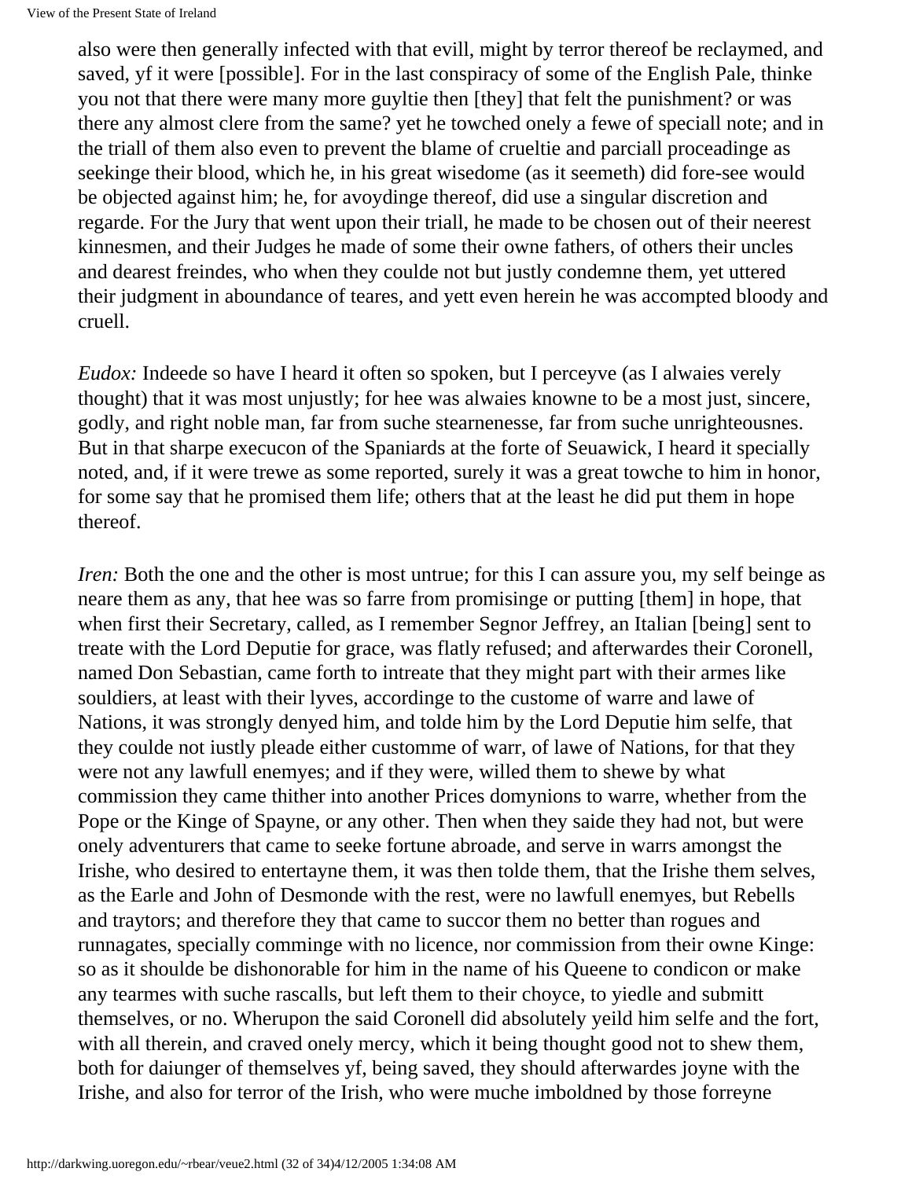also were then generally infected with that evill, might by terror thereof be reclaymed, and saved, yf it were [possible]. For in the last conspiracy of some of the English Pale, thinke you not that there were many more guyltie then [they] that felt the punishment? or was there any almost clere from the same? yet he towched onely a fewe of speciall note; and in the triall of them also even to prevent the blame of crueltie and parciall proceadinge as seekinge their blood, which he, in his great wisedome (as it seemeth) did fore-see would be objected against him; he, for avoydinge thereof, did use a singular discretion and regarde. For the Jury that went upon their triall, he made to be chosen out of their neerest kinnesmen, and their Judges he made of some their owne fathers, of others their uncles and dearest freindes, who when they coulde not but justly condemne them, yet uttered their judgment in aboundance of teares, and yett even herein he was accompted bloody and cruell.

*Eudox:* Indeede so have I heard it often so spoken, but I perceyve (as I alwaies verely thought) that it was most unjustly; for hee was alwaies knowne to be a most just, sincere, godly, and right noble man, far from suche stearnenesse, far from suche unrighteousnes. But in that sharpe execucon of the Spaniards at the forte of Seuawick, I heard it specially noted, and, if it were trewe as some reported, surely it was a great towche to him in honor, for some say that he promised them life; others that at the least he did put them in hope thereof.

*Iren:* Both the one and the other is most untrue; for this I can assure you, my self beinge as neare them as any, that hee was so farre from promisinge or putting [them] in hope, that when first their Secretary, called, as I remember Segnor Jeffrey, an Italian [being] sent to treate with the Lord Deputie for grace, was flatly refused; and afterwardes their Coronell, named Don Sebastian, came forth to intreate that they might part with their armes like souldiers, at least with their lyves, accordinge to the custome of warre and lawe of Nations, it was strongly denyed him, and tolde him by the Lord Deputie him selfe, that they coulde not iustly pleade either custome of warr, of lawe of Nations, for that they were not any lawfull enemyes; and if they were, willed them to shewe by what commission they came thither into another Prices domynions to warre, whether from the Pope or the Kinge of Spayne, or any other. Then when they saide they had not, but were onely adventurers that came to seeke fortune abroade, and serve in warrs amongst the Irishe, who desired to entertayne them, it was then tolde them, that the Irishe them selves, as the Earle and John of Desmonde with the rest, were no lawfull enemyes, but Rebells and traytors; and therefore they that came to succor them no better than rogues and runnagates, specially comminge with no licence, nor commission from their owne Kinge: so as it shoulde be dishonorable for him in the name of his Queene to condicon or make any tearmes with suche rascalls, but left them to their choyce, to yiedle and submitt themselves, or no. Wherupon the said Coronell did absolutely yeild him selfe and the fort, with all therein, and craved onely mercy, which it being thought good not to shew them, both for daiunger of themselves yf, being saved, they should afterwardes joyne with the Irishe, and also for terror of the Irish, who were muche imboldned by those forreyne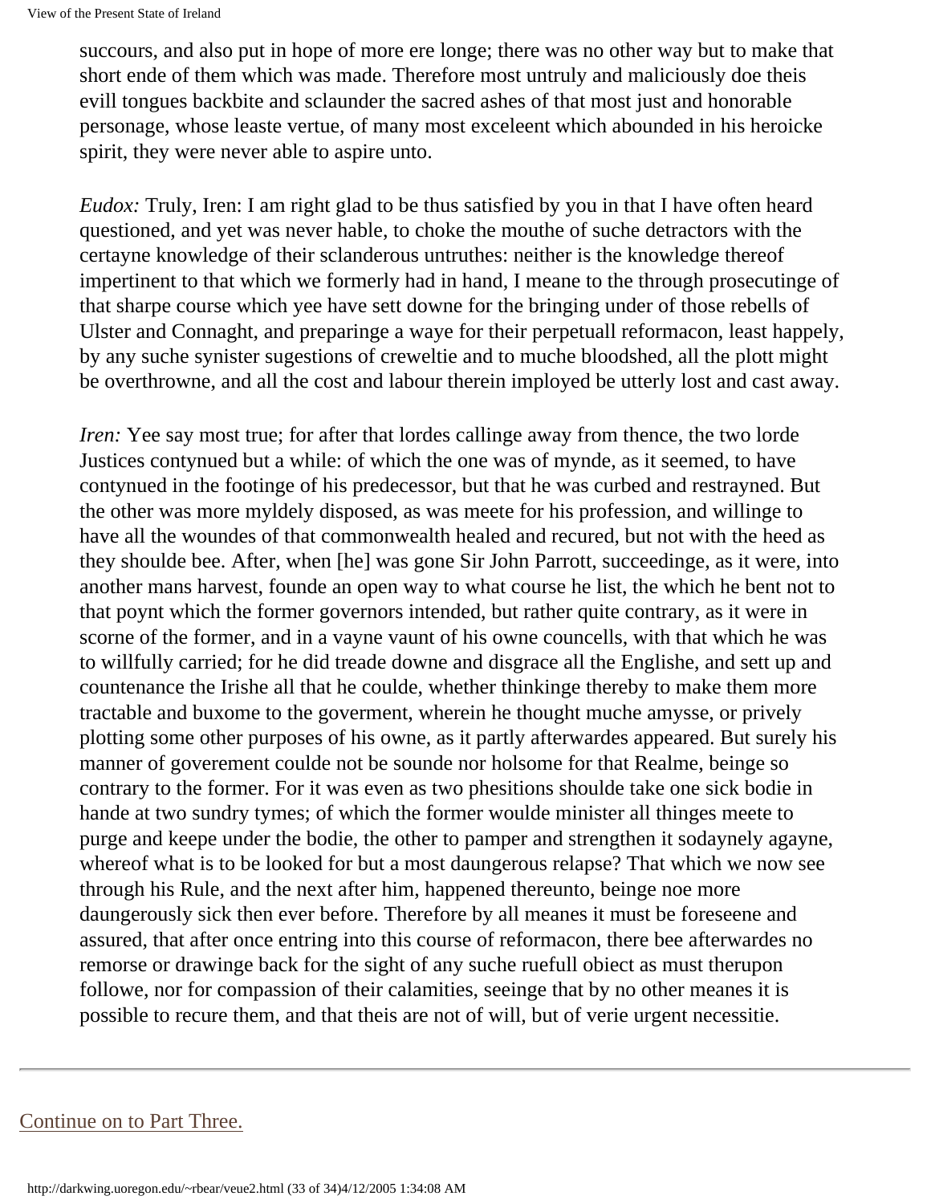succours, and also put in hope of more ere longe; there was no other way but to make that short ende of them which was made. Therefore most untruly and maliciously doe theis evill tongues backbite and sclaunder the sacred ashes of that most just and honorable personage, whose leaste vertue, of many most exceleent which abounded in his heroicke spirit, they were never able to aspire unto.

*Eudox:* Truly, Iren: I am right glad to be thus satisfied by you in that I have often heard questioned, and yet was never hable, to choke the mouthe of suche detractors with the certayne knowledge of their sclanderous untruthes: neither is the knowledge thereof impertinent to that which we formerly had in hand, I meane to the through prosecutinge of that sharpe course which yee have sett downe for the bringing under of those rebells of Ulster and Connaght, and preparinge a waye for their perpetuall reformacon, least happely, by any suche synister sugestions of creweltie and to muche bloodshed, all the plott might be overthrowne, and all the cost and labour therein imployed be utterly lost and cast away.

*Iren:* Yee say most true; for after that lordes callinge away from thence, the two lorde Justices contynued but a while: of which the one was of mynde, as it seemed, to have contynued in the footinge of his predecessor, but that he was curbed and restrayned. But the other was more myldely disposed, as was meete for his profession, and willinge to have all the woundes of that commonwealth healed and recured, but not with the heed as they shoulde bee. After, when [he] was gone Sir John Parrott, succeedinge, as it were, into another mans harvest, founde an open way to what course he list, the which he bent not to that poynt which the former governors intended, but rather quite contrary, as it were in scorne of the former, and in a vayne vaunt of his owne councells, with that which he was to willfully carried; for he did treade downe and disgrace all the Englishe, and sett up and countenance the Irishe all that he coulde, whether thinkinge thereby to make them more tractable and buxome to the goverment, wherein he thought muche amysse, or prively plotting some other purposes of his owne, as it partly afterwardes appeared. But surely his manner of goverement coulde not be sounde nor holsome for that Realme, beinge so contrary to the former. For it was even as two phesitions shoulde take one sick bodie in hande at two sundry tymes; of which the former woulde minister all thinges meete to purge and keepe under the bodie, the other to pamper and strengthen it sodaynely agayne, whereof what is to be looked for but a most daungerous relapse? That which we now see through his Rule, and the next after him, happened thereunto, beinge noe more daungerously sick then ever before. Therefore by all meanes it must be foreseene and assured, that after once entring into this course of reformacon, there bee afterwardes no remorse or drawinge back for the sight of any suche ruefull obiect as must therupon followe, nor for compassion of their calamities, seeinge that by no other meanes it is possible to recure them, and that theis are not of will, but of verie urgent necessitie.

---

Continue on to Part Three.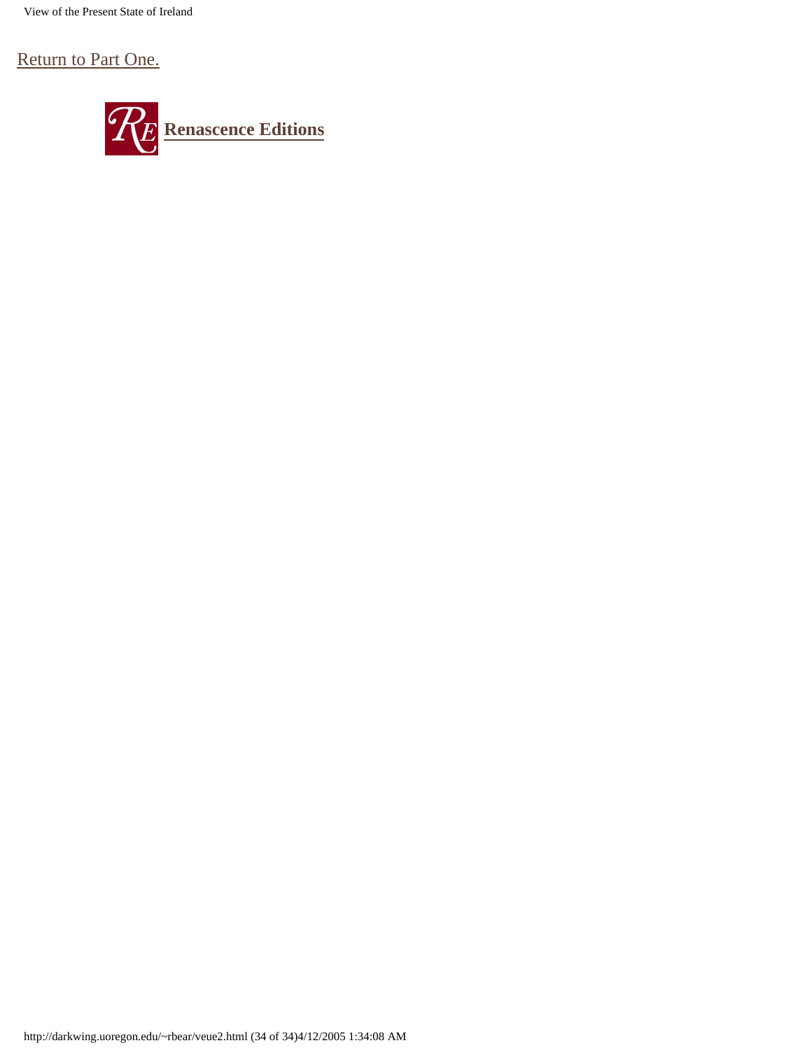Return to Part One.

**Renascence Editions**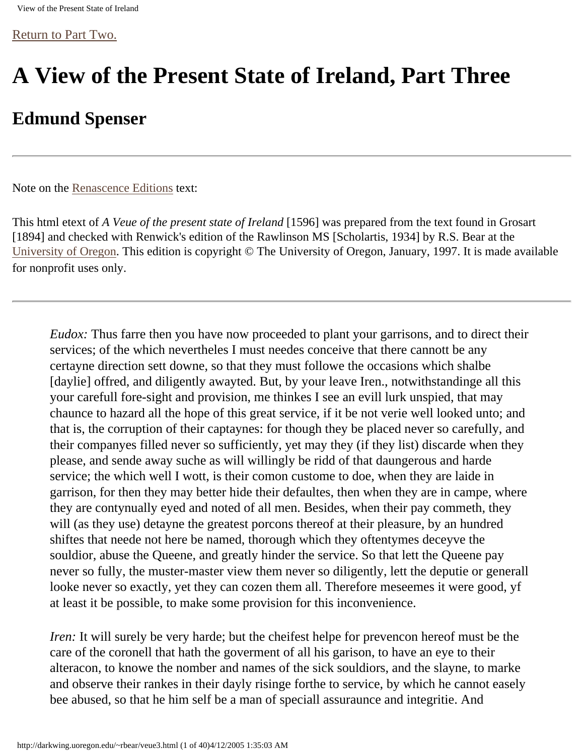Return to Part Two.

# A View of the Present State of Ireland, Part Three

## Edmund Spenser

---

Note on the Renascence Editions text:

This html etext of *A Veue of the present state of Ireland* [1596] was prepared from the text found in Grosart [1894] and checked with Renwick's edition of the Rawlinson MS [Scholartis, 1934] by R.S. Bear at the University of Oregon. This edition is copyright © The University of Oregon, January, 1997. It is made available for nonprofit uses only.

---

*Eudox:* Thus farre then you have now proceeded to plant your garrisons, and to direct their services; of the which nevertheles I must needes conceive that there cannott be any certayne direction sett downe, so that they must followe the occasions which shalbe [daylie] offred, and diligently awayted. But, by your leave Iren., notwithstandinge all this your carefull fore-sight and provision, me thinkes I see an evill lurk unspied, that may chaunce to hazard all the hope of this great service, if it be not verie well looked unto; and that is, the corruption of their captaynes: for though they be placed never so carefully, and their companyes filled never so sufficiently, yet may they (if they list) discarde when they please, and sende away suche as will willingly be ridd of that daungerous and harde service; the which well I wott, is their comon custome to doe, when they are laide in garrison, for then they may better hide their defaultes, then when they are in campe, where they are contynually eyed and noted of all men. Besides, when their pay commeth, they will (as they use) detayne the greatest porcons thereof at their pleasure, by an hundred shiftes that neede not here be named, thorough which they oftentymes deceyve the souldior, abuse the Queene, and greatly hinder the service. So that lett the Queene pay never so fully, the muster-master view them never so diligently, lett the deputie or generall looke never so exactly, yet they can cozen them all. Therefore meseemes it were good, yf at least it be possible, to make some provision for this inconvenience.

*Iren:* It will surely be very harde; but the cheifest helpe for prevencon hereof must be the care of the coronell that hath the goverment of all his garison, to have an eye to their alteracon, to knowe the nomber and names of the sick souldiors, and the slayne, to marke and observe their rankes in their dayly risinge forthe to service, by which he cannot easely bee abused, so that he him self be a man of speciall assuraunce and integritie. And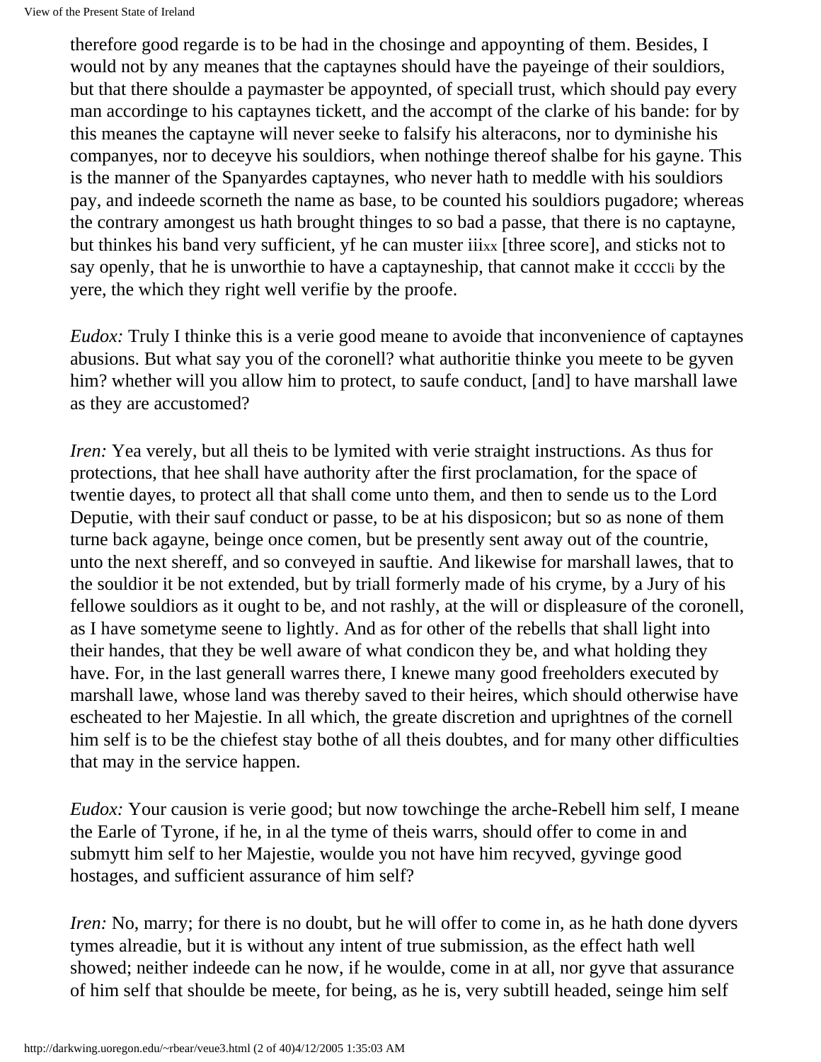therefore good regarde is to be had in the chosinge and appoynting of them. Besides, I would not by any meanes that the captaynes should have the payeinge of their souldiors, but that there shoulde a paymaster be appoynted, of speciall trust, which should pay every man accordinge to his captaynes tickett, and the accompt of the clarke of his bande: for by this meanes the captayne will never seeke to falsify his alteracons, nor to dyminishe his companyes, nor to deceyve his souldiors, when nothinge thereof shalbe for his gayne. This is the manner of the Spanyardes captaynes, who never hath to meddle with his souldiors pay, and indeede scorneth the name as base, to be counted his souldiors pugadore; whereas the contrary amongest us hath brought thinges to so bad a passe, that there is no captayne, but thinkes his band very sufficient, yf he can muster iiixx [three score], and sticks not to say openly, that he is unworthie to have a captayneship, that cannot make it cccc li by the yere, the which they right well verifie by the proofe.

*Eudox:* Truly I thinke this is a verie good meane to avoide that inconvenience of captaynes abusions. But what say you of the coronell? what authoritie thinke you meete to be gyven him? whether will you allow him to protect, to saufe conduct, [and] to have marshall lawe as they are accustomed?

*Iren:* Yea verely, but all theis to be lymited with verie straight instructions. As thus for protections, that hee shall have authority after the first proclamation, for the space of twentie dayes, to protect all that shall come unto them, and then to sende us to the Lord Deputie, with their sauf conduct or passe, to be at his disposicon; but so as none of them turne back agayne, beinge once comen, but be presently sent away out of the countrie, unto the next shereff, and so conveyed in sauftie. And likewise for marshall lawes, that to the souldior it be not extended, but by triall formerly made of his cryme, by a Jury of his fellowe souldiors as it ought to be, and not rashly, at the will or displeasure of the coronell, as I have sometyme seene to lightly. And as for other of the rebells that shall light into their handes, that they be well aware of what condicon they be, and what holding they have. For, in the last generall warres there, I knewe many good freeholders executed by marshall lawe, whose land was thereby saved to their heires, which should otherwise have escheated to her Majestie. In all which, the greate discretion and uprightnes of the cornell him self is to be the chiefest stay bothe of all theis doubtes, and for many other difficulties that may in the service happen.

*Eudox:* Your causion is verie good; but now towchinge the arche-Rebell him self, I meane the Earle of Tyrone, if he, in al the tyme of theis warrs, should offer to come in and submytt him self to her Majestie, woulde you not have him recyved, gyvinge good hostages, and sufficient assurance of him self?

*Iren:* No, marry; for there is no doubt, but he will offer to come in, as he hath done dyvers tymes alreadie, but it is without any intent of true submission, as the effect hath well showed; neither indeede can he now, if he woulde, come in at all, nor gyve that assurance of him self that shoulde be meete, for being, as he is, very subtill headed, seinge him self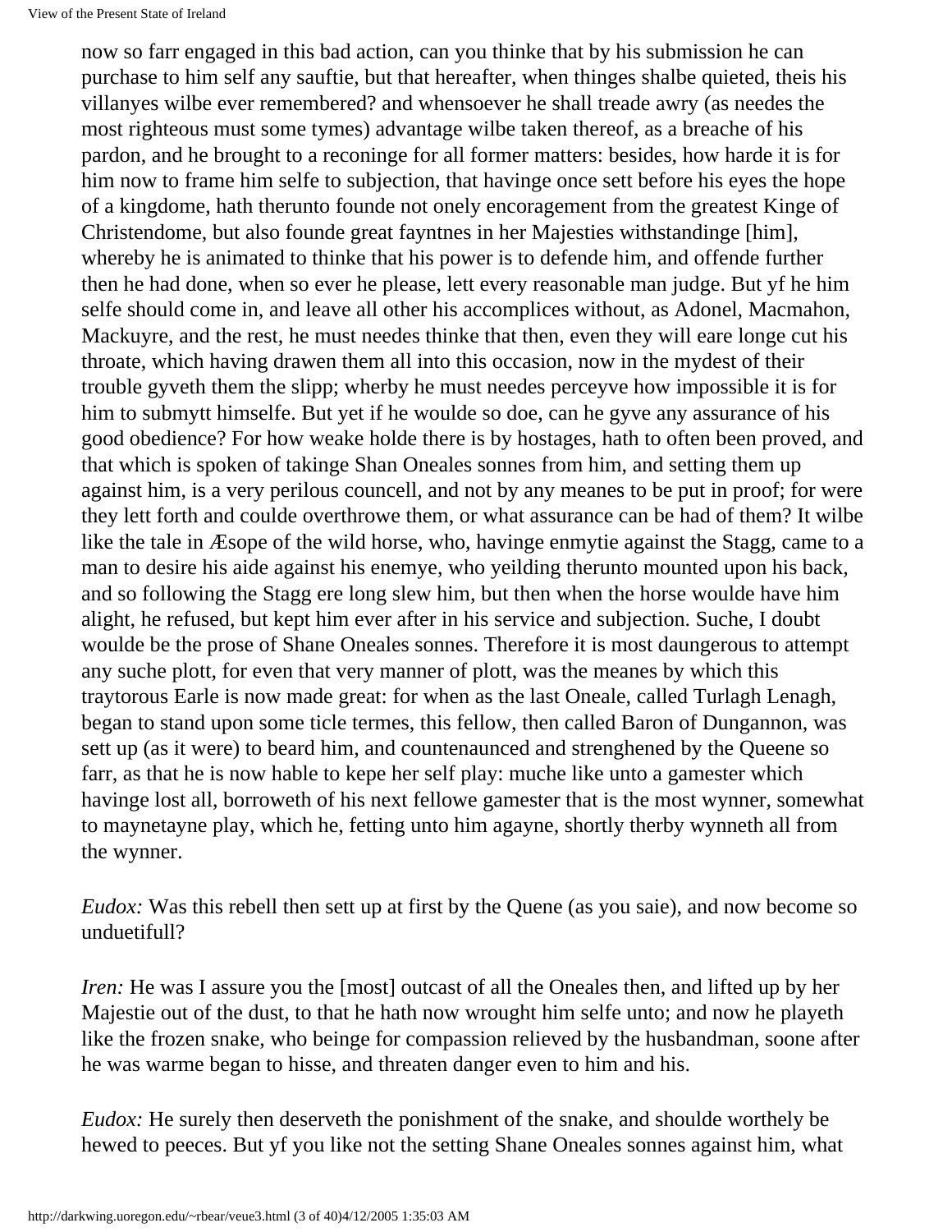now so farr engaged in this bad action, can you thinke that by his submission he can purchase to him self any sauftie, but that hereafter, when thinges shalbe quieted, theis his villanyes wilbe ever remembered? and whensoever he shall treade awry (as needes the most righteous must some tymes) advantage wilbe taken thereof, as a breache of his pardon, and he brought to a reconinge for all former matters: besides, how harde it is for him now to frame him selfe to subjection, that havinge once sett before his eyes the hope of a kingdome, hath therunto founde not onely encoragement from the greatest Kinge of Christendome, but also founde great fayntnes in her Majesties withstandinge [him], whereby he is animated to thinke that his power is to defende him, and offende further then he had done, when so ever he please, lett every reasonable man judge. But yf he him selfe should come in, and leave all other his accomplices without, as Adonel, Macmahon, Mackuyre, and the rest, he must needes thinke that then, even they will eare longe cut his throate, which having drawen them all into this occasion, now in the mydest of their trouble gyveth them the slipp; wherby he must needes perceyve how impossible it is for him to submytt himselfe. But yet if he woulde so doe, can he gyve any assurance of his good obedience? For how weake holde there is by hostages, hath to often been proved, and that which is spoken of takinge Shan Oneales sonnes from him, and setting them up against him, is a very perilous councell, and not by any meanes to be put in proof; for were they lett forth and coulde overthrowe them, or what assurance can be had of them? It wilbe like the tale in Æsope of the wild horse, who, havinge enmytie against the Stagg, came to a man to desire his aide against his enemye, who yeilding therunto mounted upon his back, and so following the Stagg ere long slew him, but then when the horse woulde have him alight, he refused, but kept him ever after in his service and subjection. Suche, I doubt woulde be the prose of Shane Oneales sonnes. Therefore it is most daungerous to attempt any suche plott, for even that very manner of plott, was the meanes by which this traytorous Earle is now made great: for when as the last Oneale, called Turlagh Lenagh, began to stand upon some ticle termes, this fellow, then called Baron of Dungannon, was sett up (as it were) to beard him, and countenaunced and strenghened by the Queene so farr, as that he is now hable to kepe her self play: muche like unto a gamester which havinge lost all, borroweth of his next fellowe gamester that is the most wynner, somewhat to maynetayne play, which he, fetting unto him agayne, shortly therby wynneth all from the wynner.

*Eudox:* Was this rebell then sett up at first by the Quene (as you saie), and now become so unduetifull?

*Iren:* He was I assure you the [most] outcast of all the Oneales then, and lifted up by her Majestie out of the dust, to that he hath now wrought him selfe unto; and now he playeth like the frozen snake, who beinge for compassion relieved by the husbandman, soone after he was warme began to hisse, and threaten danger even to him and his.

*Eudox:* He surely then deserveth the ponishment of the snake, and shoulde worthely be hewed to peeces. But yf you like not the setting Shane Oneales sonnes against him, what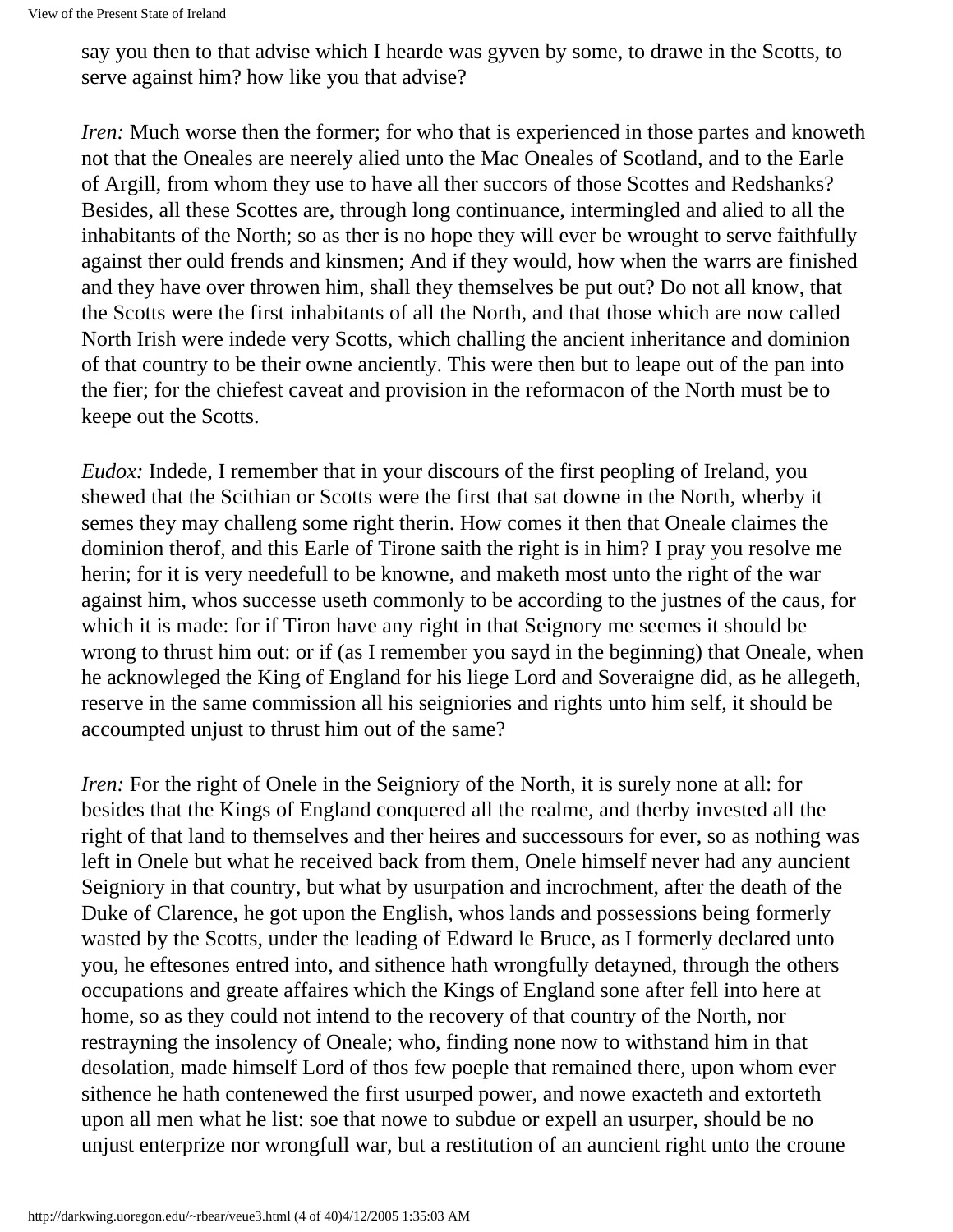say you then to that advise which I hearde was gyven by some, to drawe in the Scotts, to serve against him? how like you that advise?

*Iren:* Much worse then the former; for who that is experienced in those partes and knoweth not that the Oneales are neerely alied unto the Mac Oneales of Scotland, and to the Earle of Argill, from whom they use to have all ther succors of those Scottes and Redshanks? Besides, all these Scottes are, through long continuance, intermingled and alied to all the inhabitants of the North; so as ther is no hope they will ever be wrought to serve faithfully against ther ould frends and kinsmen; And if they would, how when the warrs are finished and they have over throwen him, shall they themselves be put out? Do not all know, that the Scotts were the first inhabitants of all the North, and that those which are now called North Irish were indede very Scotts, which challing the ancient inheritance and dominion of that country to be their owne anciently. This were then but to leape out of the pan into the fier; for the chiefest caveat and provision in the reformacon of the North must be to keepe out the Scotts.

*Eudox:* Indede, I remember that in your discours of the first peopling of Ireland, you shewed that the Scithian or Scotts were the first that sat downe in the North, wherby it semes they may challeng some right therin. How comes it then that Oneale claimes the dominion therof, and this Earle of Tirone saith the right is in him? I pray you resolve me herin; for it is very needefull to be knowne, and maketh most unto the right of the war against him, whos successe useth commonly to be according to the justnes of the caus, for which it is made: for if Tiron have any right in that Seignory me seemes it should be wrong to thrust him out: or if (as I remember you sayd in the beginning) that Oneale, when he acknowleged the King of England for his liege Lord and Soveraigne did, as he allegeth, reserve in the same commission all his seigniories and rights unto him self, it should be accoumpted unjust to thrust him out of the same?

*Iren:* For the right of Onele in the Seigniory of the North, it is surely none at all: for besides that the Kings of England conquered all the realme, and therby invested all the right of that land to themselves and ther heires and successours for ever, so as nothing was left in Onele but what he received back from them, Onele himself never had any auncient Seigniory in that country, but what by usurpation and incrochment, after the death of the Duke of Clarence, he got upon the English, whos lands and possessions being formerly wasted by the Scotts, under the leading of Edward le Bruce, as I formerly declared unto you, he eftesones entred into, and sithence hath wrongfully detayned, through the others occupations and greate affaires which the Kings of England sone after fell into here at home, so as they could not intend to the recovery of that country of the North, nor restrayning the insolency of Oneale; who, finding none now to withstand him in that desolation, made himself Lord of thos few poeple that remained there, upon whom ever sithence he hath contenewed the first usurped power, and nowe exacteth and extorteth upon all men what he list: soe that nowe to subdue or expell an usurper, should be no unjust enterprize nor wrongfull war, but a restitution of an auncient right unto the croune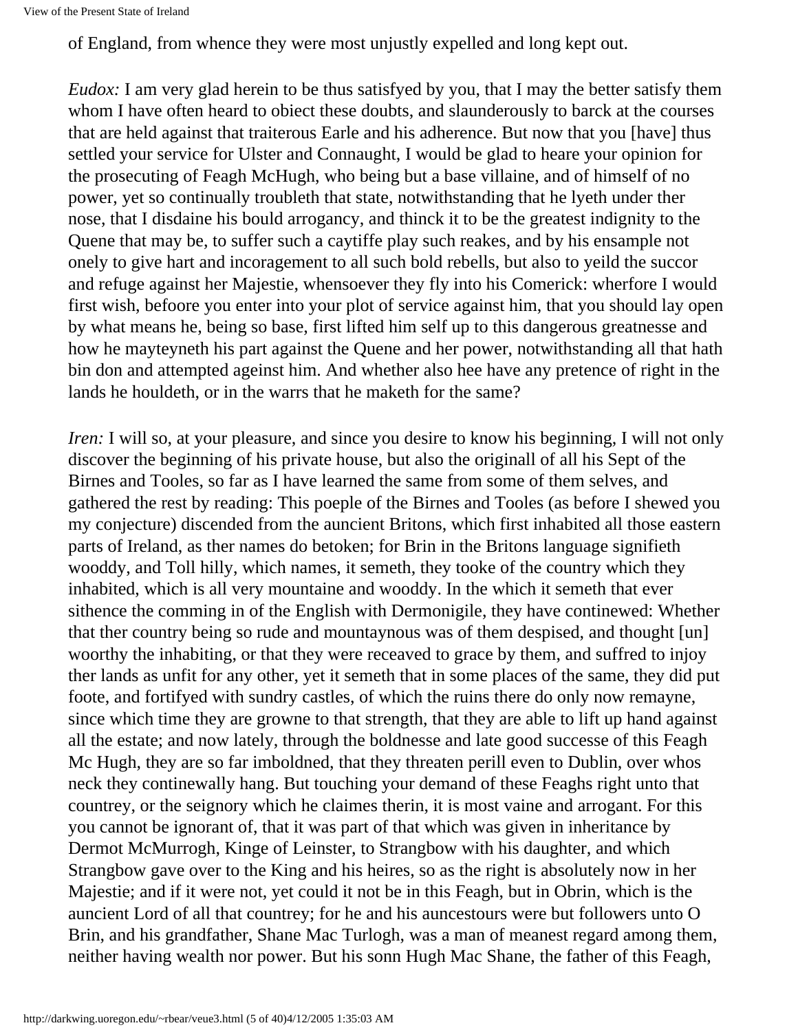of England, from whence they were most unjustly expelled and long kept out.

*Eudox:* I am very glad herein to be thus satisfyed by you, that I may the better satisfy them whom I have often heard to obiect these doubts, and slaunderously to barck at the courses that are held against that traiterous Earle and his adherence. But now that you [have] thus settled your service for Ulster and Connaught, I would be glad to heare your opinion for the prosecuting of Feagh McHugh, who being but a base villaine, and of himself of no power, yet so continually troubleth that state, notwithstanding that he lyeth under ther nose, that I disdaine his bould arrogancy, and thinck it to be the greatest indignity to the Quene that may be, to suffer such a caytiffe play such reakes, and by his ensample not onely to give hart and incoragement to all such bold rebells, but also to yeild the succor and refuge against her Majestie, whensoever they fly into his Comerick: wherfore I would first wish, befoore you enter into your plot of service against him, that you should lay open by what means he, being so base, first lifted him self up to this dangerous greatnesse and how he mayteyneth his part against the Quene and her power, notwithstanding all that hath bin don and attempted ageinst him. And whether also hee have any pretence of right in the lands he houldeth, or in the warrs that he maketh for the same?

*Iren:* I will so, at your pleasure, and since you desire to know his beginning, I will not only discover the beginning of his private house, but also the originall of all his Sept of the Birnes and Tooles, so far as I have learned the same from some of them selves, and gathered the rest by reading: This poeple of the Birnes and Tooles (as before I shewed you my conjecture) discended from the auncient Britons, which first inhabited all those eastern parts of Ireland, as ther names do betoken; for Brin in the Britons language signifieth wooddy, and Toll hilly, which names, it semeth, they tooke of the country which they inhabited, which is all very mountaine and wooddy. In the which it semeth that ever sithence the comming in of the English with Dermonigile, they have continewed: Whether that ther country being so rude and mountaynous was of them despised, and thought [un] woorthy the inhabiting, or that they were receaved to grace by them, and suffred to injoy ther lands as unfit for any other, yet it semeth that in some places of the same, they did put foote, and fortifyed with sundry castles, of which the ruins there do only now remayne, since which time they are growne to that strength, that they are able to lift up hand against all the estate; and now lately, through the boldnesse and late good successe of this Feagh Mc Hugh, they are so far imboldned, that they threaten perill even to Dublin, over whos neck they continewally hang. But touching your demand of these Feaghs right unto that countrey, or the seignory which he claimes therin, it is most vaine and arrogant. For this you cannot be ignorant of, that it was part of that which was given in inheritance by Dermot McMurrogh, Kinge of Leinster, to Strangbow with his daughter, and which Strangbow gave over to the King and his heires, so as the right is absolutely now in her Majestie; and if it were not, yet could it not be in this Feagh, but in Obrin, which is the auncient Lord of all that countrey; for he and his auncestours were but followers unto O Brin, and his grandfather, Shane Mac Turlogh, was a man of meanest regard among them, neither having wealth nor power. But his sonn Hugh Mac Shane, the father of this Feagh,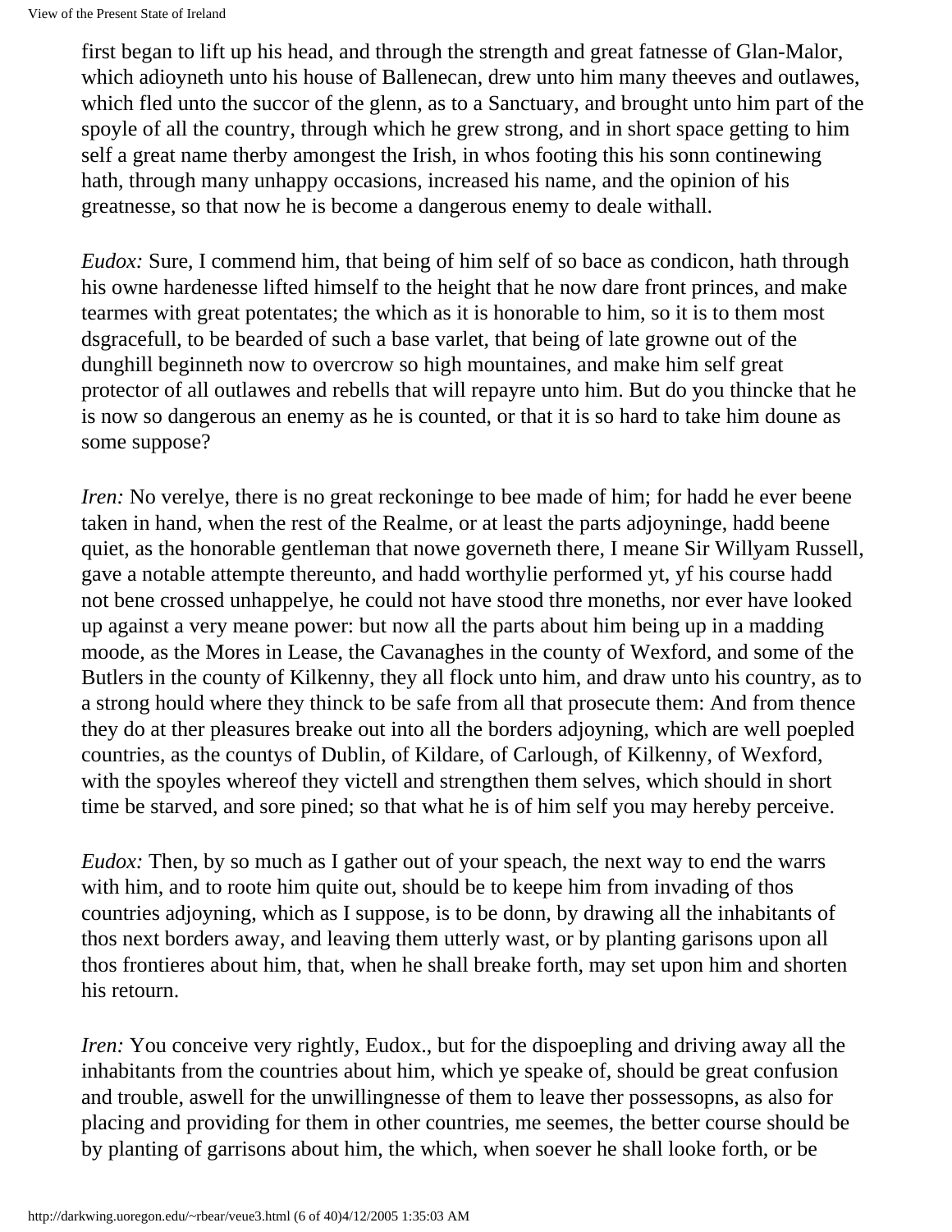first began to lift up his head, and through the strength and great fatnesse of Glan-Malor, which adioyneth unto his house of Ballenecan, drew unto him many theeves and outlawes, which fled unto the succor of the glenn, as to a Sanctuary, and brought unto him part of the spoyle of all the country, through which he grew strong, and in short space getting to him self a great name therby amongest the Irish, in whos footing this his sonn continewing hath, through many unhappy occasions, increased his name, and the opinion of his greatnesse, so that now he is become a dangerous enemy to deale withall.

*Eudox:* Sure, I commend him, that being of him self of so bace as condicon, hath through his owne hardenesse lifted himself to the height that he now dare front princes, and make tearmes with great potentates; the which as it is honorable to him, so it is to them most dsgracefull, to be bearded of such a base varlet, that being of late growne out of the dunghill beginneth now to overcrow so high mountaines, and make him self great protector of all outlawes and rebells that will repayre unto him. But do you thincke that he is now so dangerous an enemy as he is counted, or that it is so hard to take him doune as some suppose?

*Iren:* No verelye, there is no great reckoninge to bee made of him; for hadd he ever beene taken in hand, when the rest of the Realme, or at least the parts adjoyninge, hadd beene quiet, as the honorable gentleman that nowe governeth there, I meane Sir Willyam Russell, gave a notable attempte thereunto, and hadd worthylie performed yt, yf his course hadd not bene crossed unhappelye, he could not have stood thre moneths, nor ever have looked up against a very meane power: but now all the parts about him being up in a madding moode, as the Mores in Lease, the Cavanaghes in the county of Wexford, and some of the Butlers in the county of Kilkenny, they all flock unto him, and draw unto his country, as to a strong hould where they thinck to be safe from all that prosecute them: And from thence they do at ther pleasures breake out into all the borders adjoyning, which are well poepled countries, as the countys of Dublin, of Kildare, of Carlough, of Kilkenny, of Wexford, with the spoyles whereof they victell and strengthen them selves, which should in short time be starved, and sore pined; so that what he is of him self you may hereby perceive.

*Eudox:* Then, by so much as I gather out of your speach, the next way to end the warrs with him, and to roote him quite out, should be to keepe him from invading of thos countries adjoyning, which as I suppose, is to be donn, by drawing all the inhabitants of thos next borders away, and leaving them utterly wast, or by planting garisons upon all thos frontieres about him, that, when he shall breake forth, may set upon him and shorten his retourn.

*Iren:* You conceive very rightly, Eudox., but for the dispoepling and driving away all the inhabitants from the countries about him, which ye speake of, should be great confusion and trouble, aswell for the unwillingnesse of them to leave ther possessopns, as also for placing and providing for them in other countries, me seemes, the better course should be by planting of garrisons about him, the which, when soever he shall looke forth, or be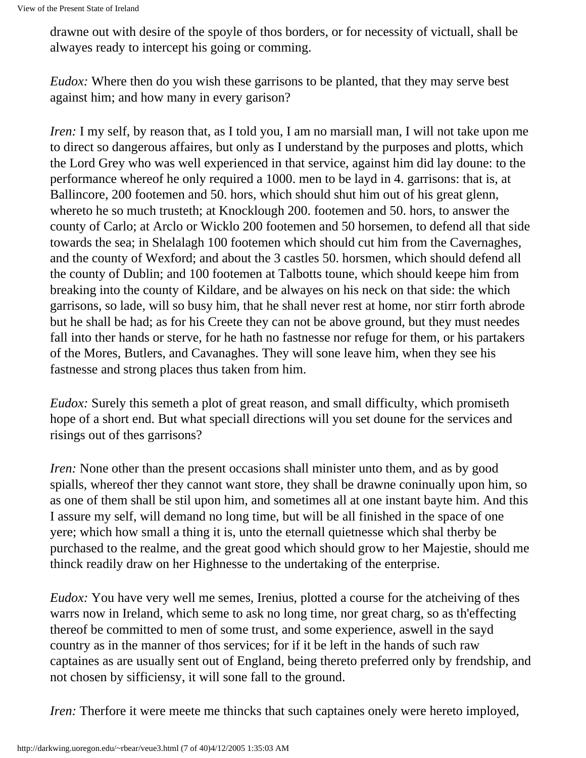drawne out with desire of the spoyle of thos borders, or for necessity of victuall, shall be alwayes ready to intercept his going or comming.

*Eudox:* Where then do you wish these garrisons to be planted, that they may serve best against him; and how many in every garison?

*Iren:* I my self, by reason that, as I told you, I am no marsiall man, I will not take upon me to direct so dangerous affaires, but only as I understand by the purposes and plotts, which the Lord Grey who was well experienced in that service, against him did lay doune: to the performance whereof he only required a 1000. men to be layd in 4. garrisons: that is, at Ballincore, 200 footemen and 50. hors, which should shut him out of his great glenn, whereto he so much trusteth; at Knocklough 200. footemen and 50. hors, to answer the county of Carlo; at Arclo or Wicklo 200 footemen and 50 horsemen, to defend all that side towards the sea; in Shelalagh 100 footemen which should cut him from the Cavernaghes, and the county of Wexford; and about the 3 castles 50. horsmen, which should defend all the county of Dublin; and 100 footemen at Talbotts toune, which should keepe him from breaking into the county of Kildare, and be alwayes on his neck on that side: the which garrisons, so lade, will so busy him, that he shall never rest at home, nor stirr forth abrode but he shall be had; as for his Creete they can not be above ground, but they must needes fall into ther hands or sterve, for he hath no fastnesse nor refuge for them, or his partakers of the Mores, Butlers, and Cavanaghes. They will sone leave him, when they see his fastnesse and strong places thus taken from him.

*Eudox:* Surely this semeth a plot of great reason, and small difficulty, which promiseth hope of a short end. But what speciall directions will you set doune for the services and risings out of thes garrisons?

*Iren:* None other than the present occasions shall minister unto them, and as by good spialls, whereof ther they cannot want store, they shall be drawne coninually upon him, so as one of them shall be stil upon him, and sometimes all at one instant bayte him. And this I assure my self, will demand no long time, but will be all finished in the space of one yere; which how small a thing it is, unto the eternall quietnesse which shal therby be purchased to the realme, and the great good which should grow to her Majestie, should me thinck readily draw on her Highnesse to the undertaking of the enterprise.

*Eudox:* You have very well me semes, Irenius, plotted a course for the atcheiving of thes warrs now in Ireland, which seme to ask no long time, nor great charg, so as th'effecting thereof be committed to men of some trust, and some experience, aswell in the sayd country as in the manner of thos services; for if it be left in the hands of such raw captaines as are usually sent out of England, being thereto preferred only by frendship, and not chosen by sifficiensy, it will sone fall to the ground.

*Iren:* Therfore it were meete me thincks that such captaines onely were hereto imployed,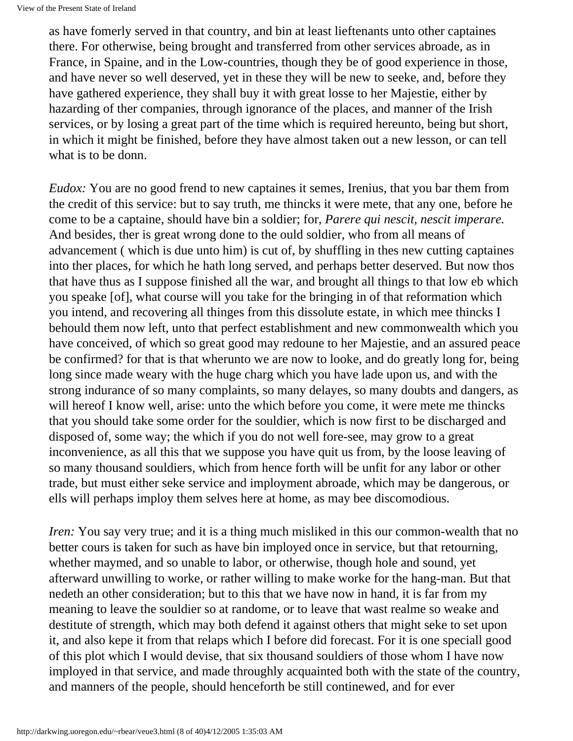as have fomerly served in that country, and bin at least lieftenants unto other captaines there. For otherwise, being brought and transferred from other services abroade, as in France, in Spaine, and in the Low-countries, though they be of good experience in those, and have never so well deserved, yet in these they will be new to seeke, and, before they have gathered experience, they shall buy it with great losse to her Majestie, either by hazarding of ther companies, through ignorance of the places, and manner of the Irish services, or by losing a great part of the time which is required hereunto, being but short, in which it might be finished, before they have almost taken out a new lesson, or can tell what is to be donn.

*Eudox:* You are no good frend to new captaines it semes, Irenius, that you bar them from the credit of this service: but to say truth, me thincks it were mete, that any one, before he come to be a captaine, should have bin a soldier; for, *Parere qui nescit, nescit imperare.* And besides, ther is great wrong done to the ould soldier, who from all means of advancement ( which is due unto him) is cut of, by shuffling in thes new cutting captaines into ther places, for which he hath long served, and perhaps better deserved. But now thos that have thus as I suppose finished all the war, and brought all things to that low eb which you speake [of], what course will you take for the bringing in of that reformation which you intend, and recovering all thinges from this dissolute estate, in which mee thincks I behould them now left, unto that perfect establishment and new commonwealth which you have conceived, of which so great good may redoune to her Majestie, and an assured peace be confirmed? for that is that wherunto we are now to looke, and do greatly long for, being long since made weary with the huge charg which you have lade upon us, and with the strong indurance of so many complaints, so many delayes, so many doubts and dangers, as will hereof I know well, arise: unto the which before you come, it were mete me thincks that you should take some order for the souldier, which is now first to be discharged and disposed of, some way; the which if you do not well fore-see, may grow to a great inconvenience, as all this that we suppose you have quit us from, by the loose leaving of so many thousand souldiers, which from hence forth will be unfit for any labor or other trade, but must either seke service and imployment abroade, which may be dangerous, or ells will perhaps imploy them selves here at home, as may bee discomodious.

*Iren:* You say very true; and it is a thing much misliked in this our common-wealth that no better cours is taken for such as have bin imployed once in service, but that retourning, whether maymed, and so unable to labor, or otherwise, though hole and sound, yet afterward unwilling to worke, or rather willing to make worke for the hang-man. But that nedeth an other consideration; but to this that we have now in hand, it is far from my meaning to leave the souldier so at randome, or to leave that wast realme so weake and destitute of strength, which may both defend it against others that might seke to set upon it, and also kepe it from that relaps which I before did forecast. For it is one speciall good of this plot which I would devise, that six thousand souldiers of those whom I have now imployed in that service, and made throughly acquainted both with the state of the country, and manners of the people, should henceforth be still continewed, and for ever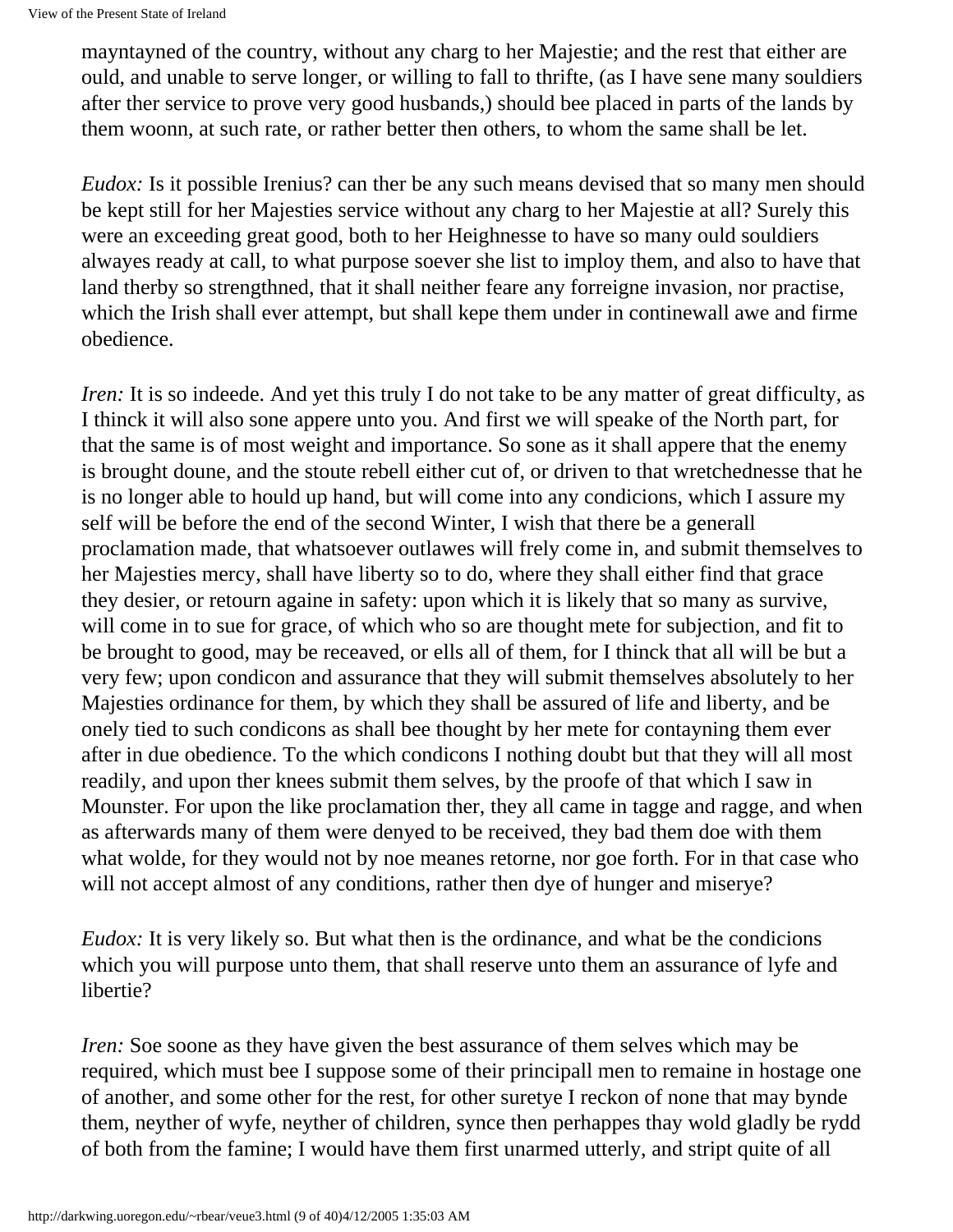mayntayned of the country, without any charg to her Majestie; and the rest that either are ould, and unable to serve longer, or willing to fall to thrifte, (as I have sene many souldiers after ther service to prove very good husbands,) should bee placed in parts of the lands by them woonn, at such rate, or rather better then others, to whom the same shall be let.

*Eudox:* Is it possible Irenius? can ther be any such means devised that so many men should be kept still for her Majesties service without any charg to her Majestie at all? Surely this were an exceeding great good, both to her Heighnesse to have so many ould souldiers alwayes ready at call, to what purpose soever she list to imploy them, and also to have that land therby so strengthned, that it shall neither feare any forreigne invasion, nor practise, which the Irish shall ever attempt, but shall kepe them under in continewall awe and firme obedience.

*Iren:* It is so indeede. And yet this truly I do not take to be any matter of great difficulty, as I thinck it will also sone appere unto you. And first we will speake of the North part, for that the same is of most weight and importance. So sone as it shall appere that the enemy is brought doune, and the stoute rebell either cut of, or driven to that wretchednesse that he is no longer able to hould up hand, but will come into any condicions, which I assure my self will be before the end of the second Winter, I wish that there be a generall proclamation made, that whatsoever outlawes will frely come in, and submit themselves to her Majesties mercy, shall have liberty so to do, where they shall either find that grace they desier, or retourn againe in safety: upon which it is likely that so many as survive, will come in to sue for grace, of which who so are thought mete for subjection, and fit to be brought to good, may be receaved, or ells all of them, for I thinck that all will be but a very few; upon condicon and assurance that they will submit themselves absolutely to her Majesties ordinance for them, by which they shall be assured of life and liberty, and be onely tied to such condicons as shall bee thought by her mete for contayning them ever after in due obedience. To the which condicons I nothing doubt but that they will all most readily, and upon ther knees submit them selves, by the proofe of that which I saw in Mounster. For upon the like proclamation ther, they all came in tagge and ragge, and when as afterwards many of them were denyed to be received, they bad them doe with them what wolde, for they would not by noe meanes retorne, nor goe forth. For in that case who will not accept almost of any conditions, rather then dye of hunger and miserye?

*Eudox:* It is very likely so. But what then is the ordinance, and what be the condicions which you will purpose unto them, that shall reserve unto them an assurance of lyfe and libertie?

*Iren:* Soe soone as they have given the best assurance of them selves which may be required, which must bee I suppose some of their principall men to remaine in hostage one of another, and some other for the rest, for other suretye I reckon of none that may bynde them, neyther of wyfe, neyther of children, synce then perhappes thay wold gladly be rydd of both from the famine; I would have them first unarmed utterly, and stript quite of all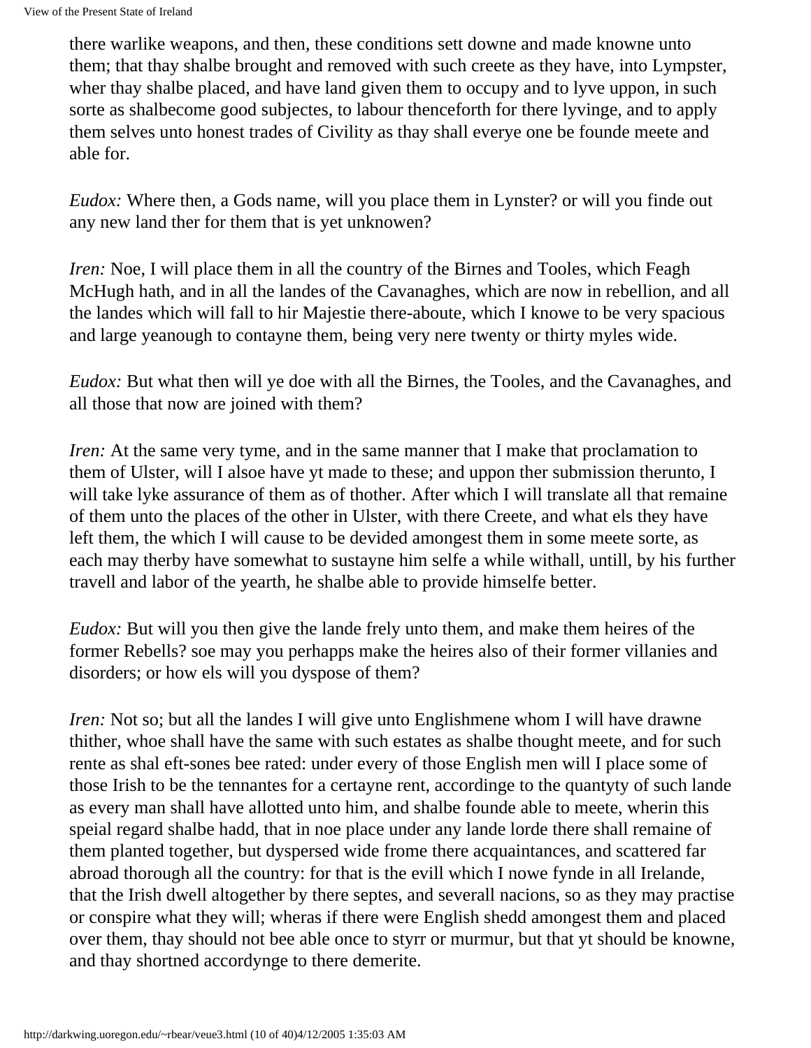there warlike weapons, and then, these conditions sett downe and made knowne unto them; that thay shalbe brought and removed with such creete as they have, into Lympster, wher thay shalbe placed, and have land given them to occupy and to lyve uppon, in such sorte as shalbecome good subjectes, to labour thenceforth for there lyvinge, and to apply them selves unto honest trades of Civility as thay shall everye one be founde meete and able for.

*Eudox:* Where then, a Gods name, will you place them in Lynster? or will you finde out any new land ther for them that is yet unknowen?

*Iren:* Noe, I will place them in all the country of the Birnes and Tooles, which Feagh McHugh hath, and in all the landes of the Cavanaghes, which are now in rebellion, and all the landes which will fall to hir Majestie there-aboute, which I knowe to be very spacious and large yeanough to contayne them, being very nere twenty or thirty myles wide.

*Eudox:* But what then will ye doe with all the Birnes, the Tooles, and the Cavanaghes, and all those that now are joined with them?

*Iren:* At the same very tyme, and in the same manner that I make that proclamation to them of Ulster, will I alsoe have yt made to these; and uppon ther submission therunto, I will take lyke assurance of them as of thother. After which I will translate all that remaine of them unto the places of the other in Ulster, with there Creete, and what els they have left them, the which I will cause to be devided amongest them in some meete sorte, as each may therby have somewhat to sustayne him selfe a while withall, untill, by his further travell and labor of the yearth, he shalbe able to provide himselfe better.

*Eudox:* But will you then give the lande frely unto them, and make them heires of the former Rebells? soe may you perhapps make the heires also of their former villanies and disorders; or how els will you dyspose of them?

*Iren:* Not so; but all the landes I will give unto Englishmene whom I will have drawne thither, whoe shall have the same with such estates as shalbe thought meete, and for such rente as shal eft-sones bee rated: under every of those English men will I place some of those Irish to be the tennantes for a certayne rent, accordinge to the quantyty of such lande as every man shall have allotted unto him, and shalbe founde able to meete, wherin this speial regard shalbe hadd, that in noe place under any lande lorde there shall remaine of them planted together, but dyspersed wide frome there acquaintances, and scattered far abroad thorough all the country: for that is the evill which I nowe fynde in all Irelande, that the Irish dwell altogether by there septes, and severall nacions, so as they may practise or conspire what they will; wheras if there were English shedd amongest them and placed over them, thay should not bee able once to styrr or murmur, but that yt should be knowne, and thay shortned accordynge to there demerite.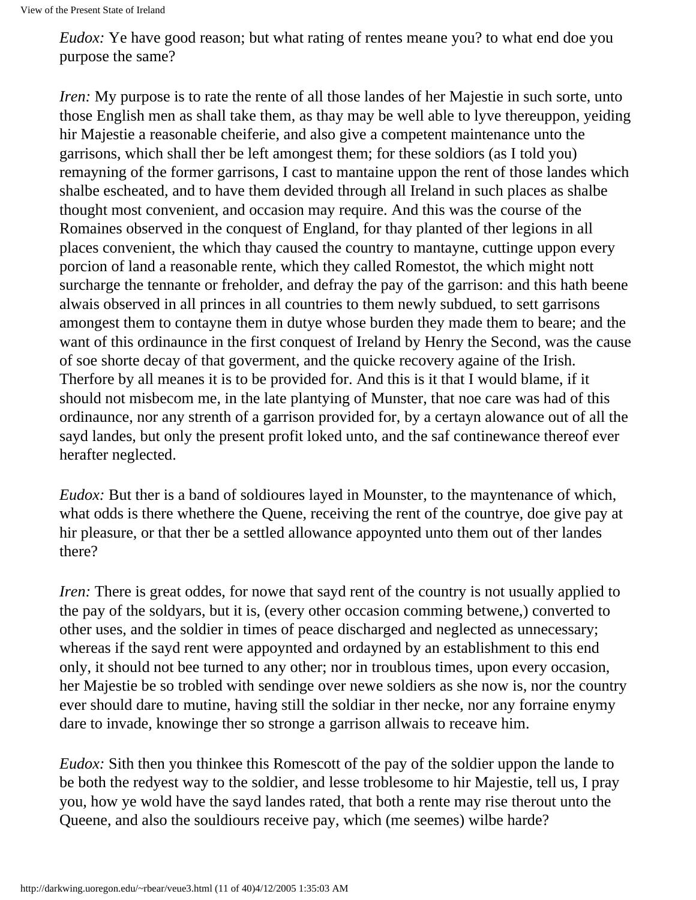*Eudox:* Ye have good reason; but what rating of rentes meane you? to what end doe you purpose the same?

*Iren:* My purpose is to rate the rente of all those landes of her Majestie in such sorte, unto those English men as shall take them, as thay may be well able to lyve thereuppon, yeiding hir Majestie a reasonable cheiferie, and also give a competent maintenance unto the garrisons, which shall ther be left amongest them; for these soldiors (as I told you) remayning of the former garrisons, I cast to mantaine uppon the rent of those landes which shalbe escheated, and to have them devided through all Ireland in such places as shalbe thought most convenient, and occasion may require. And this was the course of the Romaines observed in the conquest of England, for thay planted of ther legions in all places convenient, the which thay caused the country to mantayne, cuttinge uppon every porcion of land a reasonable rente, which they called Romestot, the which might nott surcharge the tennante or freholder, and defray the pay of the garrison: and this hath beene alwais observed in all princes in all countries to them newly subdued, to sett garrisons amongest them to contayne them in dutye whose burden they made them to beare; and the want of this ordinaunce in the first conquest of Ireland by Henry the Second, was the cause of soe shorte decay of that goverment, and the quicke recovery againe of the Irish. Therfore by all meanes it is to be provided for. And this is it that I would blame, if it should not misbecom me, in the late plantying of Munster, that noe care was had of this ordinaunce, nor any strenth of a garrison provided for, by a certayn alowance out of all the sayd landes, but only the present profit loked unto, and the saf continewance thereof ever herafter neglected.

*Eudox:* But ther is a band of soldioures layed in Mounster, to the mayntenance of which, what odds is there whethere the Quene, receiving the rent of the countrye, doe give pay at hir pleasure, or that ther be a settled allowance appoynted unto them out of ther landes there?

*Iren:* There is great oddes, for nowe that sayd rent of the country is not usually applied to the pay of the soldyars, but it is, (every other occasion comming betwene,) converted to other uses, and the soldier in times of peace discharged and neglected as unnecessary; whereas if the sayd rent were appoynted and ordayned by an establishment to this end only, it should not bee turned to any other; nor in troublous times, upon every occasion, her Majestie be so trobled with sendinge over newe soldiers as she now is, nor the country ever should dare to mutine, having still the soldiar in ther necke, nor any forraine enymy dare to invade, knowinge ther so stronge a garrison allwais to receave him.

*Eudox:* Sith then you thinkee this Romescott of the pay of the soldier uppon the lande to be both the redyest way to the soldier, and lesse troblesome to hir Majestie, tell us, I pray you, how ye wold have the sayd landes rated, that both a rente may rise therout unto the Queene, and also the souldiours receive pay, which (me seemes) wilbe harde?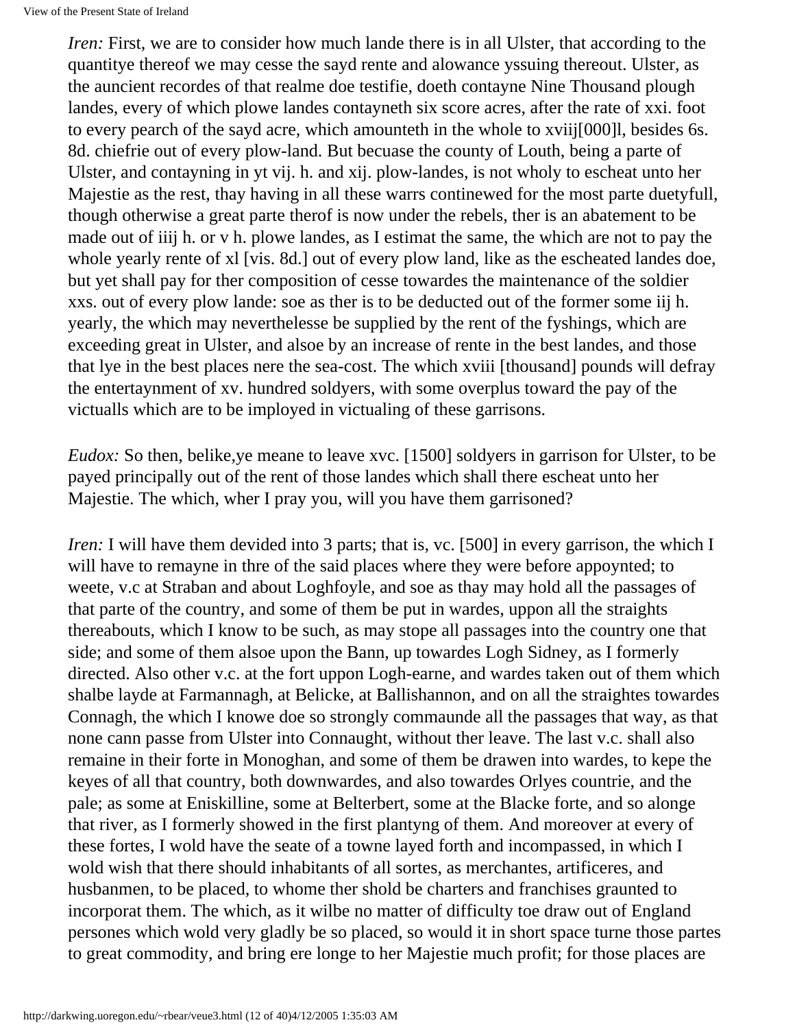*Iren:* First, we are to consider how much lande there is in all Ulster, that according to the quantitye thereof we may cesse the sayd rente and alowance yssuing thereout. Ulster, as the auncient recordes of that realme doe testifie, doeth contayne Nine Thousand plough landes, every of which plowe landes contayneth six score acres, after the rate of xxi. foot to every pearch of the sayd acre, which amounteth in the whole to xviij[000]l, besides 6s. 8d. chiefrie out of every plow-land. But becuase the county of Louth, being a parte of Ulster, and contayning in yt vij. h. and xij. plow-landes, is not wholy to escheat unto her Majestie as the rest, thay having in all these warrs continewed for the most parte duetyfull, though otherwise a great parte therof is now under the rebels, ther is an abatement to be made out of iiij h. or v h. plowe landes, as I estimat the same, the which are not to pay the whole yearly rente of xl [vis. 8d.] out of every plow land, like as the escheated landes doe, but yet shall pay for ther composition of cesse towardes the maintenance of the soldier xxs. out of every plow lande: soe as ther is to be deducted out of the former some iij h. yearly, the which may neverthelesse be supplied by the rent of the fyshings, which are exceeding great in Ulster, and alsoe by an increase of rente in the best landes, and those that lye in the best places nere the sea-cost. The which xviii [thousand] pounds will defray the entertaynment of xv. hundred soldyers, with some overplus toward the pay of the victualls which are to be imployed in victualing of these garrisons.

*Eudox:* So then, belike,ye meane to leave xvc. [1500] soldyers in garrison for Ulster, to be payed principally out of the rent of those landes which shall there escheat unto her Majestie. The which, wher I pray you, will you have them garrisoned?

*Iren:* I will have them devided into 3 parts; that is, vc. [500] in every garrison, the which I will have to remayne in thre of the said places where they were before appoynted; to weete, v.c at Straban and about Loghfoyle, and soe as thay may hold all the passages of that parte of the country, and some of them be put in wardes, uppon all the straights thereabouts, which I know to be such, as may stope all passages into the country one that side; and some of them alsoe upon the Bann, up towardes Logh Sidney, as I formerly directed. Also other v.c. at the fort uppon Logh-earne, and wardes taken out of them which shalbe layde at Farmannagh, at Belicke, at Ballishannon, and on all the straightes towardes Connagh, the which I knowe doe so strongly commaunde all the passages that way, as that none cann passe from Ulster into Connaught, without ther leave. The last v.c. shall also remaine in their forte in Monoghan, and some of them be drawen into wardes, to kepe the keyes of all that country, both downwardes, and also towardes Orlyes countrie, and the pale; as some at Eniskilline, some at Belterbert, some at the Blacke forte, and so alonge that river, as I formerly showed in the first plantyng of them. And moreover at every of these fortes, I wold have the seate of a towne layed forth and incompassed, in which I wold wish that there should inhabitants of all sortes, as merchantes, artificeres, and husbanmen, to be placed, to whome ther shold be charters and franchises graunted to incorporat them. The which, as it wilbe no matter of difficulty toe draw out of England persones which wold very gladly be so placed, so would it in short space turne those partes to great commodity, and bring ere longe to her Majestie much profit; for those places are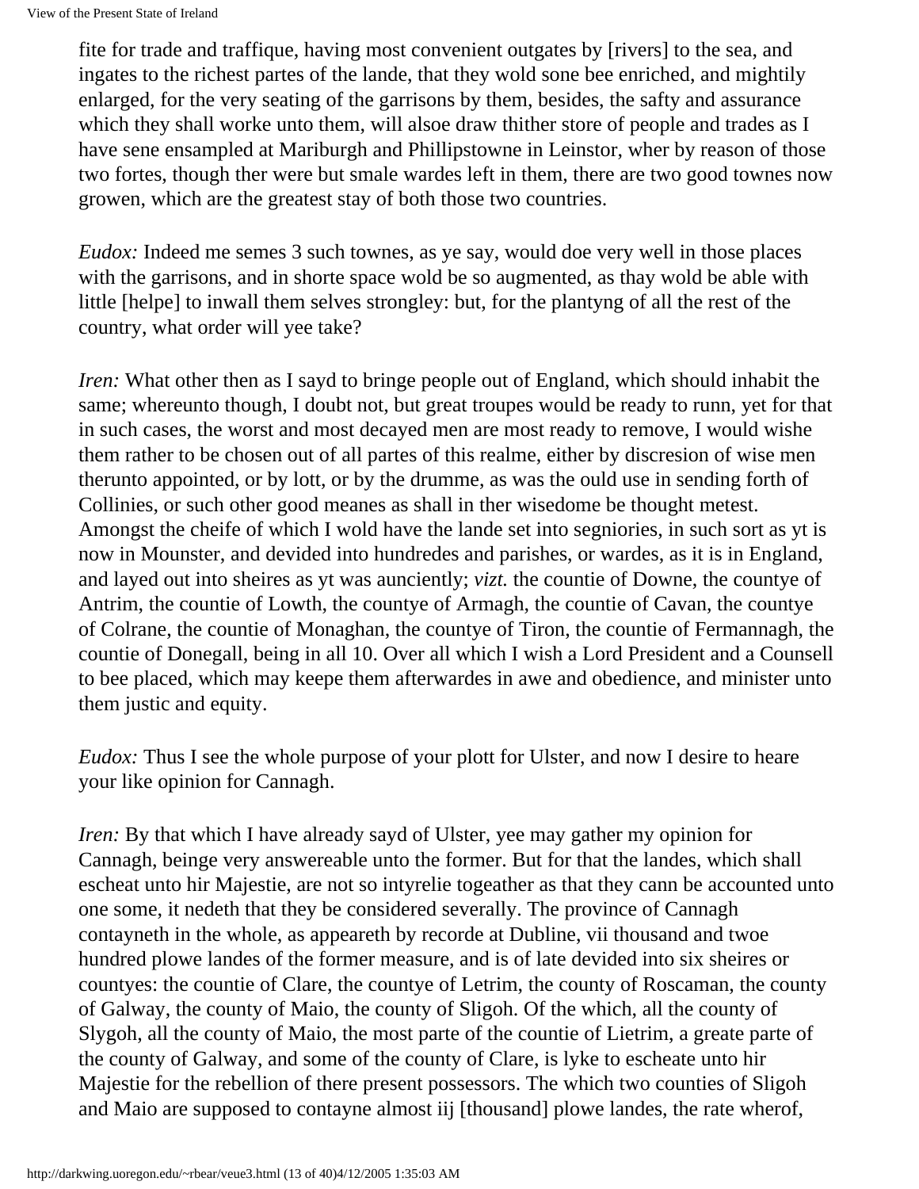fite for trade and traffique, having most convenient outgates by [rivers] to the sea, and ingates to the richest partes of the lande, that they wold sone bee enriched, and mightily enlarged, for the very seating of the garrisons by them, besides, the safty and assurance which they shall worke unto them, will alsoe draw thither store of people and trades as I have sene ensampled at Mariburgh and Phillipstowne in Leinstor, wher by reason of those two fortes, though ther were but smale wardes left in them, there are two good townes now growen, which are the greatest stay of both those two countries.

*Eudox:* Indeed me semes 3 such townes, as ye say, would doe very well in those places with the garrisons, and in shorte space wold be so augmented, as thay wold be able with little [helpe] to inwall them selves strongley: but, for the plantyng of all the rest of the country, what order will yee take?

*Iren:* What other then as I sayd to bringe people out of England, which should inhabit the same; whereunto though, I doubt not, but great troupes would be ready to runn, yet for that in such cases, the worst and most decayed men are most ready to remove, I would wishe them rather to be chosen out of all partes of this realme, either by discresion of wise men therunto appointed, or by lott, or by the drumme, as was the ould use in sending forth of Collinies, or such other good meanes as shall in ther wisedome be thought metest. Amongst the cheife of which I wold have the lande set into segniories, in such sort as yt is now in Mounster, and devided into hundredes and parishes, or wardes, as it is in England, and layed out into sheires as yt was aunciently; *vizt.* the countie of Downe, the countye of Antrim, the countie of Lowth, the countye of Armagh, the countie of Cavan, the countye of Colrane, the countie of Monaghan, the countye of Tiron, the countie of Fermannagh, the countie of Donegall, being in all 10. Over all which I wish a Lord President and a Counsell to bee placed, which may keepe them afterwardes in awe and obedience, and minister unto them justic and equity.

*Eudox:* Thus I see the whole purpose of your plott for Ulster, and now I desire to heare your like opinion for Cannagh.

*Iren:* By that which I have already sayd of Ulster, yee may gather my opinion for Cannagh, beinge very answereable unto the former. But for that the landes, which shall escheat unto hir Majestie, are not so intyrelie togeather as that they cann be accounted unto one some, it nedeth that they be considered severally. The province of Cannagh contayneth in the whole, as appeareth by recorde at Dubline, vii thousand and twoe hundred plowe landes of the former measure, and is of late devided into six sheires or countyes: the countie of Clare, the countye of Letrim, the county of Roscaman, the county of Galway, the county of Maio, the county of Sligoh. Of the which, all the county of Slygoh, all the county of Maio, the most parte of the countie of Lietrim, a greate parte of the county of Galway, and some of the county of Clare, is lyke to escheate unto hir Majestie for the rebellion of there present possessors. The which two counties of Sligoh and Maio are supposed to contayne almost iij [thousand] plowe landes, the rate wherof,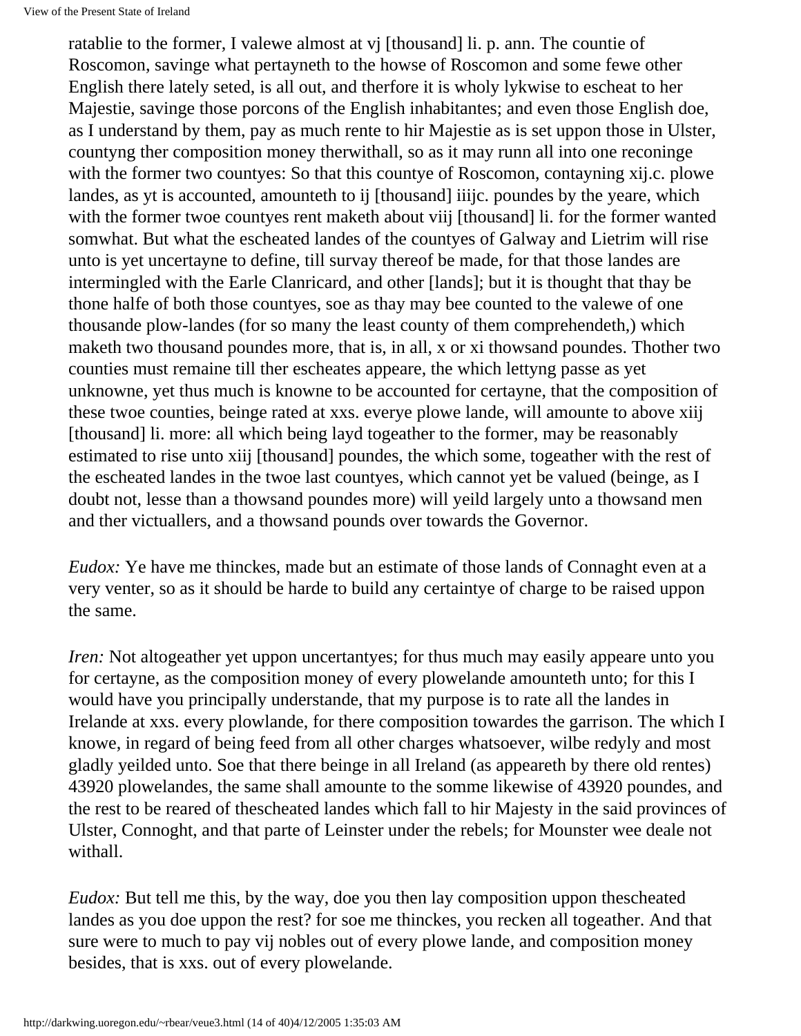ratablie to the former, I valewe almost at vj [thousand] li. p. ann. The countie of Roscomon, savinge what pertayneth to the howse of Roscomon and some fewe other English there lately seted, is all out, and therfore it is wholy lykwise to escheat to her Majestie, savinge those porcons of the English inhabitantes; and even those English doe, as I understand by them, pay as much rente to hir Majestie as is set uppon those in Ulster, countyng ther composition money therwithall, so as it may runn all into one reconinge with the former two countyes: So that this countye of Roscomon, contayning xij.c. plowe landes, as yt is accounted, amounteth to ij [thousand] iiijc. poundes by the yeare, which with the former twoe countyes rent maketh about viij [thousand] li. for the former wanted somwhat. But what the escheated landes of the countyes of Galway and Lietrim will rise unto is yet uncertayne to define, till survay thereof be made, for that those landes are intermingled with the Earle Clanricard, and other [lands]; but it is thought that thay be thone halfe of both those countyes, soe as thay may bee counted to the valewe of one thousande plow-landes (for so many the least county of them comprehendeth,) which maketh two thousand poundes more, that is, in all, x or xi thowsand poundes. Thother two counties must remaine till ther escheates appeare, the which lettyng passe as yet unknowne, yet thus much is knowne to be accounted for certayne, that the composition of these twoe counties, beinge rated at xxs. everye plowe lande, will amounte to above xiij [thousand] li. more: all which being layd togeather to the former, may be reasonably estimated to rise unto xiij [thousand] poundes, the which some, togeather with the rest of the escheated landes in the twoe last countyes, which cannot yet be valued (beinge, as I doubt not, lesse than a thowsand poundes more) will yeild largely unto a thowsand men and ther victuallers, and a thowsand pounds over towards the Governor.

*Eudox:* Ye have me thinckes, made but an estimate of those lands of Connaght even at a very venter, so as it should be harde to build any certaintye of charge to be raised uppon the same.

*Iren:* Not altogeather yet uppon uncertantyes; for thus much may easily appeare unto you for certayne, as the composition money of every plowelande amounteth unto; for this I would have you principally understande, that my purpose is to rate all the landes in Irelande at xxs. every plowlande, for there composition towardes the garrison. The which I knowe, in regard of being feed from all other charges whatsoever, wilbe redyly and most gladly yeilded unto. Soe that there beinge in all Ireland (as appeareth by there old rentes) 43920 plowelandes, the same shall amounte to the somme likewise of 43920 poundes, and the rest to be reared of thescheated landes which fall to hir Majesty in the said provinces of Ulster, Connoght, and that parte of Leinster under the rebels; for Mounster wee deale not withall.

*Eudox:* But tell me this, by the way, doe you then lay composition uppon thescheated landes as you doe uppon the rest? for soe me thinckes, you recken all togeather. And that sure were to much to pay vij nobles out of every plowe lande, and composition money besides, that is xxs. out of every plowelande.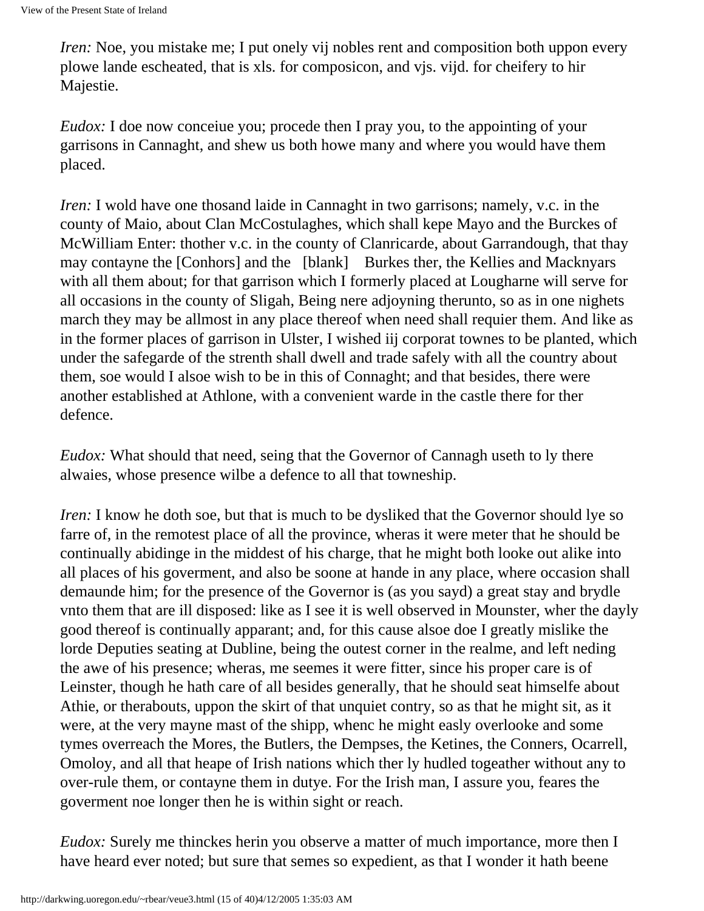*Iren:* Noe, you mistake me; I put onely vij nobles rent and composition both uppon every plowe lande escheated, that is xls. for composicon, and vjs. vijd. for cheifery to hir Majestie.

*Eudox:* I doe now conceiue you; procede then I pray you, to the appointing of your garrisons in Cannaght, and shew us both howe many and where you would have them placed.

*Iren:* I wold have one thosand laide in Cannaght in two garrisons; namely, v.c. in the county of Maio, about Clan McCostulaghes, which shall kepe Mayo and the Burckes of McWilliam Enter: thother v.c. in the county of Clanricarde, about Garrandough, that thay may contayne the [Conhors] and the [blank] Burkes ther, the Kellies and Macknyars with all them about; for that garrison which I formerly placed at Lougharne will serve for all occasions in the county of Sligah, Being nere adjoyning therunto, so as in one nighets march they may be allmost in any place thereof when need shall requier them. And like as in the former places of garrison in Ulster, I wished iij corporat townes to be planted, which under the safegarde of the strenth shall dwell and trade safely with all the country about them, soe would I alsoe wish to be in this of Connaght; and that besides, there were another established at Athlone, with a convenient warde in the castle there for ther defence.

*Eudox:* What should that need, seing that the Governor of Cannagh useth to ly there alwaies, whose presence wilbe a defence to all that towneship.

*Iren:* I know he doth soe, but that is much to be dysliked that the Governor should lye so farre of, in the remotest place of all the province, wheras it were meter that he should be continually abidinge in the middest of his charge, that he might both looke out alike into all places of his goverment, and also be soone at hande in any place, where occasion shall demaunde him; for the presence of the Governor is (as you sayd) a great stay and brydle vnto them that are ill disposed: like as I see it is well observed in Mounster, wher the dayly good thereof is continually apparant; and, for this cause alsoe doe I greatly mislike the lorde Deputies seating at Dubline, being the outest corner in the realme, and left neding the awe of his presence; wheras, me seemes it were fitter, since his proper care is of Leinster, though he hath care of all besides generally, that he should seat himselfe about Athie, or therabouts, uppon the skirt of that unquiet contry, so as that he might sit, as it were, at the very mayne mast of the shipp, whenc he might easly overlooke and some tymes overreach the Mores, the Butlers, the Dempses, the Ketines, the Conners, Ocarrell, Omoloy, and all that heape of Irish nations which ther ly hudled togeather without any to over-rule them, or contayne them in dutye. For the Irish man, I assure you, feares the goverment noe longer then he is within sight or reach.

*Eudox:* Surely me thinckes herin you observe a matter of much importance, more then I have heard ever noted; but sure that semes so expedient, as that I wonder it hath beene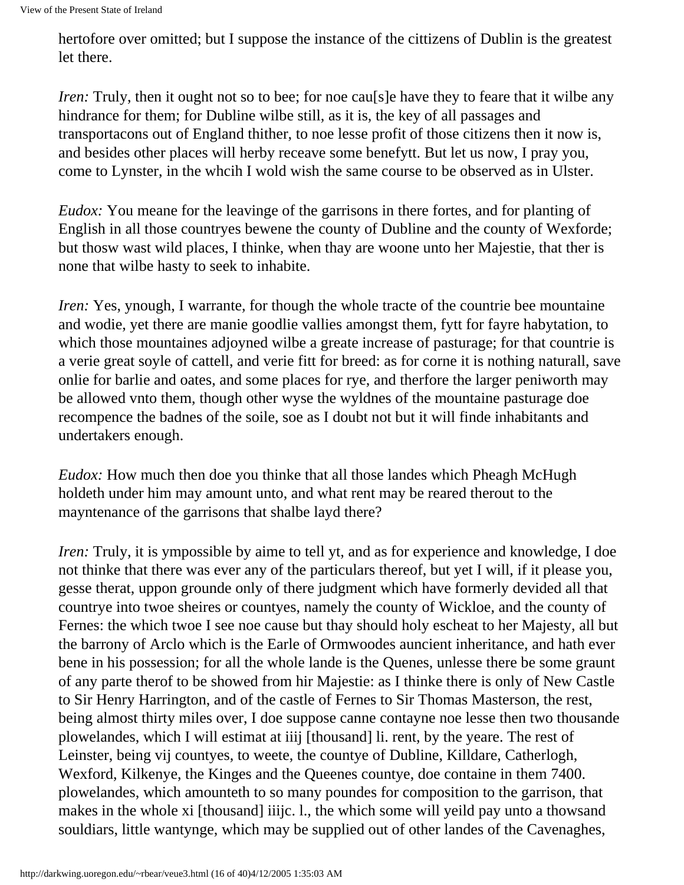hertofore over omitted; but I suppose the instance of the cittizens of Dublin is the greatest let there.

*Iren:* Truly, then it ought not so to bee; for noe cau[s]e have they to feare that it wilbe any hindrance for them; for Dubline wilbe still, as it is, the key of all passages and transportacons out of England thither, to noe lesse profit of those citizens then it now is, and besides other places will herby receave some benefytt. But let us now, I pray you, come to Lynster, in the whcih I wold wish the same course to be observed as in Ulster.

*Eudox:* You meane for the leavinge of the garrisons in there fortes, and for planting of English in all those countryes bewene the county of Dubline and the county of Wexforde; but thosw wast wild places, I thinke, when thay are woone unto her Majestie, that ther is none that wilbe hasty to seek to inhabite.

*Iren:* Yes, ynough, I warrante, for though the whole tracte of the countrie bee mountaine and wodie, yet there are manie goodlie vallies amongst them, fytt for fayre habytation, to which those mountaines adjoyned wilbe a greate increase of pasturage; for that countrie is a verie great soyle of cattell, and verie fitt for breed: as for corne it is nothing naturall, save onlie for barlie and oates, and some places for rye, and therfore the larger peniworth may be allowed vnto them, though other wyse the wyldnes of the mountaine pasturage doe recompence the badnes of the soile, soe as I doubt not but it will finde inhabitants and undertakers enough.

*Eudox:* How much then doe you thinke that all those landes which Pheagh McHugh holdeth under him may amount unto, and what rent may be reared therout to the mayntenance of the garrisons that shalbe layd there?

*Iren:* Truly, it is ympossible by aime to tell yt, and as for experience and knowledge, I doe not thinke that there was ever any of the particulars thereof, but yet I will, if it please you, gesse therat, uppon grounde only of there judgment which have formerly devided all that countrye into twoe sheires or countyes, namely the county of Wickloe, and the county of Fernes: the which twoe I see noe cause but thay should holy escheat to her Majesty, all but the barrony of Arclo which is the Earle of Ormwoodes auncient inheritance, and hath ever bene in his possession; for all the whole lande is the Quenes, unlesse there be some graunt of any parte therof to be showed from hir Majestie: as I thinke there is only of New Castle to Sir Henry Harrington, and of the castle of Fernes to Sir Thomas Masterson, the rest, being almost thirty miles over, I doe suppose canne contayne noe lesse then two thousande plowelandes, which I will estimat at iiij [thousand] li. rent, by the yeare. The rest of Leinster, being vij countyes, to weete, the countye of Dubline, Killdare, Catherlogh, Wexford, Kilkenye, the Kinges and the Queenes countye, doe containe in them 7400. plowelandes, which amounteth to so many poundes for composition to the garrison, that makes in the whole xi [thousand] iiijc. l., the which some will yeild pay unto a thowsand souldiars, little wantynge, which may be supplied out of other landes of the Cavenaghes,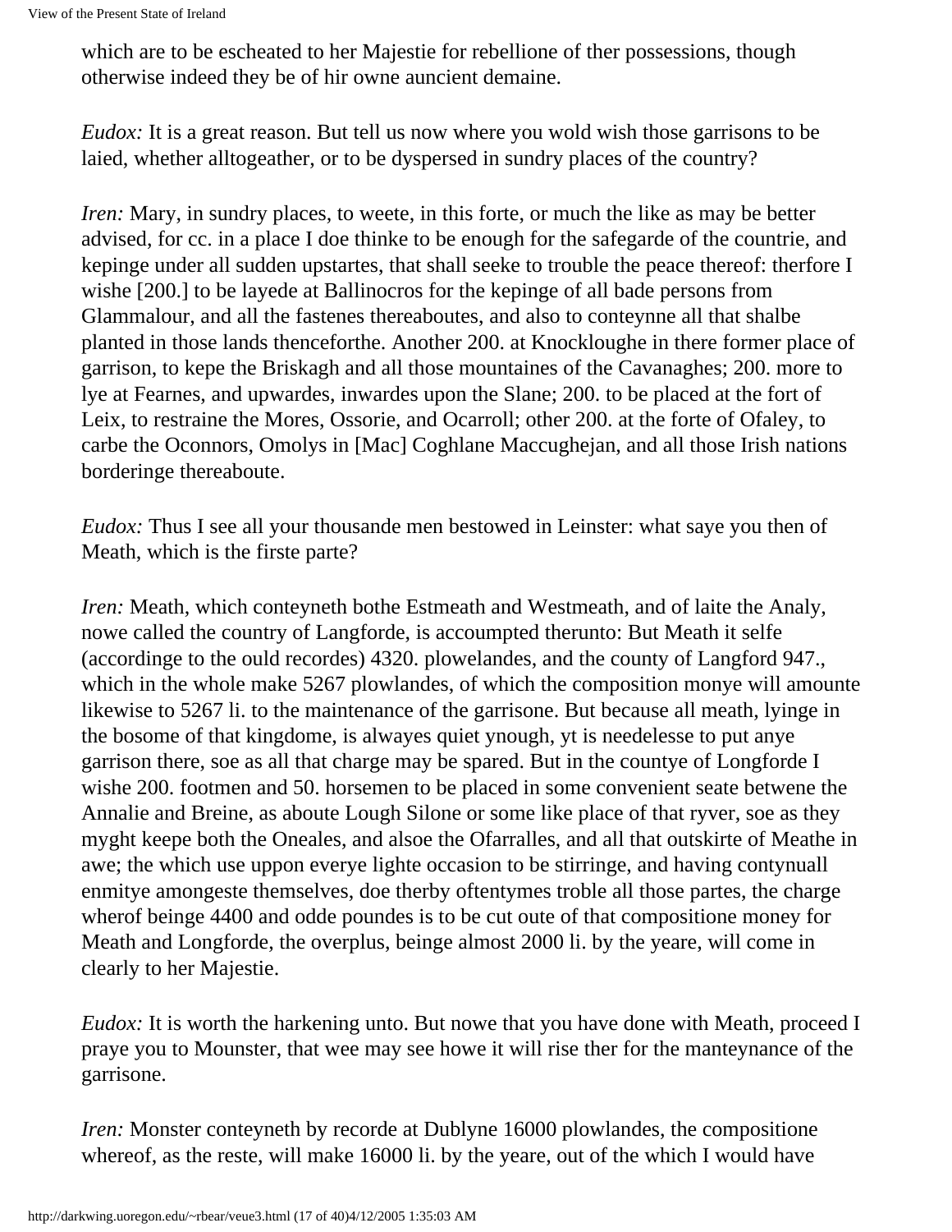which are to be escheated to her Majestie for rebellione of ther possessions, though otherwise indeed they be of hir owne auncient demaine.

*Eudox:* It is a great reason. But tell us now where you wold wish those garrisons to be laied, whether alltogeather, or to be dyspersed in sundry places of the country?

*Iren:* Mary, in sundry places, to weete, in this forte, or much the like as may be better advised, for cc. in a place I doe thinke to be enough for the safegarde of the countrie, and kepinge under all sudden upstartes, that shall seeke to trouble the peace thereof: therfore I wishe [200.] to be layede at Ballinocros for the kepinge of all bade persons from Glammalour, and all the fastenes thereaboutes, and also to conteynne all that shalbe planted in those lands thenceforthe. Another 200. at Knockloughe in there former place of garrison, to kepe the Briskagh and all those mountaines of the Cavanaghes; 200. more to lye at Fearnes, and upwardes, inwardes upon the Slane; 200. to be placed at the fort of Leix, to restraine the Mores, Ossorie, and Ocarroll; other 200. at the forte of Ofaley, to carbe the Oconnors, Omolys in [Mac] Coghlane Maccughejan, and all those Irish nations borderinge thereaboute.

*Eudox:* Thus I see all your thousande men bestowed in Leinster: what saye you then of Meath, which is the firste parte?

*Iren:* Meath, which conteyneth bothe Estmeath and Westmeath, and of laite the Analy, nowe called the country of Langforde, is accoumpted therunto: But Meath it selfe (accordinge to the ould recordes) 4320. plowelandes, and the county of Langford 947., which in the whole make 5267 plowlandes, of which the composition monye will amounte likewise to 5267 li. to the maintenance of the garrisone. But because all meath, lyinge in the bosome of that kingdome, is alwayes quiet ynough, yt is needelesse to put anye garrison there, soe as all that charge may be spared. But in the countye of Longforde I wishe 200. footmen and 50. horsemen to be placed in some convenient seate betwene the Annalie and Breine, as aboute Lough Silone or some like place of that ryver, soe as they myght keepe both the Oneales, and alsoe the Ofarralles, and all that outskirte of Meathe in awe; the which use uppon everye lighte occasion to be stirringe, and having contynuall enmitye amongeste themselves, doe therby oftentymes troble all those partes, the charge wherof beinge 4400 and odde poundes is to be cut oute of that compositione money for Meath and Longforde, the overplus, beinge almost 2000 li. by the yeare, will come in clearly to her Majestie.

*Eudox:* It is worth the harkening unto. But nowe that you have done with Meath, proceed I praye you to Mounster, that wee may see howe it will rise ther for the manteynance of the garrisone.

*Iren:* Monster conteyneth by recorde at Dublyne 16000 plowlandes, the compositione whereof, as the reste, will make 16000 li. by the yeare, out of the which I would have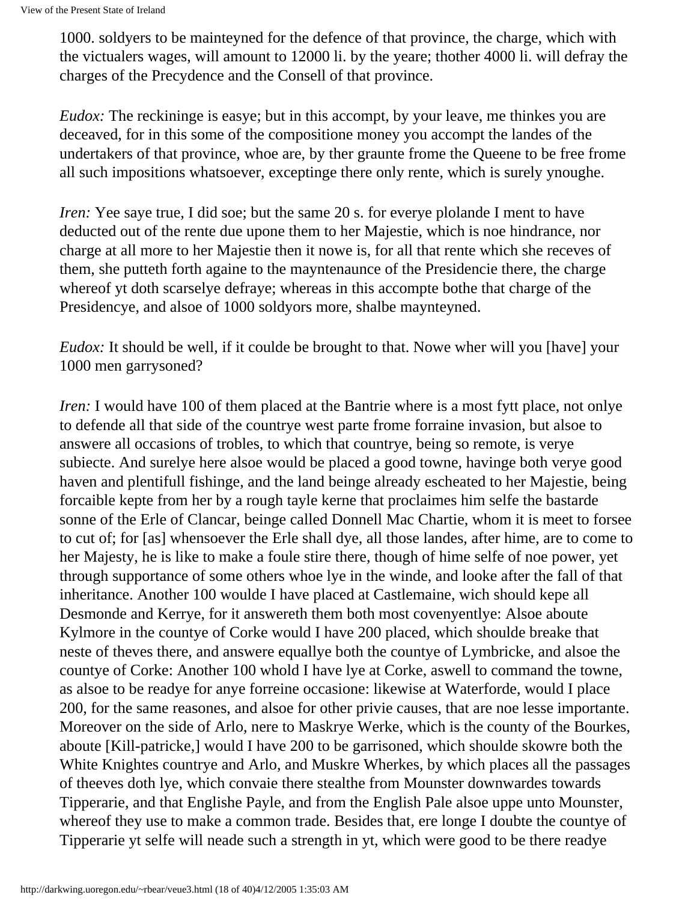1000. soldyers to be mainteyned for the defence of that province, the charge, which with the victualers wages, will amount to 12000 li. by the yeare; thother 4000 li. will defray the charges of the Precydence and the Consell of that province.

*Eudox:* The reckininge is easye; but in this accompt, by your leave, me thinkes you are deceaved, for in this some of the compositione money you accompt the landes of the undertakers of that province, whoe are, by ther graunte frome the Queene to be free frome all such impositions whatsoever, exceptinge there only rente, which is surely ynoughe.

*Iren:* Yee saye true, I did soe; but the same 20 s. for everye plolande I ment to have deducted out of the rente due upone them to her Majestie, which is noe hindrance, nor charge at all more to her Majestie then it nowe is, for all that rente which she receves of them, she putteth forth againe to the mayntenaunce of the Presidencie there, the charge whereof yt doth scarselye defraye; whereas in this accompte bothe that charge of the Presidencye, and alsoe of 1000 soldyors more, shalbe maynteyned.

*Eudox:* It should be well, if it coulde be brought to that. Nowe wher will you [have] your 1000 men garrysoned?

*Iren:* I would have 100 of them placed at the Bantrie where is a most fytt place, not onlye to defende all that side of the countrye west parte frome forraine invasion, but alsoe to answere all occasions of trobles, to which that countrye, being so remote, is verye subiecte. And surelye here alsoe would be placed a good towne, havinge both verye good haven and plentifull fishinge, and the land beinge already escheated to her Majestie, being forcaible kepte from her by a rough tayle kerne that proclaimes him selfe the bastarde sonne of the Erle of Clancar, beinge called Donnell Mac Chartie, whom it is meet to forsee to cut of; for [as] whensoever the Erle shall dye, all those landes, after hime, are to come to her Majesty, he is like to make a foule stire there, though of hime selfe of noe power, yet through supportance of some others whoe lye in the winde, and looke after the fall of that inheritance. Another 100 woulde I have placed at Castlemaine, wich should kepe all Desmonde and Kerrye, for it answereth them both most covenyentlye: Alsoe aboute Kylmore in the countye of Corke would I have 200 placed, which shoulde breake that neste of theves there, and answere equallye both the countye of Lymbricke, and alsoe the countye of Corke: Another 100 whold I have lye at Corke, aswell to command the towne, as alsoe to be readye for anye forreine occasione: likewise at Waterforde, would I place 200, for the same reasones, and alsoe for other privie causes, that are noe lesse importante. Moreover on the side of Arlo, nere to Maskrye Werke, which is the county of the Bourkes, aboute [Kill-patricke,] would I have 200 to be garrisoned, which shoulde skowre both the White Knightes countrye and Arlo, and Muskre Wherkes, by which places all the passages of theeves doth lye, which convaie there stealthe from Mounster downwardes towards Tipperarie, and that Englishe Payle, and from the English Pale alsoe uppe unto Mounster, whereof they use to make a common trade. Besides that, ere longe I doubte the countye of Tipperarie yt selfe will neade such a strength in yt, which were good to be there readye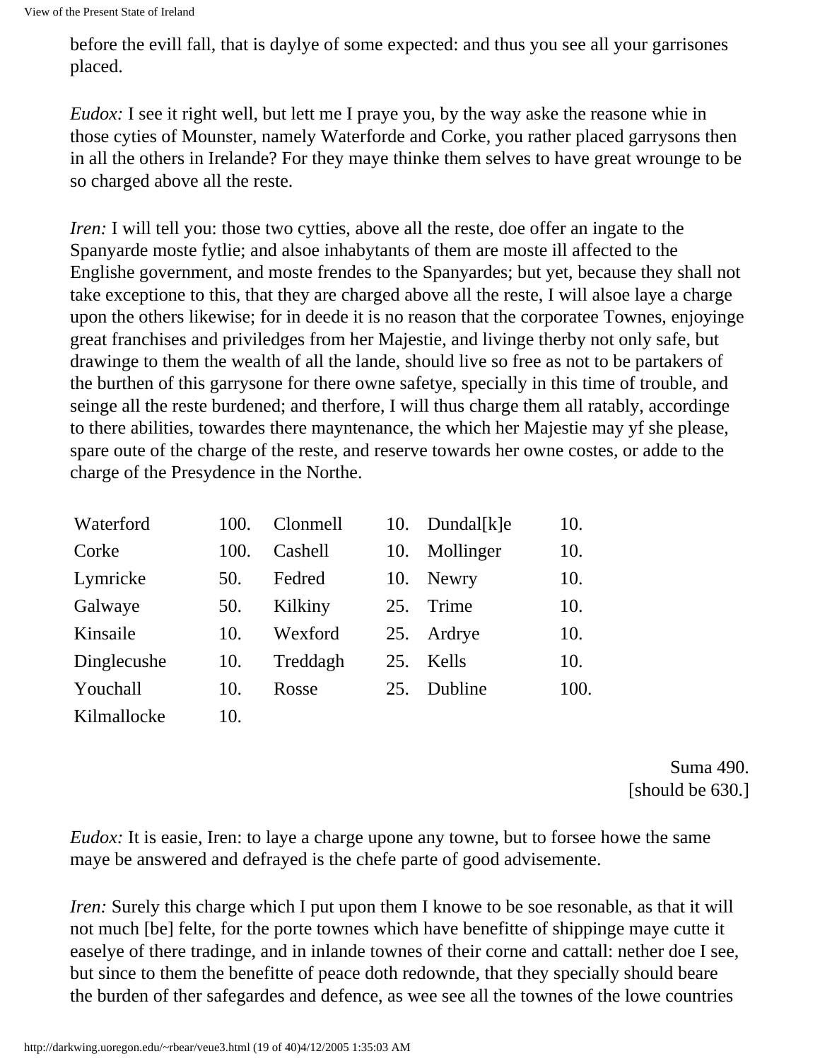before the evill fall, that is daylye of some expected: and thus you see all your garrisones placed.

*Eudox:* I see it right well, but lett me I praye you, by the way aske the reasone whie in those cyties of Mounster, namely Waterforde and Corke, you rather placed garrysons then in all the others in Irelande? For they maye thinke them selves to have great wrounge to be so charged above all the reste.

*Iren:* I will tell you: those two cytties, above all the reste, doe offer an ingate to the Spanyarde moste fytlie; and alsoe inhabytants of them are moste ill affected to the Englishe government, and moste frendes to the Spanyardes; but yet, because they shall not take exceptione to this, that they are charged above all the reste, I will alsoe laye a charge upon the others likewise; for in deede it is no reason that the corporatee Townes, enjoyinge great franchises and priviledges from her Majestie, and livinge therby not only safe, but drawinge to them the wealth of all the lande, should live so free as not to be partakers of the burthen of this garrysone for there owne safetye, specially in this time of trouble, and seinge all the reste burdened; and therfore, I will thus charge them all ratably, accordinge to there abilities, towardes there mayntenance, the which her Majestie may yf she please, spare oute of the charge of the reste, and reserve towards her owne costes, or adde to the charge of the Presydence in the Northe.

| | | | | | |
|---|---|---|---|---|---|
| Waterford | 100. | Clonmell | 10. | Dundal[k]e | 10. |
| Corke | 100. | Cashell | 10. | Mollinger | 10. |
| Lymricke | 50. | Fedred | 10. | Newry | 10. |
| Galwaye | 50. | Kilkiny | 25. | Trime | 10. |
| Kinsaile | 10. | Wexford | 25. | Ardrye | 10. |
| Dinglecushe | 10. | Treddagh | 25. | Kells | 10. |
| Youchall | 10. | Rosse | 25. | Dubline | 100. |
| Kilmallocke | 10. | | | | |

Suma 490.
[should be 630.]

*Eudox:* It is easie, Iren: to laye a charge upone any towne, but to forsee howe the same maye be answered and defrayed is the chefe parte of good advisemente.

*Iren:* Surely this charge which I put upon them I knowe to be soe resonable, as that it will not much [be] felte, for the porte townes which have benefitte of shippinge maye cutte it easelye of there tradinge, and in inlande townes of their corne and cattall: nether doe I see, but since to them the benefitte of peace doth redownde, that they specially should beare the burden of ther safegardes and defence, as wee see all the townes of the lowe countries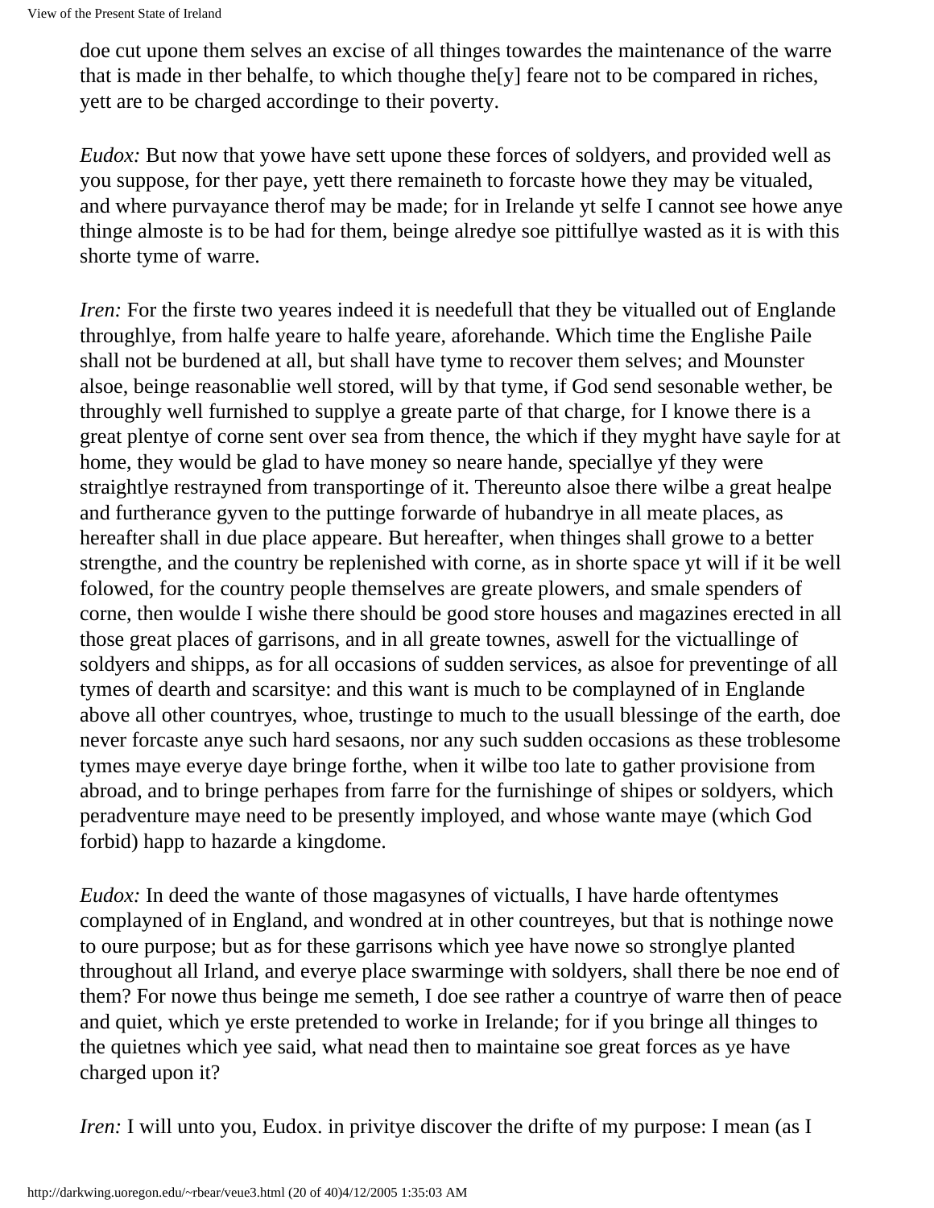doe cut upone them selves an excise of all thinges towardes the maintenance of the warre that is made in ther behalfe, to which thoughe the[y] feare not to be compared in riches, yett are to be charged accordinge to their poverty.

*Eudox:* But now that yowe have sett upone these forces of soldyers, and provided well as you suppose, for ther paye, yett there remaineth to forcaste howe they may be vitualed, and where purvayance therof may be made; for in Irelande yt selfe I cannot see howe anye thinge almoste is to be had for them, beinge alredye soe pittifullye wasted as it is with this shorte tyme of warre.

*Iren:* For the firste two yeares indeed it is needefull that they be vitualled out of Englande throughlye, from halfe yeare to halfe yeare, aforehande. Which time the Englishe Paile shall not be burdened at all, but shall have tyme to recover them selves; and Mounster alsoe, beinge reasonablie well stored, will by that tyme, if God send sesonable wether, be throughly well furnished to supplye a greate parte of that charge, for I knowe there is a great plentye of corne sent over sea from thence, the which if they myght have sayle for at home, they would be glad to have money so neare hande, speciallye yf they were straightlye restrayned from transportinge of it. Thereunto alsoe there wilbe a great healpe and furtherance gyven to the puttinge forwarde of hubandrye in all meate places, as hereafter shall in due place appeare. But hereafter, when thinges shall growe to a better strengthe, and the country be replenished with corne, as in shorte space yt will if it be well folowed, for the country people themselves are greate plowers, and smale spenders of corne, then woulde I wishe there should be good store houses and magazines erected in all those great places of garrisons, and in all greate townes, aswell for the victuallinge of soldyers and shipps, as for all occasions of sudden services, as alsoe for preventinge of all tymes of dearth and scarsitye: and this want is much to be complayned of in Englande above all other countryes, whoe, trustinge to much to the usuall blessinge of the earth, doe never forcaste anye such hard sesaons, nor any such sudden occasions as these troblesome tymes maye everye daye bringe forthe, when it wilbe too late to gather provisione from abroad, and to bringe perhapes from farre for the furnishinge of shipes or soldyers, which peradventure maye need to be presently imployed, and whose wante maye (which God forbid) happ to hazarde a kingdome.

*Eudox:* In deed the wante of those magasynes of victualls, I have harde oftentymes complayned of in England, and wondred at in other countreyes, but that is nothinge nowe to oure purpose; but as for these garrisons which yee have nowe so stronglye planted throughout all Irland, and everye place swarminge with soldyers, shall there be noe end of them? For nowe thus beinge me semeth, I doe see rather a countrye of warre then of peace and quiet, which ye erste pretended to worke in Irelande; for if you bringe all thinges to the quietnes which yee said, what nead then to maintaine soe great forces as ye have charged upon it?

*Iren:* I will unto you, Eudox. in privitye discover the drifte of my purpose: I mean (as I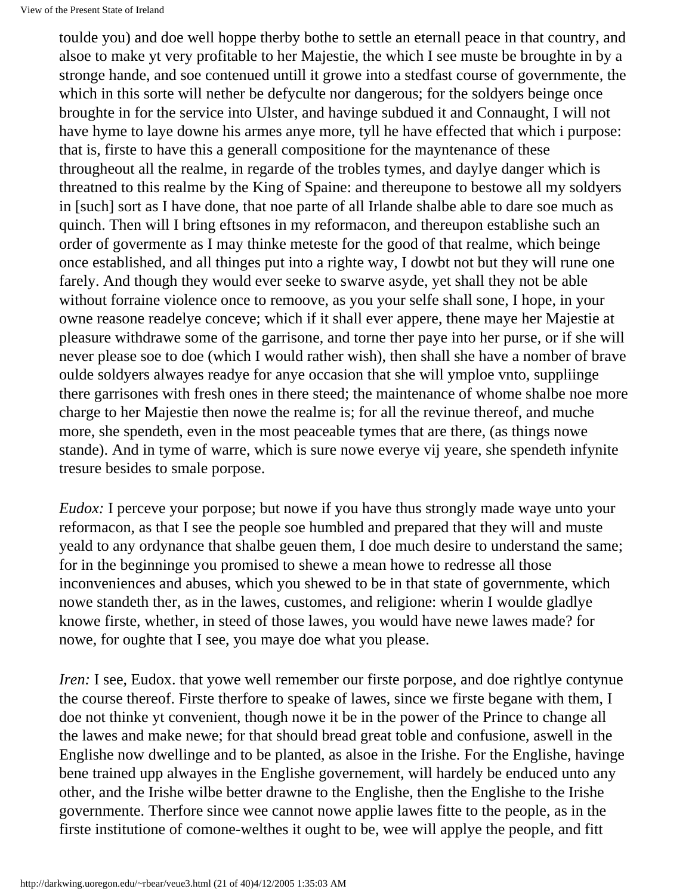toulde you) and doe well hoppe therby bothe to settle an eternall peace in that country, and alsoe to make yt very profitable to her Majestie, the which I see muste be broughte in by a stronge hande, and soe contenued untill it growe into a stedfast course of governmente, the which in this sorte will nether be defyculte nor dangerous; for the soldyers beinge once broughte in for the service into Ulster, and havinge subdued it and Connaught, I will not have hyme to laye downe his armes anye more, tyll he have effected that which i purpose: that is, firste to have this a generall compositione for the mayntenance of these througheout all the realme, in regarde of the trobles tymes, and daylye danger which is threatned to this realme by the King of Spaine: and thereupone to bestowe all my soldyers in [such] sort as I have done, that noe parte of all Irlande shalbe able to dare soe much as quinch. Then will I bring eftsones in my reformacon, and thereupon establishe such an order of govermente as I may thinke meteste for the good of that realme, which beinge once established, and all thinges put into a righte way, I dowbt not but they will rune one farely. And though they would ever seeke to swarve asyde, yet shall they not be able without forraine violence once to remoove, as you your selfe shall sone, I hope, in your owne reasone readelye conceve; which if it shall ever appere, thene maye her Majestie at pleasure withdrawe some of the garrisone, and torne ther paye into her purse, or if she will never please soe to doe (which I would rather wish), then shall she have a nomber of brave oulde soldyers alwayes readye for anye occasion that she will ymploe vnto, suppliinge there garrisones with fresh ones in there steed; the maintenance of whome shalbe noe more charge to her Majestie then nowe the realme is; for all the revinue thereof, and muche more, she spendeth, even in the most peaceable tymes that are there, (as things nowe stande). And in tyme of warre, which is sure nowe everye vij yeare, she spendeth infynite tresure besides to smale porpose.

*Eudox:* I perceve your porpose; but nowe if you have thus strongly made waye unto your reformacon, as that I see the people soe humbled and prepared that they will and muste yeald to any ordynance that shalbe geuen them, I doe much desire to understand the same; for in the beginninge you promised to shewe a mean howe to redresse all those inconveniences and abuses, which you shewed to be in that state of governmente, which nowe standeth ther, as in the lawes, customes, and religione: wherin I woulde gladlye knowe firste, whether, in steed of those lawes, you would have newe lawes made? for nowe, for oughte that I see, you maye doe what you please.

*Iren:* I see, Eudox. that yowe well remember our firste porpose, and doe rightlye contynue the course thereof. Firste therfore to speake of lawes, since we firste begane with them, I doe not thinke yt convenient, though nowe it be in the power of the Prince to change all the lawes and make newe; for that should bread great toble and confusione, aswell in the Englishe now dwellinge and to be planted, as alsoe in the Irishe. For the Englishe, havinge bene trained upp alwayes in the Englishe governement, will hardely be enduced unto any other, and the Irishe wilbe better drawne to the Englishe, then the Englishe to the Irishe governmente. Therfore since wee cannot nowe applie lawes fitte to the people, as in the firste institutione of comone-welthes it ought to be, wee will applye the people, and fitt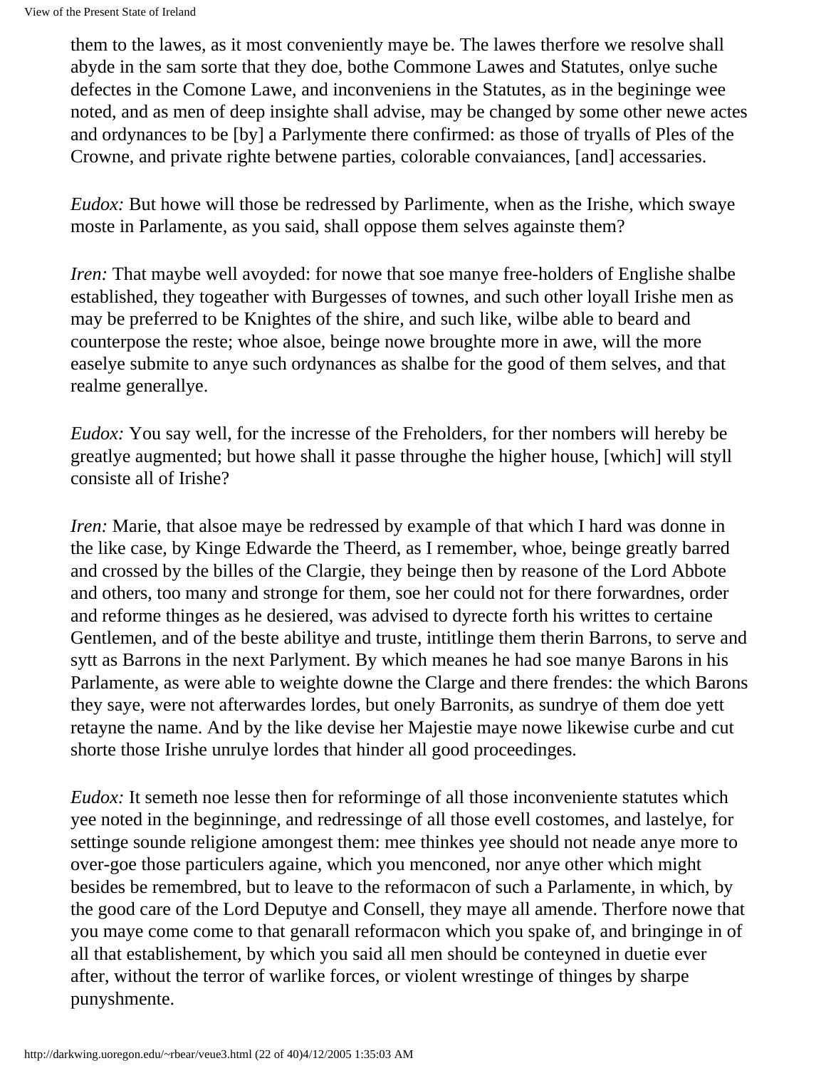them to the lawes, as it most conveniently maye be. The lawes therfore we resolve shall abyde in the sam sorte that they doe, bothe Commone Lawes and Statutes, onlye suche defectes in the Comone Lawe, and inconveniens in the Statutes, as in the begininge wee noted, and as men of deep insighte shall advise, may be changed by some other newe actes and ordynances to be [by] a Parlymente there confirmed: as those of tryalls of Ples of the Crowne, and private righte betwene parties, colorable convaiances, [and] accessaries.

*Eudox:* But howe will those be redressed by Parlimente, when as the Irishe, which swaye moste in Parlamente, as you said, shall oppose them selves againste them?

*Iren:* That maybe well avoyded: for nowe that soe manye free-holders of Englishe shalbe established, they togeather with Burgesses of townes, and such other loyall Irishe men as may be preferred to be Knightes of the shire, and such like, wilbe able to beard and counterpose the reste; whoe alsoe, beinge nowe broughte more in awe, will the more easelye submite to anye such ordynances as shalbe for the good of them selves, and that realme generallye.

*Eudox:* You say well, for the incresse of the Freholders, for ther nombers will hereby be greatlye augmented; but howe shall it passe throughe the higher house, [which] will styll consiste all of Irishe?

*Iren:* Marie, that alsoe maye be redressed by example of that which I hard was donne in the like case, by Kinge Edwarde the Theerd, as I remember, whoe, beinge greatly barred and crossed by the billes of the Clargie, they beinge then by reasone of the Lord Abbote and others, too many and stronge for them, soe her could not for there forwardnes, order and reforme thinges as he desiered, was advised to dyrecte forth his writtes to certaine Gentlemen, and of the beste abilitye and truste, intitlinge them therin Barrons, to serve and sytt as Barrons in the next Parlyment. By which meanes he had soe manye Barons in his Parlamente, as were able to weighte downe the Clarge and there frendes: the which Barons they saye, were not afterwardes lordes, but onely Barronits, as sundrye of them doe yett retayne the name. And by the like devise her Majestie maye nowe likewise curbe and cut shorte those Irishe unrulye lordes that hinder all good proceedinges.

*Eudox:* It semeth noe lesse then for reforminge of all those inconveniente statutes which yee noted in the beginninge, and redressinge of all those evell costomes, and lastelye, for settinge sounde religione amongest them: mee thinkes yee should not neade anye more to over-goe those particulers againe, which you menconed, nor anye other which might besides be remembred, but to leave to the reformacon of such a Parlamente, in which, by the good care of the Lord Deputye and Consell, they maye all amende. Therfore nowe that you maye come come to that genarall reformacon which you spake of, and bringinge in of all that establishement, by which you said all men should be conteyned in duetie ever after, without the terror of warlike forces, or violent wrestinge of thinges by sharpe punyshmente.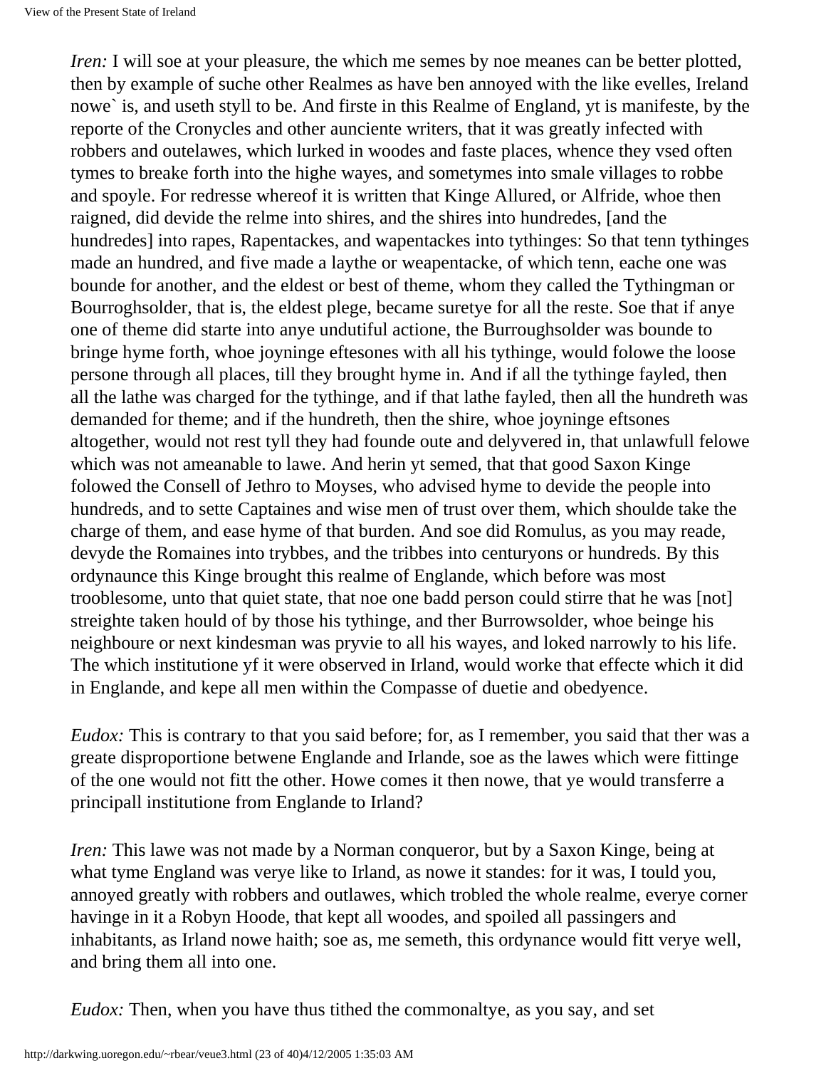*Iren:* I will soe at your pleasure, the which me semes by noe meanes can be better plotted, then by example of suche other Realmes as have ben annoyed with the like evelles, Ireland nowe` is, and useth styll to be. And firste in this Realme of England, yt is manifeste, by the reporte of the Cronycles and other aunciente writers, that it was greatly infected with robbers and outelawes, which lurked in woodes and faste places, whence they vsed often tymes to breake forth into the highe wayes, and sometymes into smale villages to robbe and spoyle. For redresse whereof it is written that Kinge Allured, or Alfride, whoe then raigned, did devide the relme into shires, and the shires into hundredes, [and the hundredes] into rapes, Rapentackes, and wapentackes into tythinges: So that tenn tythinges made an hundred, and five made a laythe or weapentacke, of which tenn, eache one was bounde for another, and the eldest or best of theme, whom they called the Tythingman or Bourroghsolder, that is, the eldest plege, became suretye for all the reste. Soe that if anye one of theme did starte into anye undutiful actione, the Burroughsolder was bounde to bringe hyme forth, whoe joyninge eftesones with all his tythinge, would folowe the loose persone through all places, till they brought hyme in. And if all the tythinge fayled, then all the lathe was charged for the tythinge, and if that lathe fayled, then all the hundreth was demanded for theme; and if the hundreth, then the shire, whoe joyninge eftsones altogether, would not rest tyll they had founde oute and delyvered in, that unlawfull felowe which was not ameanable to lawe. And herin yt semed, that that good Saxon Kinge folowed the Consell of Jethro to Moyses, who advised hyme to devide the people into hundreds, and to sette Captaines and wise men of trust over them, which shoulde take the charge of them, and ease hyme of that burden. And soe did Romulus, as you may reade, devyde the Romaines into trybbes, and the tribbes into centuryons or hundreds. By this ordynaunce this Kinge brought this realme of Englande, which before was most trooblesome, unto that quiet state, that noe one badd person could stirre that he was [not] streighte taken hould of by those his tythinge, and ther Burrowsolder, whoe beinge his neighboure or next kindesman was pryvie to all his wayes, and loked narrowly to his life. The which institutione yf it were observed in Irland, would worke that effecte which it did in Englande, and kepe all men within the Compasse of duetie and obedyence.

*Eudox:* This is contrary to that you said before; for, as I remember, you said that ther was a greate disproportione betwene Englande and Irlande, soe as the lawes which were fittinge of the one would not fitt the other. Howe comes it then nowe, that ye would transferre a principall institutione from Englande to Irland?

*Iren:* This lawe was not made by a Norman conqueror, but by a Saxon Kinge, being at what tyme England was verye like to Irland, as nowe it standes: for it was, I tould you, annoyed greatly with robbers and outlawes, which trobled the whole realme, everye corner havinge in it a Robyn Hoode, that kept all woodes, and spoiled all passingers and inhabitants, as Irland nowe haith; soe as, me semeth, this ordynance would fitt verye well, and bring them all into one.

*Eudox:* Then, when you have thus tithed the commonaltye, as you say, and set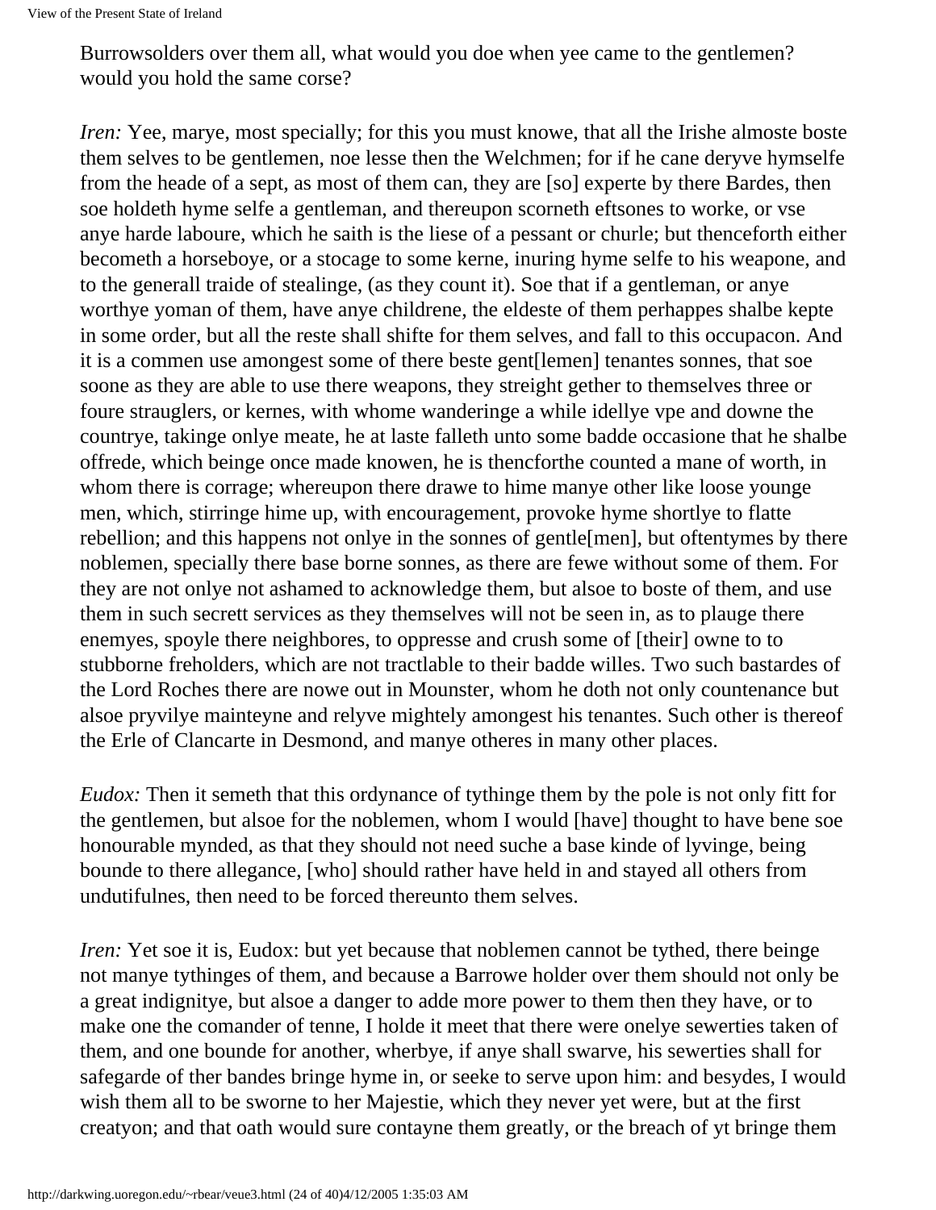Burrowsolders over them all, what would you doe when yee came to the gentlemen? would you hold the same corse?

*Iren:* Yee, marye, most specially; for this you must knowe, that all the Irishe almoste boste them selves to be gentlemen, noe lesse then the Welchmen; for if he cane deryve hymselfe from the heade of a sept, as most of them can, they are [so] experte by there Bardes, then soe holdeth hyme selfe a gentleman, and thereupon scorneth eftsones to worke, or vse anye harde laboure, which he saith is the liese of a pessant or churle; but thenceforth either becometh a horseboye, or a stocage to some kerne, inuring hyme selfe to his weapone, and to the generall traide of stealinge, (as they count it). Soe that if a gentleman, or anye worthye yoman of them, have anye childrene, the eldeste of them perhappes shalbe kepte in some order, but all the reste shall shifte for them selves, and fall to this occupacon. And it is a commen use amongest some of there beste gent[lemen] tenantes sonnes, that soe soone as they are able to use there weapons, they streight gether to themselves three or foure strauglers, or kernes, with whome wanderinge a while idellye vpe and downe the countrye, takinge onlye meate, he at laste falleth unto some badde occasione that he shalbe offrede, which beinge once made knowen, he is thencforthe counted a mane of worth, in whom there is corrage; whereupon there drawe to hime manye other like loose younge men, which, stirringe hime up, with encouragement, provoke hyme shortlye to flatte rebellion; and this happens not onlye in the sonnes of gentle[men], but oftentymes by there noblemen, specially there base borne sonnes, as there are fewe without some of them. For they are not onlye not ashamed to acknowledge them, but alsoe to boste of them, and use them in such secrett services as they themselves will not be seen in, as to plauge there enemyes, spoyle there neighbores, to oppresse and crush some of [their] owne to to stubborne freholders, which are not tractlable to their badde willes. Two such bastardes of the Lord Roches there are nowe out in Mounster, whom he doth not only countenance but alsoe pryvilye mainteyne and relyve mightely amongest his tenantes. Such other is thereof the Erle of Clancarte in Desmond, and manye otheres in many other places.

*Eudox:* Then it semeth that this ordynance of tythinge them by the pole is not only fitt for the gentlemen, but alsoe for the noblemen, whom I would [have] thought to have bene soe honourable mynded, as that they should not need suche a base kinde of lyvinge, being bounde to there allegance, [who] should rather have held in and stayed all others from undutifulnes, then need to be forced thereunto them selves.

*Iren:* Yet soe it is, Eudox: but yet because that noblemen cannot be tythed, there beinge not manye tythinges of them, and because a Barrowe holder over them should not only be a great indignitye, but alsoe a danger to adde more power to them then they have, or to make one the comander of tenne, I holde it meet that there were onelye sewerties taken of them, and one bounde for another, wherbye, if anye shall swarve, his sewerties shall for safegarde of ther bandes bringe hyme in, or seeke to serve upon him: and besydes, I would wish them all to be sworne to her Majestie, which they never yet were, but at the first creatyon; and that oath would sure contayne them greatly, or the breach of yt bringe them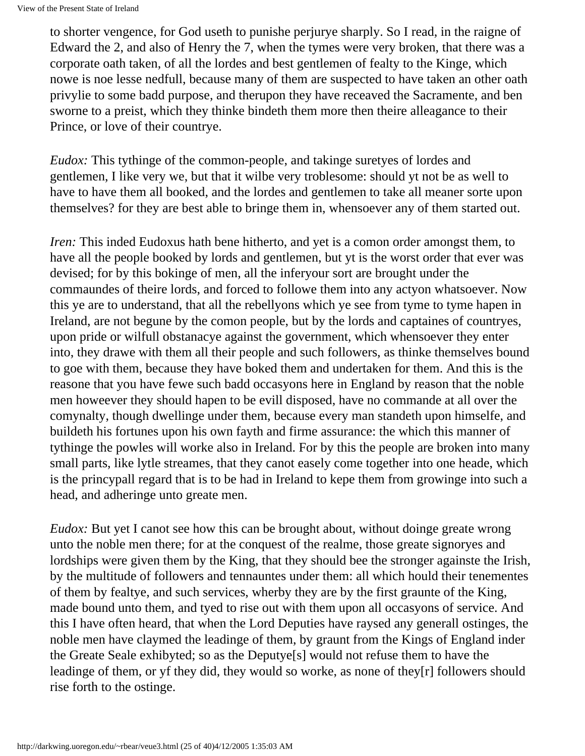to shorter vengence, for God useth to punishe perjurye sharply. So I read, in the raigne of Edward the 2, and also of Henry the 7, when the tymes were very broken, that there was a corporate oath taken, of all the lordes and best gentlemen of fealty to the Kinge, which nowe is noe lesse nedfull, because many of them are suspected to have taken an other oath privylie to some badd purpose, and therupon they have receaved the Sacramente, and ben sworne to a preist, which they thinke bindeth them more then theire alleagance to their Prince, or love of their countrye.

*Eudox:* This tythinge of the common-people, and takinge suretyes of lordes and gentlemen, I like very we, but that it wilbe very troblesome: should yt not be as well to have to have them all booked, and the lordes and gentlemen to take all meaner sorte upon themselves? for they are best able to bringe them in, whensoever any of them started out.

*Iren:* This inded Eudoxus hath bene hitherto, and yet is a comon order amongst them, to have all the people booked by lords and gentlemen, but yt is the worst order that ever was devised; for by this bokinge of men, all the inferyour sort are brought under the commaundes of theire lords, and forced to followe them into any actyon whatsoever. Now this ye are to understand, that all the rebellyons which ye see from tyme to tyme hapen in Ireland, are not begune by the comon people, but by the lords and captaines of countryes, upon pride or wilfull obstanacye against the government, which whensoever they enter into, they drawe with them all their people and such followers, as thinke themselves bound to goe with them, because they have boked them and undertaken for them. And this is the reasone that you have fewe such badd occasyons here in England by reason that the noble men howeever they should hapen to be evill disposed, have no commande at all over the comynalty, though dwellinge under them, because every man standeth upon himselfe, and buildeth his fortunes upon his own fayth and firme assurance: the which this manner of tythinge the powles will worke also in Ireland. For by this the people are broken into many small parts, like lytle streames, that they canot easely come together into one heade, which is the princypall regard that is to be had in Ireland to kepe them from growinge into such a head, and adheringe unto greate men.

*Eudox:* But yet I canot see how this can be brought about, without doinge greate wrong unto the noble men there; for at the conquest of the realme, those greate signoryes and lordships were given them by the King, that they should bee the stronger againste the Irish, by the multitude of followers and tennauntes under them: all which hould their tenementes of them by fealtye, and such services, wherby they are by the first graunte of the King, made bound unto them, and tyed to rise out with them upon all occasyons of service. And this I have often heard, that when the Lord Deputies have raysed any generall ostinges, the noble men have claymed the leadinge of them, by graunt from the Kings of England inder the Greate Seale exhibyted; so as the Deputye[s] would not refuse them to have the leadinge of them, or yf they did, they would so worke, as none of they[r] followers should rise forth to the ostinge.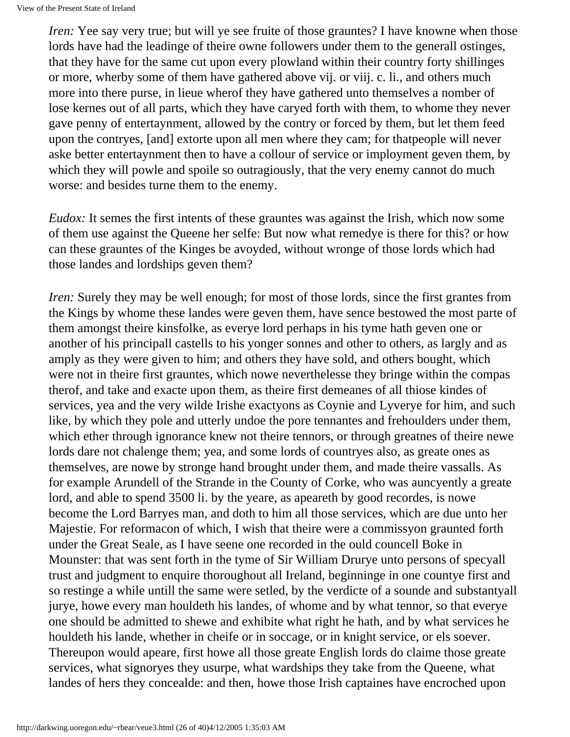*Iren:* Yee say very true; but will ye see fruite of those grauntes? I have knowne when those lords have had the leadinge of theire owne followers under them to the generall ostinges, that they have for the same cut upon every plowland within their country forty shillinges or more, wherby some of them have gathered above vij. or viij. c. li., and others much more into there purse, in lieue wherof they have gathered unto themselves a nomber of lose kernes out of all parts, which they have caryed forth with them, to whome they never gave penny of entertaynment, allowed by the contry or forced by them, but let them feed upon the contryes, [and] extorte upon all men where they cam; for thatpeople will never aske better entertaynment then to have a collour of service or imployment geven them, by which they will powle and spoile so outragiously, that the very enemy cannot do much worse: and besides turne them to the enemy.

*Eudox:* It semes the first intents of these grauntes was against the Irish, which now some of them use against the Queene her selfe: But now what remedye is there for this? or how can these grauntes of the Kinges be avoyded, without wronge of those lords which had those landes and lordships geven them?

*Iren:* Surely they may be well enough; for most of those lords, since the first grantes from the Kings by whome these landes were geven them, have sence bestowed the most parte of them amongst theire kinsfolke, as everye lord perhaps in his tyme hath geven one or another of his principall castells to his yonger sonnes and other to others, as largly and as amply as they were given to him; and others they have sold, and others bought, which were not in theire first grauntes, which nowe neverthelesse they bringe within the compas therof, and take and exacte upon them, as theire first demeanes of all thiose kindes of services, yea and the very wilde Irishe exactyons as Coynie and Lyverye for him, and such like, by which they pole and utterly undoe the pore tennantes and frehoulders under them, which ether through ignorance knew not theire tennors, or through greatnes of theire newe lords dare not chalenge them; yea, and some lords of countryes also, as greate ones as themselves, are nowe by stronge hand brought under them, and made theire vassalls. As for example Arundell of the Strande in the County of Corke, who was auncyently a greate lord, and able to spend 3500 li. by the yeare, as apeareth by good recordes, is nowe become the Lord Barryes man, and doth to him all those services, which are due unto her Majestie. For reformacon of which, I wish that theire were a commissyon graunted forth under the Great Seale, as I have seene one recorded in the ould councell Boke in Mounster: that was sent forth in the tyme of Sir William Drurye unto persons of specyall trust and judgment to enquire thoroughout all Ireland, beginninge in one countye first and so restinge a while untill the same were setled, by the verdicte of a sounde and substantyall jurye, howe every man houldeth his landes, of whome and by what tennor, so that everye one should be admitted to shewe and exhibite what right he hath, and by what services he houldeth his lande, whether in cheife or in soccage, or in knight service, or els soever. Thereupon would apeare, first howe all those greate English lords do claime those greate services, what signoryes they usurpe, what wardships they take from the Queene, what landes of hers they concealde: and then, howe those Irish captaines have encroched upon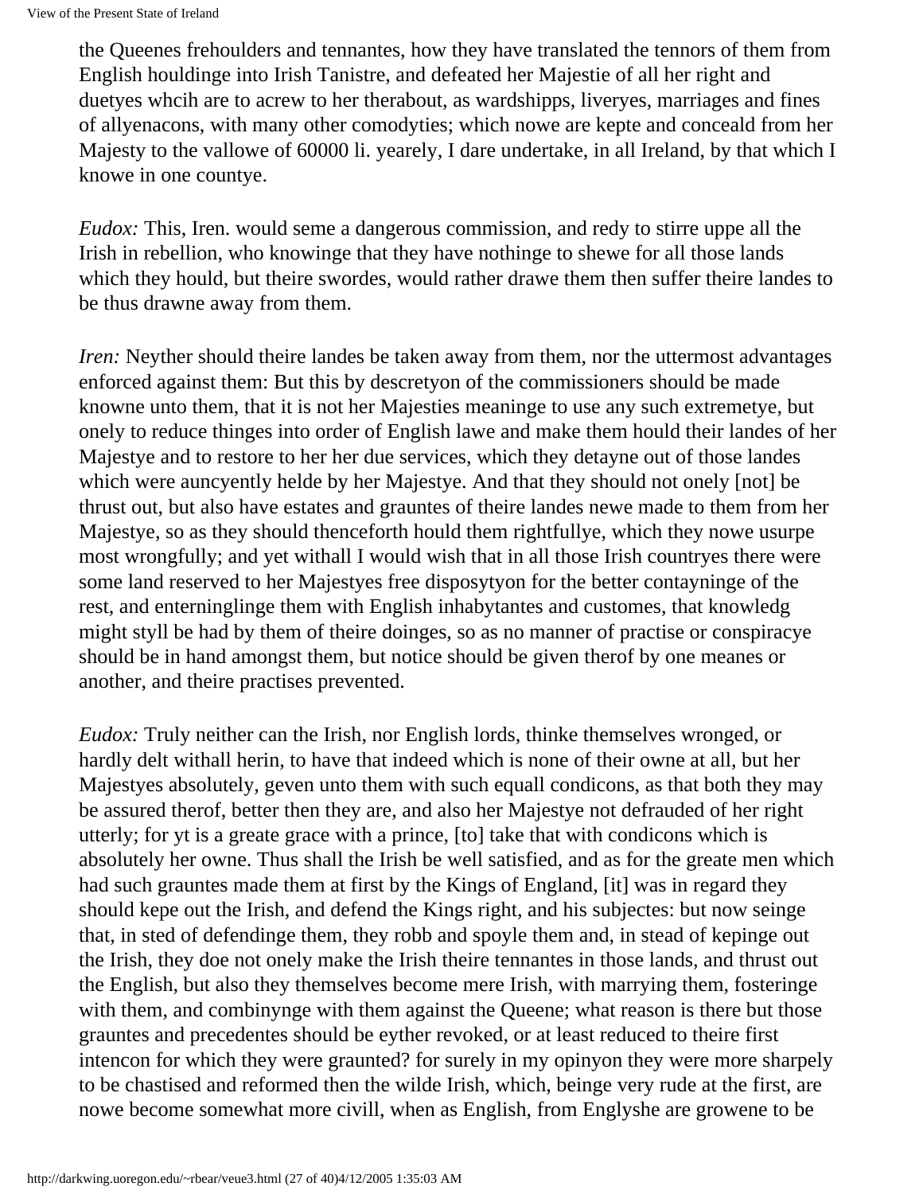the Queenes frehoulders and tennantes, how they have translated the tennors of them from English houldinge into Irish Tanistre, and defeated her Majestie of all her right and duetyes whcih are to acrew to her therabout, as wardshipps, liveryes, marriages and fines of allyenacons, with many other comodyties; which nowe are kepte and conceald from her Majesty to the vallowe of 60000 li. yearely, I dare undertake, in all Ireland, by that which I knowe in one countye.

*Eudox:* This, Iren. would seme a dangerous commission, and redy to stirre uppe all the Irish in rebellion, who knowinge that they have nothinge to shewe for all those lands which they hould, but theire swordes, would rather drawe them then suffer theire landes to be thus drawne away from them.

*Iren:* Neyther should theire landes be taken away from them, nor the uttermost advantages enforced against them: But this by descretyon of the commissioners should be made knowne unto them, that it is not her Majesties meaninge to use any such extremetye, but onely to reduce thinges into order of English lawe and make them hould their landes of her Majestye and to restore to her her due services, which they detayne out of those landes which were auncyently helde by her Majestye. And that they should not onely [not] be thrust out, but also have estates and grauntes of theire landes newe made to them from her Majestye, so as they should thenceforth hould them rightfullye, which they nowe usurpe most wrongfully; and yet withall I would wish that in all those Irish countryes there were some land reserved to her Majestyes free disposytyon for the better contayninge of the rest, and enterninglinge them with English inhabytantes and customes, that knowledg might styll be had by them of theire doinges, so as no manner of practise or conspiracye should be in hand amongst them, but notice should be given therof by one meanes or another, and theire practises prevented.

*Eudox:* Truly neither can the Irish, nor English lords, thinke themselves wronged, or hardly delt withall herin, to have that indeed which is none of their owne at all, but her Majestyes absolutely, geven unto them with such equall condicons, as that both they may be assured therof, better then they are, and also her Majestye not defrauded of her right utterly; for yt is a greate grace with a prince, [to] take that with condicons which is absolutely her owne. Thus shall the Irish be well satisfied, and as for the greate men which had such grauntes made them at first by the Kings of England, [it] was in regard they should kepe out the Irish, and defend the Kings right, and his subjectes: but now seinge that, in sted of defendinge them, they robb and spoyle them and, in stead of kepinge out the Irish, they doe not onely make the Irish theire tennantes in those lands, and thrust out the English, but also they themselves become mere Irish, with marrying them, fosteringe with them, and combinynge with them against the Queene; what reason is there but those grauntes and precedentes should be eyther revoked, or at least reduced to theire first intencon for which they were graunted? for surely in my opinyon they were more sharpely to be chastised and reformed then the wilde Irish, which, beinge very rude at the first, are nowe become somewhat more civill, when as English, from Englyshe are growene to be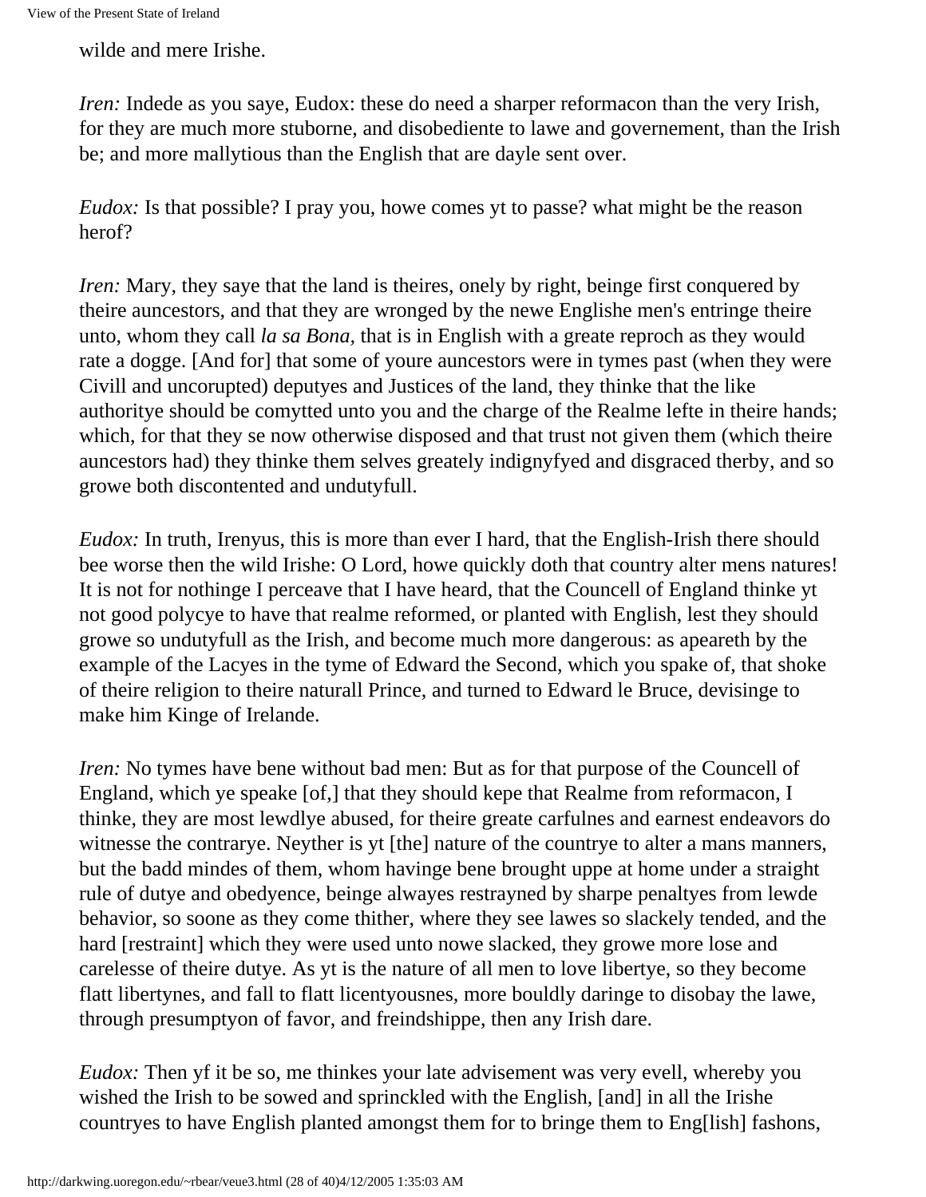wilde and mere Irishe.

*Iren:* Indede as you saye, Eudox: these do need a sharper reformacon than the very Irish, for they are much more stuborne, and disobediente to lawe and governement, than the Irish be; and more mallytious than the English that are dayle sent over.

*Eudox:* Is that possible? I pray you, howe comes yt to passe? what might be the reason herof?

*Iren:* Mary, they saye that the land is theires, onely by right, beinge first conquered by theire auncestors, and that they are wronged by the newe Englishe men's entringe theire unto, whom they call *la sa Bona,* that is in English with a greate reproch as they would rate a dogge. [And for] that some of youre auncestors were in tymes past (when they were Civill and uncorupted) deputyes and Justices of the land, they thinke that the like authoritye should be comytted unto you and the charge of the Realme lefte in theire hands; which, for that they se now otherwise disposed and that trust not given them (which theire auncestors had) they thinke them selves greately indignyfyed and disgraced therby, and so growe both discontented and undutyfull.

*Eudox:* In truth, Irenyus, this is more than ever I hard, that the English-Irish there should bee worse then the wild Irishe: O Lord, howe quickly doth that country alter mens natures! It is not for nothinge I perceave that I have heard, that the Councell of England thinke yt not good polycye to have that realme reformed, or planted with English, lest they should growe so undutyfull as the Irish, and become much more dangerous: as apeareth by the example of the Lacyes in the tyme of Edward the Second, which you spake of, that shoke of theire religion to theire naturall Prince, and turned to Edward le Bruce, devisinge to make him Kinge of Irelande.

*Iren:* No tymes have bene without bad men: But as for that purpose of the Councell of England, which ye speake [of,] that they should kepe that Realme from reformacon, I thinke, they are most lewdlye abused, for theire greate carfulnes and earnest endeavors do witnesse the contrarye. Neyther is yt [the] nature of the countrye to alter a mans manners, but the badd mindes of them, whom havinge bene brought uppe at home under a straight rule of dutye and obedyence, beinge alwayes restrayned by sharpe penaltyes from lewde behavior, so soone as they come thither, where they see lawes so slackely tended, and the hard [restraint] which they were used unto nowe slacked, they growe more lose and carelesse of theire dutye. As yt is the nature of all men to love libertye, so they become flatt libertynes, and fall to flatt licentyousnes, more bouldly daringe to disobay the lawe, through presumptyon of favor, and freindshippe, then any Irish dare.

*Eudox:* Then yf it be so, me thinkes your late advisement was very evell, whereby you wished the Irish to be sowed and sprinckled with the English, [and] in all the Irishe countryes to have English planted amongst them for to bringe them to Eng[lish] fashons,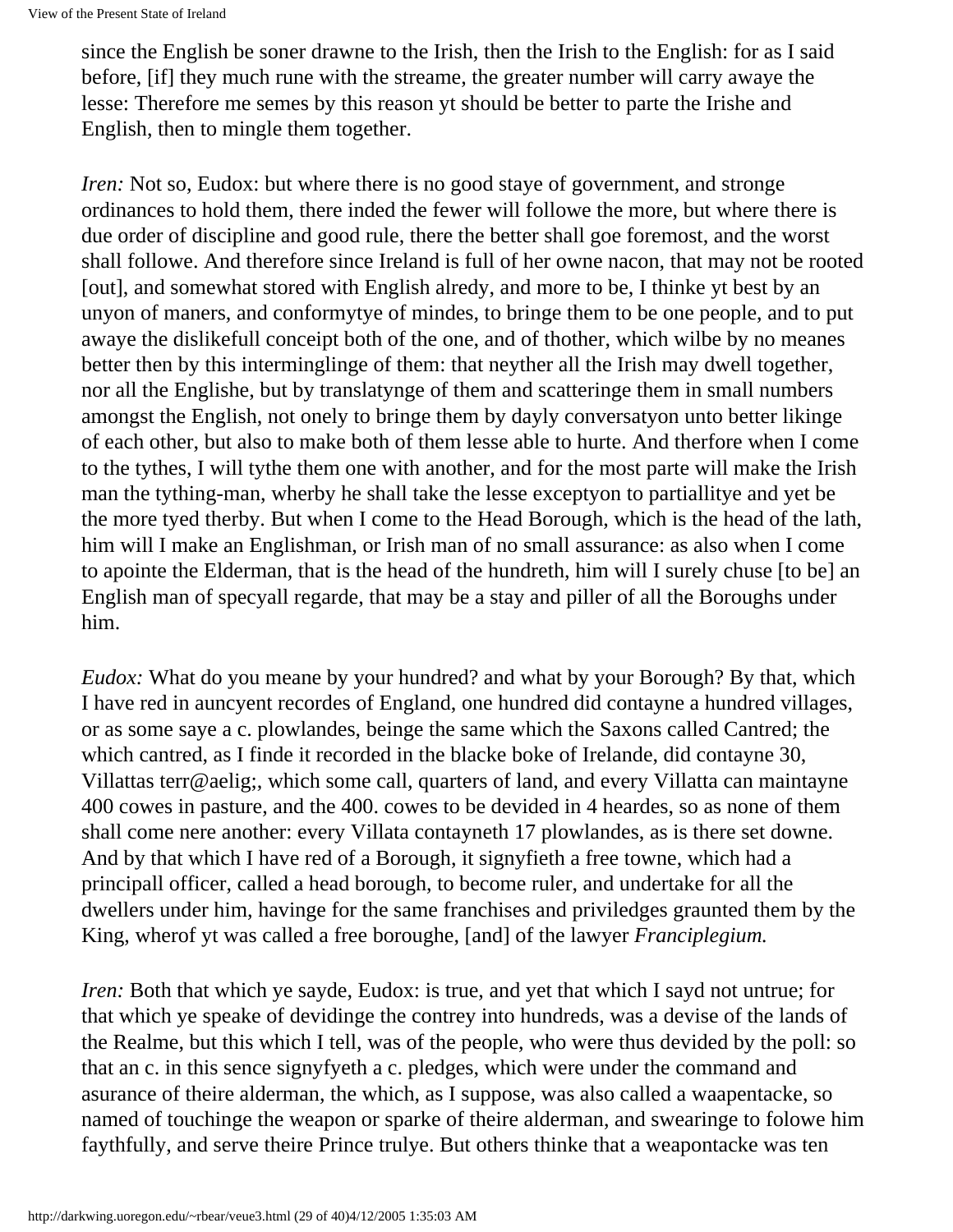since the English be soner drawne to the Irish, then the Irish to the English: for as I said before, [if] they much rune with the streame, the greater number will carry awaye the lesse: Therefore me semes by this reason yt should be better to parte the Irishe and English, then to mingle them together.

*Iren:* Not so, Eudox: but where there is no good staye of government, and stronge ordinances to hold them, there inded the fewer will followe the more, but where there is due order of discipline and good rule, there the better shall goe foremost, and the worst shall followe. And therefore since Ireland is full of her owne nacon, that may not be rooted [out], and somewhat stored with English alredy, and more to be, I thinke yt best by an unyon of maners, and conformytye of mindes, to bringe them to be one people, and to put awaye the dislikefull conceipt both of the one, and of thother, which wilbe by no meanes better then by this interminglinge of them: that neyther all the Irish may dwell together, nor all the Englishe, but by translatynge of them and scatteringe them in small numbers amongst the English, not onely to bringe them by dayly conversatyon unto better likinge of each other, but also to make both of them lesse able to hurte. And therfore when I come to the tythes, I will tythe them one with another, and for the most parte will make the Irish man the tything-man, wherby he shall take the lesse exceptyon to partiallitye and yet be the more tyed therby. But when I come to the Head Borough, which is the head of the lath, him will I make an Englishman, or Irish man of no small assurance: as also when I come to apointe the Elderman, that is the head of the hundreth, him will I surely chuse [to be] an English man of specyall regarde, that may be a stay and piller of all the Boroughs under him.

*Eudox:* What do you meane by your hundred? and what by your Borough? By that, which I have red in auncyent recordes of England, one hundred did contayne a hundred villages, or as some saye a c. plowlandes, beinge the same which the Saxons called Cantred; the which cantred, as I finde it recorded in the blacke boke of Irelande, did contayne 30, Villattas terr@aelig;, which some call, quarters of land, and every Villatta can maintayne 400 cowes in pasture, and the 400. cowes to be devided in 4 heardes, so as none of them shall come nere another: every Villata contayneth 17 plowlandes, as is there set downe. And by that which I have red of a Borough, it signyfieth a free towne, which had a principall officer, called a head borough, to become ruler, and undertake for all the dwellers under him, havinge for the same franchises and priviledges graunted them by the King, wherof yt was called a free boroughe, [and] of the lawyer *Franciplegium.*

*Iren:* Both that which ye sayde, Eudox: is true, and yet that which I sayd not untrue; for that which ye speake of devidinge the contrey into hundreds, was a devise of the lands of the Realme, but this which I tell, was of the people, who were thus devided by the poll: so that an c. in this sence signyfyeth a c. pledges, which were under the command and asurance of theire alderman, the which, as I suppose, was also called a waapentacke, so named of touchinge the weapon or sparke of theire alderman, and swearinge to folowe him faythfully, and serve theire Prince trulye. But others thinke that a weapontacke was ten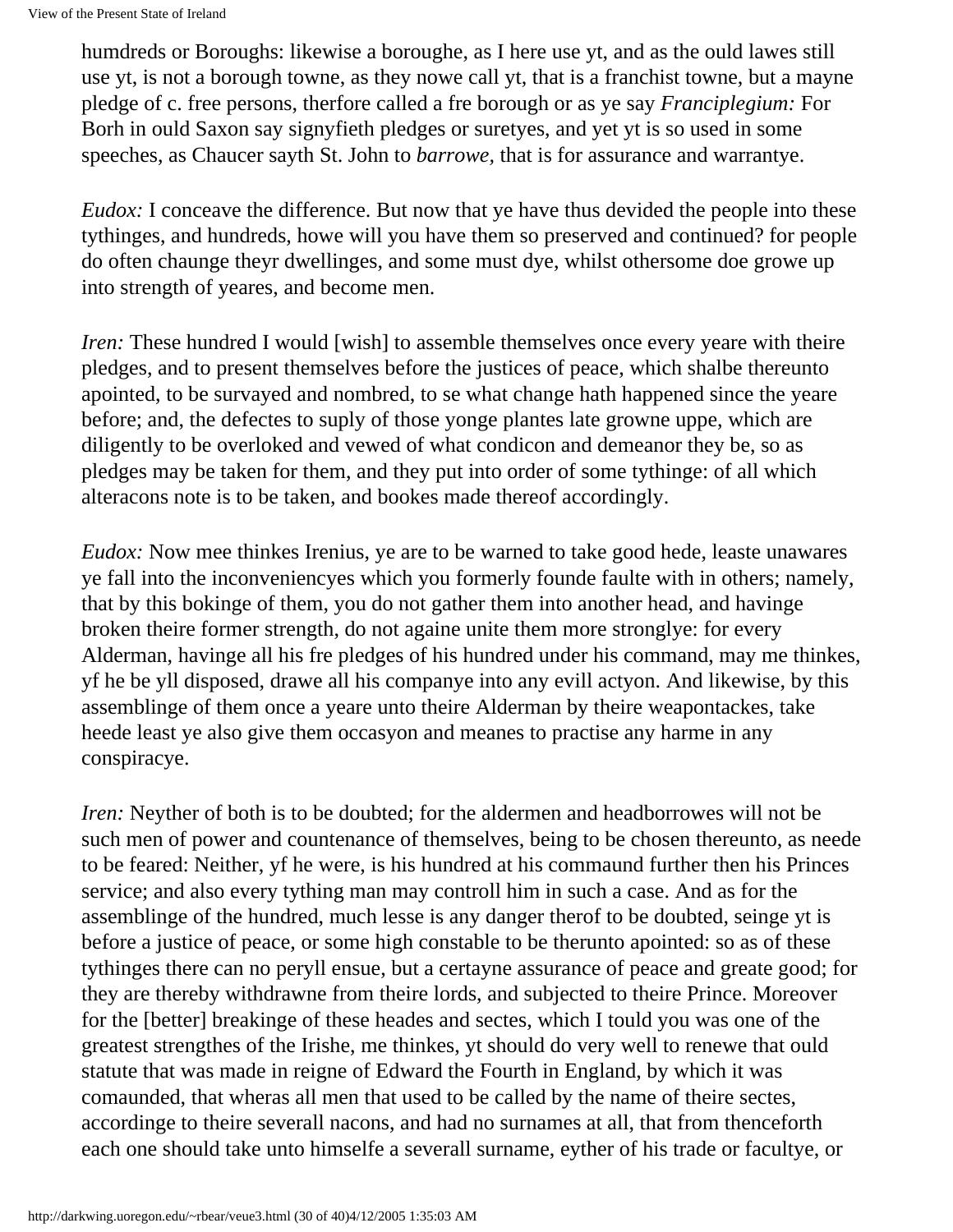humdreds or Boroughs: likewise a boroughe, as I here use yt, and as the ould lawes still use yt, is not a borough towne, as they nowe call yt, that is a franchist towne, but a mayne pledge of c. free persons, therfore called a fre borough or as ye say *Franciplegium:* For Borh in ould Saxon say signyfieth pledges or suretyes, and yet yt is so used in some speeches, as Chaucer sayth St. John to *barrowe,* that is for assurance and warrantye.

*Eudox:* I conceave the difference. But now that ye have thus devided the people into these tythinges, and hundreds, howe will you have them so preserved and continued? for people do often chaunge theyr dwellinges, and some must dye, whilst othersome doe growe up into strength of yeares, and become men.

*Iren:* These hundred I would [wish] to assemble themselves once every yeare with theire pledges, and to present themselves before the justices of peace, which shalbe thereunto apointed, to be survayed and nombred, to se what change hath happened since the yeare before; and, the defectes to suply of those yonge plantes late growne uppe, which are diligently to be overloked and vewed of what condicon and demeanor they be, so as pledges may be taken for them, and they put into order of some tythinge: of all which alteracons note is to be taken, and bookes made thereof accordingly.

*Eudox:* Now mee thinkes Irenius, ye are to be warned to take good hede, leaste unawares ye fall into the inconveniencyes which you formerly founde faulte with in others; namely, that by this bokinge of them, you do not gather them into another head, and havinge broken theire former strength, do not againe unite them more strongIye: for every Alderman, havinge all his fre pledges of his hundred under his command, may me thinkes, yf he be yll disposed, drawe all his companye into any evill actyon. And likewise, by this assemblinge of them once a yeare unto theire Alderman by theire weapontackes, take heede least ye also give them occasyon and meanes to practise any harme in any conspiracye.

*Iren:* Neyther of both is to be doubted; for the aldermen and headborrowes will not be such men of power and countenance of themselves, being to be chosen thereunto, as neede to be feared: Neither, yf he were, is his hundred at his commaund further then his Princes service; and also every tything man may controll him in such a case. And as for the assemblinge of the hundred, much lesse is any danger therof to be doubted, seinge yt is before a justice of peace, or some high constable to be therunto apointed: so as of these tythinges there can no peryll ensue, but a certayne assurance of peace and greate good; for they are thereby withdrawne from theire lords, and subjected to theire Prince. Moreover for the [better] breakinge of these heades and sectes, which I tould you was one of the greatest strengthes of the Irishe, me thinkes, yt should do very well to renewe that ould statute that was made in reigne of Edward the Fourth in England, by which it was comaunded, that wheras all men that used to be called by the name of theire sectes, accordinge to theire severall nacons, and had no surnames at all, that from thenceforth each one should take unto himselfe a severall surname, eyther of his trade or facultye, or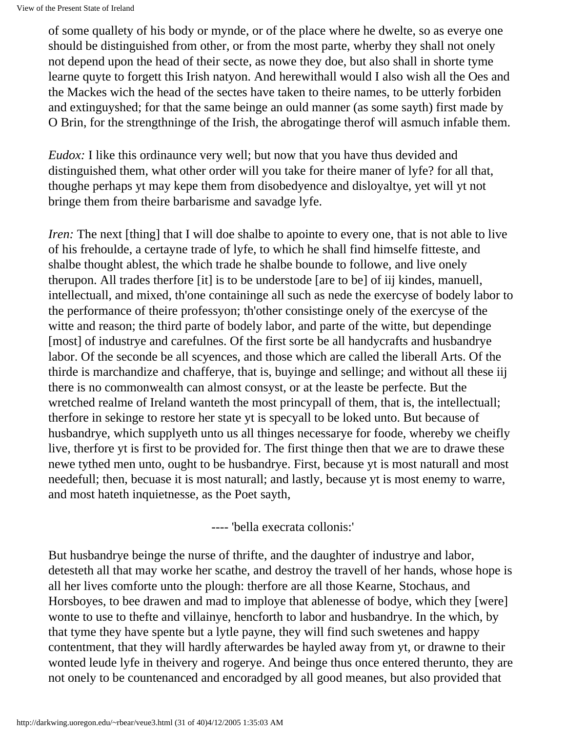of some quallety of his body or mynde, or of the place where he dwelte, so as everye one should be distinguished from other, or from the most parte, wherby they shall not onely not depend upon the head of their secte, as nowe they doe, but also shall in shorte tyme learne quyte to forgett this Irish natyon. And herewithall would I also wish all the Oes and the Mackes wich the head of the sectes have taken to theire names, to be utterly forbiden and extinguyshed; for that the same beinge an ould manner (as some sayth) first made by O Brin, for the strengthninge of the Irish, the abrogatinge therof will asmuch infable them.

*Eudox:* I like this ordinaunce very well; but now that you have thus devided and distinguished them, what other order will you take for theire maner of lyfe? for all that, thoughe perhaps yt may kepe them from disobedyence and disloyaltye, yet will yt not bringe them from theire barbarisme and savadge lyfe.

*Iren:* The next [thing] that I will doe shalbe to apointe to every one, that is not able to live of his frehoulde, a certayne trade of lyfe, to which he shall find himselfe fitteste, and shalbe thought ablest, the which trade he shalbe bounde to followe, and live onely therupon. All trades therfore [it] is to be understode [are to be] of iij kindes, manuell, intellectuall, and mixed, th'one containinge all such as nede the exercyse of bodely labor to the performance of theire professyon; th'other consistinge onely of the exercyse of the witte and reason; the third parte of bodely labor, and parte of the witte, but dependinge [most] of industrye and carefulnes. Of the first sorte be all handycrafts and husbandrye labor. Of the seconde be all scyences, and those which are called the liberall Arts. Of the thirde is marchandize and chafferye, that is, buyinge and sellinge; and without all these iij there is no commonwealth can almost consyst, or at the leaste be perfecte. But the wretched realme of Ireland wanteth the most princypall of them, that is, the intellectuall; therfore in sekinge to restore her state yt is specyall to be loked unto. But because of husbandrye, which supplyeth unto us all thinges necessarye for foode, whereby we cheifly live, therfore yt is first to be provided for. The first thinge then that we are to drawe these newe tythed men unto, ought to be husbandrye. First, because yt is most naturall and most needefull; then, becuase it is most naturall; and lastly, because yt is most enemy to warre, and most hateth inquietnesse, as the Poet sayth,

---- 'bella execrata collonis:'

But husbandrye beinge the nurse of thrifte, and the daughter of industrye and labor, detesteth all that may worke her scathe, and destroy the travell of her hands, whose hope is all her lives comforte unto the plough: therfore are all those Kearne, Stochaus, and Horsboyes, to bee drawen and mad to imploye that ablenesse of bodye, which they [were] wonte to use to thefte and villainye, hencforth to labor and husbandrye. In the which, by that tyme they have spente but a lytle payne, they will find such swetenes and happy contentment, that they will hardly afterwardes be hayled away from yt, or drawne to their wonted leude lyfe in theivery and rogerye. And beinge thus once entered therunto, they are not onely to be countenanced and encoradged by all good meanes, but also provided that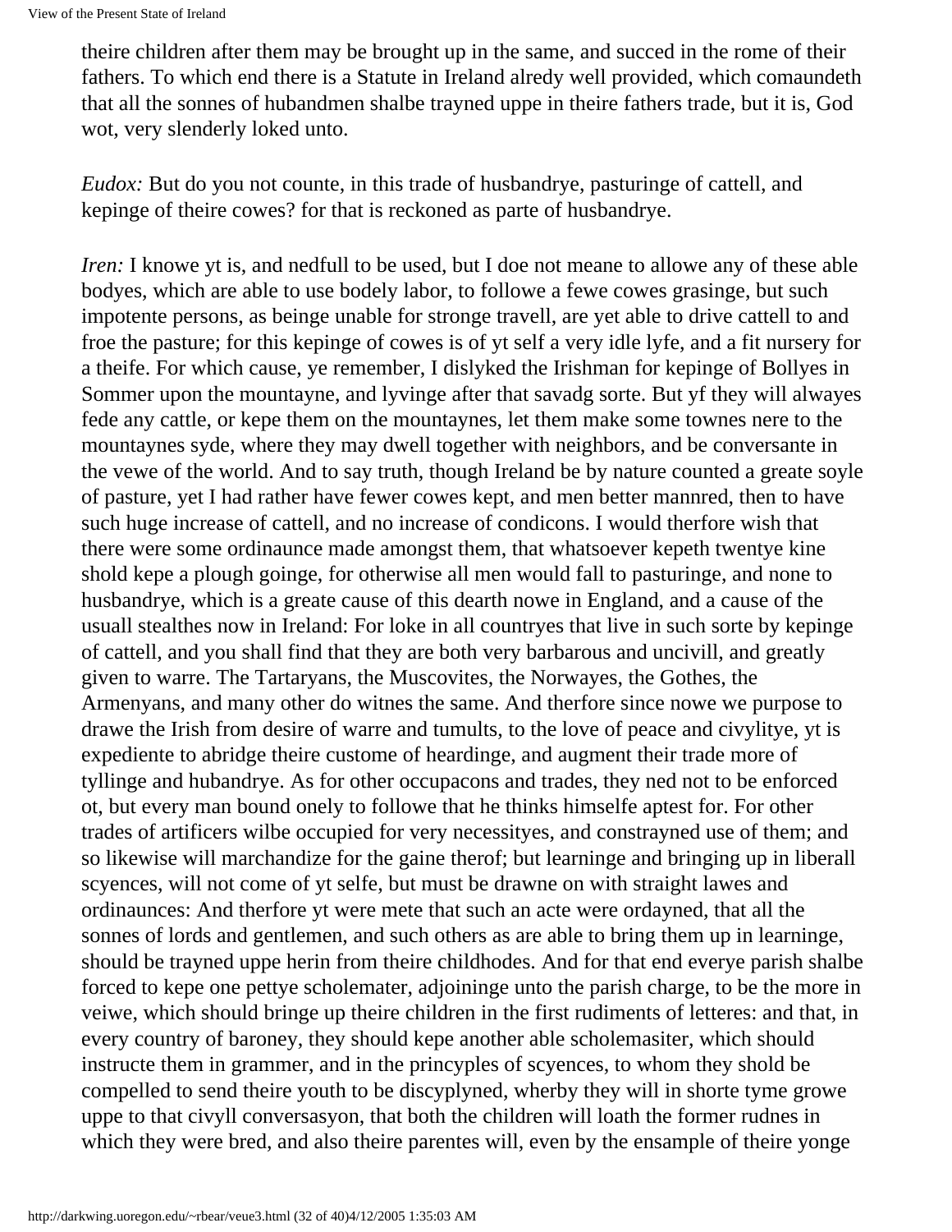theire children after them may be brought up in the same, and succed in the rome of their fathers. To which end there is a Statute in Ireland alredy well provided, which comaundeth that all the sonnes of hubandmen shalbe trayned uppe in theire fathers trade, but it is, God wot, very slenderly loked unto.

*Eudox:* But do you not counte, in this trade of husbandrye, pasturinge of cattell, and kepinge of theire cowes? for that is reckoned as parte of husbandrye.

*Iren:* I knowe yt is, and nedfull to be used, but I doe not meane to allowe any of these able bodyes, which are able to use bodely labor, to followe a fewe cowes grasinge, but such impotente persons, as beinge unable for stronge travell, are yet able to drive cattell to and froe the pasture; for this kepinge of cowes is of yt self a very idle lyfe, and a fit nursery for a theife. For which cause, ye remember, I dislyked the Irishman for kepinge of Bollyes in Sommer upon the mountayne, and lyvinge after that savadg sorte. But yf they will alwayes fede any cattle, or kepe them on the mountaynes, let them make some townes nere to the mountaynes syde, where they may dwell together with neighbors, and be conversante in the vewe of the world. And to say truth, though Ireland be by nature counted a greate soyle of pasture, yet I had rather have fewer cowes kept, and men better mannred, then to have such huge increase of cattell, and no increase of condicons. I would therfore wish that there were some ordinaunce made amongst them, that whatsoever kepeth twentye kine shold kepe a plough goinge, for otherwise all men would fall to pasturinge, and none to husbandrye, which is a greate cause of this dearth nowe in England, and a cause of the usuall stealthes now in Ireland: For loke in all countryes that live in such sorte by kepinge of cattell, and you shall find that they are both very barbarous and uncivill, and greatly given to warre. The Tartaryans, the Muscovites, the Norwayes, the Gothes, the Armenyans, and many other do witnes the same. And therfore since nowe we purpose to drawe the Irish from desire of warre and tumults, to the love of peace and civylitye, yt is expediente to abridge theire custome of heardinge, and augment their trade more of tyllinge and hubandrye. As for other occupacons and trades, they ned not to be enforced ot, but every man bound onely to followe that he thinks himselfe aptest for. For other trades of artificers wilbe occupied for very necessityes, and constrayned use of them; and so likewise will marchandize for the gaine therof; but learninge and bringing up in liberall scyences, will not come of yt selfe, but must be drawne on with straight lawes and ordinaunces: And therfore yt were mete that such an acte were ordayned, that all the sonnes of lords and gentlemen, and such others as are able to bring them up in learninge, should be trayned uppe herin from theire childhodes. And for that end everye parish shalbe forced to kepe one pettye scholemater, adjoininge unto the parish charge, to be the more in veiwe, which should bringe up theire children in the first rudiments of letteres: and that, in every country of baroney, they should kepe another able scholemasiter, which should instructe them in grammer, and in the princyples of scyences, to whom they shold be compelled to send theire youth to be discyplyned, wherby they will in shorte tyme growe uppe to that civyll conversasyon, that both the children will loath the former rudnes in which they were bred, and also theire parentes will, even by the ensample of theire yonge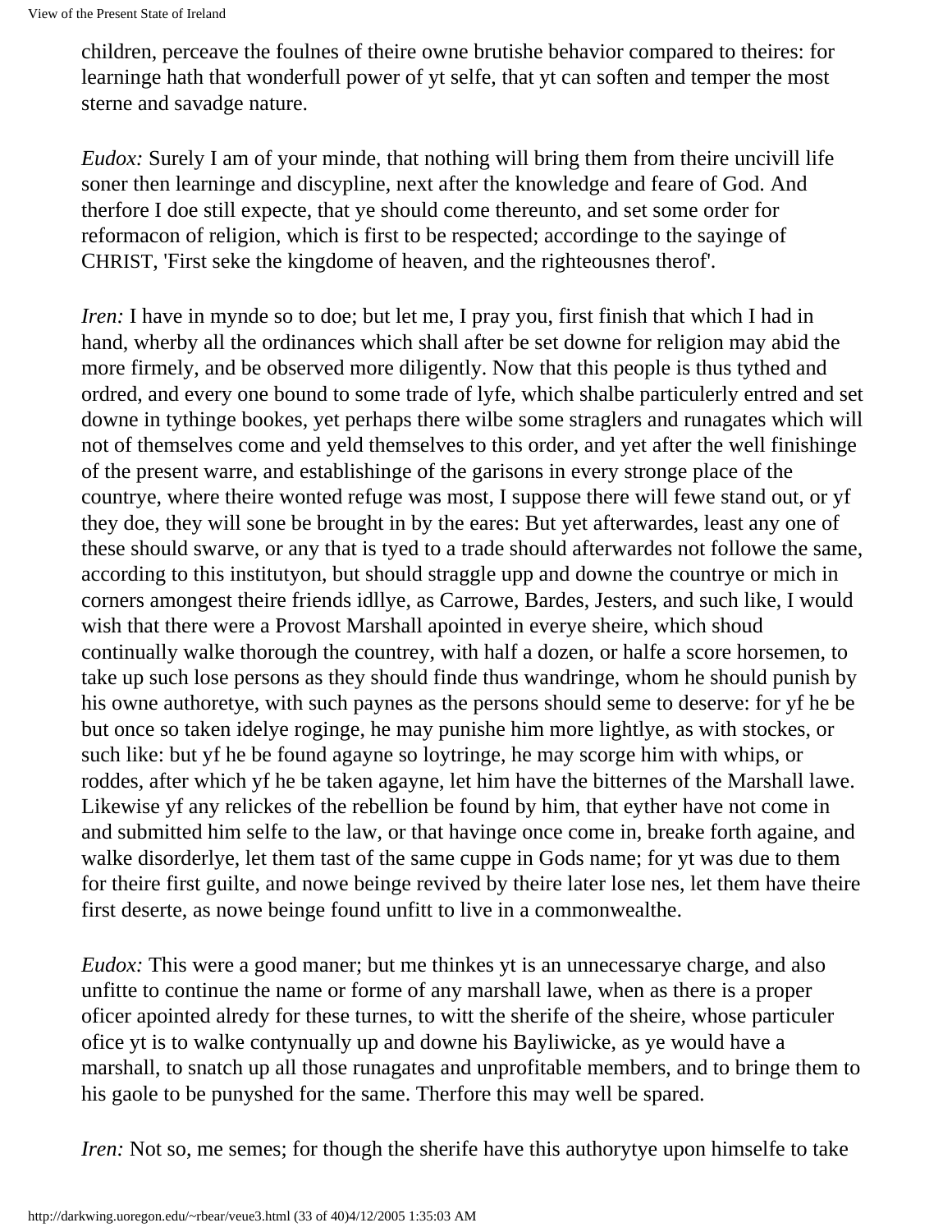children, perceave the foulnes of theire owne brutishe behavior compared to theires: for learninge hath that wonderfull power of yt selfe, that yt can soften and temper the most sterne and savadge nature.

*Eudox:* Surely I am of your minde, that nothing will bring them from theire uncivill life soner then learninge and discypline, next after the knowledge and feare of God. And therfore I doe still expecte, that ye should come thereunto, and set some order for reformacon of religion, which is first to be respected; accordinge to the sayinge of CHRIST, 'First seke the kingdome of heaven, and the righteousnes therof'.

*Iren:* I have in mynde so to doe; but let me, I pray you, first finish that which I had in hand, wherby all the ordinances which shall after be set downe for religion may abid the more firmely, and be observed more diligently. Now that this people is thus tythed and ordred, and every one bound to some trade of lyfe, which shalbe particulerly entred and set downe in tythinge bookes, yet perhaps there wilbe some straglers and runagates which will not of themselves come and yeld themselves to this order, and yet after the well finishinge of the present warre, and establishinge of the garisons in every stronge place of the countrye, where theire wonted refuge was most, I suppose there will fewe stand out, or yf they doe, they will sone be brought in by the eares: But yet afterwardes, least any one of these should swarve, or any that is tyed to a trade should afterwardes not followe the same, according to this institutyon, but should straggle upp and downe the countrye or mich in corners amongest theire friends idllye, as Carrowe, Bardes, Jesters, and such like, I would wish that there were a Provost Marshall apointed in everye sheire, which shoud continually walke thorough the countrey, with half a dozen, or halfe a score horsemen, to take up such lose persons as they should finde thus wandringe, whom he should punish by his owne authoretye, with such paynes as the persons should seme to deserve: for yf he be but once so taken idelye roginge, he may punishe him more lightlye, as with stockes, or such like: but yf he be found agayne so loytringe, he may scorge him with whips, or roddes, after which yf he be taken agayne, let him have the bitternes of the Marshall lawe. Likewise yf any relickes of the rebellion be found by him, that eyther have not come in and submitted him selfe to the law, or that havinge once come in, breake forth againe, and walke disorderlye, let them tast of the same cuppe in Gods name; for yt was due to them for theire first guilte, and nowe beinge revived by theire later lose nes, let them have theire first deserte, as nowe beinge found unfitt to live in a commonwealthe.

*Eudox:* This were a good maner; but me thinkes yt is an unnecessarye charge, and also unfitte to continue the name or forme of any marshall lawe, when as there is a proper oficer apointed alredy for these turnes, to witt the sherife of the sheire, whose particuler ofice yt is to walke contynually up and downe his Bayliwicke, as ye would have a marshall, to snatch up all those runagates and unprofitable members, and to bringe them to his gaole to be punyshed for the same. Therfore this may well be spared.

*Iren:* Not so, me semes; for though the sherife have this authorytye upon himselfe to take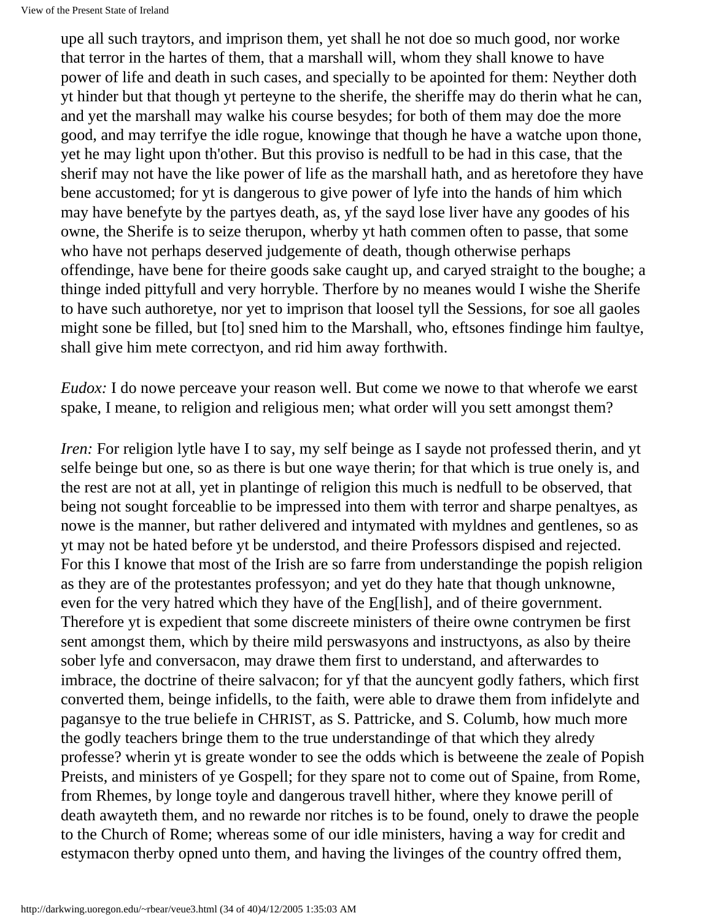upe all such traytors, and imprison them, yet shall he not doe so much good, nor worke that terror in the hartes of them, that a marshall will, whom they shall knowe to have power of life and death in such cases, and specially to be apointed for them: Neyther doth yt hinder but that though yt perteyne to the sherife, the sheriffe may do therin what he can, and yet the marshall may walke his course besydes; for both of them may doe the more good, and may terrifye the idle rogue, knowinge that though he have a watche upon thone, yet he may light upon th'other. But this proviso is nedfull to be had in this case, that the sherif may not have the like power of life as the marshall hath, and as heretofore they have bene accustomed; for yt is dangerous to give power of lyfe into the hands of him which may have benefyte by the partyes death, as, yf the sayd lose liver have any goodes of his owne, the Sherife is to seize therupon, wherby yt hath commen often to passe, that some who have not perhaps deserved judgemente of death, though otherwise perhaps offendinge, have bene for theire goods sake caught up, and caryed straight to the boughe; a thinge inded pittyfull and very horryble. Therfore by no meanes would I wishe the Sherife to have such authoretye, nor yet to imprison that loosel tyll the Sessions, for soe all gaoles might sone be filled, but [to] sned him to the Marshall, who, eftsones findinge him faultye, shall give him mete correctyon, and rid him away forthwith.

*Eudox:* I do nowe perceave your reason well. But come we nowe to that wherofe we earst spake, I meane, to religion and religious men; what order will you sett amongst them?

*Iren:* For religion lytle have I to say, my self beinge as I sayde not professed therin, and yt selfe beinge but one, so as there is but one waye therin; for that which is true onely is, and the rest are not at all, yet in plantinge of religion this much is nedfull to be observed, that being not sought forceablie to be impressed into them with terror and sharpe penaltyes, as nowe is the manner, but rather delivered and intymated with myldnes and gentlenes, so as yt may not be hated before yt be understod, and theire Professors dispised and rejected. For this I knowe that most of the Irish are so farre from understandinge the popish religion as they are of the protestantes professyon; and yet do they hate that though unknowne, even for the very hatred which they have of the Eng[lish], and of theire government. Therefore yt is expedient that some discreete ministers of theire owne contrymen be first sent amongst them, which by theire mild perswasyons and instructyons, as also by theire sober lyfe and conversacon, may drawe them first to understand, and afterwardes to imbrace, the doctrine of theire salvacon; for yf that the auncyent godly fathers, which first converted them, beinge infidells, to the faith, were able to drawe them from infidelyte and pagansye to the true beliefe in CHRIST, as S. Pattricke, and S. Columb, how much more the godly teachers bringe them to the true understandinge of that which they alredy professe? wherin yt is greate wonder to see the odds which is betweene the zeale of Popish Preists, and ministers of ye Gospell; for they spare not to come out of Spaine, from Rome, from Rhemes, by longe toyle and dangerous travell hither, where they knowe perill of death awayteth them, and no rewarde nor ritches is to be found, onely to drawe the people to the Church of Rome; whereas some of our idle ministers, having a way for credit and estymacon therby opned unto them, and having the livinges of the country offred them,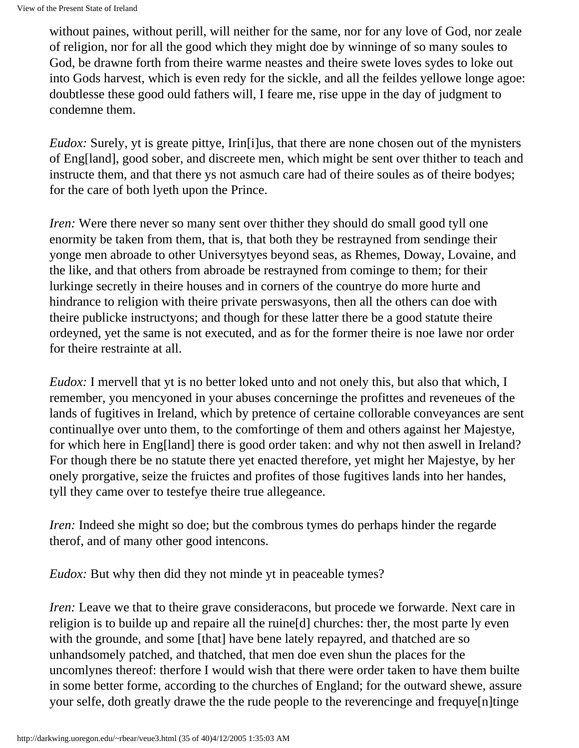without paines, without perill, will neither for the same, nor for any love of God, nor zeale of religion, nor for all the good which they might doe by winninge of so many soules to God, be drawne forth from theire warme neastes and theire swete loves sydes to loke out into Gods harvest, which is even redy for the sickle, and all the feildes yellowe longe agoe: doubtlesse these good ould fathers will, I feare me, rise uppe in the day of judgment to condemne them.

*Eudox:* Surely, yt is greate pittye, Irin[i]us, that there are none chosen out of the mynisters of Eng[land], good sober, and discreete men, which might be sent over thither to teach and instructe them, and that there ys not asmuch care had of theire soules as of theire bodyes; for the care of both lyeth upon the Prince.

*Iren:* Were there never so many sent over thither they should do small good tyll one enormity be taken from them, that is, that both they be restrayned from sendinge their yonge men abroade to other Universytyes beyond seas, as Rhemes, Doway, Lovaine, and the like, and that others from abroade be restrayned from cominge to them; for their lurkinge secretly in theire houses and in corners of the countrye do more hurte and hindrance to religion with theire private perswasyons, then all the others can doe with theire publicke instructyons; and though for these latter there be a good statute theire ordeyned, yet the same is not executed, and as for the former theire is noe lawe nor order for theire restrainte at all.

*Eudox:* I mervell that yt is no better loked unto and not onely this, but also that which, I remember, you mencyoned in your abuses concerninge the profittes and reveneues of the lands of fugitives in Ireland, which by pretence of certaine collorable conveyances are sent continuallye over unto them, to the comfortinge of them and others against her Majestye, for which here in Eng[land] there is good order taken: and why not then aswell in Ireland? For though there be no statute there yet enacted therefore, yet might her Majestye, by her onely prorgative, seize the fruictes and profites of those fugitives lands into her handes, tyll they came over to testefye theire true allegeance.

*Iren:* Indeed she might so doe; but the combrous tymes do perhaps hinder the regarde therof, and of many other good intencons.

*Eudox:* But why then did they not minde yt in peaceable tymes?

*Iren:* Leave we that to theire grave consideracons, but procede we forwarde. Next care in religion is to builde up and repaire all the ruine[d] churches: ther, the most parte ly even with the grounde, and some [that] have bene lately repayred, and thatched are so unhandsomely patched, and thatched, that men doe even shun the places for the uncomlynes thereof: therfore I would wish that there were order taken to have them builte in some better forme, according to the churches of England; for the outward shewe, assure your selfe, doth greatly drawe the the rude people to the reverencinge and frequye[n]tinge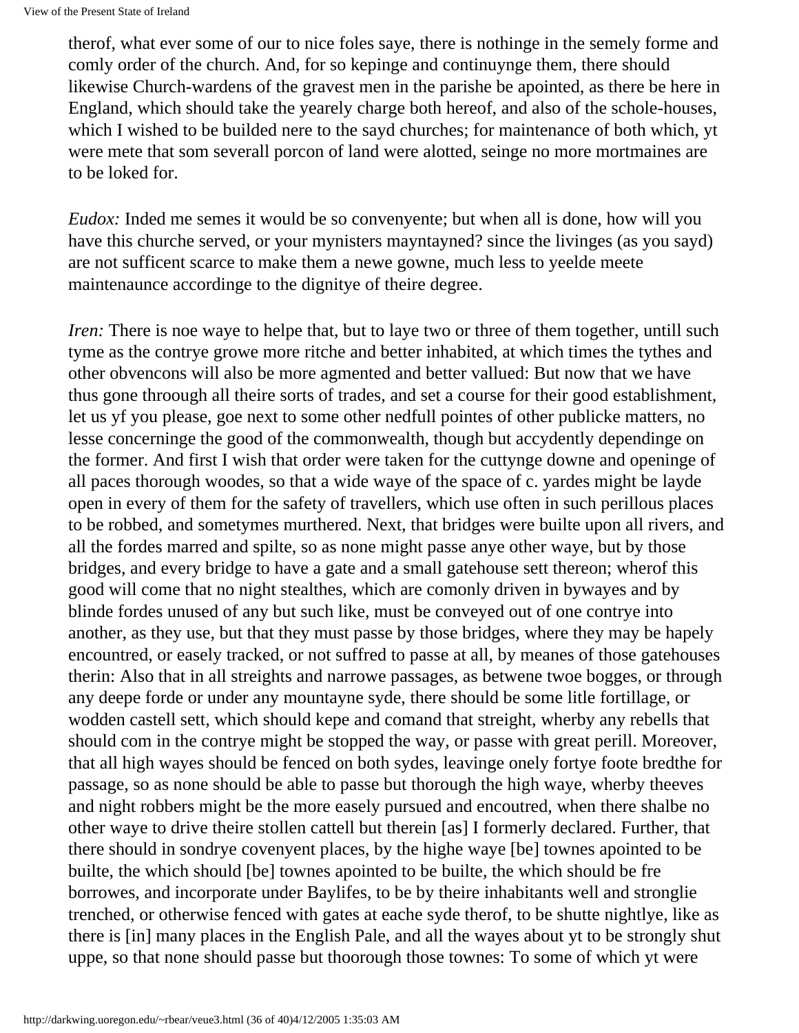therof, what ever some of our to nice foles saye, there is nothinge in the semely forme and comly order of the church. And, for so kepinge and continuynge them, there should likewise Church-wardens of the gravest men in the parishe be apointed, as there be here in England, which should take the yearely charge both hereof, and also of the schole-houses, which I wished to be builded nere to the sayd churches; for maintenance of both which, yt were mete that som severall porcon of land were alotted, seinge no more mortmaines are to be loked for.

*Eudox:* Inded me semes it would be so convenyente; but when all is done, how will you have this churche served, or your mynisters mayntayned? since the livinges (as you sayd) are not sufficent scarce to make them a newe gowne, much less to yeelde meete maintenaunce accordinge to the dignitye of theire degree.

*Iren:* There is noe waye to helpe that, but to laye two or three of them together, untill such tyme as the contrye growe more ritche and better inhabited, at which times the tythes and other obvencons will also be more agmented and better vallued: But now that we have thus gone throough all theire sorts of trades, and set a course for their good establishment, let us yf you please, goe next to some other nedfull pointes of other publicke matters, no lesse concerninge the good of the commonwealth, though but accydently dependinge on the former. And first I wish that order were taken for the cuttynge downe and openinge of all paces thorough woodes, so that a wide waye of the space of c. yardes might be layde open in every of them for the safety of travellers, which use often in such perillous places to be robbed, and sometymes murthered. Next, that bridges were builte upon all rivers, and all the fordes marred and spilte, so as none might passe anye other waye, but by those bridges, and every bridge to have a gate and a small gatehouse sett thereon; wherof this good will come that no night stealthes, which are comonly driven in bywayes and by blinde fordes unused of any but such like, must be conveyed out of one contrye into another, as they use, but that they must passe by those bridges, where they may be hapely encountred, or easely tracked, or not suffred to passe at all, by meanes of those gatehouses therin: Also that in all streights and narrowe passages, as betwene twoe bogges, or through any deepe forde or under any mountayne syde, there should be some litle fortillage, or wodden castell sett, which should kepe and comand that streight, wherby any rebells that should com in the contrye might be stopped the way, or passe with great perill. Moreover, that all high wayes should be fenced on both sydes, leavinge onely fortye foote bredthe for passage, so as none should be able to passe but thorough the high waye, wherby theeves and night robbers might be the more easely pursued and encoutred, when there shalbe no other waye to drive theire stollen cattell but therein [as] I formerly declared. Further, that there should in sondrye covenyent places, by the highe waye [be] townes apointed to be builte, the which should [be] townes apointed to be builte, the which should be fre borrowes, and incorporate under Baylifes, to be by theire inhabitants well and stronglie trenched, or otherwise fenced with gates at eache syde therof, to be shutte nightlye, like as there is [in] many places in the English Pale, and all the wayes about yt to be strongly shut uppe, so that none should passe but thoorough those townes: To some of which yt were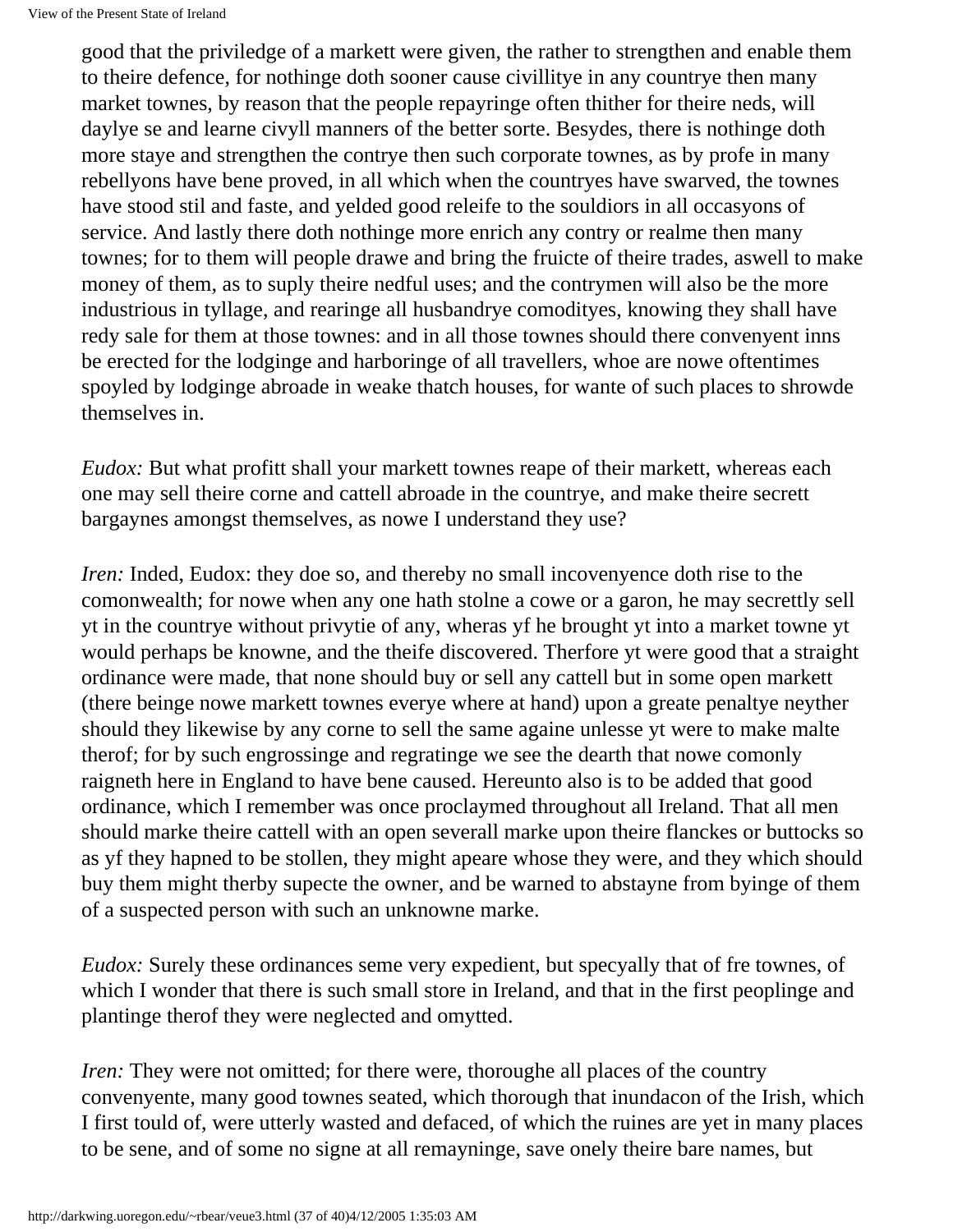good that the priviledge of a markett were given, the rather to strengthen and enable them to theire defence, for nothinge doth sooner cause civillitye in any countrye then many market townes, by reason that the people repayringe often thither for theire neds, will daylye se and learne civyll manners of the better sorte. Besydes, there is nothinge doth more staye and strengthen the contrye then such corporate townes, as by profe in many rebellyons have bene proved, in all which when the countryes have swarved, the townes have stood stil and faste, and yelded good releife to the souldiors in all occasyons of service. And lastly there doth nothinge more enrich any contry or realme then many townes; for to them will people drawe and bring the fruicte of theire trades, aswell to make money of them, as to suply theire nedful uses; and the contrymen will also be the more industrious in tyllage, and rearinge all husbandrye comodityes, knowing they shall have redy sale for them at those townes: and in all those townes should there convenyent inns be erected for the lodginge and harboringe of all travellers, whoe are nowe oftentimes spoyled by lodginge abroade in weake thatch houses, for wante of such places to shrowde themselves in.

*Eudox:* But what profitt shall your markett townes reape of their markett, whereas each one may sell theire corne and cattell abroade in the countrye, and make theire secrett bargaynes amongst themselves, as nowe I understand they use?

*Iren:* Inded, Eudox: they doe so, and thereby no small incovenyence doth rise to the comonwealth; for nowe when any one hath stolne a cowe or a garon, he may secrettly sell yt in the countrye without privytie of any, wheras yf he brought yt into a market towne yt would perhaps be knowne, and the theife discovered. Therfore yt were good that a straight ordinance were made, that none should buy or sell any cattell but in some open markett (there beinge nowe markett townes everye where at hand) upon a greate penaltye neyther should they likewise by any corne to sell the same againe unlesse yt were to make malte therof; for by such engrossinge and regratinge we see the dearth that nowe comonly raigneth here in England to have bene caused. Hereunto also is to be added that good ordinance, which I remember was once proclaymed throughout all Ireland. That all men should marke theire cattell with an open severall marke upon theire flanckes or buttocks so as yf they hapned to be stollen, they might apeare whose they were, and they which should buy them might therby supecte the owner, and be warned to abstayne from byinge of them of a suspected person with such an unknowne marke.

*Eudox:* Surely these ordinances seme very expedient, but specyally that of fre townes, of which I wonder that there is such small store in Ireland, and that in the first peoplinge and plantinge therof they were neglected and omytted.

*Iren:* They were not omitted; for there were, thoroughe all places of the country convenyente, many good townes seated, which thorough that inundacon of the Irish, which I first tould of, were utterly wasted and defaced, of which the ruines are yet in many places to be sene, and of some no signe at all remayninge, save onely theire bare names, but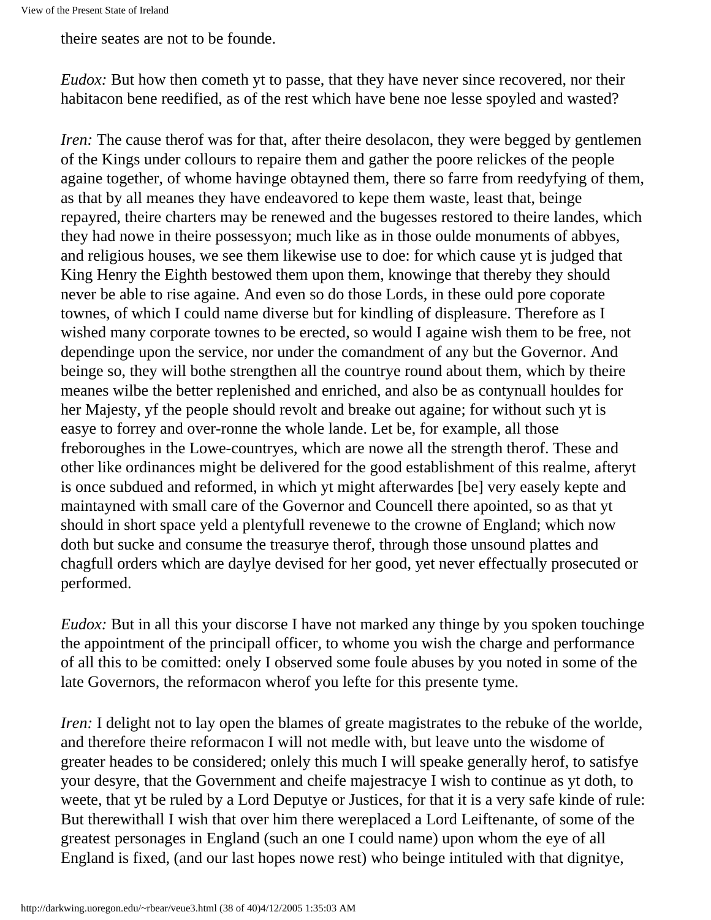theire seates are not to be founde.

*Eudox:* But how then cometh yt to passe, that they have never since recovered, nor their habitacon bene reedified, as of the rest which have bene noe lesse spoyled and wasted?

*Iren:* The cause therof was for that, after theire desolacon, they were begged by gentlemen of the Kings under collours to repaire them and gather the poore relickes of the people againe together, of whome havinge obtayned them, there so farre from reedyfying of them, as that by all meanes they have endeavored to kepe them waste, least that, beinge repayred, theire charters may be renewed and the bugesses restored to theire landes, which they had nowe in theire possessyon; much like as in those oulde monuments of abbyes, and religious houses, we see them likewise use to doe: for which cause yt is judged that King Henry the Eighth bestowed them upon them, knowinge that thereby they should never be able to rise againe. And even so do those Lords, in these ould pore coporate townes, of which I could name diverse but for kindling of displeasure. Therefore as I wished many corporate townes to be erected, so would I againe wish them to be free, not dependinge upon the service, nor under the comandment of any but the Governor. And beinge so, they will bothe strengthen all the countrye round about them, which by theire meanes wilbe the better replenished and enriched, and also be as contynuall houldes for her Majesty, yf the people should revolt and breake out againe; for without such yt is easye to forrey and over-ronne the whole lande. Let be, for example, all those freboroughes in the Lowe-countryes, which are nowe all the strength therof. These and other like ordinances might be delivered for the good establishment of this realme, afteryt is once subdued and reformed, in which yt might afterwardes [be] very easely kepte and maintayned with small care of the Governor and Councell there apointed, so as that yt should in short space yeld a plentyfull revenewe to the crowne of England; which now doth but sucke and consume the treasurye therof, through those unsound plattes and chagfull orders which are daylye devised for her good, yet never effectually prosecuted or performed.

*Eudox:* But in all this your discorse I have not marked any thinge by you spoken touchinge the appointment of the principall officer, to whome you wish the charge and performance of all this to be comitted: onely I observed some foule abuses by you noted in some of the late Governors, the reformacon wherof you lefte for this presente tyme.

*Iren:* I delight not to lay open the blames of greate magistrates to the rebuke of the worlde, and therefore theire reformacon I will not medle with, but leave unto the wisdome of greater heades to be considered; onlely this much I will speake generally herof, to satisfye your desyre, that the Government and cheife majestracye I wish to continue as yt doth, to weete, that yt be ruled by a Lord Deputye or Justices, for that it is a very safe kinde of rule: But therewithall I wish that over him there wereplaced a Lord Leiftenante, of some of the greatest personages in England (such an one I could name) upon whom the eye of all England is fixed, (and our last hopes nowe rest) who beinge intituled with that dignitye,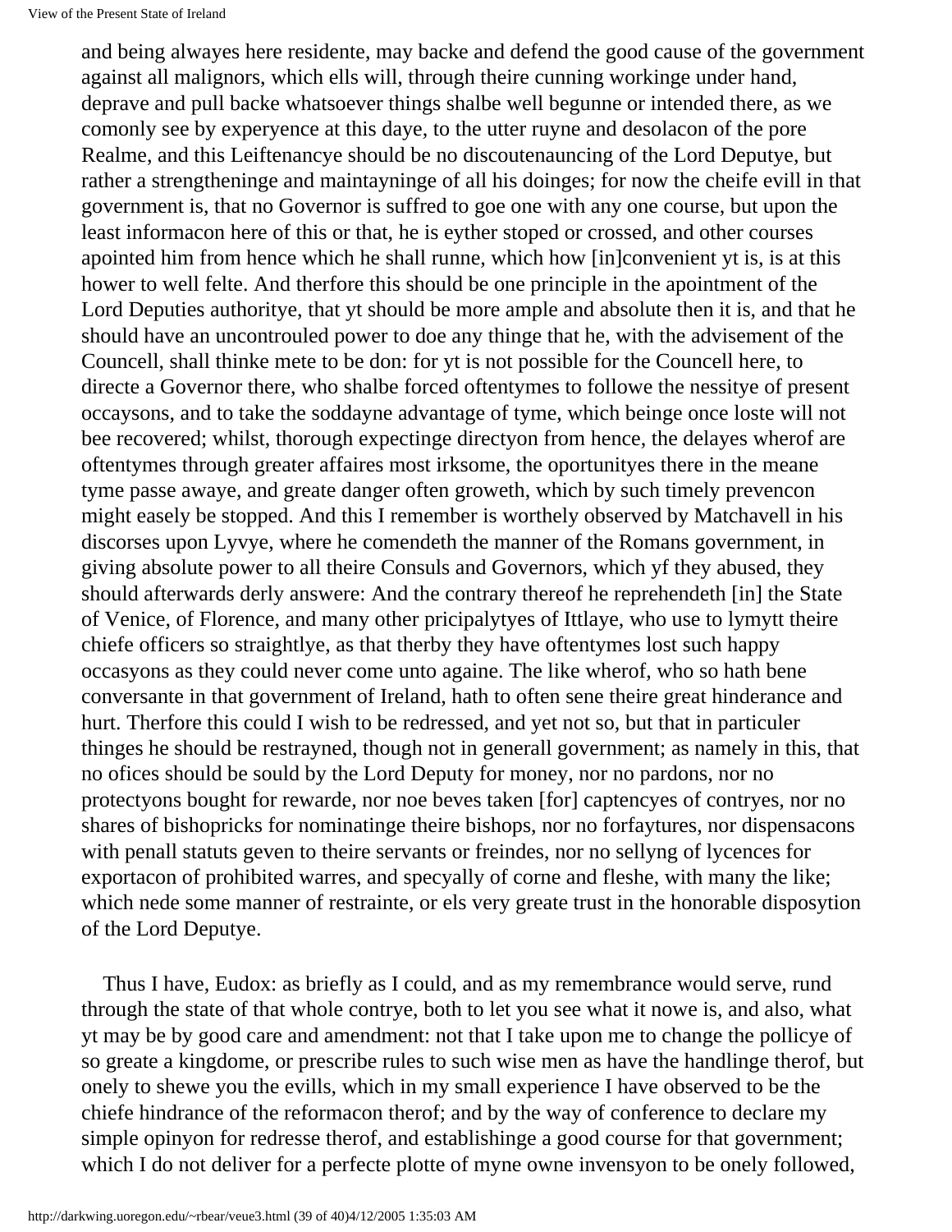and being alwayes here residente, may backe and defend the good cause of the government against all malignors, which ells will, through theire cunning workinge under hand, deprave and pull backe whatsoever things shalbe well begunne or intended there, as we comonly see by experyence at this daye, to the utter ruyne and desolacon of the pore Realme, and this Leiftenancye should be no discoutenauncing of the Lord Deputye, but rather a strengtheninge and maintayninge of all his doinges; for now the cheife evill in that government is, that no Governor is suffred to goe one with any one course, but upon the least informacon here of this or that, he is eyther stoped or crossed, and other courses apointed him from hence which he shall runne, which how [in]convenient yt is, is at this hower to well felte. And therfore this should be one principle in the apointment of the Lord Deputies authoritye, that yt should be more ample and absolute then it is, and that he should have an uncontrouled power to doe any thinge that he, with the advisement of the Councell, shall thinke mete to be don: for yt is not possible for the Councell here, to directe a Governor there, who shalbe forced oftentymes to followe the nessitye of present occaysons, and to take the soddayne advantage of tyme, which beinge once loste will not bee recovered; whilst, thorough expectinge directyon from hence, the delayes wherof are oftentymes through greater affaires most irksome, the oportunityes there in the meane tyme passe awaye, and greate danger often groweth, which by such timely prevencon might easely be stopped. And this I remember is worthely observed by Matchavell in his discorses upon Lyvye, where he comendeth the manner of the Romans government, in giving absolute power to all theire Consuls and Governors, which yf they abused, they should afterwards derly answere: And the contrary thereof he reprehendeth [in] the State of Venice, of Florence, and many other pricipalytyes of Ittlaye, who use to lymytt theire chiefe officers so straightlye, as that therby they have oftentymes lost such happy occasyons as they could never come unto againe. The like wherof, who so hath bene conversante in that government of Ireland, hath to often sene theire great hinderance and hurt. Therfore this could I wish to be redressed, and yet not so, but that in particuler thinges he should be restrayned, though not in generall government; as namely in this, that no ofices should be sould by the Lord Deputy for money, nor no pardons, nor no protectyons bought for rewarde, nor noe beves taken [for] captencyes of contryes, nor no shares of bishopricks for nominatinge theire bishops, nor no forfaytures, nor dispensacons with penall statuts geven to theire servants or freindes, nor no sellyng of lycences for exportacon of prohibited warres, and specyally of corne and fleshe, with many the like; which nede some manner of restrainte, or els very greate trust in the honorable disposytion of the Lord Deputye.

Thus I have, Eudox: as briefly as I could, and as my remembrance would serve, rund through the state of that whole contrye, both to let you see what it nowe is, and also, what yt may be by good care and amendment: not that I take upon me to change the pollicye of so greate a kingdome, or prescribe rules to such wise men as have the handlinge therof, but onely to shewe you the evills, which in my small experience I have observed to be the chiefe hindrance of the reformacon therof; and by the way of conference to declare my simple opinyon for redresse therof, and establishinge a good course for that government; which I do not deliver for a perfecte plotte of myne owne invensyon to be onely followed,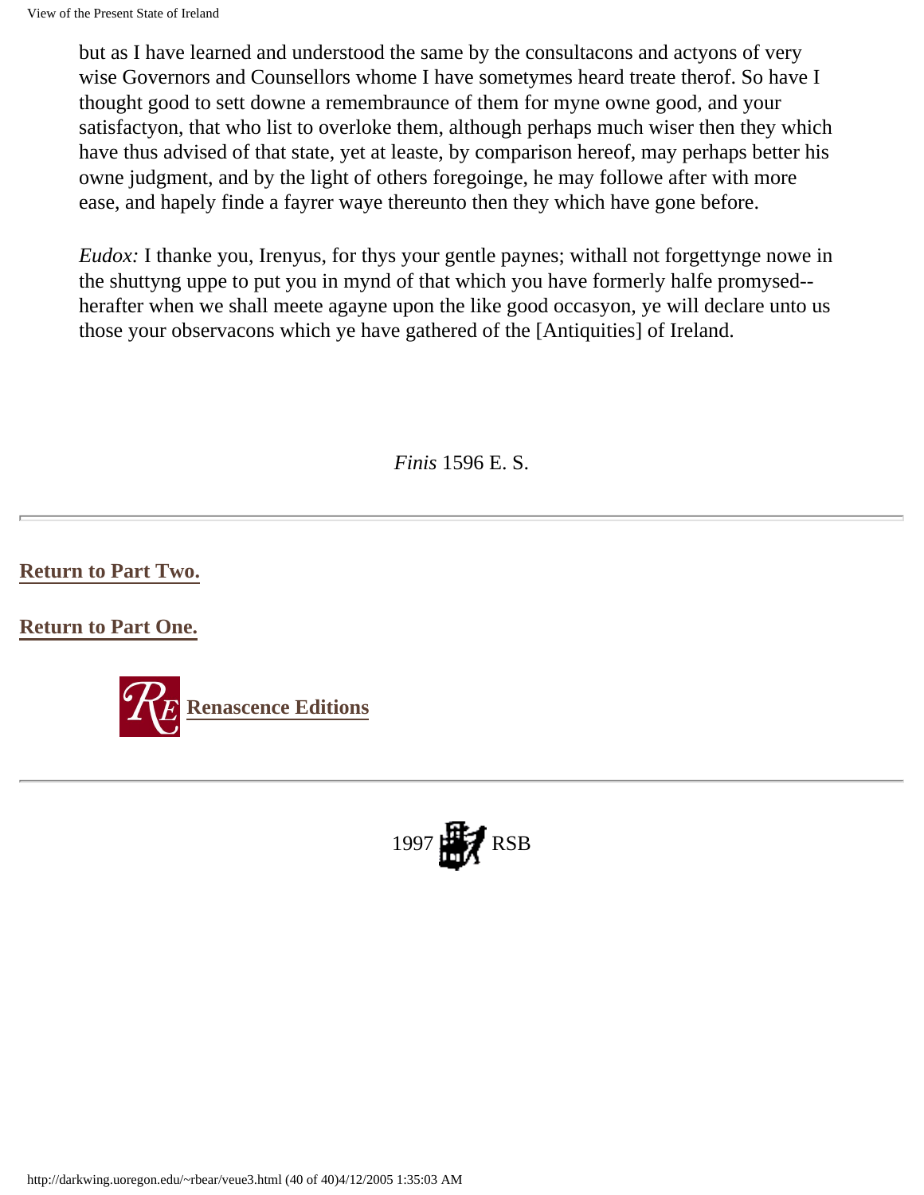but as I have learned and understood the same by the consultacons and actyons of very wise Governors and Counsellors whome I have sometymes heard treate therof. So have I thought good to sett downe a remembraunce of them for myne owne good, and your satisfactyon, that who list to overloke them, although perhaps much wiser then they which have thus advised of that state, yet at leaste, by comparison hereof, may perhaps better his owne judgment, and by the light of others foregoinge, he may followe after with more ease, and hapely finde a fayrer waye thereunto then they which have gone before.

*Eudox:* I thanke you, Irenyus, for thys your gentle paynes; withall not forgettynge nowe in the shuttyng uppe to put you in mynd of that which you have formerly halfe promysed--herafter when we shall meete agayne upon the like good occasyon, ye will declare unto us those your observacons which ye have gathered of the [Antiquities] of Ireland.

*Finis* 1596 E. S.

---

**Return to Part Two.**

**Return to Part One.**

**Renascence Editions**

---

1997 RSB